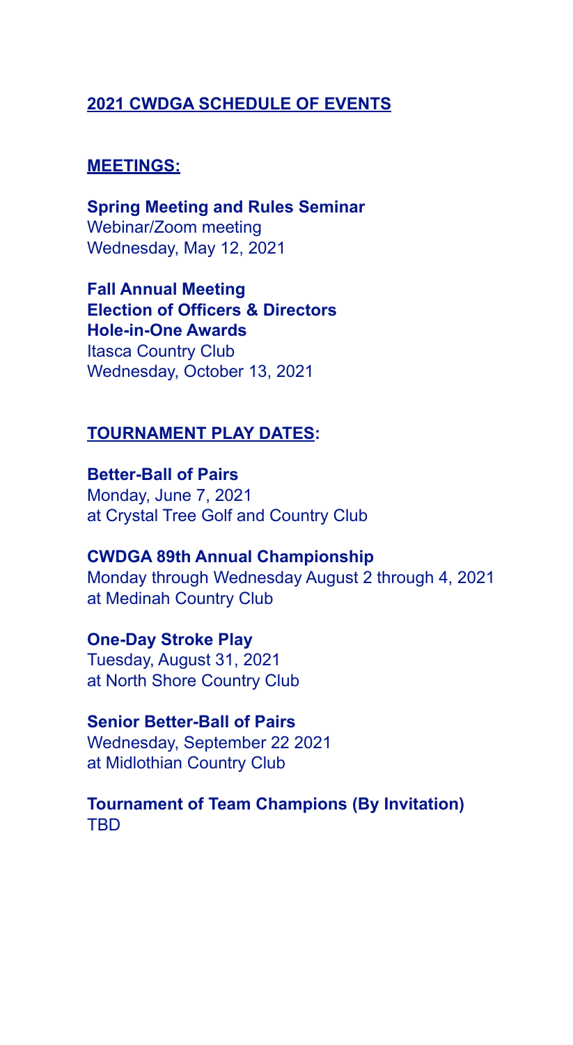# **2021 CWDGA SCHEDULE OF EVENTS**

## **MEETINGS:**

**Spring Meeting and Rules Seminar**
Webinar/Zoom meeting
Wednesday, May 12, 2021

**Fall Annual Meeting**
**Election of Officers & Directors**
**Hole-in-One Awards**
Itasca Country Club
Wednesday, October 13, 2021

## **TOURNAMENT PLAY DATES:**

**Better-Ball of Pairs**
Monday, June 7, 2021
at Crystal Tree Golf and Country Club

**CWDGA 89th Annual Championship**
Monday through Wednesday August 2 through 4, 2021
at Medinah Country Club

**One-Day Stroke Play**
Tuesday, August 31, 2021
at North Shore Country Club

**Senior Better-Ball of Pairs**
Wednesday, September 22 2021
at Midlothian Country Club

**Tournament of Team Champions (By Invitation)**
TBD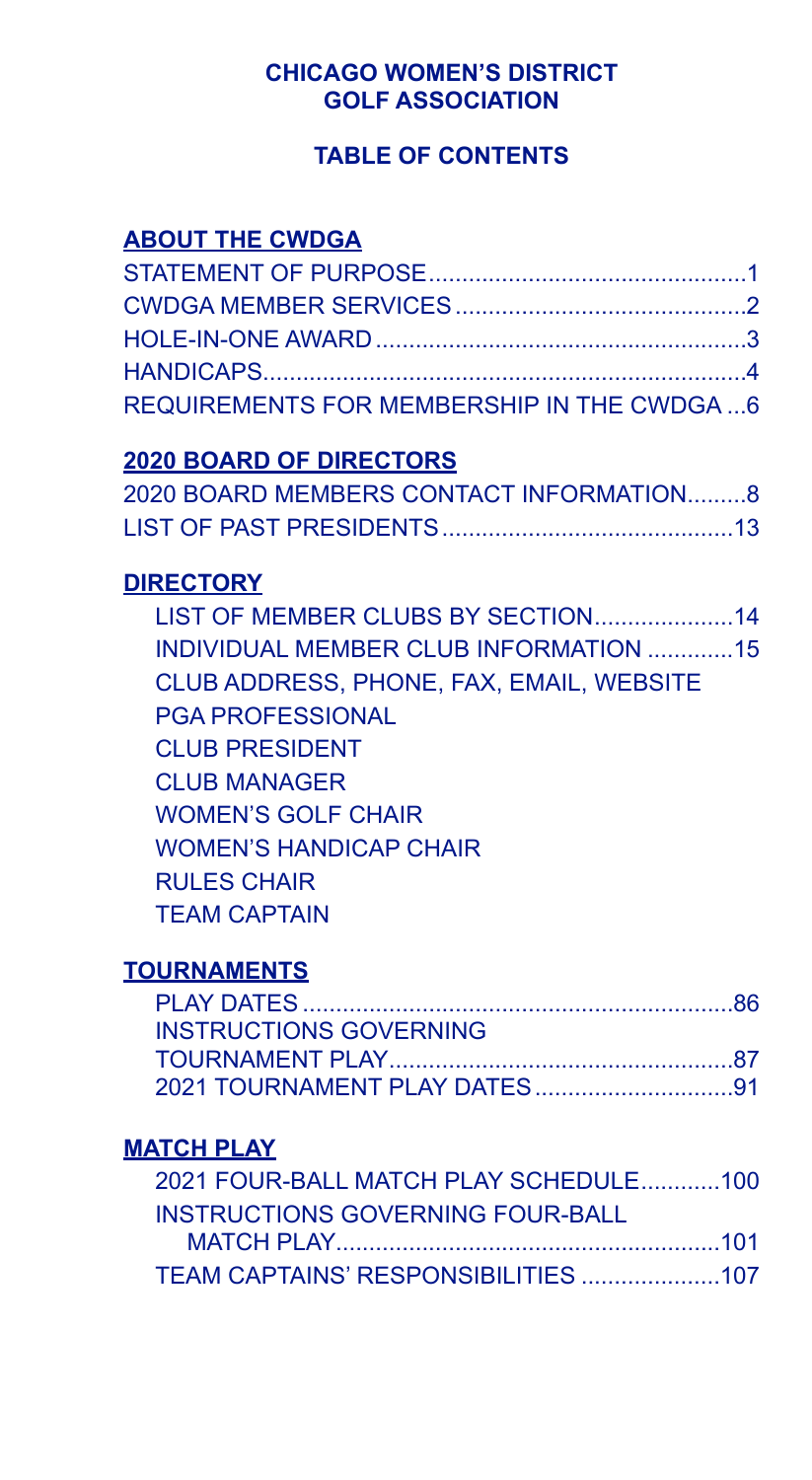# CHICAGO WOMEN'S DISTRICT GOLF ASSOCIATION

## TABLE OF CONTENTS

### ABOUT THE CWDGA

STATEMENT OF PURPOSE....................................................1
CWDGA MEMBER SERVICES................................................2
HOLE-IN-ONE AWARD.........................................................3
HANDICAPS.........................................................................4
REQUIREMENTS FOR MEMBERSHIP IN THE CWDGA ...6

### 2020 BOARD OF DIRECTORS

2020 BOARD MEMBERS CONTACT INFORMATION.........8
LIST OF PAST PRESIDENTS............................................13

### DIRECTORY

LIST OF MEMBER CLUBS BY SECTION.....................14
INDIVIDUAL MEMBER CLUB INFORMATION .............15
CLUB ADDRESS, PHONE, FAX, EMAIL, WEBSITE
PGA PROFESSIONAL
CLUB PRESIDENT
CLUB MANAGER
WOMEN'S GOLF CHAIR
WOMEN'S HANDICAP CHAIR
RULES CHAIR
TEAM CAPTAIN

### TOURNAMENTS

PLAY DATES ..................................................................86
INSTRUCTIONS GOVERNING
TOURNAMENT PLAY.....................................................87
2021 TOURNAMENT PLAY DATES...............................91

### MATCH PLAY

2021 FOUR-BALL MATCH PLAY SCHEDULE............100
INSTRUCTIONS GOVERNING FOUR-BALL
MATCH PLAY.........................................................101
TEAM CAPTAINS' RESPONSIBILITIES .....................107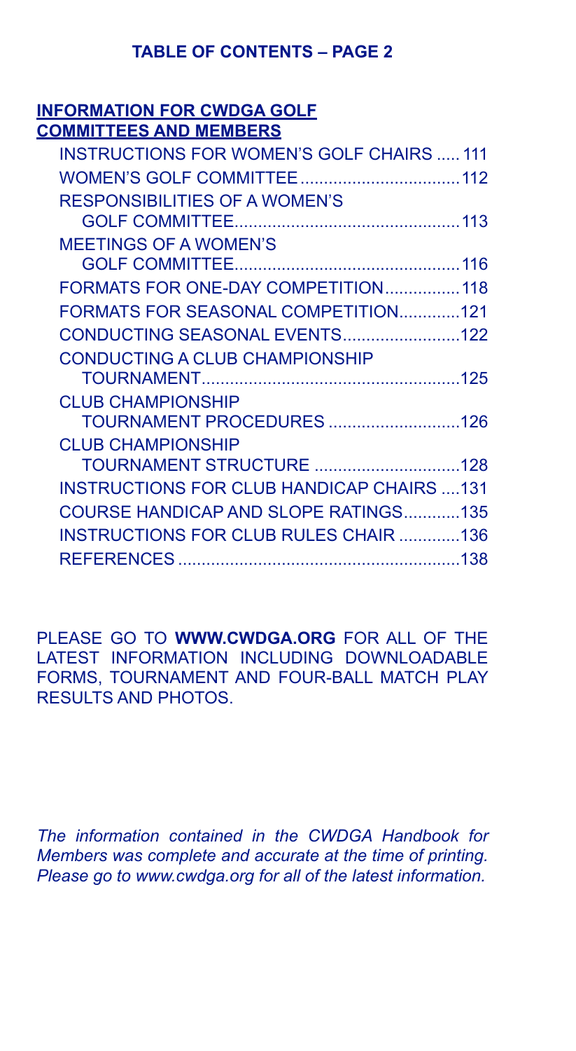## TABLE OF CONTENTS – PAGE 2

**INFORMATION FOR CWDGA GOLF COMMITTEES AND MEMBERS**

- INSTRUCTIONS FOR WOMEN'S GOLF CHAIRS ..... 111
- WOMEN'S GOLF COMMITTEE .................................. 112
- RESPONSIBILITIES OF A WOMEN'S GOLF COMMITTEE ................................................ 113
- MEETINGS OF A WOMEN'S GOLF COMMITTEE ................................................ 116
- FORMATS FOR ONE-DAY COMPETITION ................ 118
- FORMATS FOR SEASONAL COMPETITION .............121
- CONDUCTING SEASONAL EVENTS .........................122
- CONDUCTING A CLUB CHAMPIONSHIP TOURNAMENT .......................................................125
- CLUB CHAMPIONSHIP TOURNAMENT PROCEDURES ............................126
- CLUB CHAMPIONSHIP TOURNAMENT STRUCTURE ...............................128
- INSTRUCTIONS FOR CLUB HANDICAP CHAIRS ....131
- COURSE HANDICAP AND SLOPE RATINGS............135
- INSTRUCTIONS FOR CLUB RULES CHAIR .............136
- REFERENCES ............................................................138

PLEASE GO TO **WWW.CWDGA.ORG** FOR ALL OF THE LATEST INFORMATION INCLUDING DOWNLOADABLE FORMS, TOURNAMENT AND FOUR-BALL MATCH PLAY RESULTS AND PHOTOS.

*The information contained in the CWDGA Handbook for Members was complete and accurate at the time of printing. Please go to www.cwdga.org for all of the latest information.*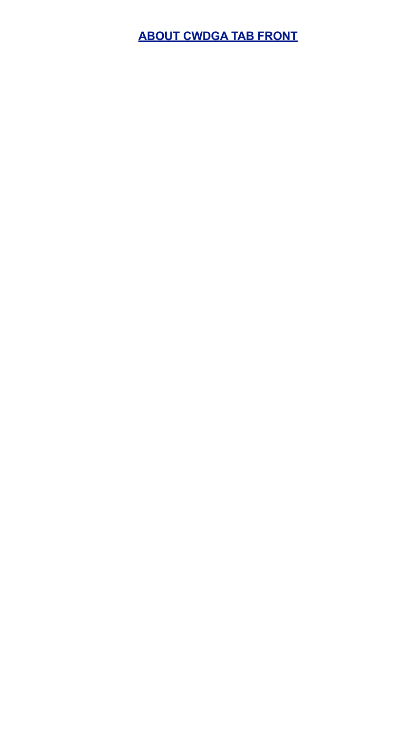## **ABOUT CWDGA TAB FRONT**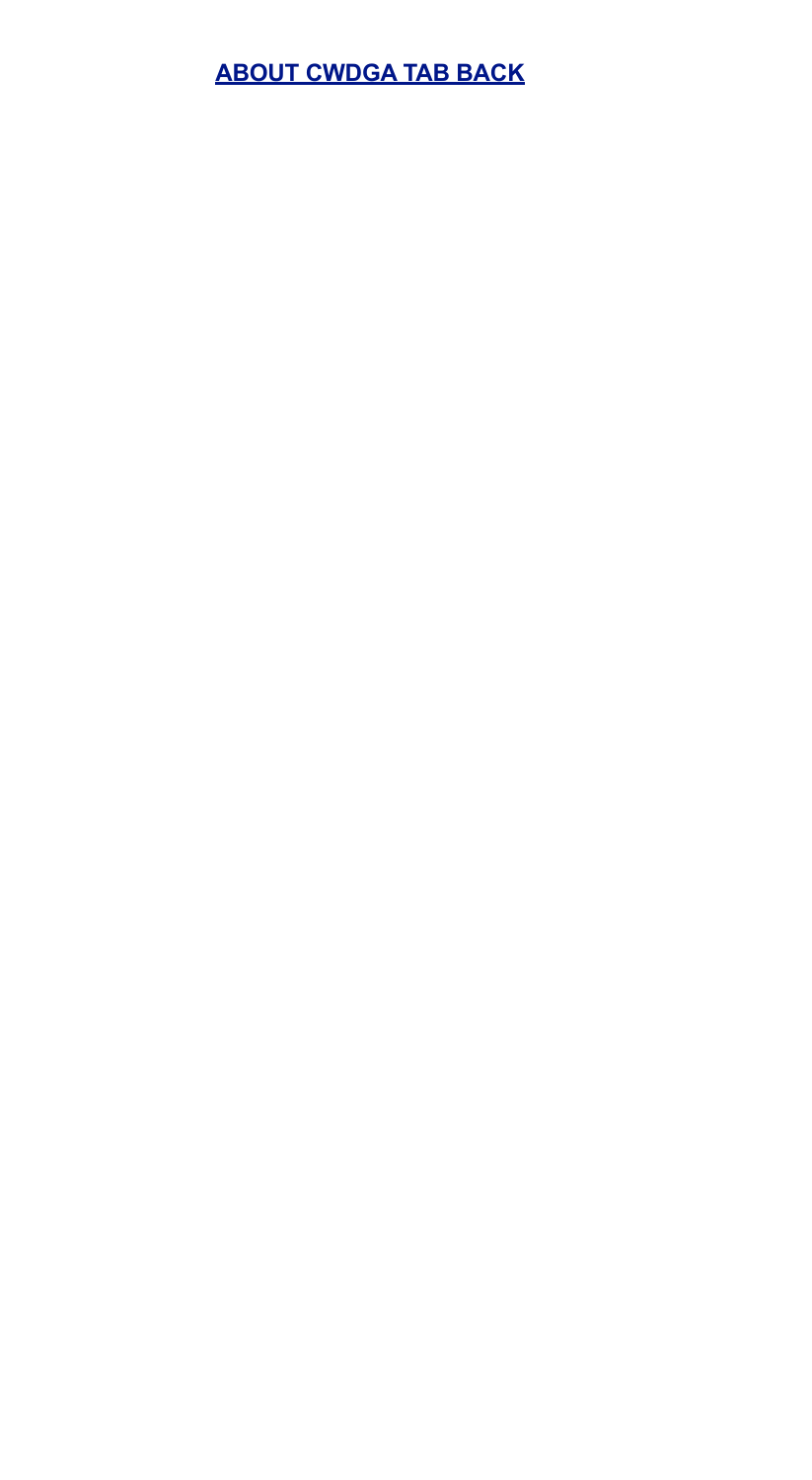**ABOUT CWDGA TAB BACK**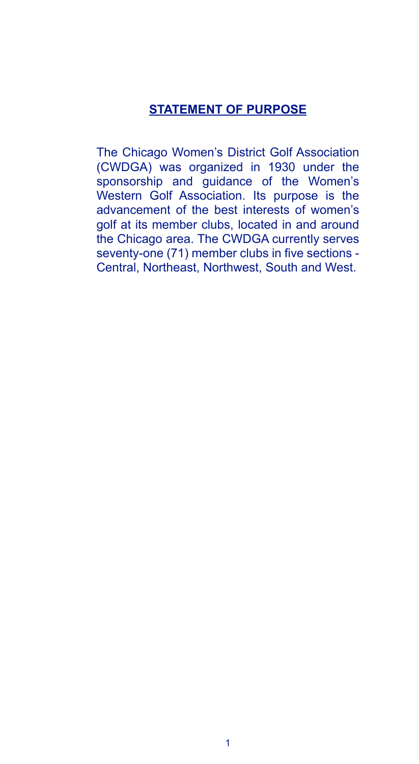## STATEMENT OF PURPOSE

The Chicago Women's District Golf Association (CWDGA) was organized in 1930 under the sponsorship and guidance of the Women's Western Golf Association. Its purpose is the advancement of the best interests of women's golf at its member clubs, located in and around the Chicago area. The CWDGA currently serves seventy-one (71) member clubs in five sections - Central, Northeast, Northwest, South and West.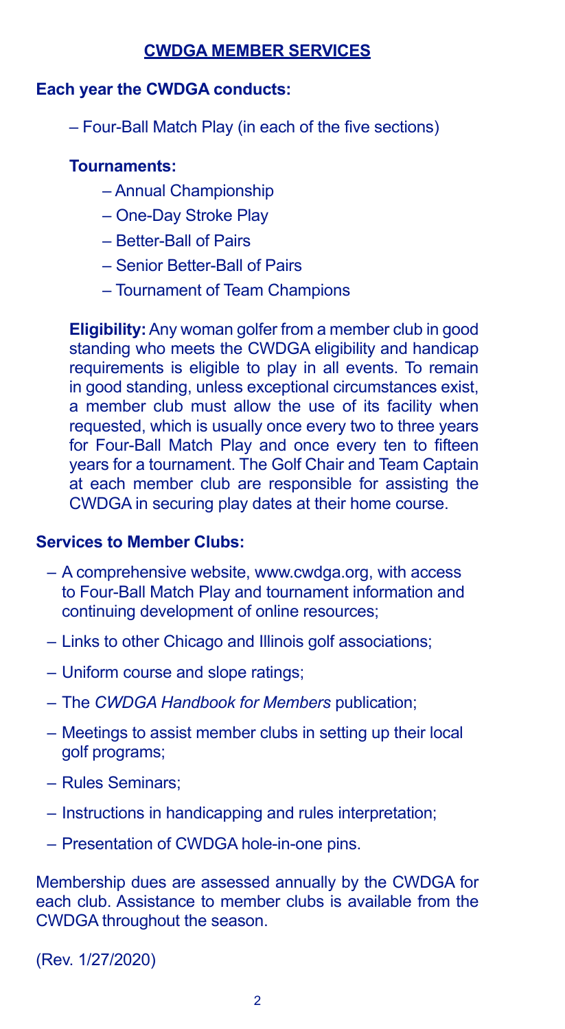## CWDGA MEMBER SERVICES

**Each year the CWDGA conducts:**

– Four-Ball Match Play (in each of the five sections)

**Tournaments:**

– Annual Championship
– One-Day Stroke Play
– Better-Ball of Pairs
– Senior Better-Ball of Pairs
– Tournament of Team Champions

**Eligibility:** Any woman golfer from a member club in good standing who meets the CWDGA eligibility and handicap requirements is eligible to play in all events. To remain in good standing, unless exceptional circumstances exist, a member club must allow the use of its facility when requested, which is usually once every two to three years for Four-Ball Match Play and once every ten to fifteen years for a tournament. The Golf Chair and Team Captain at each member club are responsible for assisting the CWDGA in securing play dates at their home course.

**Services to Member Clubs:**

– A comprehensive website, www.cwdga.org, with access to Four-Ball Match Play and tournament information and continuing development of online resources;

– Links to other Chicago and Illinois golf associations;

– Uniform course and slope ratings;

– The *CWDGA Handbook for Members* publication;

– Meetings to assist member clubs in setting up their local golf programs;

– Rules Seminars;

– Instructions in handicapping and rules interpretation;

– Presentation of CWDGA hole-in-one pins.

Membership dues are assessed annually by the CWDGA for each club. Assistance to member clubs is available from the CWDGA throughout the season.

(Rev. 1/27/2020)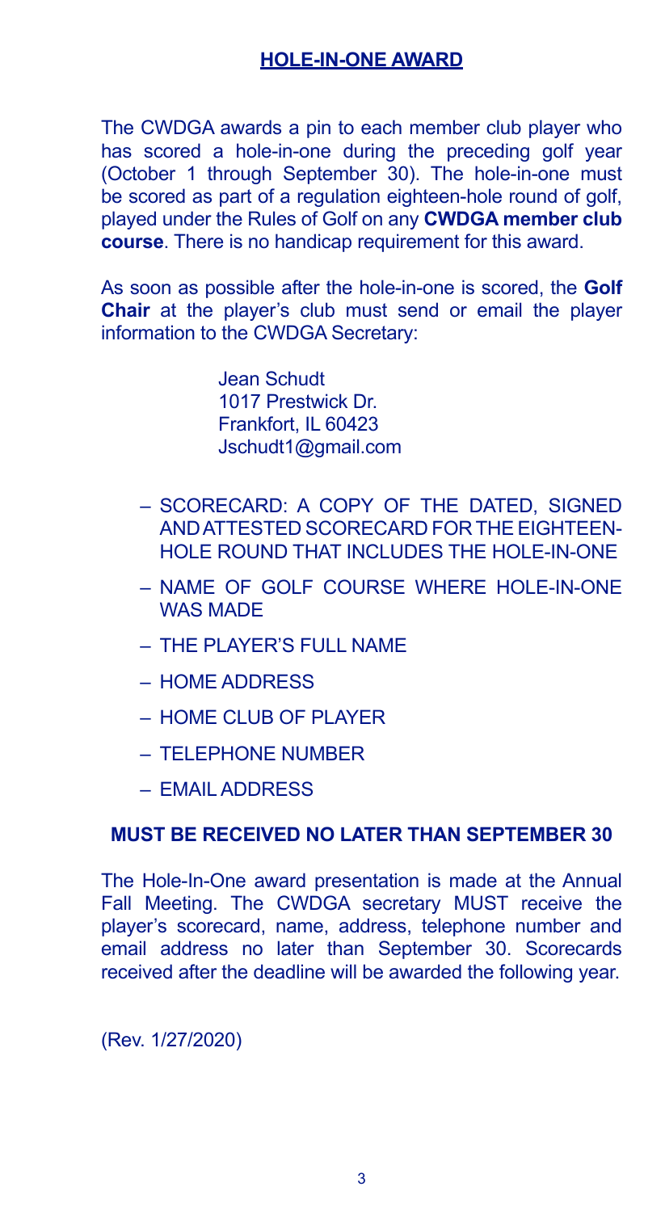## HOLE-IN-ONE AWARD

The CWDGA awards a pin to each member club player who has scored a hole-in-one during the preceding golf year (October 1 through September 30). The hole-in-one must be scored as part of a regulation eighteen-hole round of golf, played under the Rules of Golf on any **CWDGA member club course**. There is no handicap requirement for this award.

As soon as possible after the hole-in-one is scored, the **Golf Chair** at the player's club must send or email the player information to the CWDGA Secretary:

Jean Schudt
1017 Prestwick Dr.
Frankfort, IL 60423
Jschudt1@gmail.com

- SCORECARD: A COPY OF THE DATED, SIGNED AND ATTESTED SCORECARD FOR THE EIGHTEEN-HOLE ROUND THAT INCLUDES THE HOLE-IN-ONE
- NAME OF GOLF COURSE WHERE HOLE-IN-ONE WAS MADE
- THE PLAYER'S FULL NAME
- HOME ADDRESS
- HOME CLUB OF PLAYER
- TELEPHONE NUMBER
- EMAIL ADDRESS

**MUST BE RECEIVED NO LATER THAN SEPTEMBER 30**

The Hole-In-One award presentation is made at the Annual Fall Meeting. The CWDGA secretary MUST receive the player's scorecard, name, address, telephone number and email address no later than September 30. Scorecards received after the deadline will be awarded the following year.

(Rev. 1/27/2020)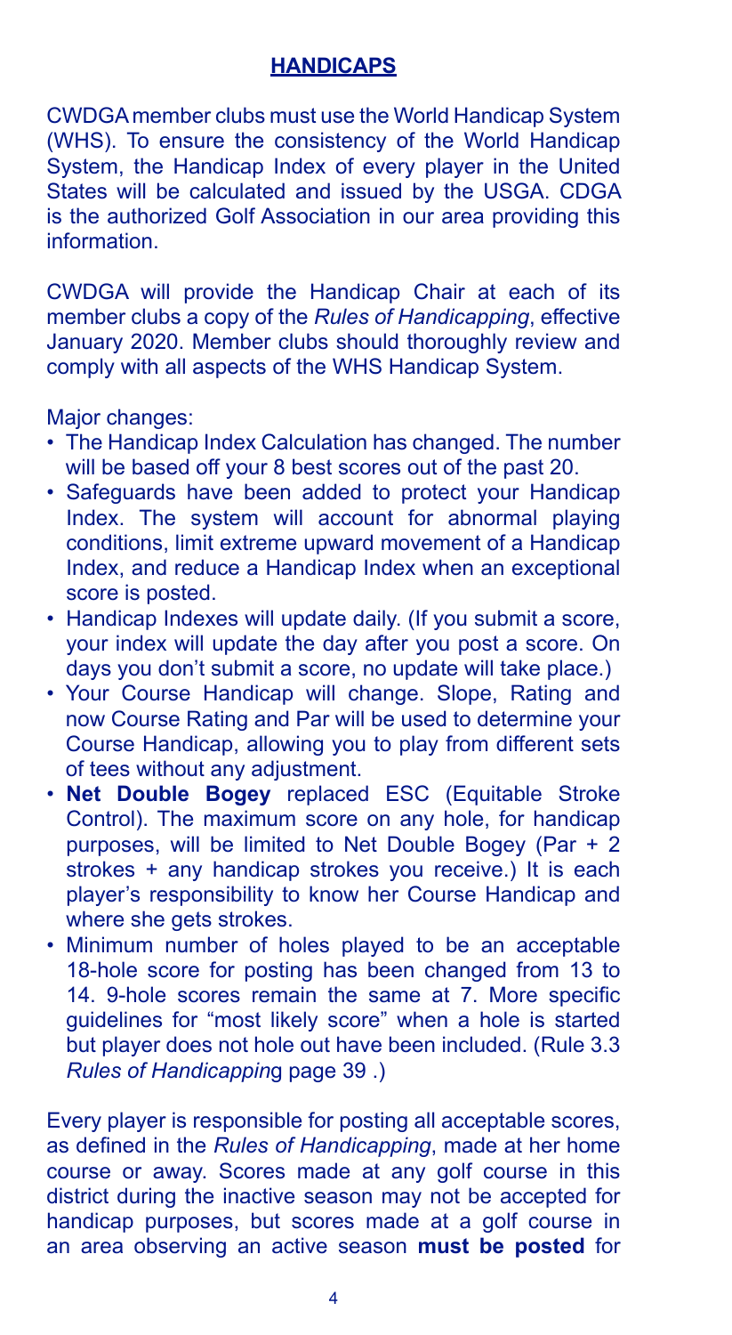## HANDICAPS

CWDGA member clubs must use the World Handicap System (WHS). To ensure the consistency of the World Handicap System, the Handicap Index of every player in the United States will be calculated and issued by the USGA. CDGA is the authorized Golf Association in our area providing this information.

CWDGA will provide the Handicap Chair at each of its member clubs a copy of the *Rules of Handicapping*, effective January 2020. Member clubs should thoroughly review and comply with all aspects of the WHS Handicap System.

Major changes:

- The Handicap Index Calculation has changed. The number will be based off your 8 best scores out of the past 20.
- Safeguards have been added to protect your Handicap Index. The system will account for abnormal playing conditions, limit extreme upward movement of a Handicap Index, and reduce a Handicap Index when an exceptional score is posted.
- Handicap Indexes will update daily. (If you submit a score, your index will update the day after you post a score. On days you don't submit a score, no update will take place.)
- Your Course Handicap will change. Slope, Rating and now Course Rating and Par will be used to determine your Course Handicap, allowing you to play from different sets of tees without any adjustment.
- **Net Double Bogey** replaced ESC (Equitable Stroke Control). The maximum score on any hole, for handicap purposes, will be limited to Net Double Bogey (Par + 2 strokes + any handicap strokes you receive.) It is each player's responsibility to know her Course Handicap and where she gets strokes.
- Minimum number of holes played to be an acceptable 18-hole score for posting has been changed from 13 to 14. 9-hole scores remain the same at 7. More specific guidelines for "most likely score" when a hole is started but player does not hole out have been included. (Rule 3.3 *Rules of Handicapping* page 39 .)

Every player is responsible for posting all acceptable scores, as defined in the *Rules of Handicapping*, made at her home course or away. Scores made at any golf course in this district during the inactive season may not be accepted for handicap purposes, but scores made at a golf course in an area observing an active season **must be posted** for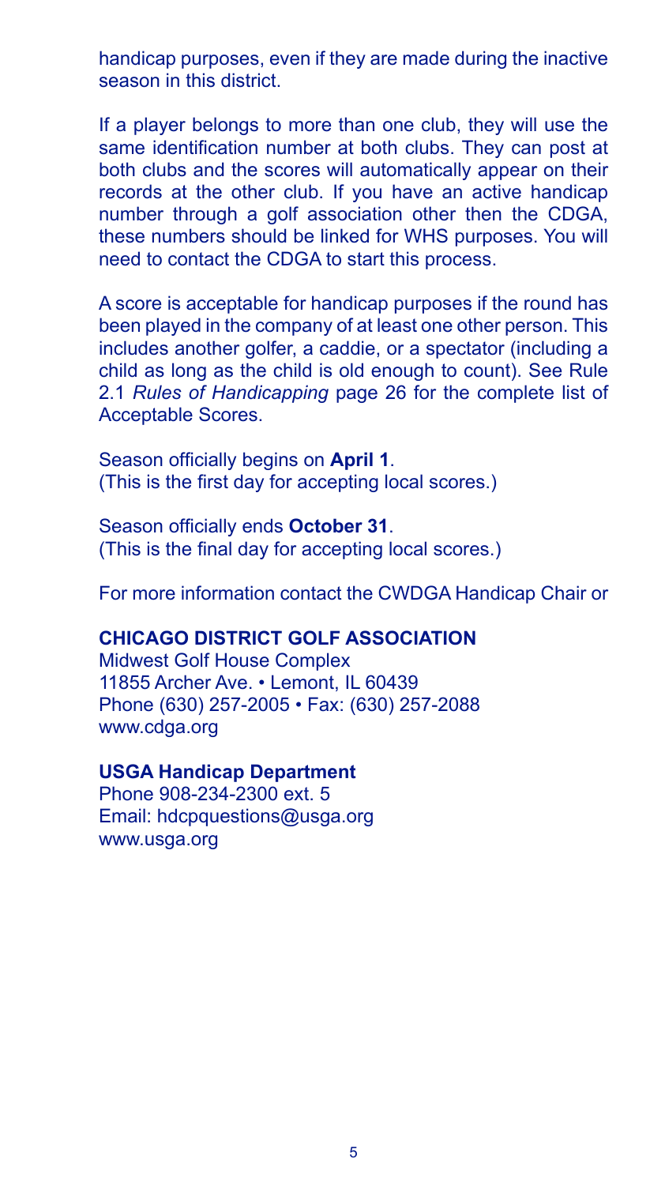handicap purposes, even if they are made during the inactive season in this district.

If a player belongs to more than one club, they will use the same identification number at both clubs. They can post at both clubs and the scores will automatically appear on their records at the other club. If you have an active handicap number through a golf association other then the CDGA, these numbers should be linked for WHS purposes. You will need to contact the CDGA to start this process.

A score is acceptable for handicap purposes if the round has been played in the company of at least one other person. This includes another golfer, a caddie, or a spectator (including a child as long as the child is old enough to count). See Rule 2.1 *Rules of Handicapping* page 26 for the complete list of Acceptable Scores.

Season officially begins on **April 1**.
(This is the first day for accepting local scores.)

Season officially ends **October 31**.
(This is the final day for accepting local scores.)

For more information contact the CWDGA Handicap Chair or

**CHICAGO DISTRICT GOLF ASSOCIATION**
Midwest Golf House Complex
11855 Archer Ave. • Lemont, IL 60439
Phone (630) 257-2005 • Fax: (630) 257-2088
www.cdga.org

**USGA Handicap Department**
Phone 908-234-2300 ext. 5
Email: hdcpquestions@usga.org
www.usga.org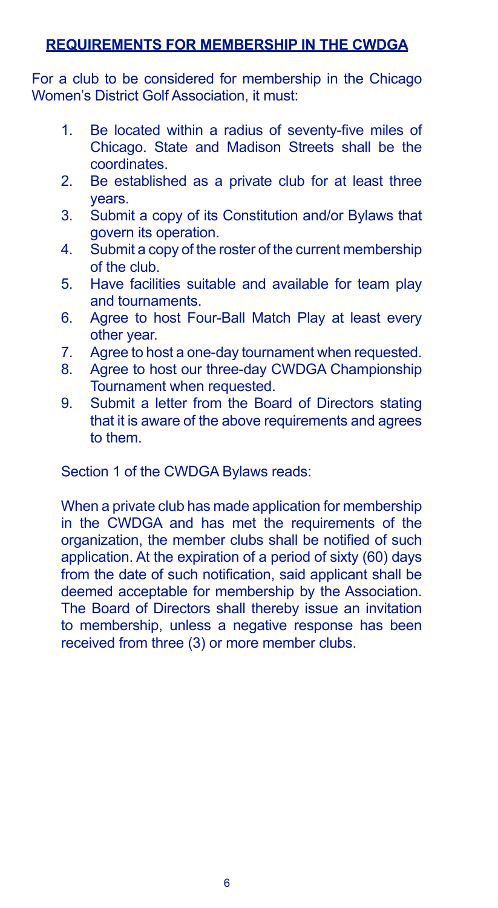## REQUIREMENTS FOR MEMBERSHIP IN THE CWDGA

For a club to be considered for membership in the Chicago Women's District Golf Association, it must:

1. Be located within a radius of seventy-five miles of Chicago. State and Madison Streets shall be the coordinates.
2. Be established as a private club for at least three years.
3. Submit a copy of its Constitution and/or Bylaws that govern its operation.
4. Submit a copy of the roster of the current membership of the club.
5. Have facilities suitable and available for team play and tournaments.
6. Agree to host Four-Ball Match Play at least every other year.
7. Agree to host a one-day tournament when requested.
8. Agree to host our three-day CWDGA Championship Tournament when requested.
9. Submit a letter from the Board of Directors stating that it is aware of the above requirements and agrees to them.

Section 1 of the CWDGA Bylaws reads:

When a private club has made application for membership in the CWDGA and has met the requirements of the organization, the member clubs shall be notified of such application. At the expiration of a period of sixty (60) days from the date of such notification, said applicant shall be deemed acceptable for membership by the Association. The Board of Directors shall thereby issue an invitation to membership, unless a negative response has been received from three (3) or more member clubs.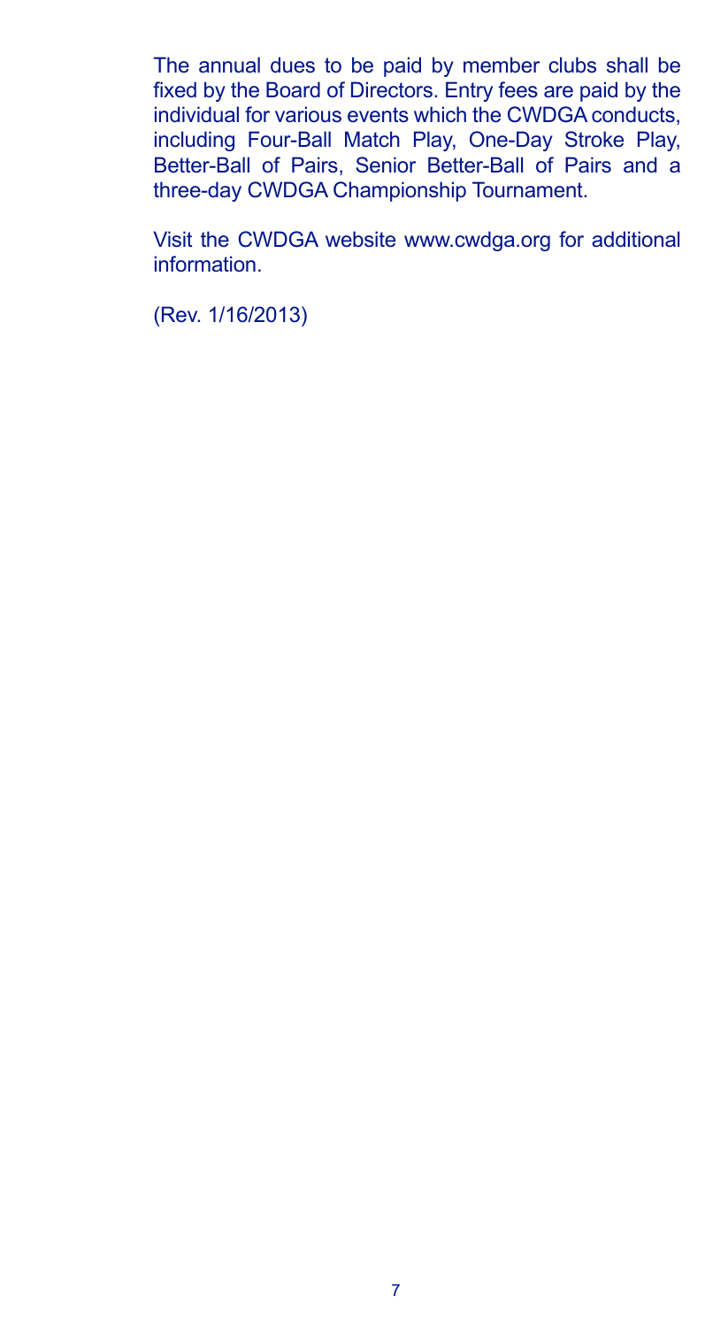The annual dues to be paid by member clubs shall be fixed by the Board of Directors. Entry fees are paid by the individual for various events which the CWDGA conducts, including Four-Ball Match Play, One-Day Stroke Play, Better-Ball of Pairs, Senior Better-Ball of Pairs and a three-day CWDGA Championship Tournament.

Visit the CWDGA website www.cwdga.org for additional information.

(Rev. 1/16/2013)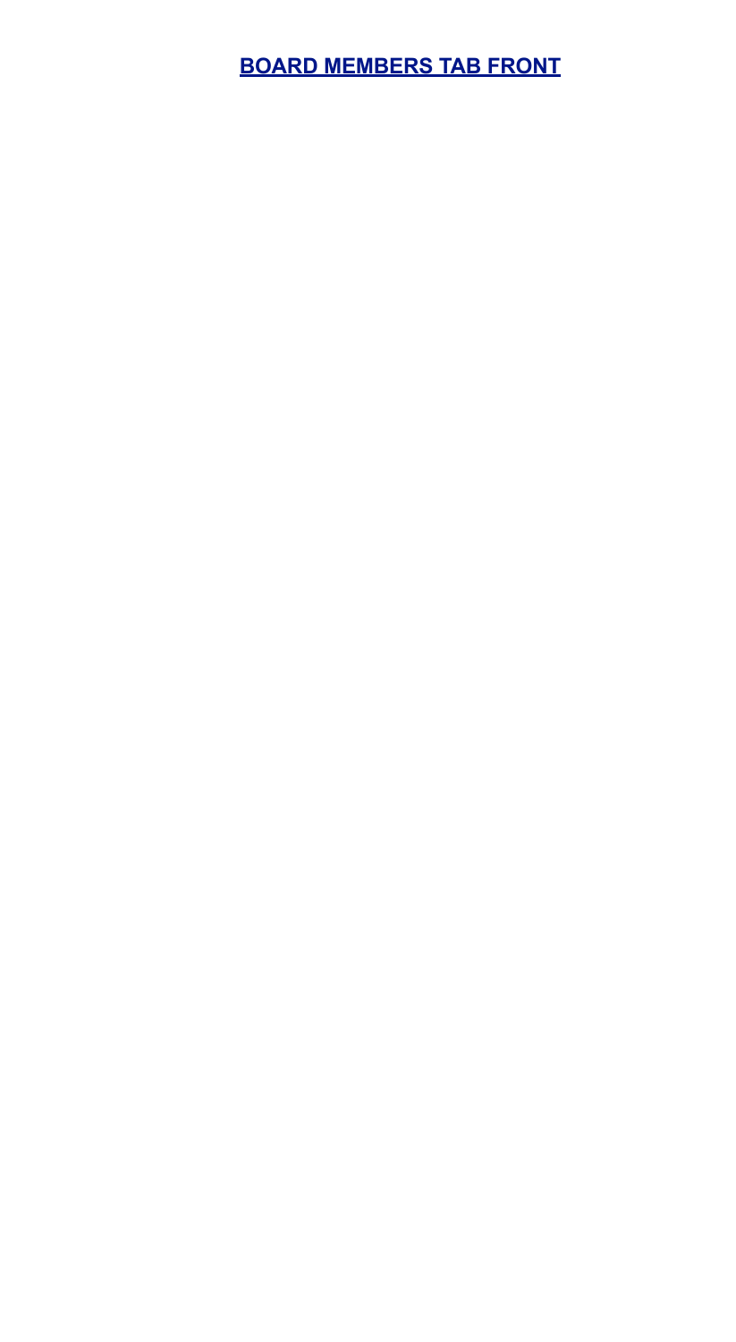# **BOARD MEMBERS TAB FRONT**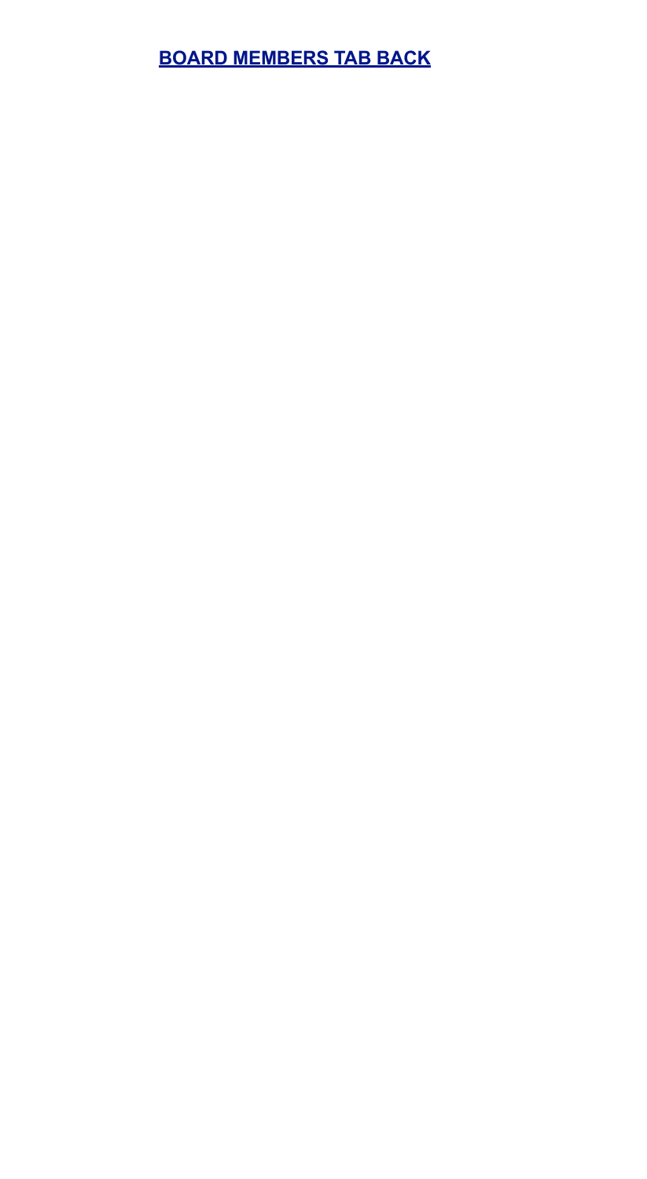**[BOARD MEMBERS TAB BACK]**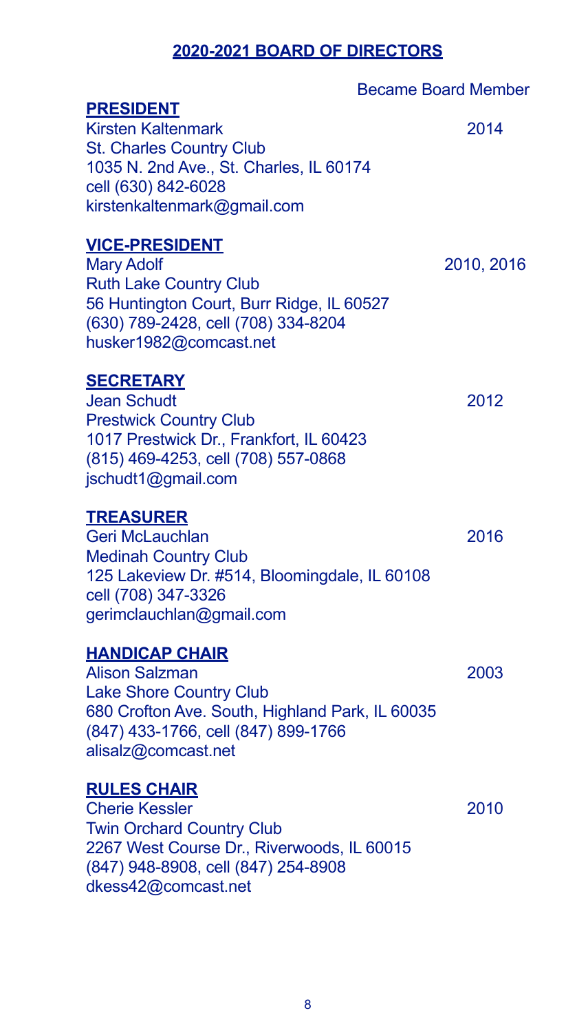## 2020-2021 BOARD OF DIRECTORS

Became Board Member

**PRESIDENT**

Kirsten Kaltenmark — 2014
St. Charles Country Club
1035 N. 2nd Ave., St. Charles, IL 60174
cell (630) 842-6028
kirstenkaltenmark@gmail.com

**VICE-PRESIDENT**

Mary Adolf — 2010, 2016
Ruth Lake Country Club
56 Huntington Court, Burr Ridge, IL 60527
(630) 789-2428, cell (708) 334-8204
husker1982@comcast.net

**SECRETARY**

Jean Schudt — 2012
Prestwick Country Club
1017 Prestwick Dr., Frankfort, IL 60423
(815) 469-4253, cell (708) 557-0868
jschudt1@gmail.com

**TREASURER**

Geri McLauchlan — 2016
Medinah Country Club
125 Lakeview Dr. #514, Bloomingdale, IL 60108
cell (708) 347-3326
gerimclauchlan@gmail.com

**HANDICAP CHAIR**

Alison Salzman — 2003
Lake Shore Country Club
680 Crofton Ave. South, Highland Park, IL 60035
(847) 433-1766, cell (847) 899-1766
alisalz@comcast.net

**RULES CHAIR**

Cherie Kessler — 2010
Twin Orchard Country Club
2267 West Course Dr., Riverwoods, IL 60015
(847) 948-8908, cell (847) 254-8908
dkess42@comcast.net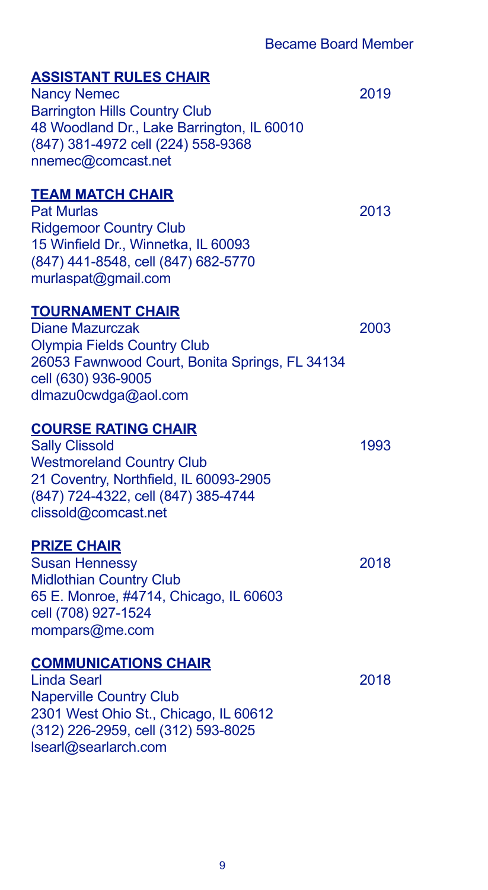Became Board Member

**ASSISTANT RULES CHAIR**
Nancy Nemec — 2019
Barrington Hills Country Club
48 Woodland Dr., Lake Barrington, IL 60010
(847) 381-4972 cell (224) 558-9368
nnemec@comcast.net

**TEAM MATCH CHAIR**
Pat Murlas — 2013
Ridgemoor Country Club
15 Winfield Dr., Winnetka, IL 60093
(847) 441-8548, cell (847) 682-5770
murlaspat@gmail.com

**TOURNAMENT CHAIR**
Diane Mazurczak — 2003
Olympia Fields Country Club
26053 Fawnwood Court, Bonita Springs, FL 34134
cell (630) 936-9005
dlmazu0cwdga@aol.com

**COURSE RATING CHAIR**
Sally Clissold — 1993
Westmoreland Country Club
21 Coventry, Northfield, IL 60093-2905
(847) 724-4322, cell (847) 385-4744
clissold@comcast.net

**PRIZE CHAIR**
Susan Hennessy — 2018
Midlothian Country Club
65 E. Monroe, #4714, Chicago, IL 60603
cell (708) 927-1524
mompars@me.com

**COMMUNICATIONS CHAIR**
Linda Searl — 2018
Naperville Country Club
2301 West Ohio St., Chicago, IL 60612
(312) 226-2959, cell (312) 593-8025
lsearl@searlarch.com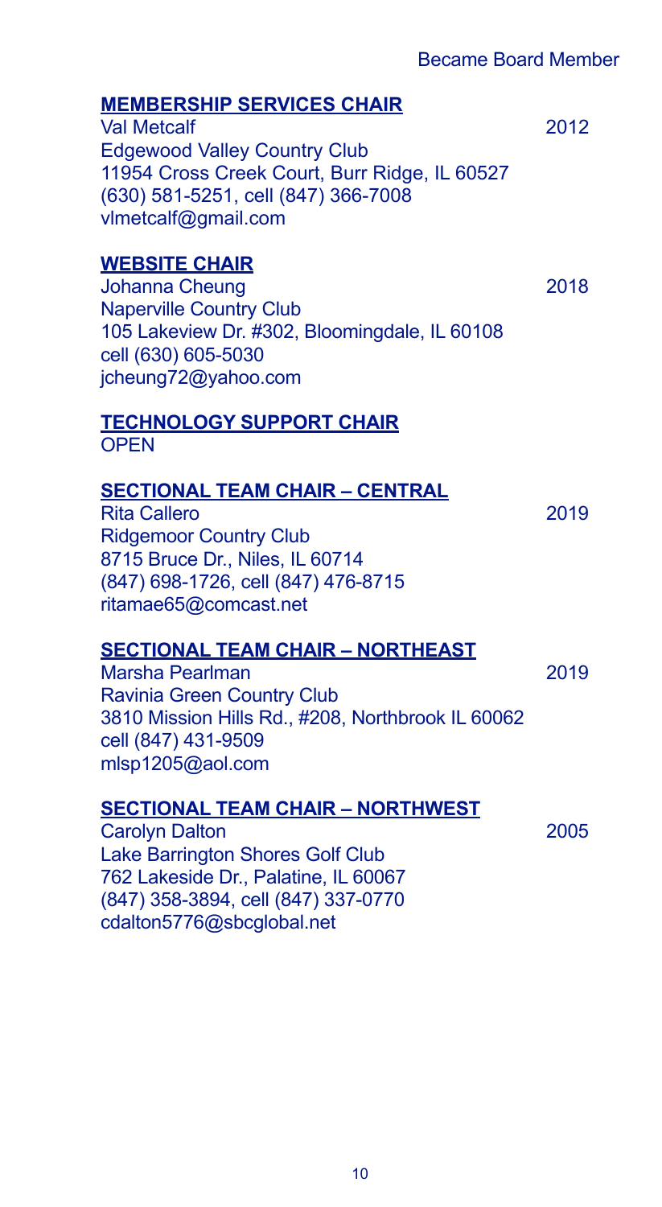Became Board Member

**MEMBERSHIP SERVICES CHAIR**

Val Metcalf — 2012
Edgewood Valley Country Club
11954 Cross Creek Court, Burr Ridge, IL 60527
(630) 581-5251, cell (847) 366-7008
vlmetcalf@gmail.com

**WEBSITE CHAIR**

Johanna Cheung — 2018
Naperville Country Club
105 Lakeview Dr. #302, Bloomingdale, IL 60108
cell (630) 605-5030
jcheung72@yahoo.com

**TECHNOLOGY SUPPORT CHAIR**

OPEN

**SECTIONAL TEAM CHAIR – CENTRAL**

Rita Callero — 2019
Ridgemoor Country Club
8715 Bruce Dr., Niles, IL 60714
(847) 698-1726, cell (847) 476-8715
ritamae65@comcast.net

**SECTIONAL TEAM CHAIR – NORTHEAST**

Marsha Pearlman — 2019
Ravinia Green Country Club
3810 Mission Hills Rd., #208, Northbrook IL 60062
cell (847) 431-9509
mlsp1205@aol.com

**SECTIONAL TEAM CHAIR – NORTHWEST**

Carolyn Dalton — 2005
Lake Barrington Shores Golf Club
762 Lakeside Dr., Palatine, IL 60067
(847) 358-3894, cell (847) 337-0770
cdalton5776@sbcglobal.net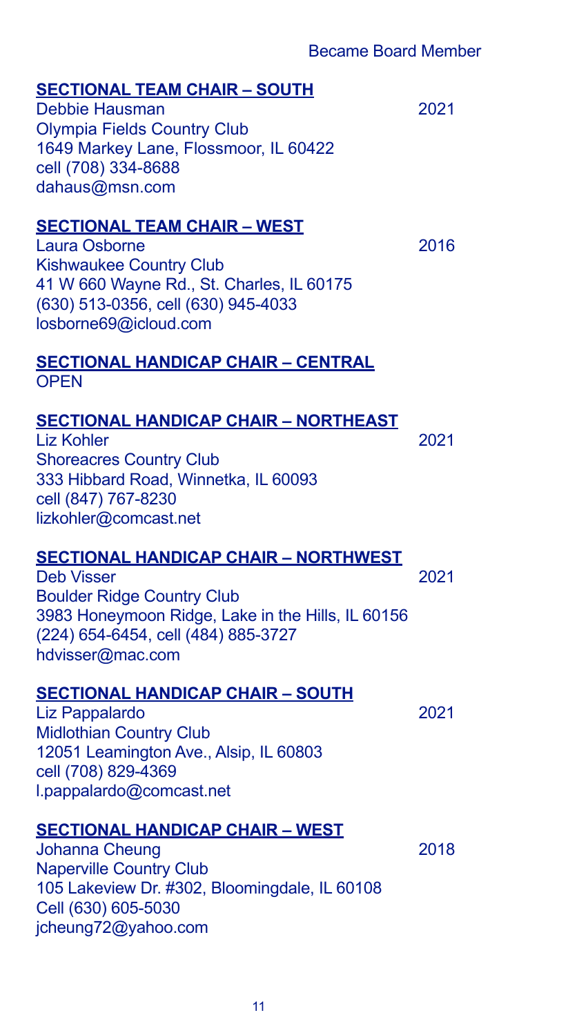Became Board Member

**SECTIONAL TEAM CHAIR – SOUTH**

Debbie Hausman 2021
Olympia Fields Country Club
1649 Markey Lane, Flossmoor, IL 60422
cell (708) 334-8688
dahaus@msn.com

**SECTIONAL TEAM CHAIR – WEST**

Laura Osborne 2016
Kishwaukee Country Club
41 W 660 Wayne Rd., St. Charles, IL 60175
(630) 513-0356, cell (630) 945-4033
losborne69@icloud.com

**SECTIONAL HANDICAP CHAIR – CENTRAL**

OPEN

**SECTIONAL HANDICAP CHAIR – NORTHEAST**

Liz Kohler 2021
Shoreacres Country Club
333 Hibbard Road, Winnetka, IL 60093
cell (847) 767-8230
lizkohler@comcast.net

**SECTIONAL HANDICAP CHAIR – NORTHWEST**

Deb Visser 2021
Boulder Ridge Country Club
3983 Honeymoon Ridge, Lake in the Hills, IL 60156
(224) 654-6454, cell (484) 885-3727
hdvisser@mac.com

**SECTIONAL HANDICAP CHAIR – SOUTH**

Liz Pappalardo 2021
Midlothian Country Club
12051 Leamington Ave., Alsip, IL 60803
cell (708) 829-4369
l.pappalardo@comcast.net

**SECTIONAL HANDICAP CHAIR – WEST**

Johanna Cheung 2018
Naperville Country Club
105 Lakeview Dr. #302, Bloomingdale, IL 60108
Cell (630) 605-5030
jcheung72@yahoo.com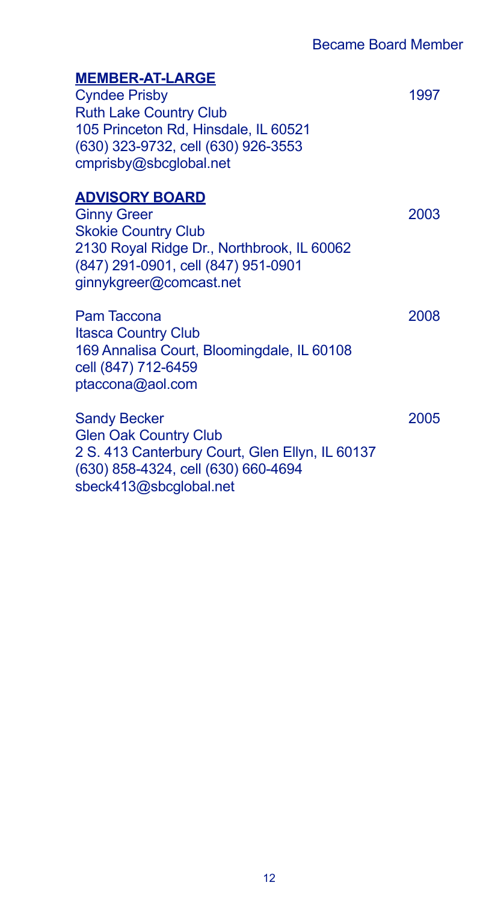Became Board Member

## MEMBER-AT-LARGE

Cyndee Prisby — 1997
Ruth Lake Country Club
105 Princeton Rd, Hinsdale, IL 60521
(630) 323-9732, cell (630) 926-3553
cmprisby@sbcglobal.net

## ADVISORY BOARD

Ginny Greer — 2003
Skokie Country Club
2130 Royal Ridge Dr., Northbrook, IL 60062
(847) 291-0901, cell (847) 951-0901
ginnykgreer@comcast.net

Pam Taccona — 2008
Itasca Country Club
169 Annalisa Court, Bloomingdale, IL 60108
cell (847) 712-6459
ptaccona@aol.com

Sandy Becker — 2005
Glen Oak Country Club
2 S. 413 Canterbury Court, Glen Ellyn, IL 60137
(630) 858-4324, cell (630) 660-4694
sbeck413@sbcglobal.net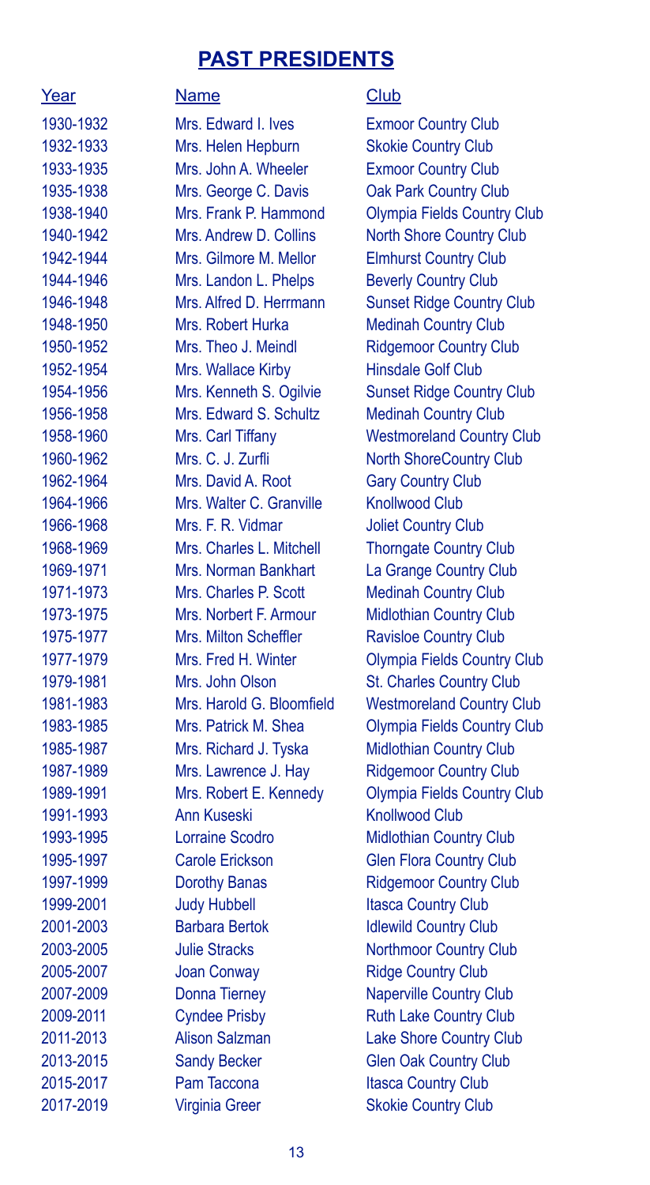## PAST PRESIDENTS

| Year | Name | Club |
|---|---|---|
| 1930-1932 | Mrs. Edward I. Ives | Exmoor Country Club |
| 1932-1933 | Mrs. Helen Hepburn | Skokie Country Club |
| 1933-1935 | Mrs. John A. Wheeler | Exmoor Country Club |
| 1935-1938 | Mrs. George C. Davis | Oak Park Country Club |
| 1938-1940 | Mrs. Frank P. Hammond | Olympia Fields Country Club |
| 1940-1942 | Mrs. Andrew D. Collins | North Shore Country Club |
| 1942-1944 | Mrs. Gilmore M. Mellor | Elmhurst Country Club |
| 1944-1946 | Mrs. Landon L. Phelps | Beverly Country Club |
| 1946-1948 | Mrs. Alfred D. Herrmann | Sunset Ridge Country Club |
| 1948-1950 | Mrs. Robert Hurka | Medinah Country Club |
| 1950-1952 | Mrs. Theo J. Meindl | Ridgemoor Country Club |
| 1952-1954 | Mrs. Wallace Kirby | Hinsdale Golf Club |
| 1954-1956 | Mrs. Kenneth S. Ogilvie | Sunset Ridge Country Club |
| 1956-1958 | Mrs. Edward S. Schultz | Medinah Country Club |
| 1958-1960 | Mrs. Carl Tiffany | Westmoreland Country Club |
| 1960-1962 | Mrs. C. J. Zurfli | North ShoreCountry Club |
| 1962-1964 | Mrs. David A. Root | Gary Country Club |
| 1964-1966 | Mrs. Walter C. Granville | Knollwood Club |
| 1966-1968 | Mrs. F. R. Vidmar | Joliet Country Club |
| 1968-1969 | Mrs. Charles L. Mitchell | Thorngate Country Club |
| 1969-1971 | Mrs. Norman Bankhart | La Grange Country Club |
| 1971-1973 | Mrs. Charles P. Scott | Medinah Country Club |
| 1973-1975 | Mrs. Norbert F. Armour | Midlothian Country Club |
| 1975-1977 | Mrs. Milton Scheffler | Ravisloe Country Club |
| 1977-1979 | Mrs. Fred H. Winter | Olympia Fields Country Club |
| 1979-1981 | Mrs. John Olson | St. Charles Country Club |
| 1981-1983 | Mrs. Harold G. Bloomfield | Westmoreland Country Club |
| 1983-1985 | Mrs. Patrick M. Shea | Olympia Fields Country Club |
| 1985-1987 | Mrs. Richard J. Tyska | Midlothian Country Club |
| 1987-1989 | Mrs. Lawrence J. Hay | Ridgemoor Country Club |
| 1989-1991 | Mrs. Robert E. Kennedy | Olympia Fields Country Club |
| 1991-1993 | Ann Kuseski | Knollwood Club |
| 1993-1995 | Lorraine Scodro | Midlothian Country Club |
| 1995-1997 | Carole Erickson | Glen Flora Country Club |
| 1997-1999 | Dorothy Banas | Ridgemoor Country Club |
| 1999-2001 | Judy Hubbell | Itasca Country Club |
| 2001-2003 | Barbara Bertok | Idlewild Country Club |
| 2003-2005 | Julie Stracks | Northmoor Country Club |
| 2005-2007 | Joan Conway | Ridge Country Club |
| 2007-2009 | Donna Tierney | Naperville Country Club |
| 2009-2011 | Cyndee Prisby | Ruth Lake Country Club |
| 2011-2013 | Alison Salzman | Lake Shore Country Club |
| 2013-2015 | Sandy Becker | Glen Oak Country Club |
| 2015-2017 | Pam Taccona | Itasca Country Club |
| 2017-2019 | Virginia Greer | Skokie Country Club |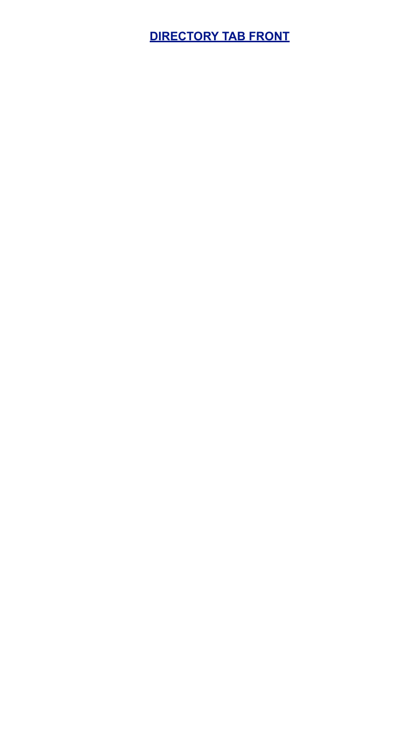**DIRECTORY TAB FRONT**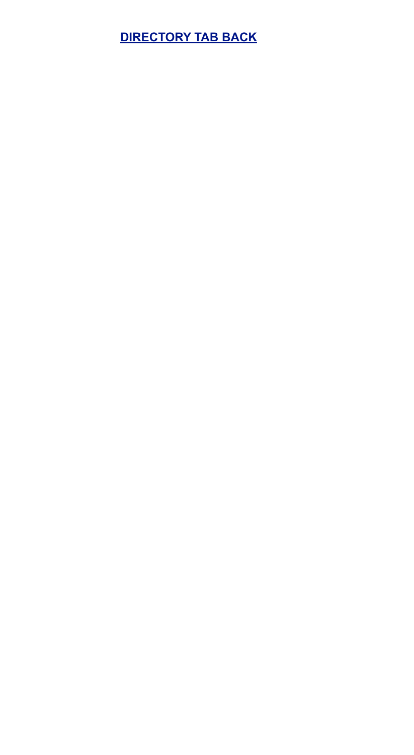**[DIRECTORY TAB BACK]()**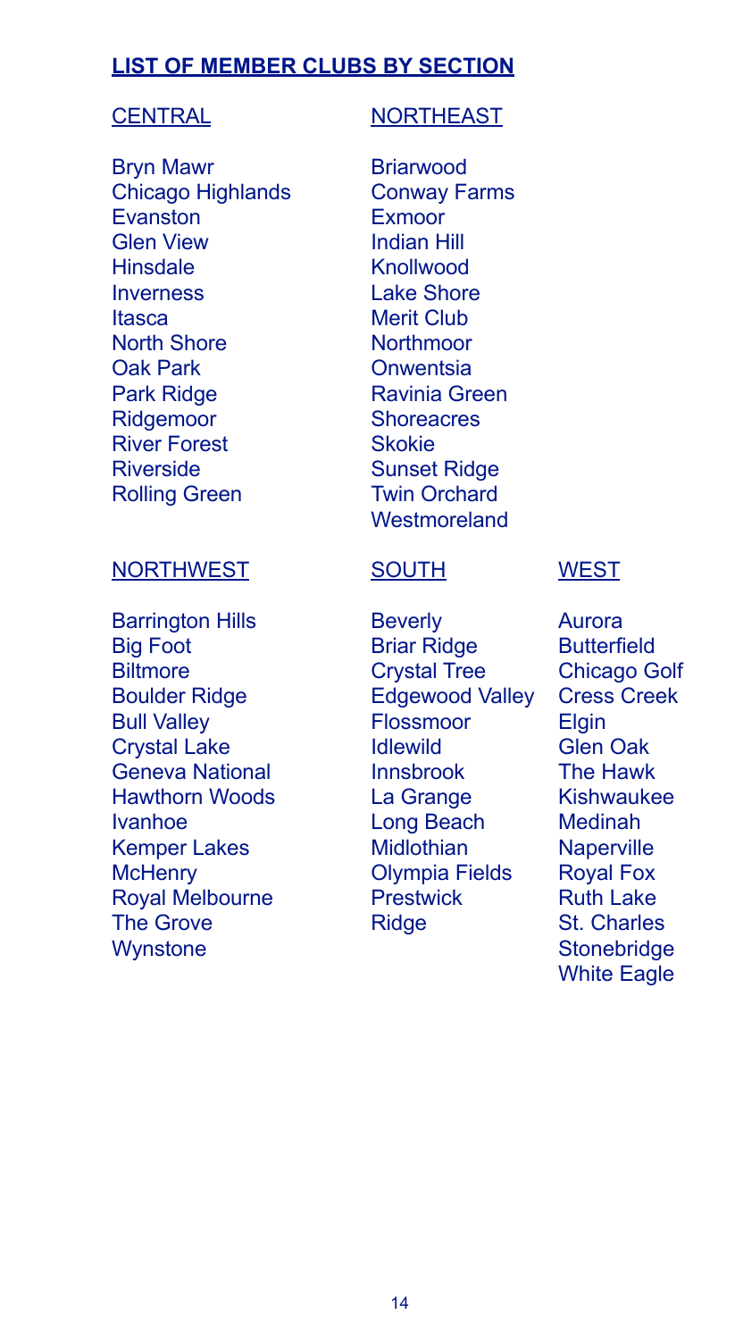## LIST OF MEMBER CLUBS BY SECTION

### CENTRAL

Bryn Mawr
Chicago Highlands
Evanston
Glen View
Hinsdale
Inverness
Itasca
North Shore
Oak Park
Park Ridge
Ridgemoor
River Forest
Riverside
Rolling Green

### NORTHEAST

Briarwood
Conway Farms
Exmoor
Indian Hill
Knollwood
Lake Shore
Merit Club
Northmoor
Onwentsia
Ravinia Green
Shoreacres
Skokie
Sunset Ridge
Twin Orchard
Westmoreland

### NORTHWEST

Barrington Hills
Big Foot
Biltmore
Boulder Ridge
Bull Valley
Crystal Lake
Geneva National
Hawthorn Woods
Ivanhoe
Kemper Lakes
McHenry
Royal Melbourne
The Grove
Wynstone

### SOUTH

Beverly
Briar Ridge
Crystal Tree
Edgewood Valley
Flossmoor
Idlewild
Innsbrook
La Grange
Long Beach
Midlothian
Olympia Fields
Prestwick
Ridge

### WEST

Aurora
Butterfield
Chicago Golf
Cress Creek
Elgin
Glen Oak
The Hawk
Kishwaukee
Medinah
Naperville
Royal Fox
Ruth Lake
St. Charles
Stonebridge
White Eagle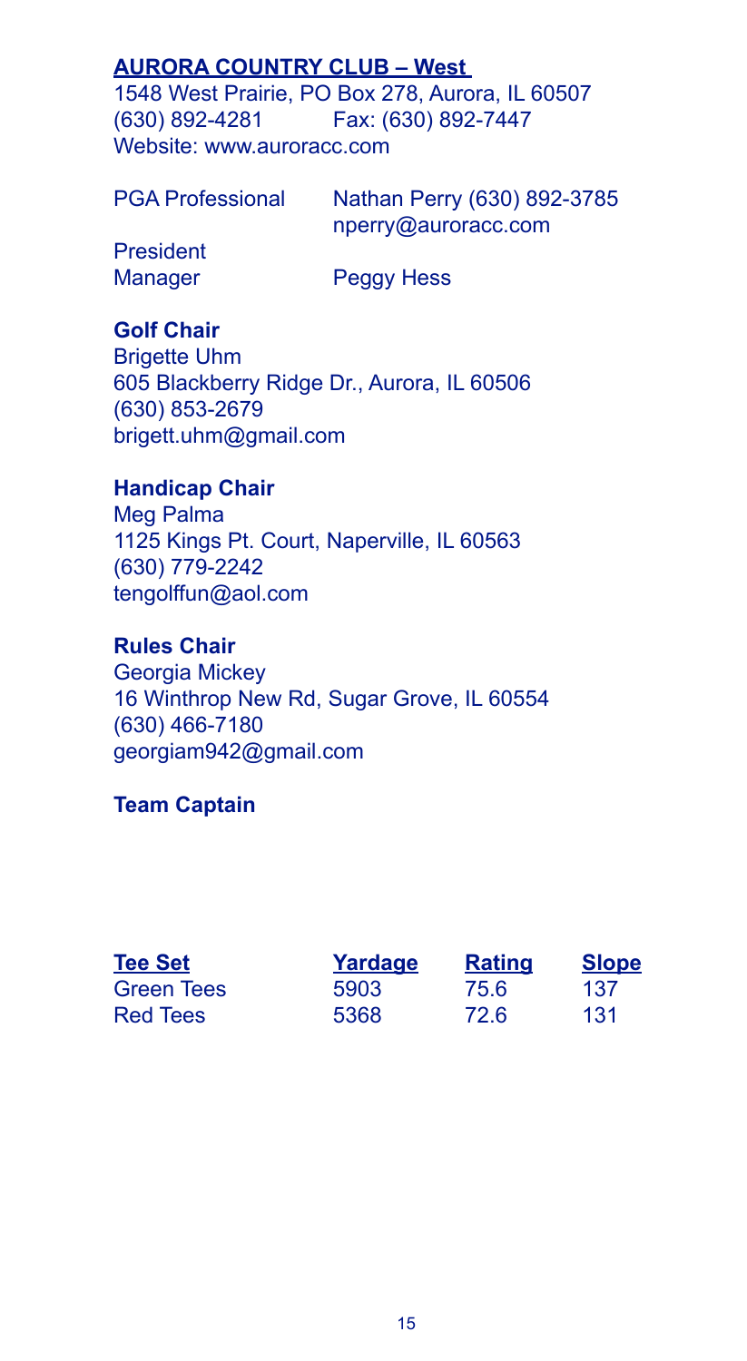## AURORA COUNTRY CLUB – West

1548 West Prairie, PO Box 278, Aurora, IL 60507
(630) 892-4281 Fax: (630) 892-7447
Website: www.auroracc.com

PGA Professional Nathan Perry (630) 892-3785
nperry@auroracc.com

President

Manager Peggy Hess

**Golf Chair**
Brigette Uhm
605 Blackberry Ridge Dr., Aurora, IL 60506
(630) 853-2679
brigett.uhm@gmail.com

**Handicap Chair**
Meg Palma
1125 Kings Pt. Court, Naperville, IL 60563
(630) 779-2242
tengolffun@aol.com

**Rules Chair**
Georgia Mickey
16 Winthrop New Rd, Sugar Grove, IL 60554
(630) 466-7180
georgiam942@gmail.com

**Team Captain**

| Tee Set | Yardage | Rating | Slope |
|---|---|---|---|
| Green Tees | 5903 | 75.6 | 137 |
| Red Tees | 5368 | 72.6 | 131 |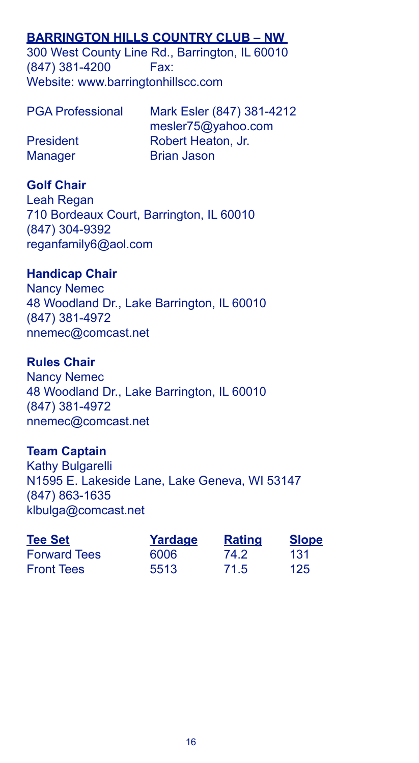## BARRINGTON HILLS COUNTRY CLUB – NW

300 West County Line Rd., Barrington, IL 60010
(847) 381-4200 Fax:
Website: www.barringtonhillscc.com

| | |
|---|---|
| PGA Professional | Mark Esler (847) 381-4212<br>mesler75@yahoo.com |
| President | Robert Heaton, Jr. |
| Manager | Brian Jason |

**Golf Chair**
Leah Regan
710 Bordeaux Court, Barrington, IL 60010
(847) 304-9392
reganfamily6@aol.com

**Handicap Chair**
Nancy Nemec
48 Woodland Dr., Lake Barrington, IL 60010
(847) 381-4972
nnemec@comcast.net

**Rules Chair**
Nancy Nemec
48 Woodland Dr., Lake Barrington, IL 60010
(847) 381-4972
nnemec@comcast.net

**Team Captain**
Kathy Bulgarelli
N1595 E. Lakeside Lane, Lake Geneva, WI 53147
(847) 863-1635
klbulga@comcast.net

| Tee Set | Yardage | Rating | Slope |
|---|---|---|---|
| Forward Tees | 6006 | 74.2 | 131 |
| Front Tees | 5513 | 71.5 | 125 |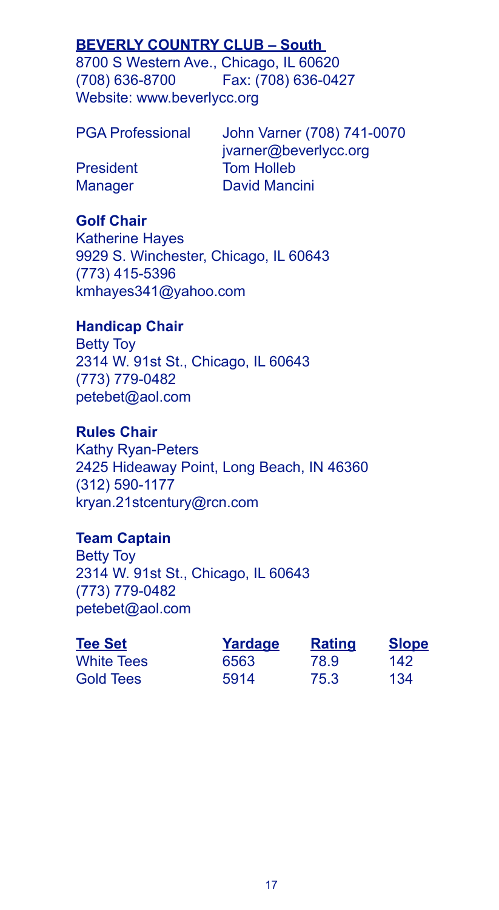## BEVERLY COUNTRY CLUB – South

8700 S Western Ave., Chicago, IL 60620
(708) 636-8700 Fax: (708) 636-0427
Website: www.beverlycc.org

| | |
|---|---|
| PGA Professional | John Varner (708) 741-0070<br>jvarner@beverlycc.org |
| President | Tom Holleb |
| Manager | David Mancini |

**Golf Chair**
Katherine Hayes
9929 S. Winchester, Chicago, IL 60643
(773) 415-5396
kmhayes341@yahoo.com

**Handicap Chair**
Betty Toy
2314 W. 91st St., Chicago, IL 60643
(773) 779-0482
petebet@aol.com

**Rules Chair**
Kathy Ryan-Peters
2425 Hideaway Point, Long Beach, IN 46360
(312) 590-1177
kryan.21stcentury@rcn.com

**Team Captain**
Betty Toy
2314 W. 91st St., Chicago, IL 60643
(773) 779-0482
petebet@aol.com

| Tee Set | Yardage | Rating | Slope |
|---|---|---|---|
| White Tees | 6563 | 78.9 | 142 |
| Gold Tees | 5914 | 75.3 | 134 |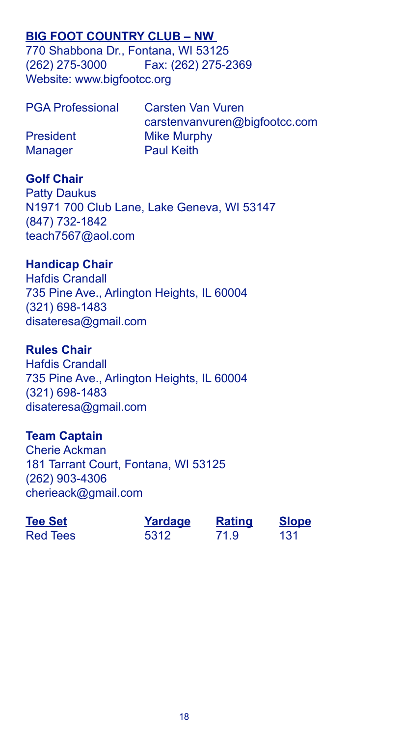## BIG FOOT COUNTRY CLUB – NW

770 Shabbona Dr., Fontana, WI 53125
(262) 275-3000 Fax: (262) 275-2369
Website: www.bigfootcc.org

| | |
|---|---|
| PGA Professional | Carsten Van Vuren<br>carstenvanvuren@bigfootcc.com |
| President | Mike Murphy |
| Manager | Paul Keith |

### Golf Chair
Patty Daukus
N1971 700 Club Lane, Lake Geneva, WI 53147
(847) 732-1842
teach7567@aol.com

### Handicap Chair
Hafdis Crandall
735 Pine Ave., Arlington Heights, IL 60004
(321) 698-1483
disateresa@gmail.com

### Rules Chair
Hafdis Crandall
735 Pine Ave., Arlington Heights, IL 60004
(321) 698-1483
disateresa@gmail.com

### Team Captain
Cherie Ackman
181 Tarrant Court, Fontana, WI 53125
(262) 903-4306
cherieack@gmail.com

| Tee Set | Yardage | Rating | Slope |
|---|---|---|---|
| Red Tees | 5312 | 71.9 | 131 |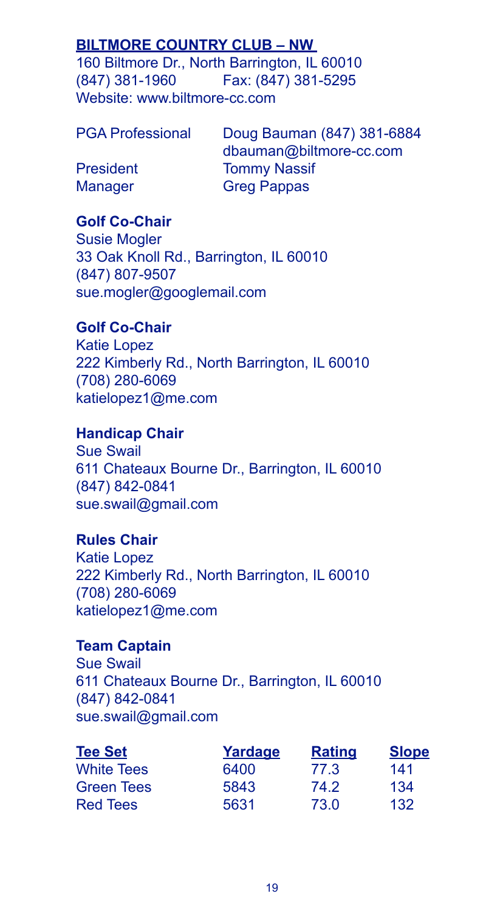## BILTMORE COUNTRY CLUB – NW

160 Biltmore Dr., North Barrington, IL 60010
(847) 381-1960 Fax: (847) 381-5295
Website: www.biltmore-cc.com

PGA Professional Doug Bauman (847) 381-6884
dbauman@biltmore-cc.com
President Tommy Nassif
Manager Greg Pappas

**Golf Co-Chair**
Susie Mogler
33 Oak Knoll Rd., Barrington, IL 60010
(847) 807-9507
sue.mogler@googlemail.com

**Golf Co-Chair**
Katie Lopez
222 Kimberly Rd., North Barrington, IL 60010
(708) 280-6069
katielopez1@me.com

**Handicap Chair**
Sue Swail
611 Chateaux Bourne Dr., Barrington, IL 60010
(847) 842-0841
sue.swail@gmail.com

**Rules Chair**
Katie Lopez
222 Kimberly Rd., North Barrington, IL 60010
(708) 280-6069
katielopez1@me.com

**Team Captain**
Sue Swail
611 Chateaux Bourne Dr., Barrington, IL 60010
(847) 842-0841
sue.swail@gmail.com

| Tee Set | Yardage | Rating | Slope |
|---|---|---|---|
| White Tees | 6400 | 77.3 | 141 |
| Green Tees | 5843 | 74.2 | 134 |
| Red Tees | 5631 | 73.0 | 132 |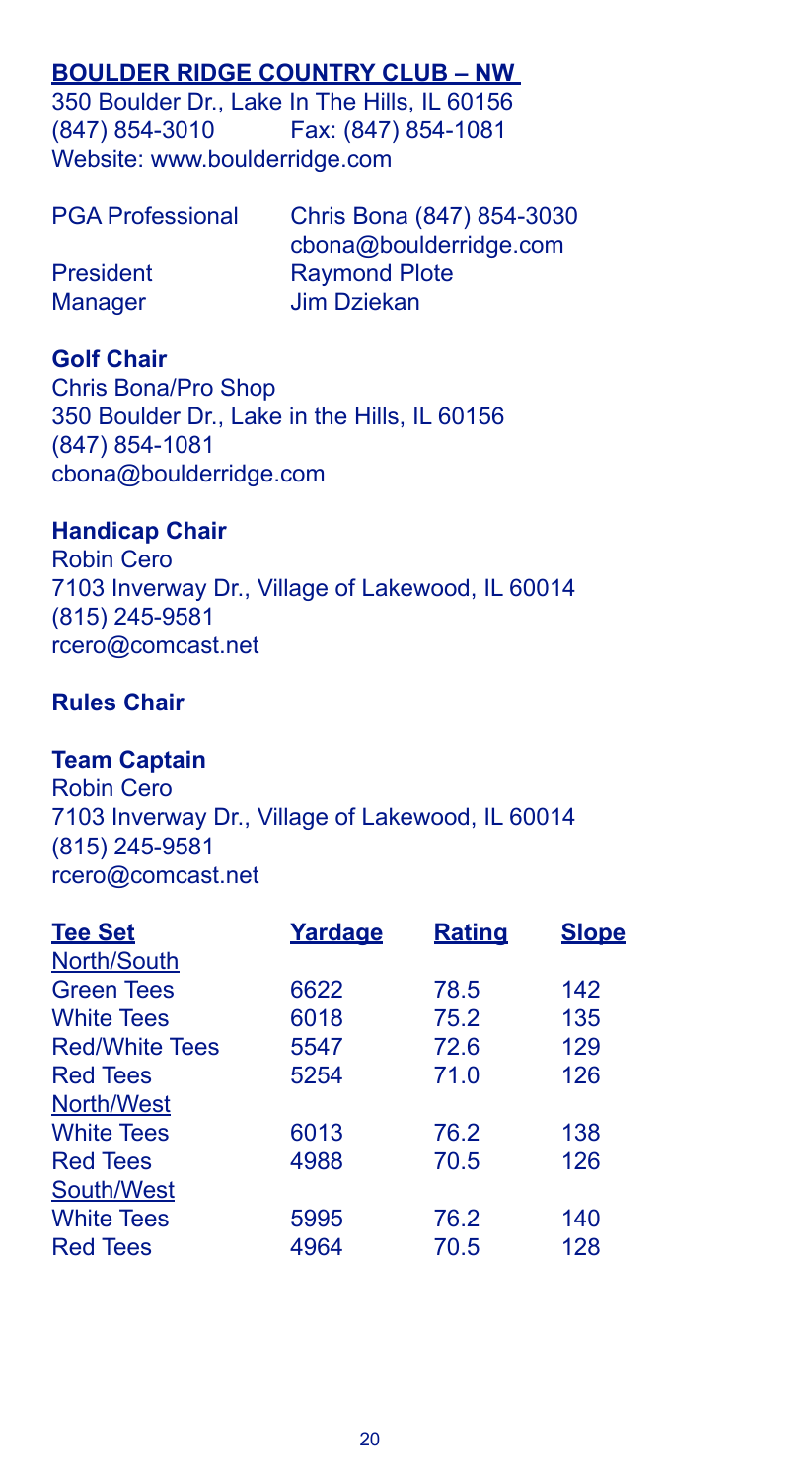## BOULDER RIDGE COUNTRY CLUB – NW

350 Boulder Dr., Lake In The Hills, IL 60156
(847) 854-3010 Fax: (847) 854-1081
Website: www.boulderridge.com

| | |
|---|---|
| PGA Professional | Chris Bona (847) 854-3030<br>cbona@boulderridge.com |
| President | Raymond Plote |
| Manager | Jim Dziekan |

**Golf Chair**
Chris Bona/Pro Shop
350 Boulder Dr., Lake in the Hills, IL 60156
(847) 854-1081
cbona@boulderridge.com

**Handicap Chair**
Robin Cero
7103 Inverway Dr., Village of Lakewood, IL 60014
(815) 245-9581
rcero@comcast.net

**Rules Chair**

**Team Captain**
Robin Cero
7103 Inverway Dr., Village of Lakewood, IL 60014
(815) 245-9581
rcero@comcast.net

| Tee Set | Yardage | Rating | Slope |
|---|---|---|---|
| North/South | | | |
| Green Tees | 6622 | 78.5 | 142 |
| White Tees | 6018 | 75.2 | 135 |
| Red/White Tees | 5547 | 72.6 | 129 |
| Red Tees | 5254 | 71.0 | 126 |
| North/West | | | |
| White Tees | 6013 | 76.2 | 138 |
| Red Tees | 4988 | 70.5 | 126 |
| South/West | | | |
| White Tees | 5995 | 76.2 | 140 |
| Red Tees | 4964 | 70.5 | 128 |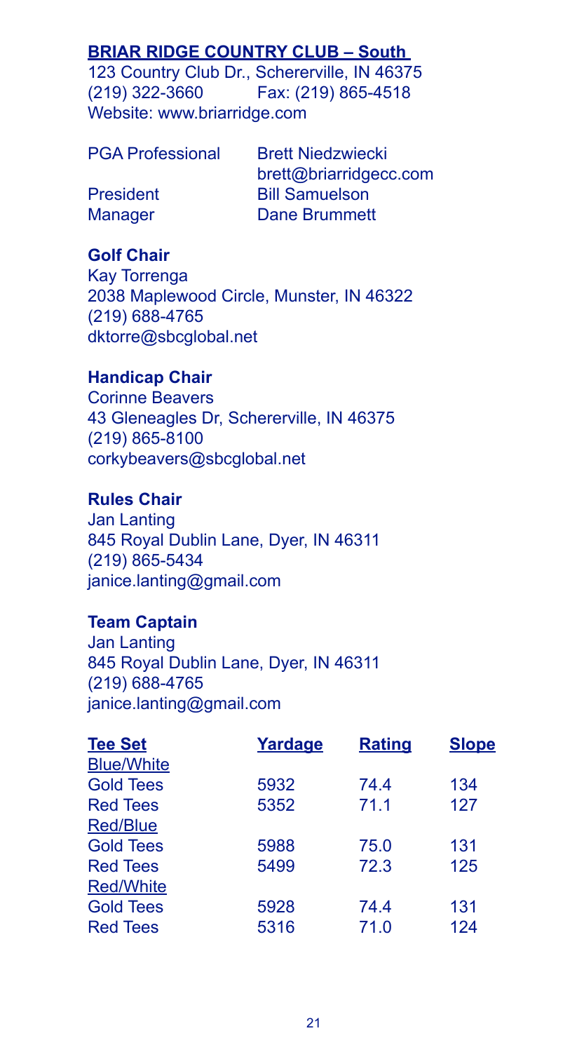## BRIAR RIDGE COUNTRY CLUB – South

123 Country Club Dr., Schererville, IN 46375
(219) 322-3660 Fax: (219) 865-4518
Website: www.briarridge.com

| | |
|---|---|
| PGA Professional | Brett Niedzwiecki<br>brett@briarridgecc.com |
| President | Bill Samuelson |
| Manager | Dane Brummett |

**Golf Chair**
Kay Torrenga
2038 Maplewood Circle, Munster, IN 46322
(219) 688-4765
dktorre@sbcglobal.net

**Handicap Chair**
Corinne Beavers
43 Gleneagles Dr, Schererville, IN 46375
(219) 865-8100
corkybeavers@sbcglobal.net

**Rules Chair**
Jan Lanting
845 Royal Dublin Lane, Dyer, IN 46311
(219) 865-5434
janice.lanting@gmail.com

**Team Captain**
Jan Lanting
845 Royal Dublin Lane, Dyer, IN 46311
(219) 688-4765
janice.lanting@gmail.com

| Tee Set | Yardage | Rating | Slope |
|---|---|---|---|
| Blue/White | | | |
| Gold Tees | 5932 | 74.4 | 134 |
| Red Tees | 5352 | 71.1 | 127 |
| Red/Blue | | | |
| Gold Tees | 5988 | 75.0 | 131 |
| Red Tees | 5499 | 72.3 | 125 |
| Red/White | | | |
| Gold Tees | 5928 | 74.4 | 131 |
| Red Tees | 5316 | 71.0 | 124 |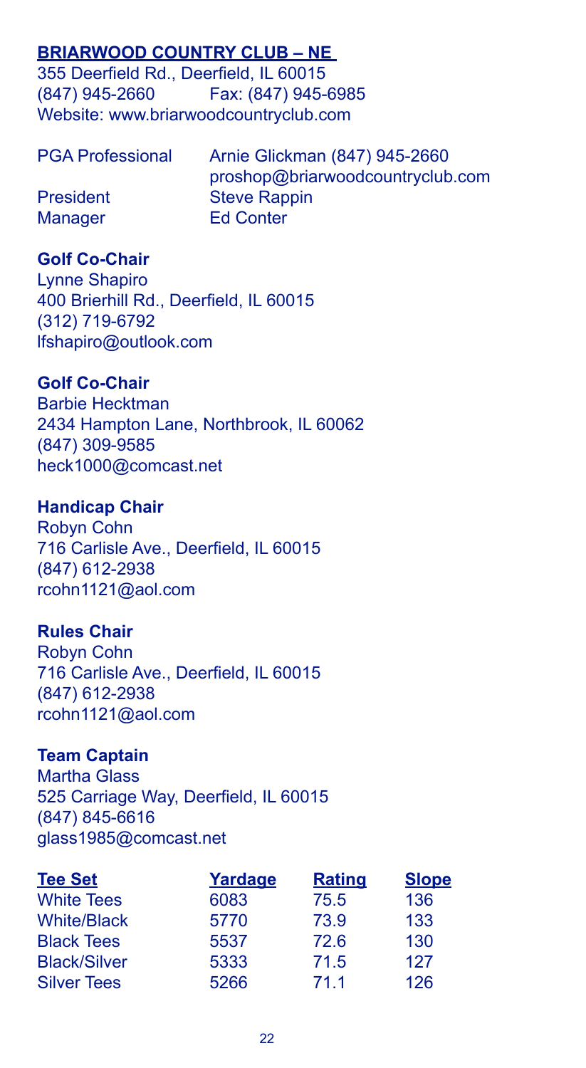## BRIARWOOD COUNTRY CLUB – NE

355 Deerfield Rd., Deerfield, IL 60015
(847) 945-2660 Fax: (847) 945-6985
Website: www.briarwoodcountryclub.com

| | |
|---|---|
| PGA Professional | Arnie Glickman (847) 945-2660 proshop@briarwoodcountryclub.com |
| President | Steve Rappin |
| Manager | Ed Conter |

**Golf Co-Chair**
Lynne Shapiro
400 Brierhill Rd., Deerfield, IL 60015
(312) 719-6792
lfshapiro@outlook.com

**Golf Co-Chair**
Barbie Hecktman
2434 Hampton Lane, Northbrook, IL 60062
(847) 309-9585
heck1000@comcast.net

**Handicap Chair**
Robyn Cohn
716 Carlisle Ave., Deerfield, IL 60015
(847) 612-2938
rcohn1121@aol.com

**Rules Chair**
Robyn Cohn
716 Carlisle Ave., Deerfield, IL 60015
(847) 612-2938
rcohn1121@aol.com

**Team Captain**
Martha Glass
525 Carriage Way, Deerfield, IL 60015
(847) 845-6616
glass1985@comcast.net

| Tee Set | Yardage | Rating | Slope |
|---|---|---|---|
| White Tees | 6083 | 75.5 | 136 |
| White/Black | 5770 | 73.9 | 133 |
| Black Tees | 5537 | 72.6 | 130 |
| Black/Silver | 5333 | 71.5 | 127 |
| Silver Tees | 5266 | 71.1 | 126 |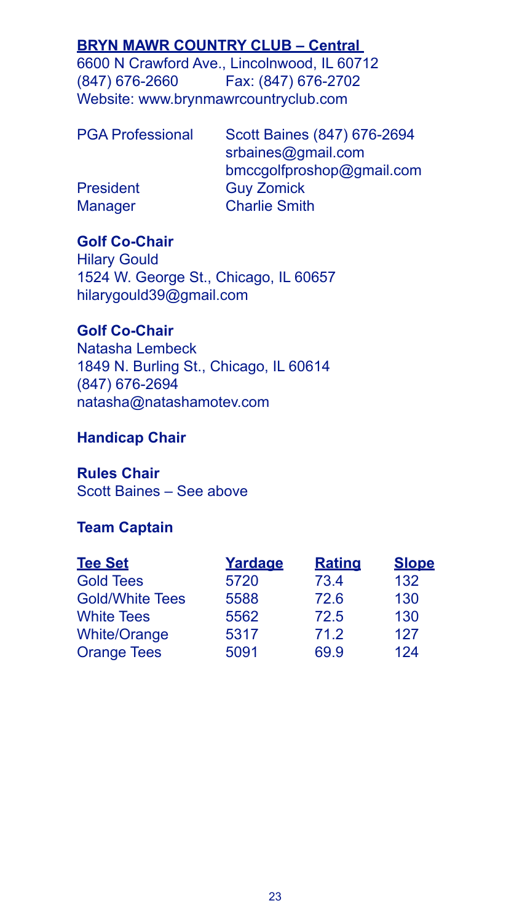## BRYN MAWR COUNTRY CLUB – Central

6600 N Crawford Ave., Lincolnwood, IL 60712
(847) 676-2660 Fax: (847) 676-2702
Website: www.brynmawrcountryclub.com

| | |
|---|---|
| PGA Professional | Scott Baines (847) 676-2694<br>srbaines@gmail.com<br>bmccgolfproshop@gmail.com |
| President | Guy Zomick |
| Manager | Charlie Smith |

**Golf Co-Chair**
Hilary Gould
1524 W. George St., Chicago, IL 60657
hilarygould39@gmail.com

**Golf Co-Chair**
Natasha Lembeck
1849 N. Burling St., Chicago, IL 60614
(847) 676-2694
natasha@natashamotev.com

**Handicap Chair**

**Rules Chair**
Scott Baines – See above

**Team Captain**

| Tee Set | Yardage | Rating | Slope |
|---|---|---|---|
| Gold Tees | 5720 | 73.4 | 132 |
| Gold/White Tees | 5588 | 72.6 | 130 |
| White Tees | 5562 | 72.5 | 130 |
| White/Orange | 5317 | 71.2 | 127 |
| Orange Tees | 5091 | 69.9 | 124 |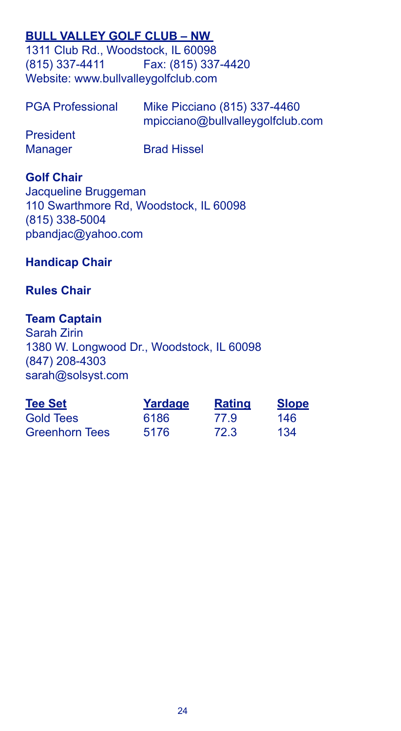## BULL VALLEY GOLF CLUB – NW

1311 Club Rd., Woodstock, IL 60098
(815) 337-4411 Fax: (815) 337-4420
Website: www.bullvalleygolfclub.com

| | |
|---|---|
| PGA Professional | Mike Picciano (815) 337-4460 mpicciano@bullvalleygolfclub.com |
| President | |
| Manager | Brad Hissel |

**Golf Chair**
Jacqueline Bruggeman
110 Swarthmore Rd, Woodstock, IL 60098
(815) 338-5004
pbandjac@yahoo.com

**Handicap Chair**

**Rules Chair**

**Team Captain**
Sarah Zirin
1380 W. Longwood Dr., Woodstock, IL 60098
(847) 208-4303
sarah@solsyst.com

| Tee Set | Yardage | Rating | Slope |
|---|---|---|---|
| Gold Tees | 6186 | 77.9 | 146 |
| Greenhorn Tees | 5176 | 72.3 | 134 |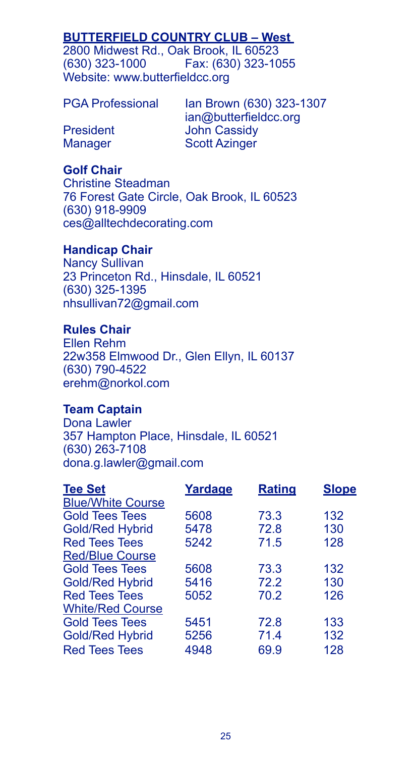## BUTTERFIELD COUNTRY CLUB – West

2800 Midwest Rd., Oak Brook, IL 60523
(630) 323-1000 Fax: (630) 323-1055
Website: www.butterfieldcc.org

| | |
|---|---|
| PGA Professional | Ian Brown (630) 323-1307<br>ian@butterfieldcc.org |
| President | John Cassidy |
| Manager | Scott Azinger |

**Golf Chair**
Christine Steadman
76 Forest Gate Circle, Oak Brook, IL 60523
(630) 918-9909
ces@alltechdecorating.com

**Handicap Chair**
Nancy Sullivan
23 Princeton Rd., Hinsdale, IL 60521
(630) 325-1395
nhsullivan72@gmail.com

**Rules Chair**
Ellen Rehm
22w358 Elmwood Dr., Glen Ellyn, IL 60137
(630) 790-4522
erehm@norkol.com

**Team Captain**
Dona Lawler
357 Hampton Place, Hinsdale, IL 60521
(630) 263-7108
dona.g.lawler@gmail.com

| Tee Set | Yardage | Rating | Slope |
|---|---|---|---|
| Blue/White Course | | | |
| Gold Tees Tees | 5608 | 73.3 | 132 |
| Gold/Red Hybrid | 5478 | 72.8 | 130 |
| Red Tees Tees | 5242 | 71.5 | 128 |
| Red/Blue Course | | | |
| Gold Tees Tees | 5608 | 73.3 | 132 |
| Gold/Red Hybrid | 5416 | 72.2 | 130 |
| Red Tees Tees | 5052 | 70.2 | 126 |
| White/Red Course | | | |
| Gold Tees Tees | 5451 | 72.8 | 133 |
| Gold/Red Hybrid | 5256 | 71.4 | 132 |
| Red Tees Tees | 4948 | 69.9 | 128 |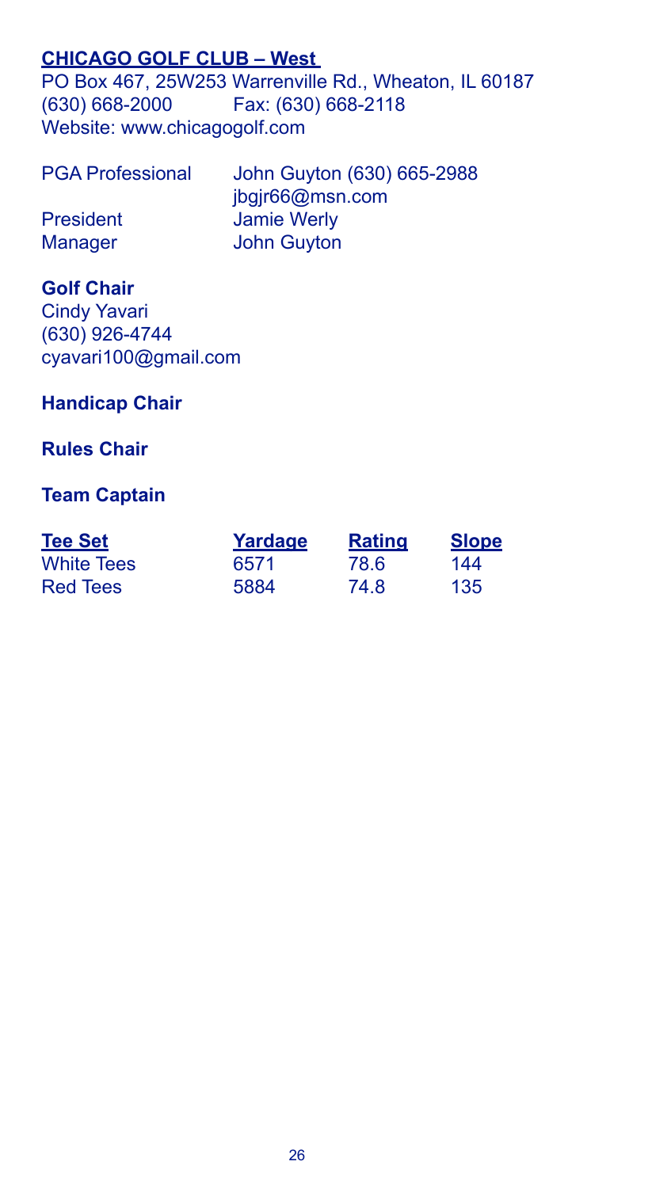## CHICAGO GOLF CLUB – West

PO Box 467, 25W253 Warrenville Rd., Wheaton, IL 60187
(630) 668-2000 Fax: (630) 668-2118
Website: www.chicagogolf.com

PGA Professional John Guyton (630) 665-2988
jbgjr66@msn.com
President Jamie Werly
Manager John Guyton

**Golf Chair**
Cindy Yavari
(630) 926-4744
cyavari100@gmail.com

**Handicap Chair**

**Rules Chair**

**Team Captain**

| Tee Set | Yardage | Rating | Slope |
|---|---|---|---|
| White Tees | 6571 | 78.6 | 144 |
| Red Tees | 5884 | 74.8 | 135 |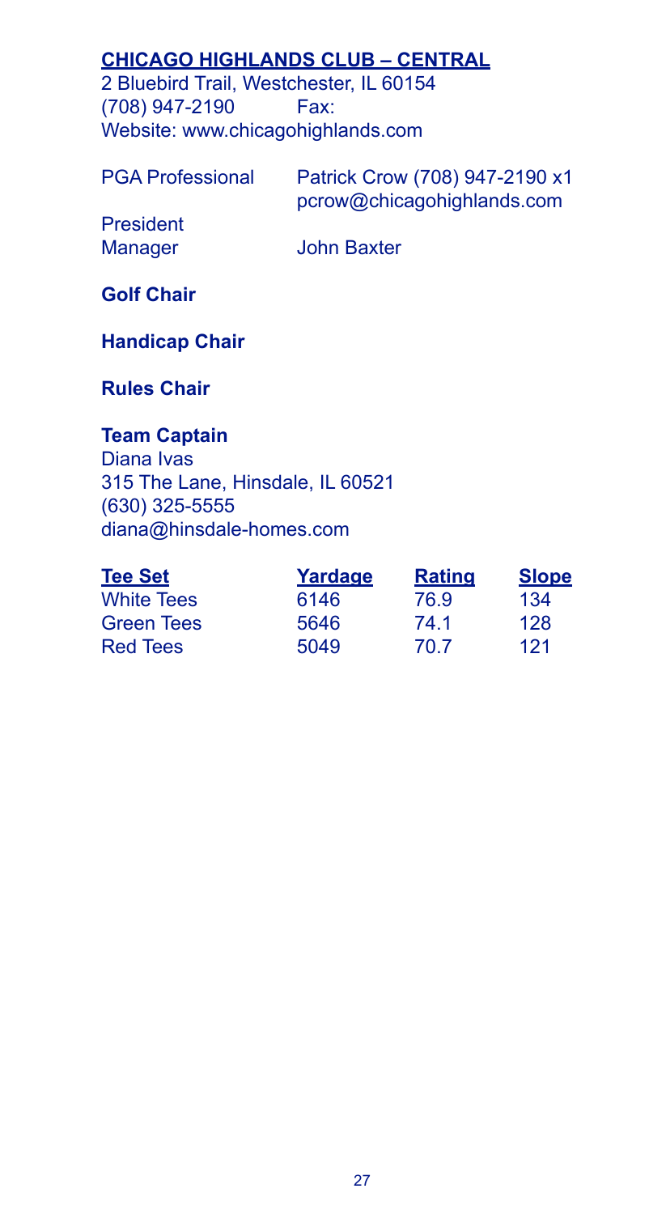## CHICAGO HIGHLANDS CLUB – CENTRAL

2 Bluebird Trail, Westchester, IL 60154
(708) 947-2190 Fax:
Website: www.chicagohighlands.com

PGA Professional Patrick Crow (708) 947-2190 x1
pcrow@chicagohighlands.com

President
Manager John Baxter

**Golf Chair**

**Handicap Chair**

**Rules Chair**

**Team Captain**
Diana Ivas
315 The Lane, Hinsdale, IL 60521
(630) 325-5555
diana@hinsdale-homes.com

| Tee Set | Yardage | Rating | Slope |
|---|---|---|---|
| White Tees | 6146 | 76.9 | 134 |
| Green Tees | 5646 | 74.1 | 128 |
| Red Tees | 5049 | 70.7 | 121 |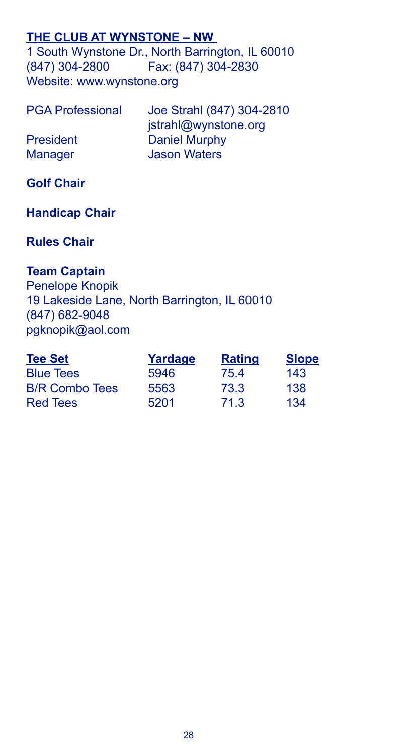## THE CLUB AT WYNSTONE – NW

1 South Wynstone Dr., North Barrington, IL 60010
(847) 304-2800 Fax: (847) 304-2830
Website: www.wynstone.org

PGA Professional Joe Strahl (847) 304-2810
jstrahl@wynstone.org
President Daniel Murphy
Manager Jason Waters

**Golf Chair**

**Handicap Chair**

**Rules Chair**

**Team Captain**
Penelope Knopik
19 Lakeside Lane, North Barrington, IL 60010
(847) 682-9048
pgknopik@aol.com

| Tee Set | Yardage | Rating | Slope |
|---|---|---|---|
| Blue Tees | 5946 | 75.4 | 143 |
| B/R Combo Tees | 5563 | 73.3 | 138 |
| Red Tees | 5201 | 71.3 | 134 |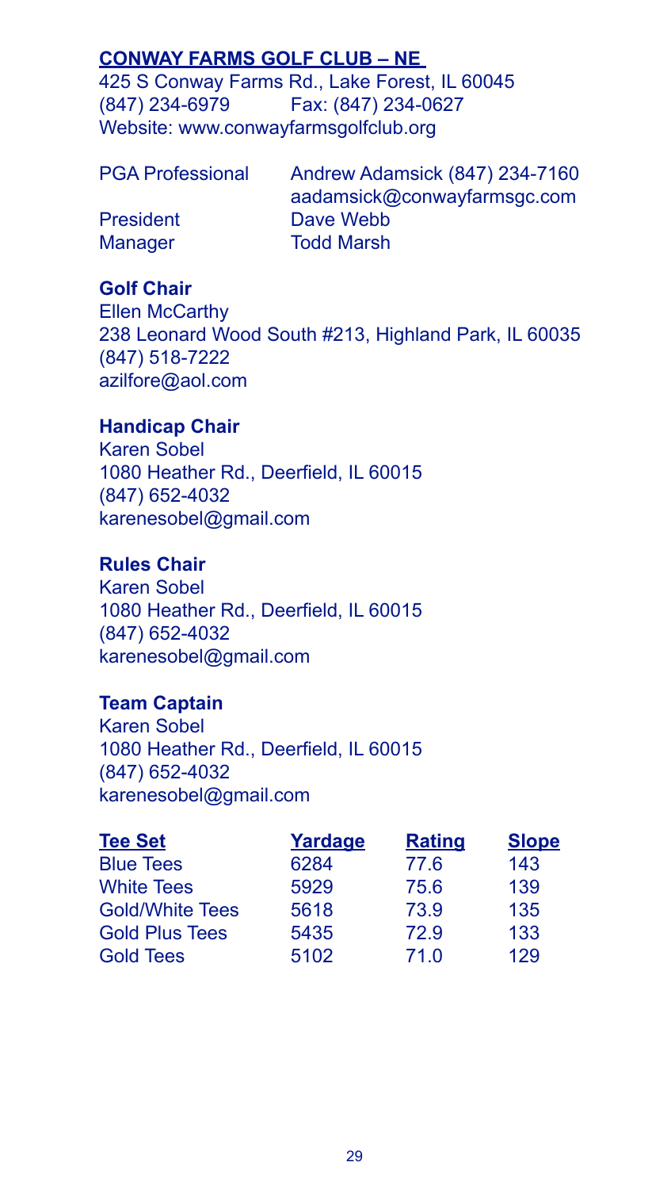## CONWAY FARMS GOLF CLUB – NE

425 S Conway Farms Rd., Lake Forest, IL 60045
(847) 234-6979 Fax: (847) 234-0627
Website: www.conwayfarmsgolfclub.org

PGA Professional Andrew Adamsick (847) 234-7160
aadamsick@conwayfarmsgc.com
President Dave Webb
Manager Todd Marsh

**Golf Chair**
Ellen McCarthy
238 Leonard Wood South #213, Highland Park, IL 60035
(847) 518-7222
azilfore@aol.com

**Handicap Chair**
Karen Sobel
1080 Heather Rd., Deerfield, IL 60015
(847) 652-4032
karenesobel@gmail.com

**Rules Chair**
Karen Sobel
1080 Heather Rd., Deerfield, IL 60015
(847) 652-4032
karenesobel@gmail.com

**Team Captain**
Karen Sobel
1080 Heather Rd., Deerfield, IL 60015
(847) 652-4032
karenesobel@gmail.com

| Tee Set | Yardage | Rating | Slope |
|---|---|---|---|
| Blue Tees | 6284 | 77.6 | 143 |
| White Tees | 5929 | 75.6 | 139 |
| Gold/White Tees | 5618 | 73.9 | 135 |
| Gold Plus Tees | 5435 | 72.9 | 133 |
| Gold Tees | 5102 | 71.0 | 129 |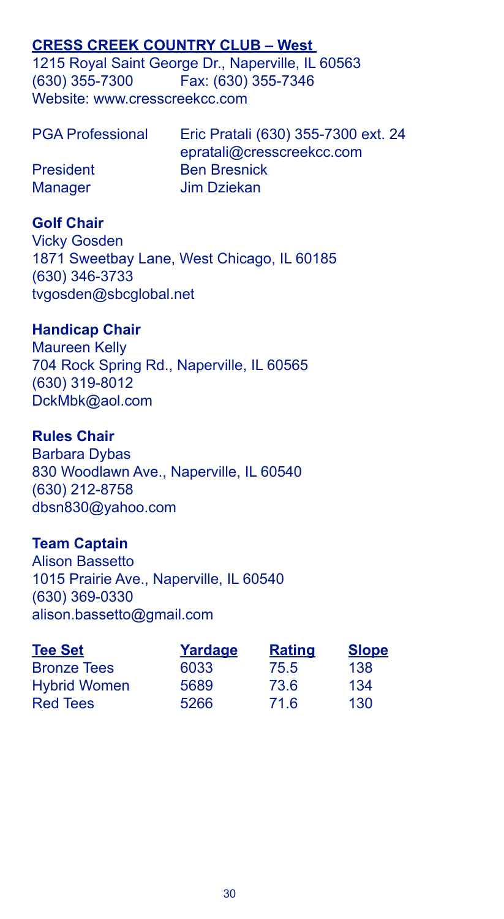## CRESS CREEK COUNTRY CLUB – West

1215 Royal Saint George Dr., Naperville, IL 60563
(630) 355-7300 Fax: (630) 355-7346
Website: www.cresscreekcc.com

| | |
|---|---|
| PGA Professional | Eric Pratali (630) 355-7300 ext. 24 epratali@cresscreekcc.com |
| President | Ben Bresnick |
| Manager | Jim Dziekan |

**Golf Chair**
Vicky Gosden
1871 Sweetbay Lane, West Chicago, IL 60185
(630) 346-3733
tvgosden@sbcglobal.net

**Handicap Chair**
Maureen Kelly
704 Rock Spring Rd., Naperville, IL 60565
(630) 319-8012
DckMbk@aol.com

**Rules Chair**
Barbara Dybas
830 Woodlawn Ave., Naperville, IL 60540
(630) 212-8758
dbsn830@yahoo.com

**Team Captain**
Alison Bassetto
1015 Prairie Ave., Naperville, IL 60540
(630) 369-0330
alison.bassetto@gmail.com

| Tee Set | Yardage | Rating | Slope |
|---|---|---|---|
| Bronze Tees | 6033 | 75.5 | 138 |
| Hybrid Women | 5689 | 73.6 | 134 |
| Red Tees | 5266 | 71.6 | 130 |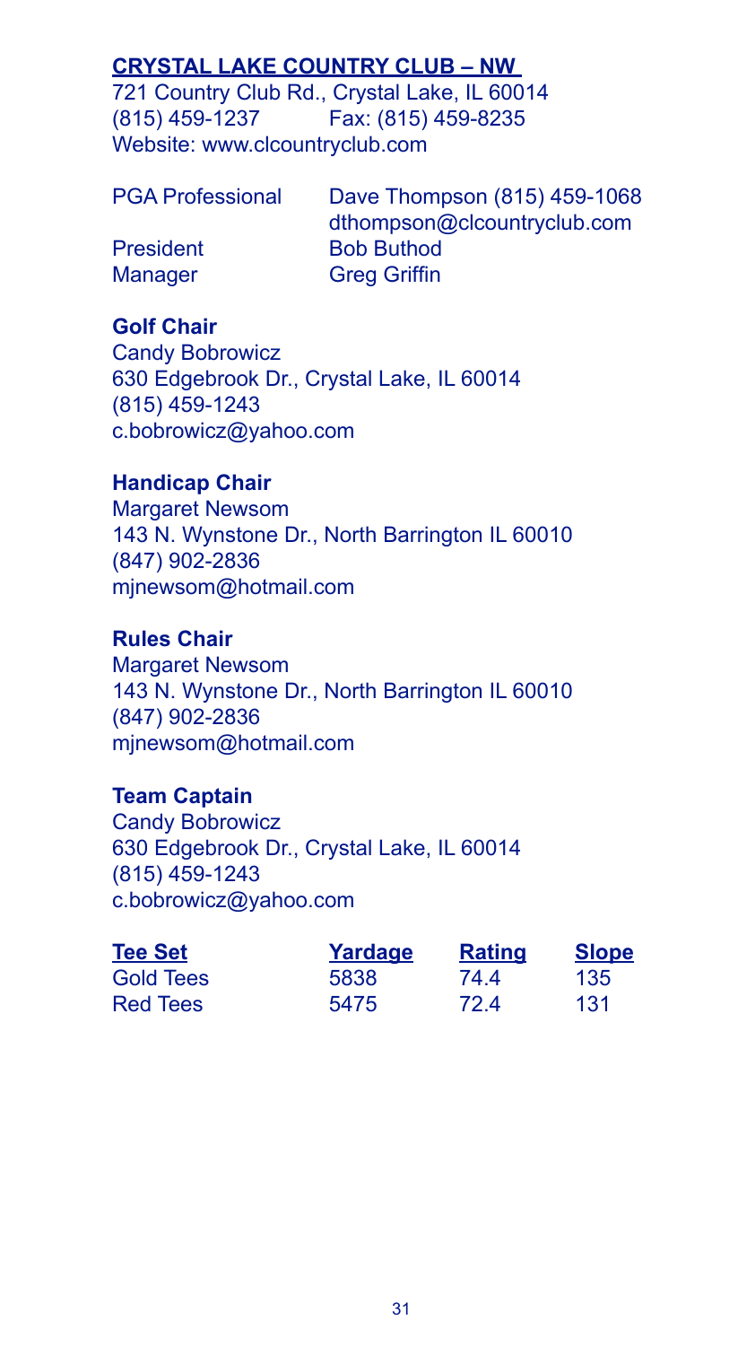## CRYSTAL LAKE COUNTRY CLUB – NW

721 Country Club Rd., Crystal Lake, IL 60014
(815) 459-1237 Fax: (815) 459-8235
Website: www.clcountryclub.com

| | |
|---|---|
| PGA Professional | Dave Thompson (815) 459-1068<br>dthompson@clcountryclub.com |
| President | Bob Buthod |
| Manager | Greg Griffin |

**Golf Chair**
Candy Bobrowicz
630 Edgebrook Dr., Crystal Lake, IL 60014
(815) 459-1243
c.bobrowicz@yahoo.com

**Handicap Chair**
Margaret Newsom
143 N. Wynstone Dr., North Barrington IL 60010
(847) 902-2836
mjnewsom@hotmail.com

**Rules Chair**
Margaret Newsom
143 N. Wynstone Dr., North Barrington IL 60010
(847) 902-2836
mjnewsom@hotmail.com

**Team Captain**
Candy Bobrowicz
630 Edgebrook Dr., Crystal Lake, IL 60014
(815) 459-1243
c.bobrowicz@yahoo.com

| Tee Set | Yardage | Rating | Slope |
|---|---|---|---|
| Gold Tees | 5838 | 74.4 | 135 |
| Red Tees | 5475 | 72.4 | 131 |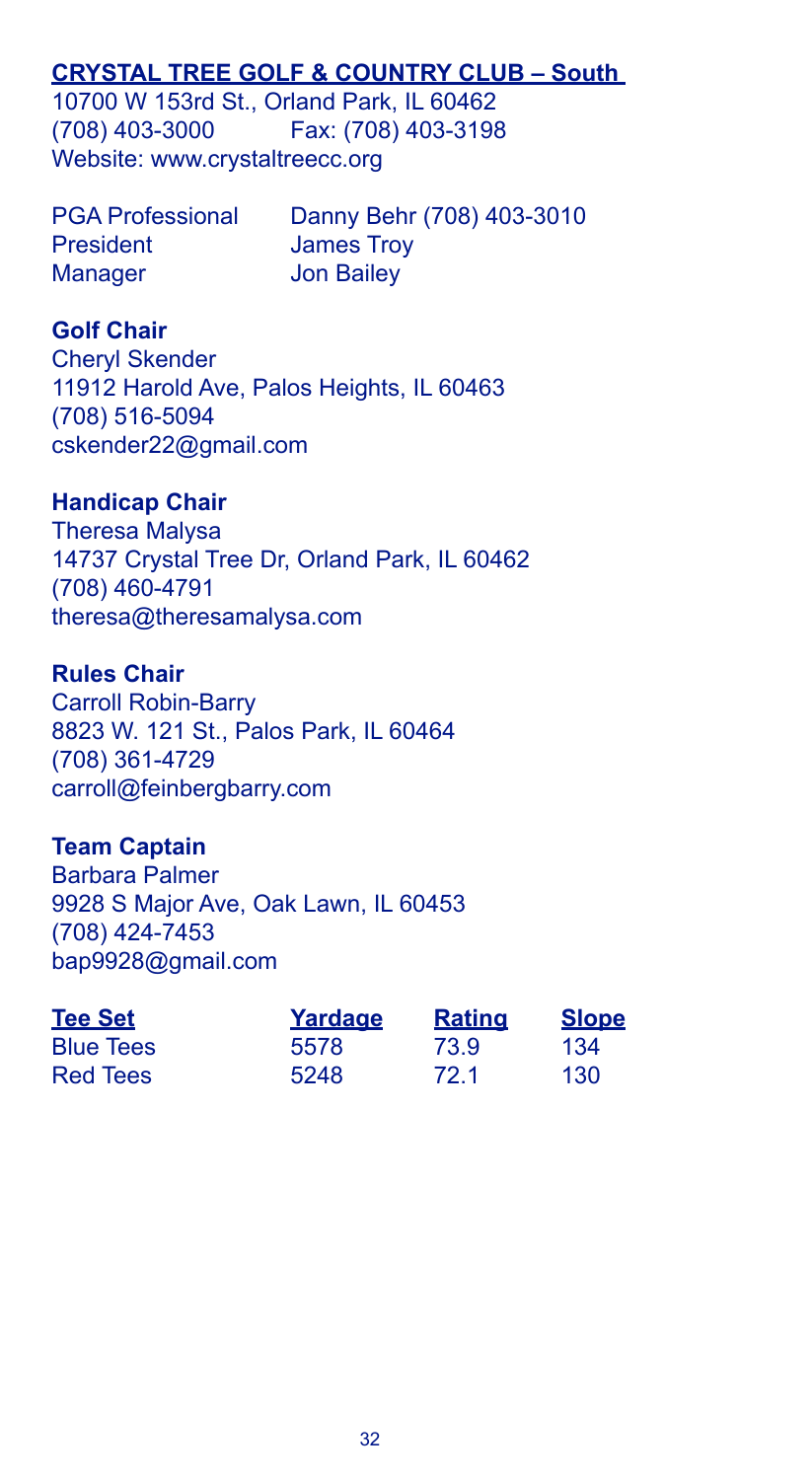## CRYSTAL TREE GOLF & COUNTRY CLUB – South

10700 W 153rd St., Orland Park, IL 60462
(708) 403-3000 Fax: (708) 403-3198
Website: www.crystaltreecc.org

| | |
|---|---|
| PGA Professional | Danny Behr (708) 403-3010 |
| President | James Troy |
| Manager | Jon Bailey |

### Golf Chair

Cheryl Skender
11912 Harold Ave, Palos Heights, IL 60463
(708) 516-5094
cskender22@gmail.com

### Handicap Chair

Theresa Malysa
14737 Crystal Tree Dr, Orland Park, IL 60462
(708) 460-4791
theresa@theresamalysa.com

### Rules Chair

Carroll Robin-Barry
8823 W. 121 St., Palos Park, IL 60464
(708) 361-4729
carroll@feinbergbarry.com

### Team Captain

Barbara Palmer
9928 S Major Ave, Oak Lawn, IL 60453
(708) 424-7453
bap9928@gmail.com

| Tee Set | Yardage | Rating | Slope |
|---|---|---|---|
| Blue Tees | 5578 | 73.9 | 134 |
| Red Tees | 5248 | 72.1 | 130 |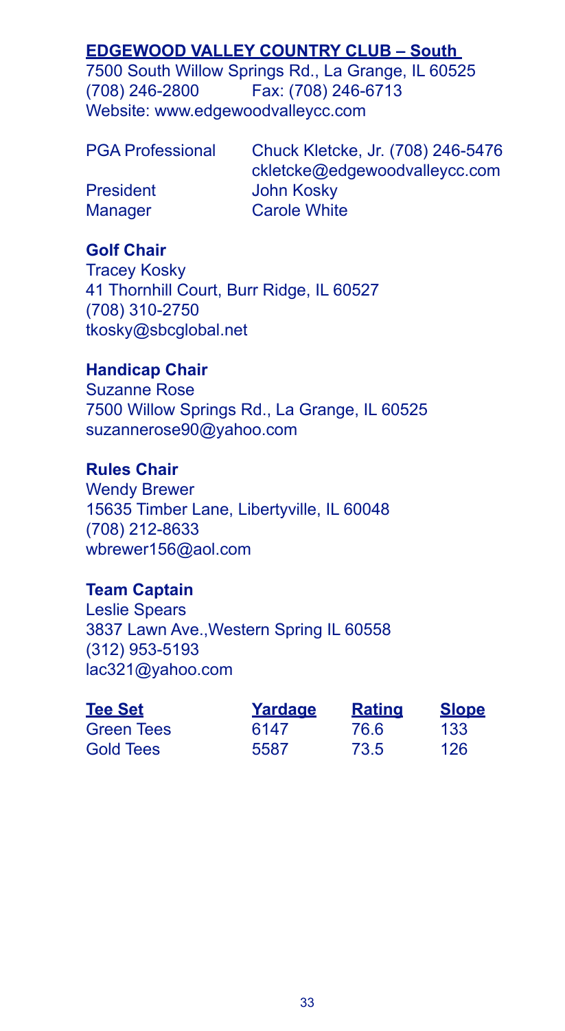## EDGEWOOD VALLEY COUNTRY CLUB – South

7500 South Willow Springs Rd., La Grange, IL 60525
(708) 246-2800 Fax: (708) 246-6713
Website: www.edgewoodvalleycc.com

PGA Professional Chuck Kletcke, Jr. (708) 246-5476
ckletcke@edgewoodvalleycc.com
President John Kosky
Manager Carole White

**Golf Chair**
Tracey Kosky
41 Thornhill Court, Burr Ridge, IL 60527
(708) 310-2750
tkosky@sbcglobal.net

**Handicap Chair**
Suzanne Rose
7500 Willow Springs Rd., La Grange, IL 60525
suzannerose90@yahoo.com

**Rules Chair**
Wendy Brewer
15635 Timber Lane, Libertyville, IL 60048
(708) 212-8633
wbrewer156@aol.com

**Team Captain**
Leslie Spears
3837 Lawn Ave.,Western Spring IL 60558
(312) 953-5193
lac321@yahoo.com

| Tee Set | Yardage | Rating | Slope |
|---|---|---|---|
| Green Tees | 6147 | 76.6 | 133 |
| Gold Tees | 5587 | 73.5 | 126 |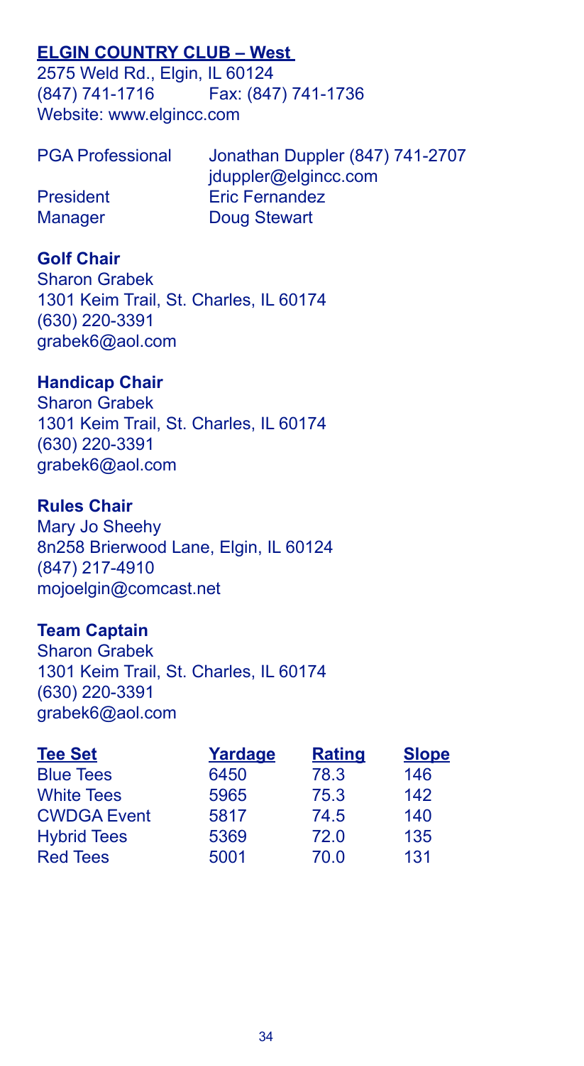## ELGIN COUNTRY CLUB – West

2575 Weld Rd., Elgin, IL 60124
(847) 741-1716 Fax: (847) 741-1736
Website: www.elgincc.com

PGA Professional Jonathan Duppler (847) 741-2707
jduppler@elgincc.com
President Eric Fernandez
Manager Doug Stewart

### Golf Chair

Sharon Grabek
1301 Keim Trail, St. Charles, IL 60174
(630) 220-3391
grabek6@aol.com

### Handicap Chair

Sharon Grabek
1301 Keim Trail, St. Charles, IL 60174
(630) 220-3391
grabek6@aol.com

### Rules Chair

Mary Jo Sheehy
8n258 Brierwood Lane, Elgin, IL 60124
(847) 217-4910
mojoelgin@comcast.net

### Team Captain

Sharon Grabek
1301 Keim Trail, St. Charles, IL 60174
(630) 220-3391
grabek6@aol.com

| Tee Set | Yardage | Rating | Slope |
|---|---|---|---|
| Blue Tees | 6450 | 78.3 | 146 |
| White Tees | 5965 | 75.3 | 142 |
| CWDGA Event | 5817 | 74.5 | 140 |
| Hybrid Tees | 5369 | 72.0 | 135 |
| Red Tees | 5001 | 70.0 | 131 |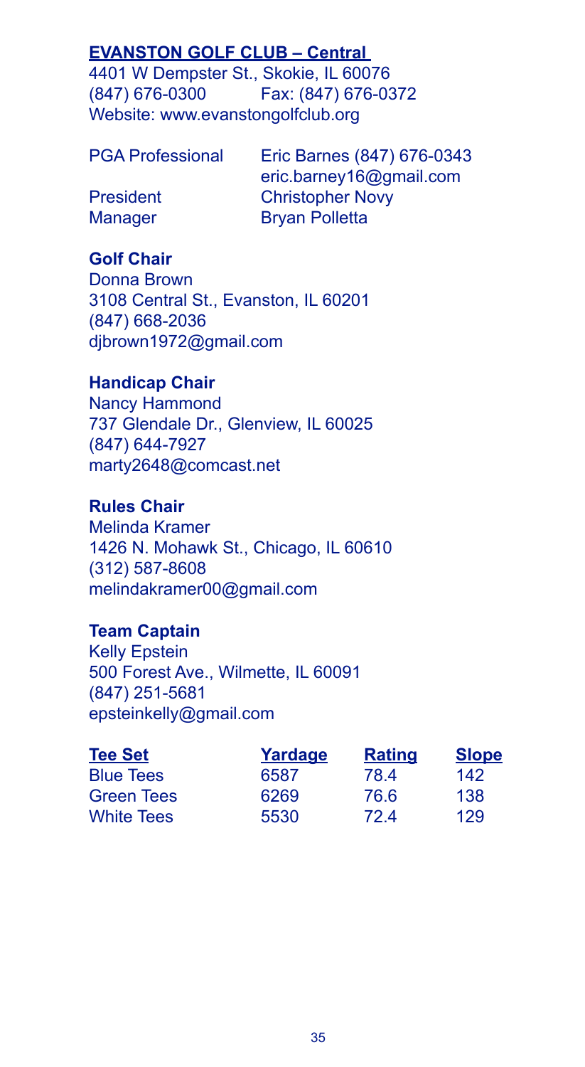## EVANSTON GOLF CLUB – Central

4401 W Dempster St., Skokie, IL 60076
(847) 676-0300 Fax: (847) 676-0372
Website: www.evanstongolfclub.org

PGA Professional Eric Barnes (847) 676-0343
eric.barney16@gmail.com
President Christopher Novy
Manager Bryan Polletta

### Golf Chair

Donna Brown
3108 Central St., Evanston, IL 60201
(847) 668-2036
djbrown1972@gmail.com

### Handicap Chair

Nancy Hammond
737 Glendale Dr., Glenview, IL 60025
(847) 644-7927
marty2648@comcast.net

### Rules Chair

Melinda Kramer
1426 N. Mohawk St., Chicago, IL 60610
(312) 587-8608
melindakramer00@gmail.com

### Team Captain

Kelly Epstein
500 Forest Ave., Wilmette, IL 60091
(847) 251-5681
epsteinkelly@gmail.com

| Tee Set | Yardage | Rating | Slope |
|---|---|---|---|
| Blue Tees | 6587 | 78.4 | 142 |
| Green Tees | 6269 | 76.6 | 138 |
| White Tees | 5530 | 72.4 | 129 |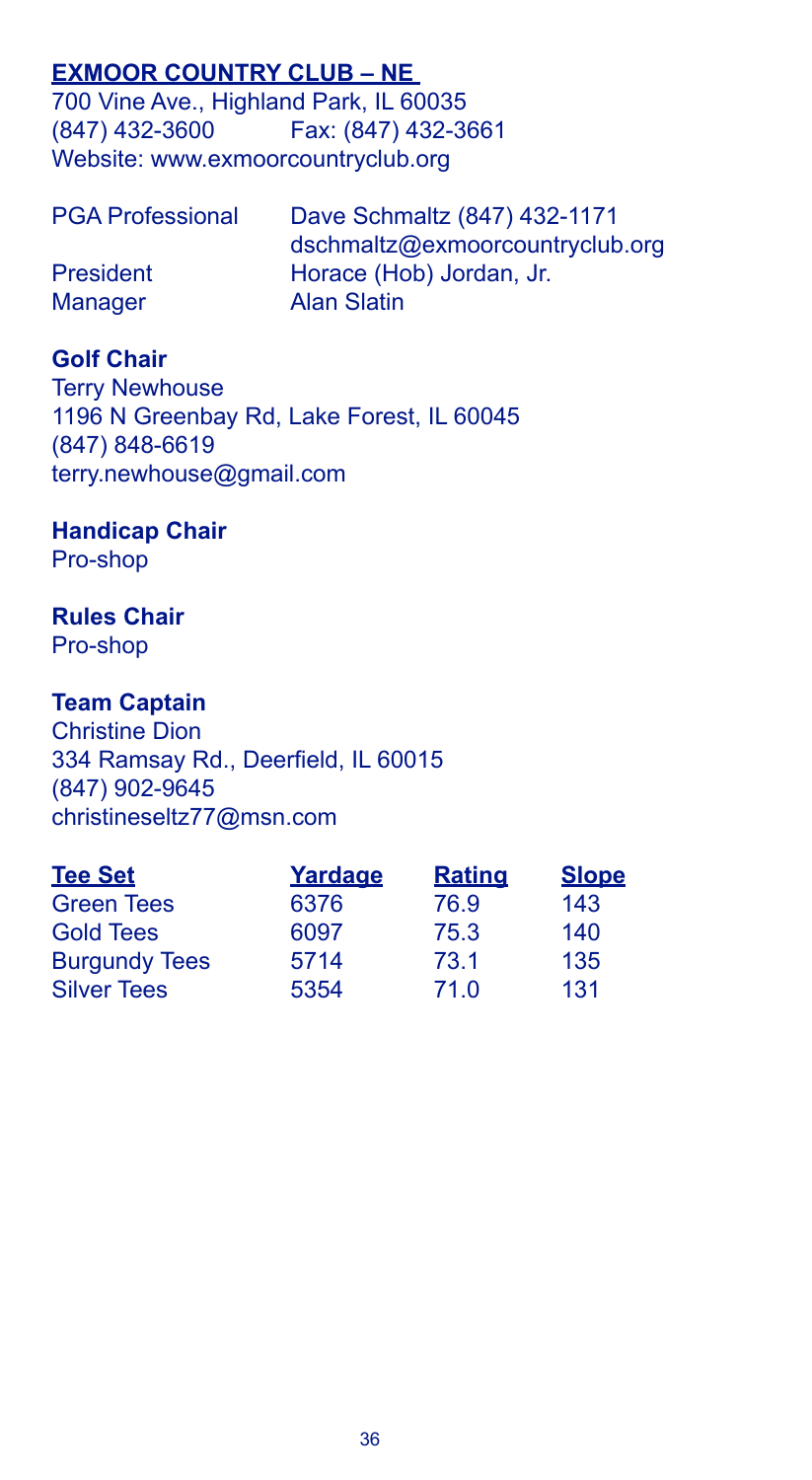## EXMOOR COUNTRY CLUB – NE

700 Vine Ave., Highland Park, IL 60035
(847) 432-3600 Fax: (847) 432-3661
Website: www.exmoorcountryclub.org

PGA Professional Dave Schmaltz (847) 432-1171
dschmaltz@exmoorcountryclub.org
President Horace (Hob) Jordan, Jr.
Manager Alan Slatin

**Golf Chair**
Terry Newhouse
1196 N Greenbay Rd, Lake Forest, IL 60045
(847) 848-6619
terry.newhouse@gmail.com

**Handicap Chair**
Pro-shop

**Rules Chair**
Pro-shop

**Team Captain**
Christine Dion
334 Ramsay Rd., Deerfield, IL 60015
(847) 902-9645
christineseltz77@msn.com

| Tee Set | Yardage | Rating | Slope |
|---|---|---|---|
| Green Tees | 6376 | 76.9 | 143 |
| Gold Tees | 6097 | 75.3 | 140 |
| Burgundy Tees | 5714 | 73.1 | 135 |
| Silver Tees | 5354 | 71.0 | 131 |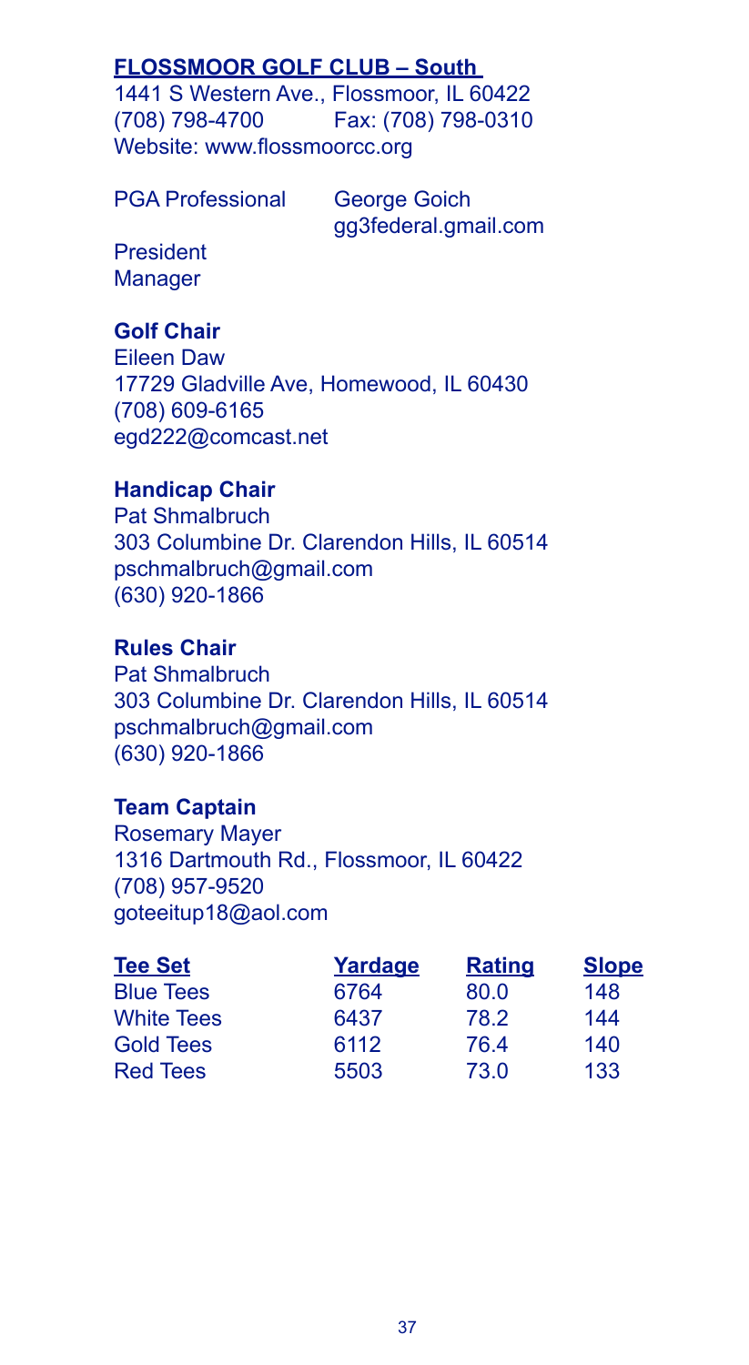## FLOSSMOOR GOLF CLUB – South

1441 S Western Ave., Flossmoor, IL 60422
(708) 798-4700 Fax: (708) 798-0310
Website: www.flossmoorcc.org

PGA Professional George Goich
gg3federal.gmail.com

President
Manager

**Golf Chair**
Eileen Daw
17729 Gladville Ave, Homewood, IL 60430
(708) 609-6165
egd222@comcast.net

**Handicap Chair**
Pat Shmalbruch
303 Columbine Dr. Clarendon Hills, IL 60514
pschmalbruch@gmail.com
(630) 920-1866

**Rules Chair**
Pat Shmalbruch
303 Columbine Dr. Clarendon Hills, IL 60514
pschmalbruch@gmail.com
(630) 920-1866

**Team Captain**
Rosemary Mayer
1316 Dartmouth Rd., Flossmoor, IL 60422
(708) 957-9520
goteeitup18@aol.com

| Tee Set | Yardage | Rating | Slope |
|---|---|---|---|
| Blue Tees | 6764 | 80.0 | 148 |
| White Tees | 6437 | 78.2 | 144 |
| Gold Tees | 6112 | 76.4 | 140 |
| Red Tees | 5503 | 73.0 | 133 |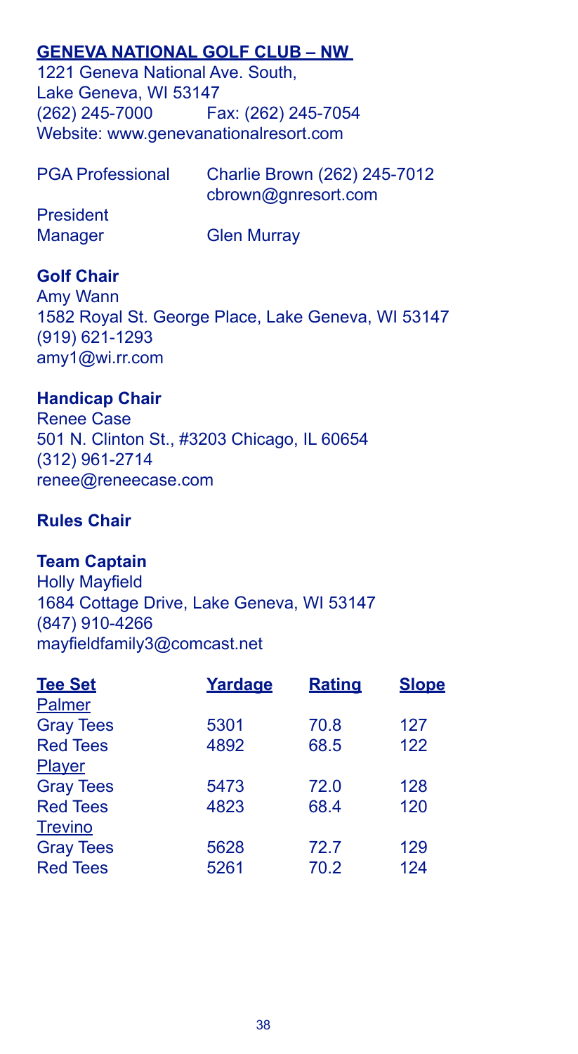## GENEVA NATIONAL GOLF CLUB – NW

1221 Geneva National Ave. South,
Lake Geneva, WI 53147
(262) 245-7000 Fax: (262) 245-7054
Website: www.genevanationalresort.com

| | |
|---|---|
| PGA Professional | Charlie Brown (262) 245-7012<br>cbrown@gnresort.com |
| President | |
| Manager | Glen Murray |

**Golf Chair**
Amy Wann
1582 Royal St. George Place, Lake Geneva, WI 53147
(919) 621-1293
amy1@wi.rr.com

**Handicap Chair**
Renee Case
501 N. Clinton St., #3203 Chicago, IL 60654
(312) 961-2714
renee@reneecase.com

**Rules Chair**

**Team Captain**
Holly Mayfield
1684 Cottage Drive, Lake Geneva, WI 53147
(847) 910-4266
mayfieldfamily3@comcast.net

| Tee Set | Yardage | Rating | Slope |
|---|---|---|---|
| Palmer | | | |
| Gray Tees | 5301 | 70.8 | 127 |
| Red Tees | 4892 | 68.5 | 122 |
| Player | | | |
| Gray Tees | 5473 | 72.0 | 128 |
| Red Tees | 4823 | 68.4 | 120 |
| Trevino | | | |
| Gray Tees | 5628 | 72.7 | 129 |
| Red Tees | 5261 | 70.2 | 124 |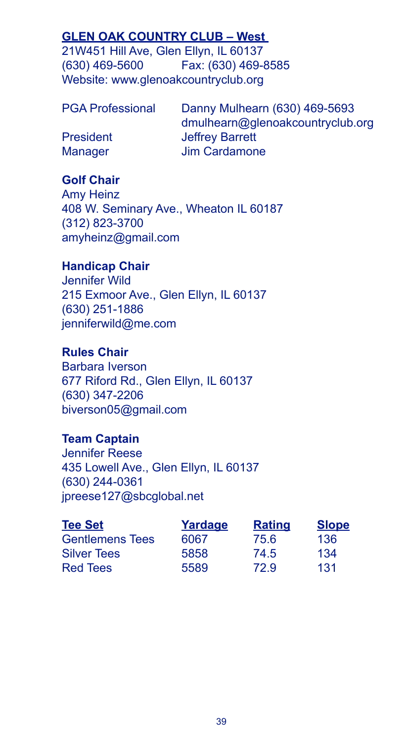## GLEN OAK COUNTRY CLUB – West

21W451 Hill Ave, Glen Ellyn, IL 60137
(630) 469-5600 Fax: (630) 469-8585
Website: www.glenoakcountryclub.org

PGA Professional Danny Mulhearn (630) 469-5693
dmulhearn@glenoakcountryclub.org
President Jeffrey Barrett
Manager Jim Cardamone

**Golf Chair**
Amy Heinz
408 W. Seminary Ave., Wheaton IL 60187
(312) 823-3700
amyheinz@gmail.com

**Handicap Chair**
Jennifer Wild
215 Exmoor Ave., Glen Ellyn, IL 60137
(630) 251-1886
jenniferwild@me.com

**Rules Chair**
Barbara Iverson
677 Riford Rd., Glen Ellyn, IL 60137
(630) 347-2206
biverson05@gmail.com

**Team Captain**
Jennifer Reese
435 Lowell Ave., Glen Ellyn, IL 60137
(630) 244-0361
jpreese127@sbcglobal.net

| Tee Set | Yardage | Rating | Slope |
|---|---|---|---|
| Gentlemens Tees | 6067 | 75.6 | 136 |
| Silver Tees | 5858 | 74.5 | 134 |
| Red Tees | 5589 | 72.9 | 131 |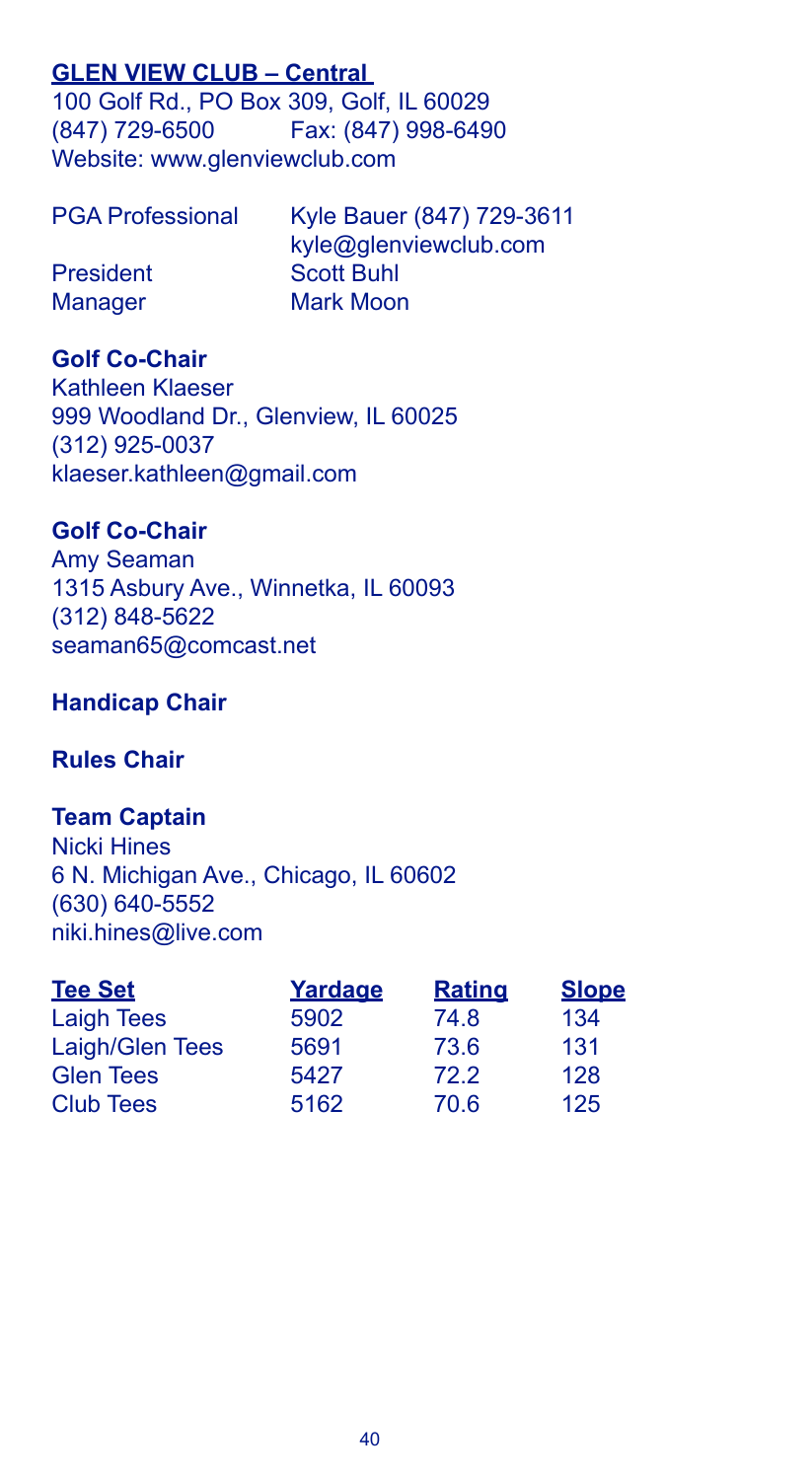## GLEN VIEW CLUB – Central

100 Golf Rd., PO Box 309, Golf, IL 60029
(847) 729-6500 Fax: (847) 998-6490
Website: www.glenviewclub.com

PGA Professional: Kyle Bauer (847) 729-3611
kyle@glenviewclub.com
President: Scott Buhl
Manager: Mark Moon

**Golf Co-Chair**
Kathleen Klaeser
999 Woodland Dr., Glenview, IL 60025
(312) 925-0037
klaeser.kathleen@gmail.com

**Golf Co-Chair**
Amy Seaman
1315 Asbury Ave., Winnetka, IL 60093
(312) 848-5622
seaman65@comcast.net

**Handicap Chair**

**Rules Chair**

**Team Captain**
Nicki Hines
6 N. Michigan Ave., Chicago, IL 60602
(630) 640-5552
niki.hines@live.com

| Tee Set | Yardage | Rating | Slope |
|---|---|---|---|
| Laigh Tees | 5902 | 74.8 | 134 |
| Laigh/Glen Tees | 5691 | 73.6 | 131 |
| Glen Tees | 5427 | 72.2 | 128 |
| Club Tees | 5162 | 70.6 | 125 |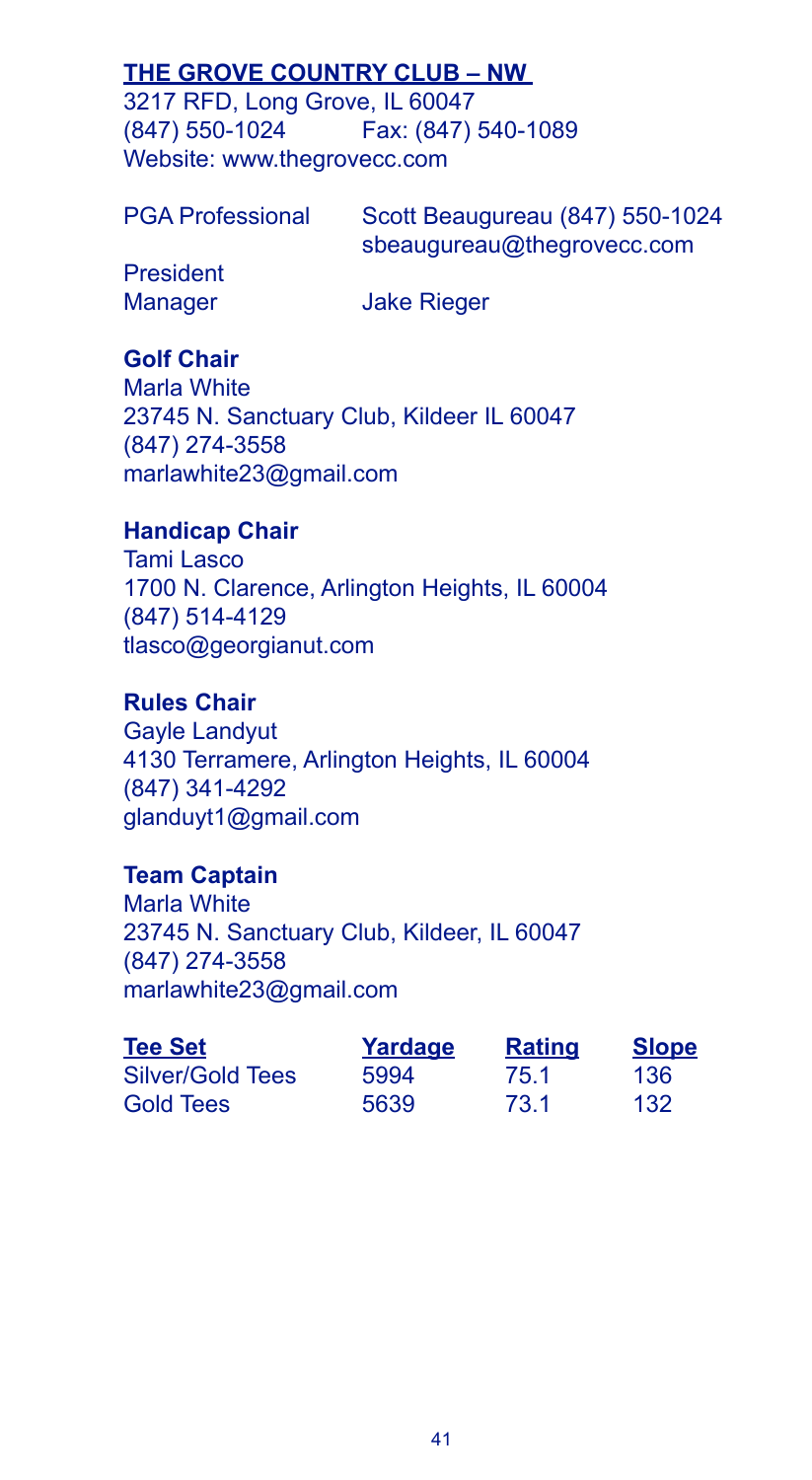## THE GROVE COUNTRY CLUB – NW

3217 RFD, Long Grove, IL 60047
(847) 550-1024 Fax: (847) 540-1089
Website: www.thegrovecc.com

PGA Professional Scott Beaugureau (847) 550-1024
sbeaugureau@thegrovecc.com

President

Manager Jake Rieger

### Golf Chair

Marla White
23745 N. Sanctuary Club, Kildeer IL 60047
(847) 274-3558
marlawhite23@gmail.com

### Handicap Chair

Tami Lasco
1700 N. Clarence, Arlington Heights, IL 60004
(847) 514-4129
tlasco@georgianut.com

### Rules Chair

Gayle Landyut
4130 Terramere, Arlington Heights, IL 60004
(847) 341-4292
glanduyt1@gmail.com

### Team Captain

Marla White
23745 N. Sanctuary Club, Kildeer, IL 60047
(847) 274-3558
marlawhite23@gmail.com

| Tee Set | Yardage | Rating | Slope |
|---|---|---|---|
| Silver/Gold Tees | 5994 | 75.1 | 136 |
| Gold Tees | 5639 | 73.1 | 132 |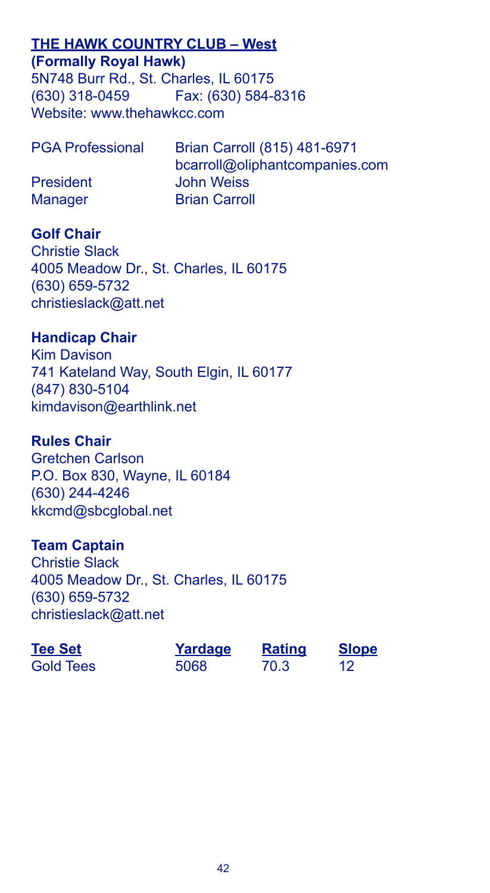## THE HAWK COUNTRY CLUB – West

**(Formally Royal Hawk)**

5N748 Burr Rd., St. Charles, IL 60175
(630) 318-0459 Fax: (630) 584-8316
Website: www.thehawkcc.com

| | |
|---|---|
| PGA Professional | Brian Carroll (815) 481-6971<br>bcarroll@oliphantcompanies.com |
| President | John Weiss |
| Manager | Brian Carroll |

### Golf Chair

Christie Slack
4005 Meadow Dr., St. Charles, IL 60175
(630) 659-5732
christieslack@att.net

### Handicap Chair

Kim Davison
741 Kateland Way, South Elgin, IL 60177
(847) 830-5104
kimdavison@earthlink.net

### Rules Chair

Gretchen Carlson
P.O. Box 830, Wayne, IL 60184
(630) 244-4246
kkcmd@sbcglobal.net

### Team Captain

Christie Slack
4005 Meadow Dr., St. Charles, IL 60175
(630) 659-5732
christieslack@att.net

| Tee Set | Yardage | Rating | Slope |
|---|---|---|---|
| Gold Tees | 5068 | 70.3 | 12 |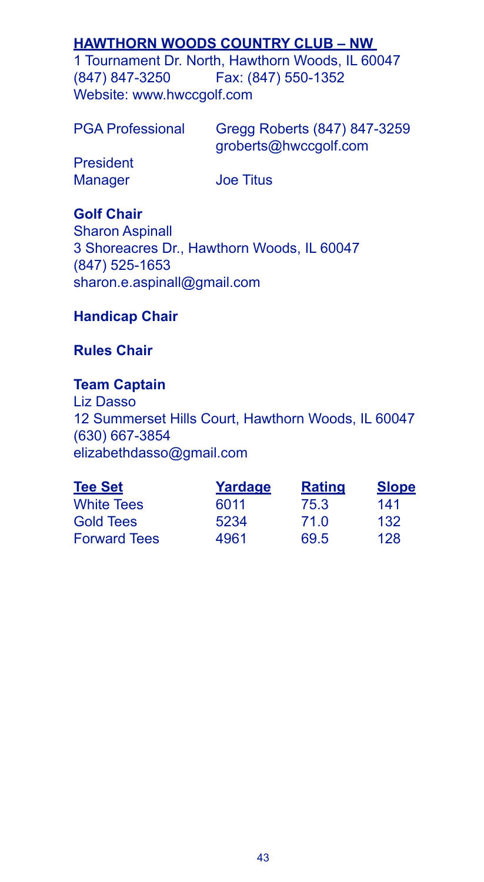## HAWTHORN WOODS COUNTRY CLUB – NW

1 Tournament Dr. North, Hawthorn Woods, IL 60047
(847) 847-3250 Fax: (847) 550-1352
Website: www.hwccgolf.com

PGA Professional Gregg Roberts (847) 847-3259
groberts@hwccgolf.com

President

Manager Joe Titus

**Golf Chair**
Sharon Aspinall
3 Shoreacres Dr., Hawthorn Woods, IL 60047
(847) 525-1653
sharon.e.aspinall@gmail.com

**Handicap Chair**

**Rules Chair**

**Team Captain**
Liz Dasso
12 Summerset Hills Court, Hawthorn Woods, IL 60047
(630) 667-3854
elizabethdasso@gmail.com

| Tee Set | Yardage | Rating | Slope |
| --- | --- | --- | --- |
| White Tees | 6011 | 75.3 | 141 |
| Gold Tees | 5234 | 71.0 | 132 |
| Forward Tees | 4961 | 69.5 | 128 |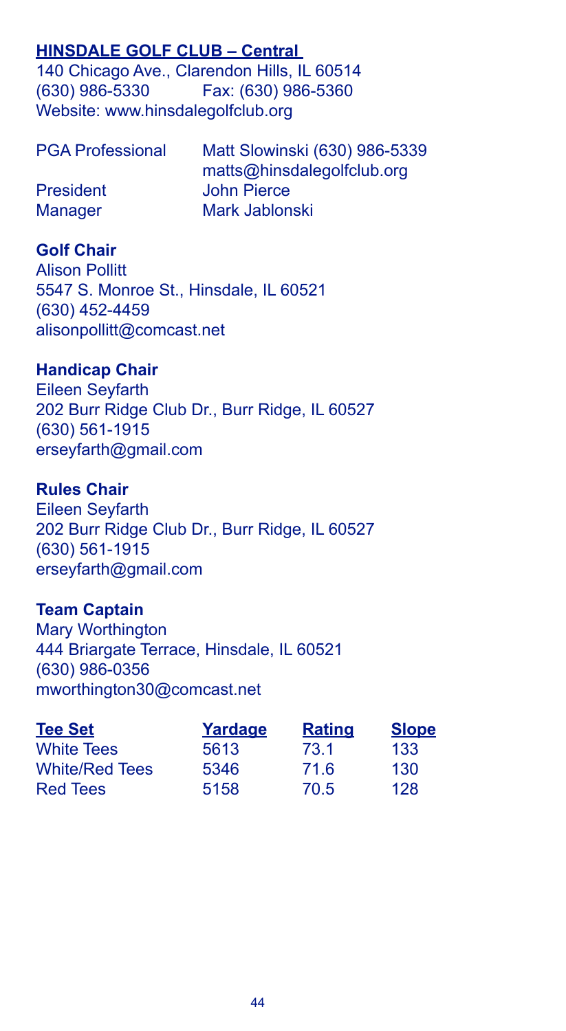## HINSDALE GOLF CLUB – Central

140 Chicago Ave., Clarendon Hills, IL 60514
(630) 986-5330 Fax: (630) 986-5360
Website: www.hinsdalegolfclub.org

PGA Professional: Matt Slowinski (630) 986-5339
matts@hinsdalegolfclub.org
President: John Pierce
Manager: Mark Jablonski

**Golf Chair**
Alison Pollitt
5547 S. Monroe St., Hinsdale, IL 60521
(630) 452-4459
alisonpollitt@comcast.net

**Handicap Chair**
Eileen Seyfarth
202 Burr Ridge Club Dr., Burr Ridge, IL 60527
(630) 561-1915
erseyfarth@gmail.com

**Rules Chair**
Eileen Seyfarth
202 Burr Ridge Club Dr., Burr Ridge, IL 60527
(630) 561-1915
erseyfarth@gmail.com

**Team Captain**
Mary Worthington
444 Briargate Terrace, Hinsdale, IL 60521
(630) 986-0356
mworthington30@comcast.net

| Tee Set | Yardage | Rating | Slope |
| --- | --- | --- | --- |
| White Tees | 5613 | 73.1 | 133 |
| White/Red Tees | 5346 | 71.6 | 130 |
| Red Tees | 5158 | 70.5 | 128 |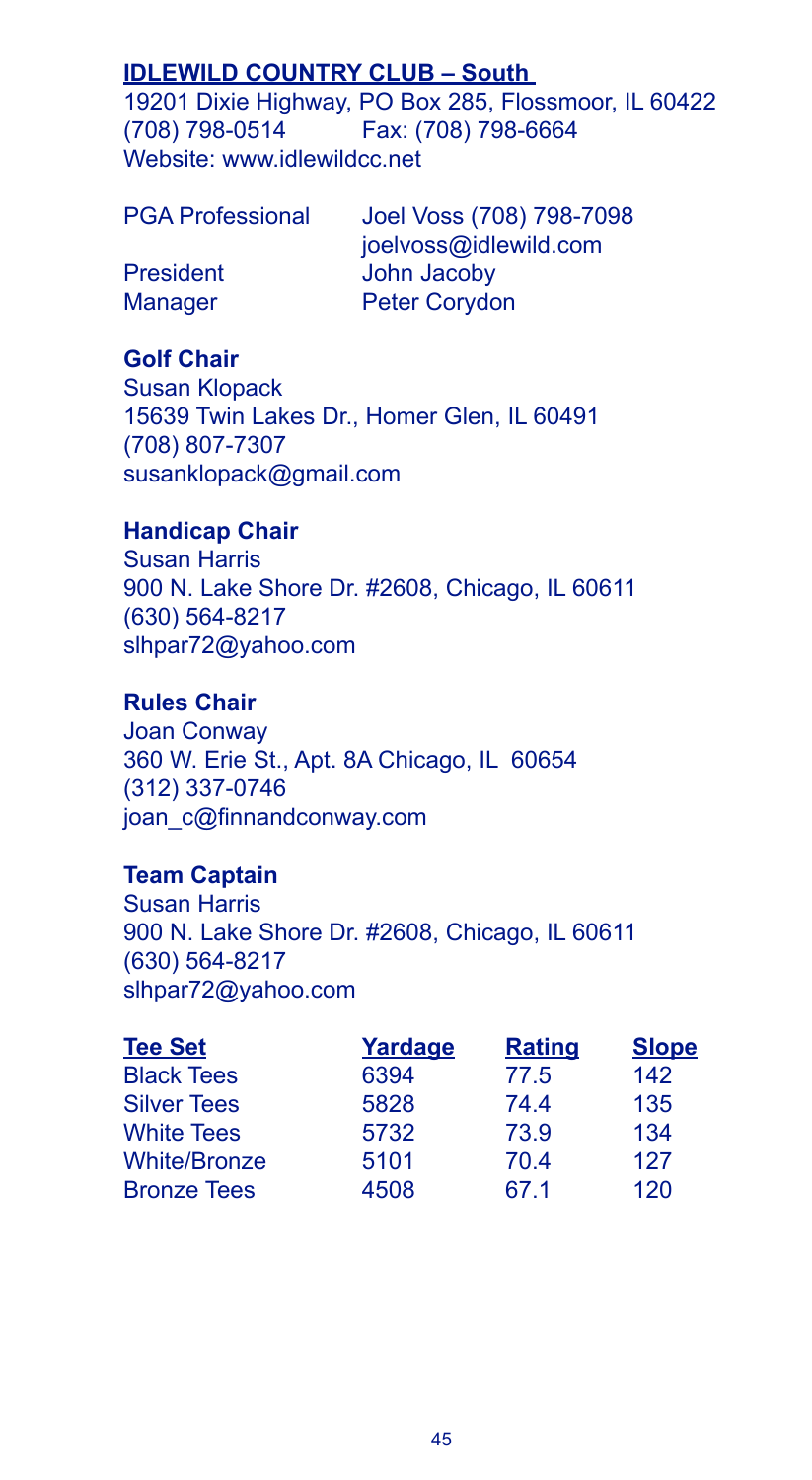## IDLEWILD COUNTRY CLUB – South

19201 Dixie Highway, PO Box 285, Flossmoor, IL 60422
(708) 798-0514 Fax: (708) 798-6664
Website: www.idlewildcc.net

PGA Professional Joel Voss (708) 798-7098
joelvoss@idlewild.com
President John Jacoby
Manager Peter Corydon

**Golf Chair**
Susan Klopack
15639 Twin Lakes Dr., Homer Glen, IL 60491
(708) 807-7307
susanklopack@gmail.com

**Handicap Chair**
Susan Harris
900 N. Lake Shore Dr. #2608, Chicago, IL 60611
(630) 564-8217
slhpar72@yahoo.com

**Rules Chair**
Joan Conway
360 W. Erie St., Apt. 8A Chicago, IL 60654
(312) 337-0746
joan_c@finnandconway.com

**Team Captain**
Susan Harris
900 N. Lake Shore Dr. #2608, Chicago, IL 60611
(630) 564-8217
slhpar72@yahoo.com

| Tee Set | Yardage | Rating | Slope |
|---|---|---|---|
| Black Tees | 6394 | 77.5 | 142 |
| Silver Tees | 5828 | 74.4 | 135 |
| White Tees | 5732 | 73.9 | 134 |
| White/Bronze | 5101 | 70.4 | 127 |
| Bronze Tees | 4508 | 67.1 | 120 |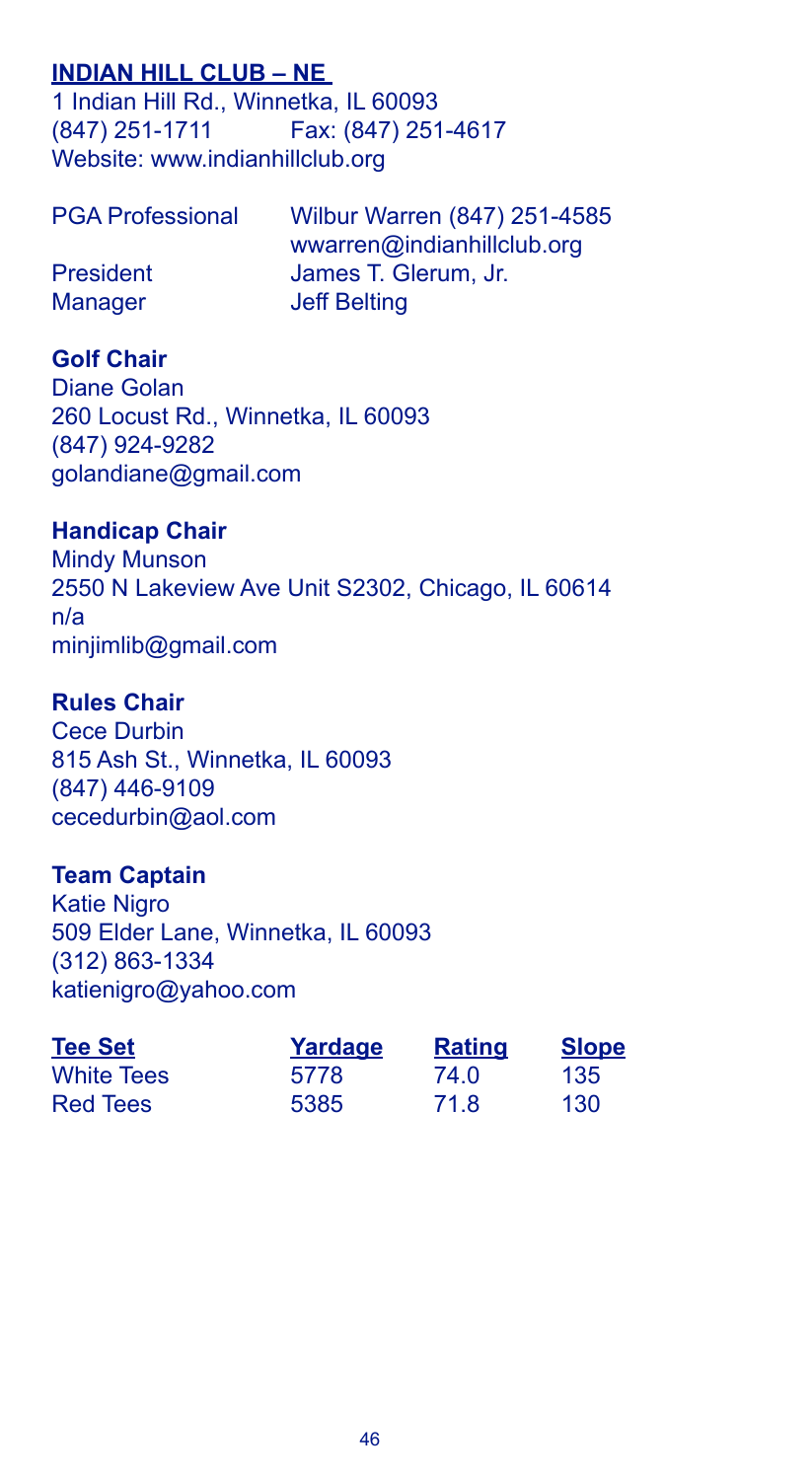## INDIAN HILL CLUB – NE

1 Indian Hill Rd., Winnetka, IL 60093
(847) 251-1711 Fax: (847) 251-4617
Website: www.indianhillclub.org

| | |
|---|---|
| PGA Professional | Wilbur Warren (847) 251-4585<br>wwarren@indianhillclub.org |
| President | James T. Glerum, Jr. |
| Manager | Jeff Belting |

**Golf Chair**
Diane Golan
260 Locust Rd., Winnetka, IL 60093
(847) 924-9282
golandiane@gmail.com

**Handicap Chair**
Mindy Munson
2550 N Lakeview Ave Unit S2302, Chicago, IL 60614
n/a
minjimlib@gmail.com

**Rules Chair**
Cece Durbin
815 Ash St., Winnetka, IL 60093
(847) 446-9109
cecedurbin@aol.com

**Team Captain**
Katie Nigro
509 Elder Lane, Winnetka, IL 60093
(312) 863-1334
katienigro@yahoo.com

| Tee Set | Yardage | Rating | Slope |
|---|---|---|---|
| White Tees | 5778 | 74.0 | 135 |
| Red Tees | 5385 | 71.8 | 130 |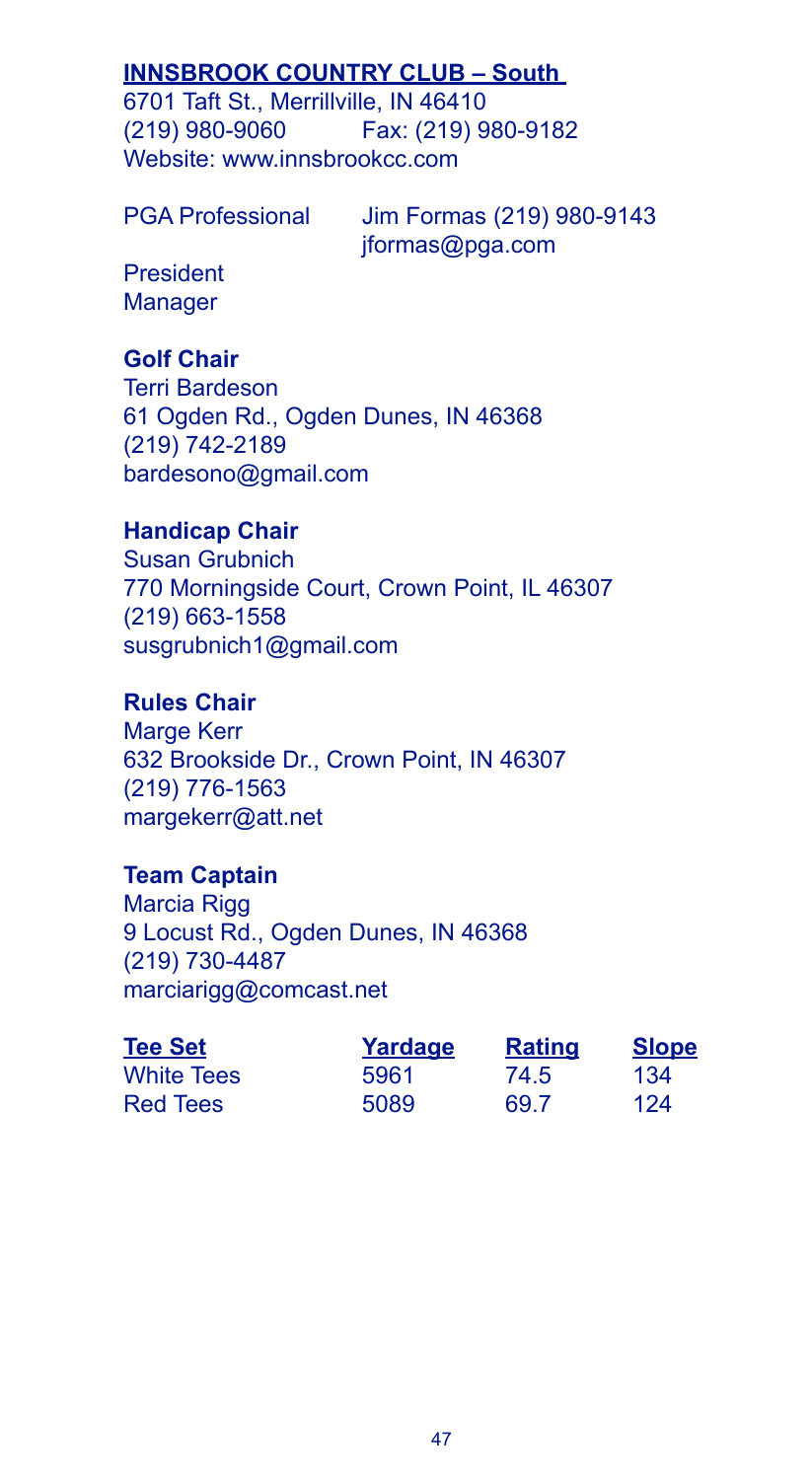## INNSBROOK COUNTRY CLUB – South

6701 Taft St., Merrillville, IN 46410
(219) 980-9060 Fax: (219) 980-9182
Website: www.innsbrookcc.com

PGA Professional Jim Formas (219) 980-9143
jformas@pga.com

President
Manager

**Golf Chair**
Terri Bardeson
61 Ogden Rd., Ogden Dunes, IN 46368
(219) 742-2189
bardesono@gmail.com

**Handicap Chair**
Susan Grubnich
770 Morningside Court, Crown Point, IL 46307
(219) 663-1558
susgrubnich1@gmail.com

**Rules Chair**
Marge Kerr
632 Brookside Dr., Crown Point, IN 46307
(219) 776-1563
margekerr@att.net

**Team Captain**
Marcia Rigg
9 Locust Rd., Ogden Dunes, IN 46368
(219) 730-4487
marciarigg@comcast.net

| Tee Set | Yardage | Rating | Slope |
|---|---|---|---|
| White Tees | 5961 | 74.5 | 134 |
| Red Tees | 5089 | 69.7 | 124 |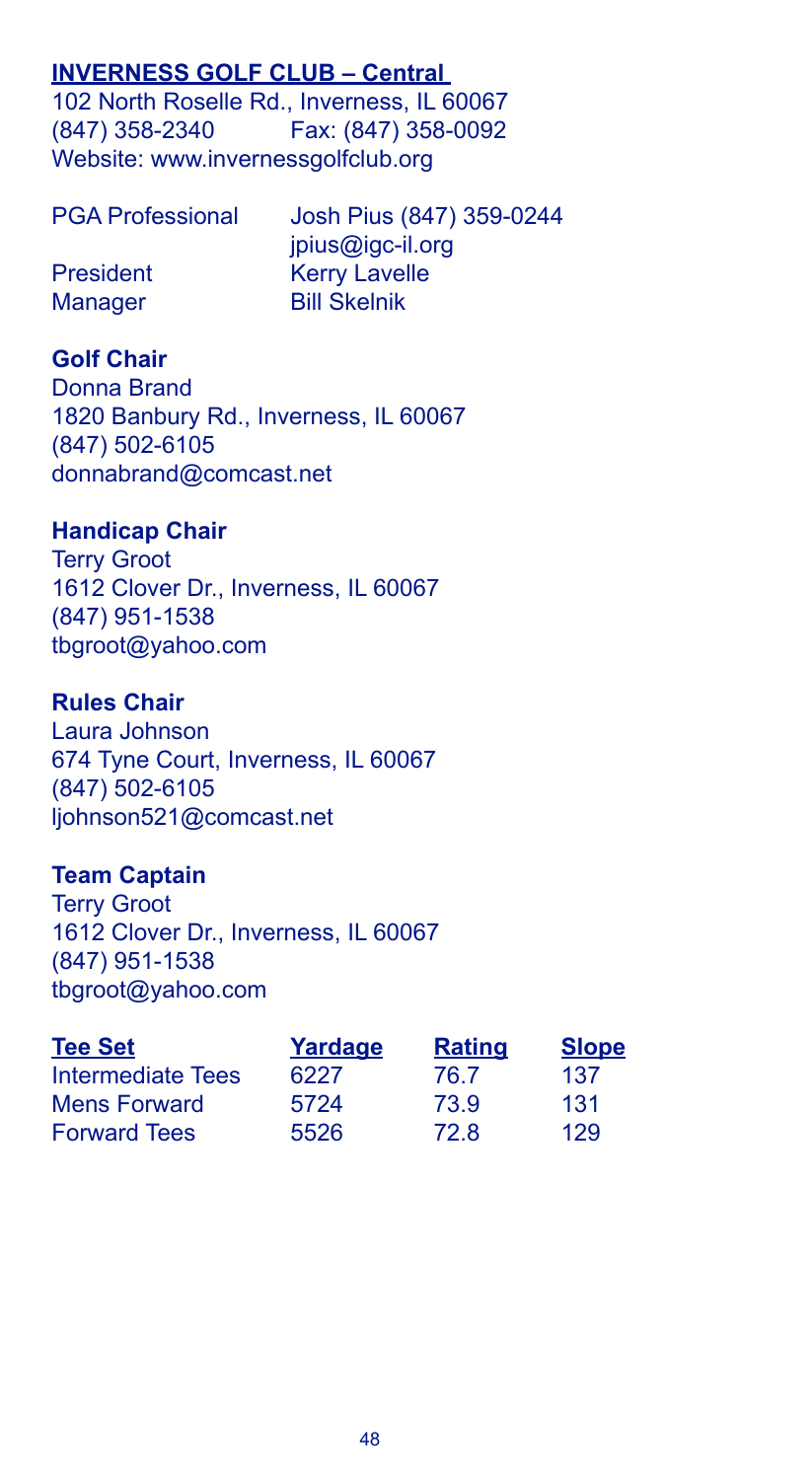## INVERNESS GOLF CLUB – Central

102 North Roselle Rd., Inverness, IL 60067
(847) 358-2340 Fax: (847) 358-0092
Website: www.invernessgolfclub.org

| | |
|---|---|
| PGA Professional | Josh Pius (847) 359-0244<br>jpius@igc-il.org |
| President | Kerry Lavelle |
| Manager | Bill Skelnik |

### Golf Chair

Donna Brand
1820 Banbury Rd., Inverness, IL 60067
(847) 502-6105
donnabrand@comcast.net

### Handicap Chair

Terry Groot
1612 Clover Dr., Inverness, IL 60067
(847) 951-1538
tbgroot@yahoo.com

### Rules Chair

Laura Johnson
674 Tyne Court, Inverness, IL 60067
(847) 502-6105
ljohnson521@comcast.net

### Team Captain

Terry Groot
1612 Clover Dr., Inverness, IL 60067
(847) 951-1538
tbgroot@yahoo.com

| Tee Set | Yardage | Rating | Slope |
|---|---|---|---|
| Intermediate Tees | 6227 | 76.7 | 137 |
| Mens Forward | 5724 | 73.9 | 131 |
| Forward Tees | 5526 | 72.8 | 129 |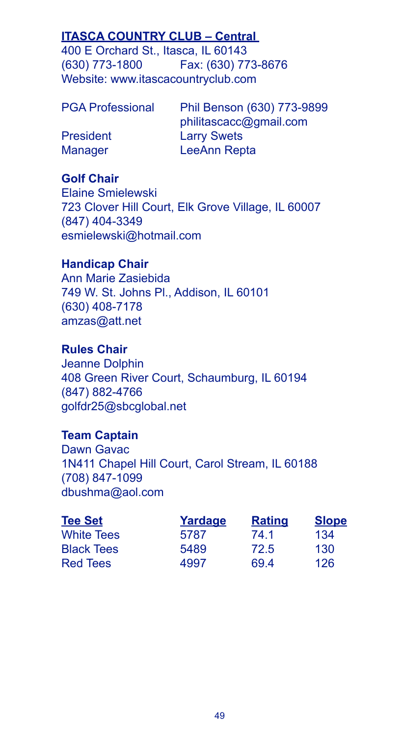## ITASCA COUNTRY CLUB – Central

400 E Orchard St., Itasca, IL 60143
(630) 773-1800 Fax: (630) 773-8676
Website: www.itascacountryclub.com

| | |
|---|---|
| PGA Professional | Phil Benson (630) 773-9899 philitascacc@gmail.com |
| President | Larry Swets |
| Manager | LeeAnn Repta |

**Golf Chair**
Elaine Smielewski
723 Clover Hill Court, Elk Grove Village, IL 60007
(847) 404-3349
esmielewski@hotmail.com

**Handicap Chair**
Ann Marie Zasiebida
749 W. St. Johns Pl., Addison, IL 60101
(630) 408-7178
amzas@att.net

**Rules Chair**
Jeanne Dolphin
408 Green River Court, Schaumburg, IL 60194
(847) 882-4766
golfdr25@sbcglobal.net

**Team Captain**
Dawn Gavac
1N411 Chapel Hill Court, Carol Stream, IL 60188
(708) 847-1099
dbushma@aol.com

| Tee Set | Yardage | Rating | Slope |
|---|---|---|---|
| White Tees | 5787 | 74.1 | 134 |
| Black Tees | 5489 | 72.5 | 130 |
| Red Tees | 4997 | 69.4 | 126 |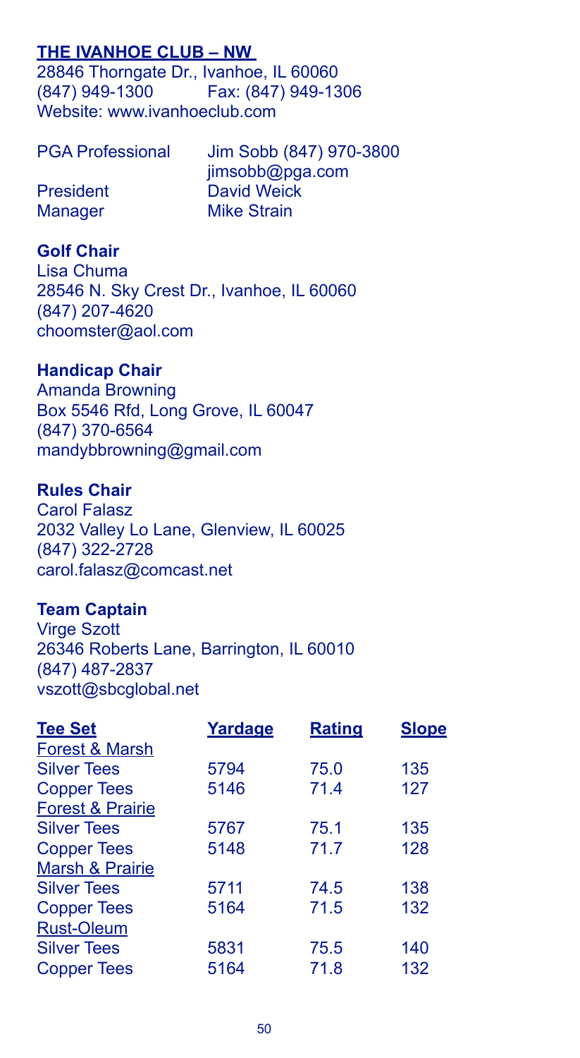## THE IVANHOE CLUB – NW

28846 Thorngate Dr., Ivanhoe, IL 60060
(847) 949-1300 Fax: (847) 949-1306
Website: www.ivanhoeclub.com

| | |
|---|---|
| PGA Professional | Jim Sobb (847) 970-3800 jimsobb@pga.com |
| President | David Weick |
| Manager | Mike Strain |

### Golf Chair

Lisa Chuma
28546 N. Sky Crest Dr., Ivanhoe, IL 60060
(847) 207-4620
choomster@aol.com

### Handicap Chair

Amanda Browning
Box 5546 Rfd, Long Grove, IL 60047
(847) 370-6564
mandybbrowning@gmail.com

### Rules Chair

Carol Falasz
2032 Valley Lo Lane, Glenview, IL 60025
(847) 322-2728
carol.falasz@comcast.net

### Team Captain

Virge Szott
26346 Roberts Lane, Barrington, IL 60010
(847) 487-2837
vszott@sbcglobal.net

| Tee Set | Yardage | Rating | Slope |
|---|---|---|---|
| Forest & Marsh | | | |
| Silver Tees | 5794 | 75.0 | 135 |
| Copper Tees | 5146 | 71.4 | 127 |
| Forest & Prairie | | | |
| Silver Tees | 5767 | 75.1 | 135 |
| Copper Tees | 5148 | 71.7 | 128 |
| Marsh & Prairie | | | |
| Silver Tees | 5711 | 74.5 | 138 |
| Copper Tees | 5164 | 71.5 | 132 |
| Rust-Oleum | | | |
| Silver Tees | 5831 | 75.5 | 140 |
| Copper Tees | 5164 | 71.8 | 132 |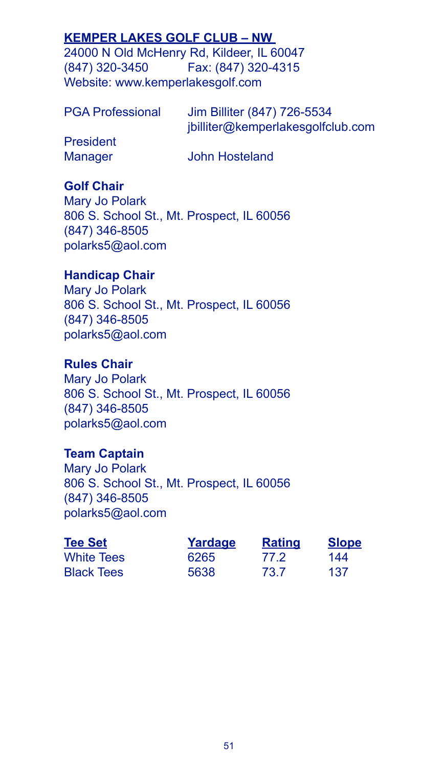## KEMPER LAKES GOLF CLUB – NW

24000 N Old McHenry Rd, Kildeer, IL 60047
(847) 320-3450 Fax: (847) 320-4315
Website: www.kemperlakesgolf.com

PGA Professional Jim Billiter (847) 726-5534
jbilliter@kemperlakesgolfclub.com

President

Manager John Hosteland

**Golf Chair**
Mary Jo Polark
806 S. School St., Mt. Prospect, IL 60056
(847) 346-8505
polarks5@aol.com

**Handicap Chair**
Mary Jo Polark
806 S. School St., Mt. Prospect, IL 60056
(847) 346-8505
polarks5@aol.com

**Rules Chair**
Mary Jo Polark
806 S. School St., Mt. Prospect, IL 60056
(847) 346-8505
polarks5@aol.com

**Team Captain**
Mary Jo Polark
806 S. School St., Mt. Prospect, IL 60056
(847) 346-8505
polarks5@aol.com

| Tee Set | Yardage | Rating | Slope |
| --- | --- | --- | --- |
| White Tees | 6265 | 77.2 | 144 |
| Black Tees | 5638 | 73.7 | 137 |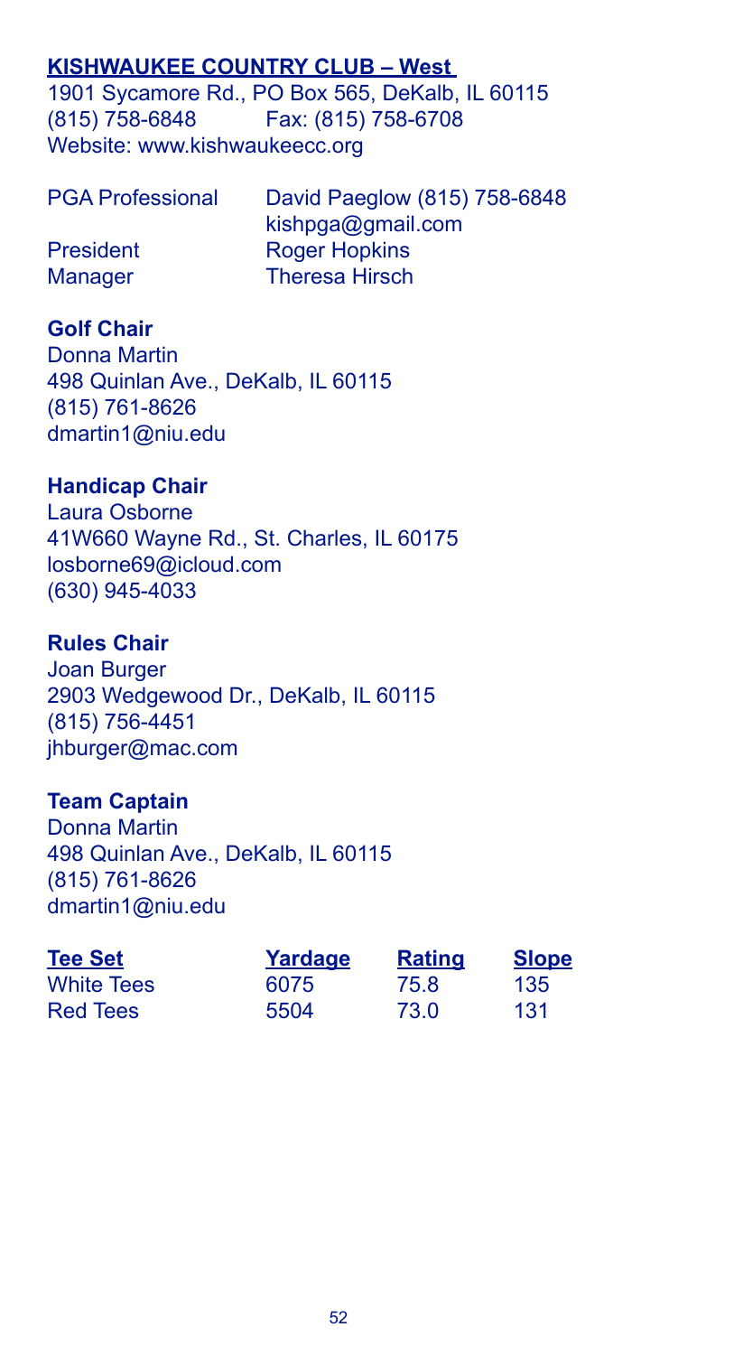## KISHWAUKEE COUNTRY CLUB – West

1901 Sycamore Rd., PO Box 565, DeKalb, IL 60115
(815) 758-6848 Fax: (815) 758-6708
Website: www.kishwaukeecc.org

| | |
|---|---|
| PGA Professional | David Paeglow (815) 758-6848 kishpga@gmail.com |
| President | Roger Hopkins |
| Manager | Theresa Hirsch |

**Golf Chair**
Donna Martin
498 Quinlan Ave., DeKalb, IL 60115
(815) 761-8626
dmartin1@niu.edu

**Handicap Chair**
Laura Osborne
41W660 Wayne Rd., St. Charles, IL 60175
losborne69@icloud.com
(630) 945-4033

**Rules Chair**
Joan Burger
2903 Wedgewood Dr., DeKalb, IL 60115
(815) 756-4451
jhburger@mac.com

**Team Captain**
Donna Martin
498 Quinlan Ave., DeKalb, IL 60115
(815) 761-8626
dmartin1@niu.edu

| Tee Set | Yardage | Rating | Slope |
|---|---|---|---|
| White Tees | 6075 | 75.8 | 135 |
| Red Tees | 5504 | 73.0 | 131 |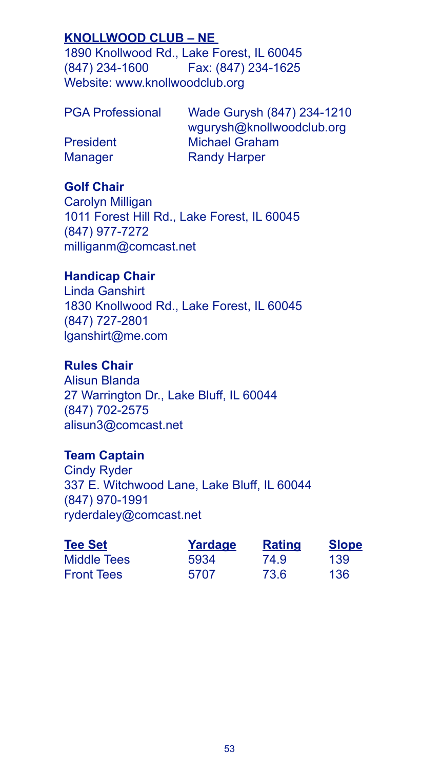## KNOLLWOOD CLUB – NE

1890 Knollwood Rd., Lake Forest, IL 60045
(847) 234-1600 Fax: (847) 234-1625
Website: www.knollwoodclub.org

| | |
|---|---|
| PGA Professional | Wade Gurysh (847) 234-1210<br>wgurysh@knollwoodclub.org |
| President | Michael Graham |
| Manager | Randy Harper |

**Golf Chair**
Carolyn Milligan
1011 Forest Hill Rd., Lake Forest, IL 60045
(847) 977-7272
milliganm@comcast.net

**Handicap Chair**
Linda Ganshirt
1830 Knollwood Rd., Lake Forest, IL 60045
(847) 727-2801
lganshirt@me.com

**Rules Chair**
Alisun Blanda
27 Warrington Dr., Lake Bluff, IL 60044
(847) 702-2575
alisun3@comcast.net

**Team Captain**
Cindy Ryder
337 E. Witchwood Lane, Lake Bluff, IL 60044
(847) 970-1991
ryderdaley@comcast.net

| Tee Set | Yardage | Rating | Slope |
|---|---|---|---|
| Middle Tees | 5934 | 74.9 | 139 |
| Front Tees | 5707 | 73.6 | 136 |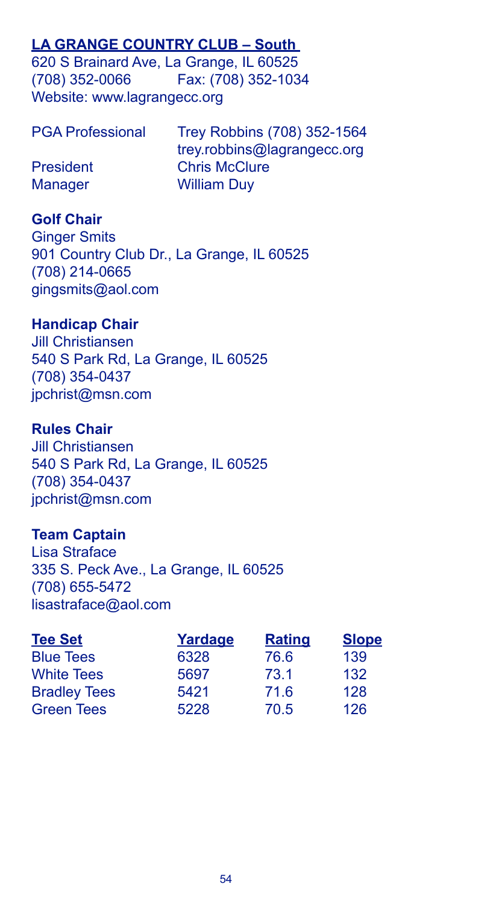## LA GRANGE COUNTRY CLUB – South

620 S Brainard Ave, La Grange, IL 60525
(708) 352-0066 Fax: (708) 352-1034
Website: www.lagrangecc.org

| | |
|---|---|
| PGA Professional | Trey Robbins (708) 352-1564<br>trey.robbins@lagrangecc.org |
| President | Chris McClure |
| Manager | William Duy |

**Golf Chair**
Ginger Smits
901 Country Club Dr., La Grange, IL 60525
(708) 214-0665
gingsmits@aol.com

**Handicap Chair**
Jill Christiansen
540 S Park Rd, La Grange, IL 60525
(708) 354-0437
jpchrist@msn.com

**Rules Chair**
Jill Christiansen
540 S Park Rd, La Grange, IL 60525
(708) 354-0437
jpchrist@msn.com

**Team Captain**
Lisa Straface
335 S. Peck Ave., La Grange, IL 60525
(708) 655-5472
lisastraface@aol.com

| Tee Set | Yardage | Rating | Slope |
|---|---|---|---|
| Blue Tees | 6328 | 76.6 | 139 |
| White Tees | 5697 | 73.1 | 132 |
| Bradley Tees | 5421 | 71.6 | 128 |
| Green Tees | 5228 | 70.5 | 126 |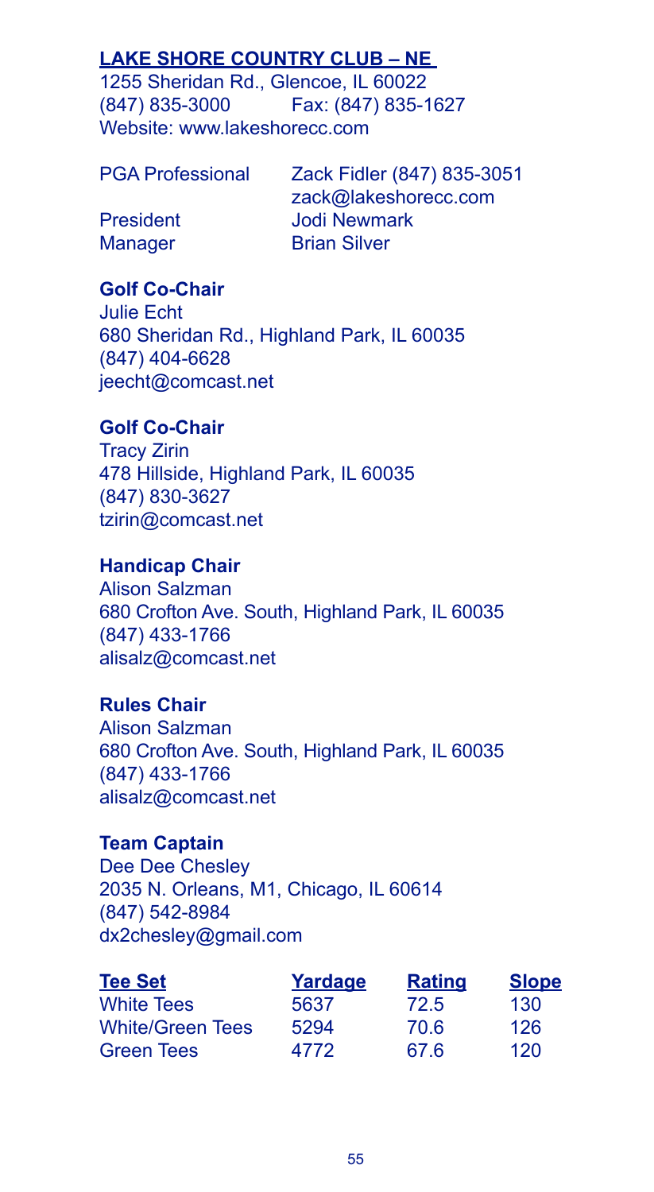## LAKE SHORE COUNTRY CLUB – NE

1255 Sheridan Rd., Glencoe, IL 60022
(847) 835-3000 Fax: (847) 835-1627
Website: www.lakeshorecc.com

PGA Professional Zack Fidler (847) 835-3051
zack@lakeshorecc.com
President Jodi Newmark
Manager Brian Silver

**Golf Co-Chair**
Julie Echt
680 Sheridan Rd., Highland Park, IL 60035
(847) 404-6628
jeecht@comcast.net

**Golf Co-Chair**
Tracy Zirin
478 Hillside, Highland Park, IL 60035
(847) 830-3627
tzirin@comcast.net

**Handicap Chair**
Alison Salzman
680 Crofton Ave. South, Highland Park, IL 60035
(847) 433-1766
alisalz@comcast.net

**Rules Chair**
Alison Salzman
680 Crofton Ave. South, Highland Park, IL 60035
(847) 433-1766
alisalz@comcast.net

**Team Captain**
Dee Dee Chesley
2035 N. Orleans, M1, Chicago, IL 60614
(847) 542-8984
dx2chesley@gmail.com

| Tee Set | Yardage | Rating | Slope |
|---|---|---|---|
| White Tees | 5637 | 72.5 | 130 |
| White/Green Tees | 5294 | 70.6 | 126 |
| Green Tees | 4772 | 67.6 | 120 |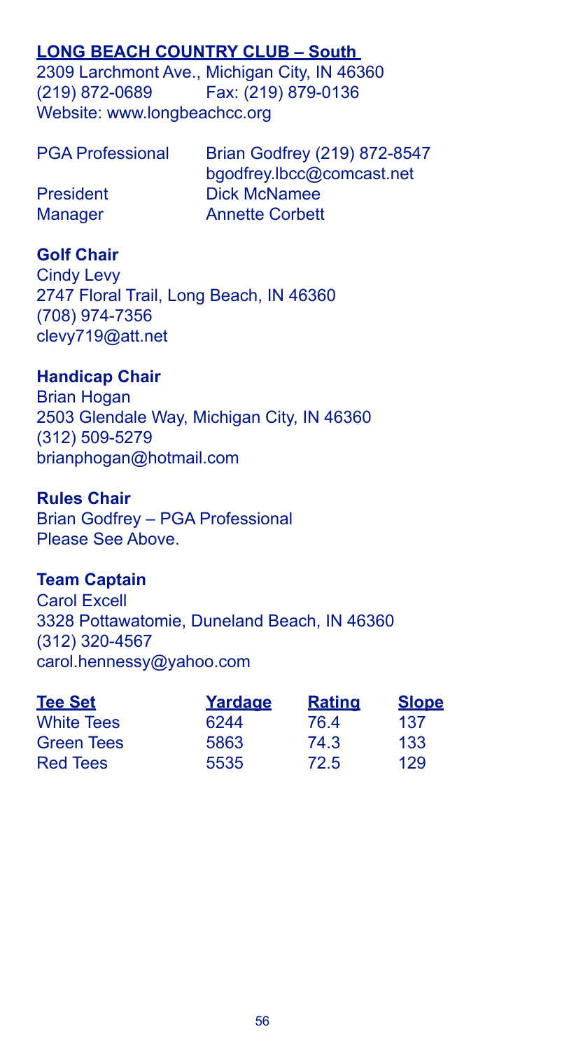## LONG BEACH COUNTRY CLUB – South

2309 Larchmont Ave., Michigan City, IN 46360
(219) 872-0689 Fax: (219) 879-0136
Website: www.longbeachcc.org

| | |
|---|---|
| PGA Professional | Brian Godfrey (219) 872-8547 bgodfrey.lbcc@comcast.net |
| President | Dick McNamee |
| Manager | Annette Corbett |

### Golf Chair

Cindy Levy
2747 Floral Trail, Long Beach, IN 46360
(708) 974-7356
clevy719@att.net

### Handicap Chair

Brian Hogan
2503 Glendale Way, Michigan City, IN 46360
(312) 509-5279
brianphogan@hotmail.com

### Rules Chair

Brian Godfrey – PGA Professional
Please See Above.

### Team Captain

Carol Excell
3328 Pottawatomie, Duneland Beach, IN 46360
(312) 320-4567
carol.hennessy@yahoo.com

| Tee Set | Yardage | Rating | Slope |
|---|---|---|---|
| White Tees | 6244 | 76.4 | 137 |
| Green Tees | 5863 | 74.3 | 133 |
| Red Tees | 5535 | 72.5 | 129 |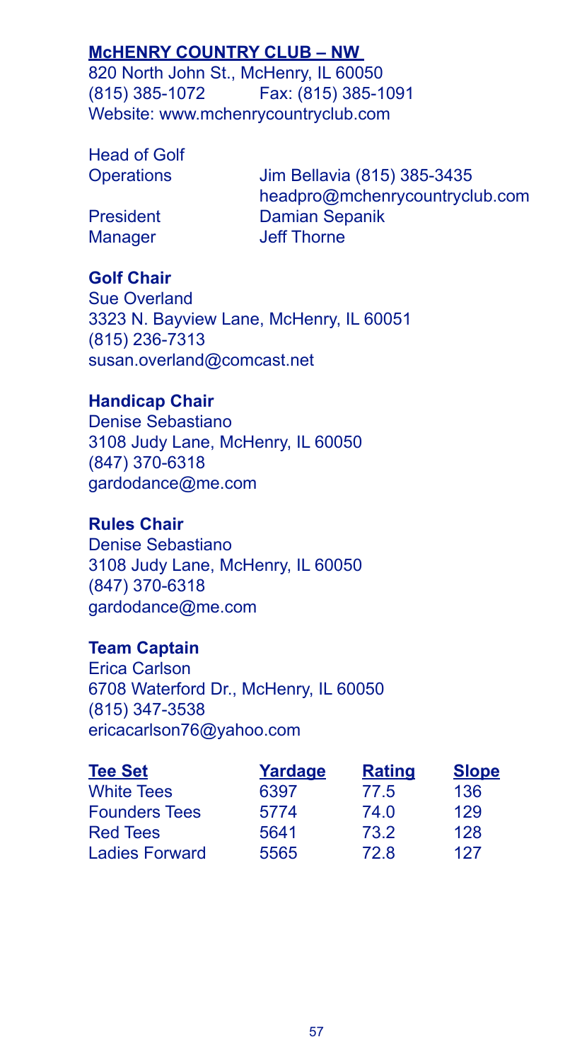## **McHENRY COUNTRY CLUB – NW**

820 North John St., McHenry, IL 60050
(815) 385-1072 Fax: (815) 385-1091
Website: www.mchenrycountryclub.com

Head of Golf Operations: Jim Bellavia (815) 385-3435
headpro@mchenrycountryclub.com
President: Damian Sepanik
Manager: Jeff Thorne

**Golf Chair**
Sue Overland
3323 N. Bayview Lane, McHenry, IL 60051
(815) 236-7313
susan.overland@comcast.net

**Handicap Chair**
Denise Sebastiano
3108 Judy Lane, McHenry, IL 60050
(847) 370-6318
gardodance@me.com

**Rules Chair**
Denise Sebastiano
3108 Judy Lane, McHenry, IL 60050
(847) 370-6318
gardodance@me.com

**Team Captain**
Erica Carlson
6708 Waterford Dr., McHenry, IL 60050
(815) 347-3538
ericacarlson76@yahoo.com

| Tee Set | Yardage | Rating | Slope |
|---|---|---|---|
| White Tees | 6397 | 77.5 | 136 |
| Founders Tees | 5774 | 74.0 | 129 |
| Red Tees | 5641 | 73.2 | 128 |
| Ladies Forward | 5565 | 72.8 | 127 |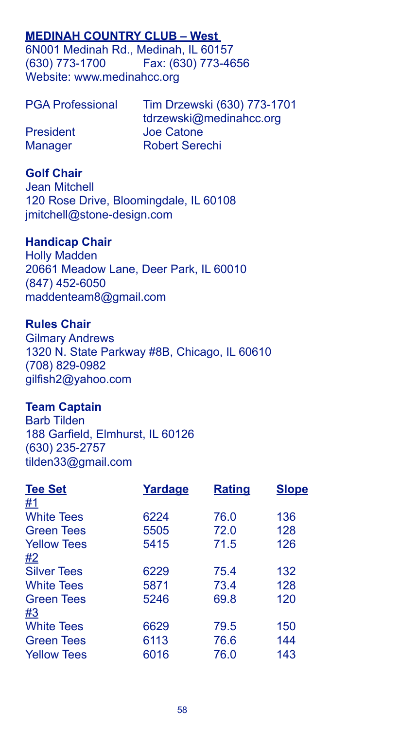## MEDINAH COUNTRY CLUB – West

6N001 Medinah Rd., Medinah, IL 60157
(630) 773-1700 Fax: (630) 773-4656
Website: www.medinahcc.org

| | |
|---|---|
| PGA Professional | Tim Drzewski (630) 773-1701<br>tdrzewski@medinahcc.org |
| President | Joe Catone |
| Manager | Robert Serechi |

### Golf Chair

Jean Mitchell
120 Rose Drive, Bloomingdale, IL 60108
jmitchell@stone-design.com

### Handicap Chair

Holly Madden
20661 Meadow Lane, Deer Park, IL 60010
(847) 452-6050
maddenteam8@gmail.com

### Rules Chair

Gilmary Andrews
1320 N. State Parkway #8B, Chicago, IL 60610
(708) 829-0982
gilfish2@yahoo.com

### Team Captain

Barb Tilden
188 Garfield, Elmhurst, IL 60126
(630) 235-2757
tilden33@gmail.com

| Tee Set | Yardage | Rating | Slope |
|---|---|---|---|
| #1 | | | |
| White Tees | 6224 | 76.0 | 136 |
| Green Tees | 5505 | 72.0 | 128 |
| Yellow Tees | 5415 | 71.5 | 126 |
| #2 | | | |
| Silver Tees | 6229 | 75.4 | 132 |
| White Tees | 5871 | 73.4 | 128 |
| Green Tees | 5246 | 69.8 | 120 |
| #3 | | | |
| White Tees | 6629 | 79.5 | 150 |
| Green Tees | 6113 | 76.6 | 144 |
| Yellow Tees | 6016 | 76.0 | 143 |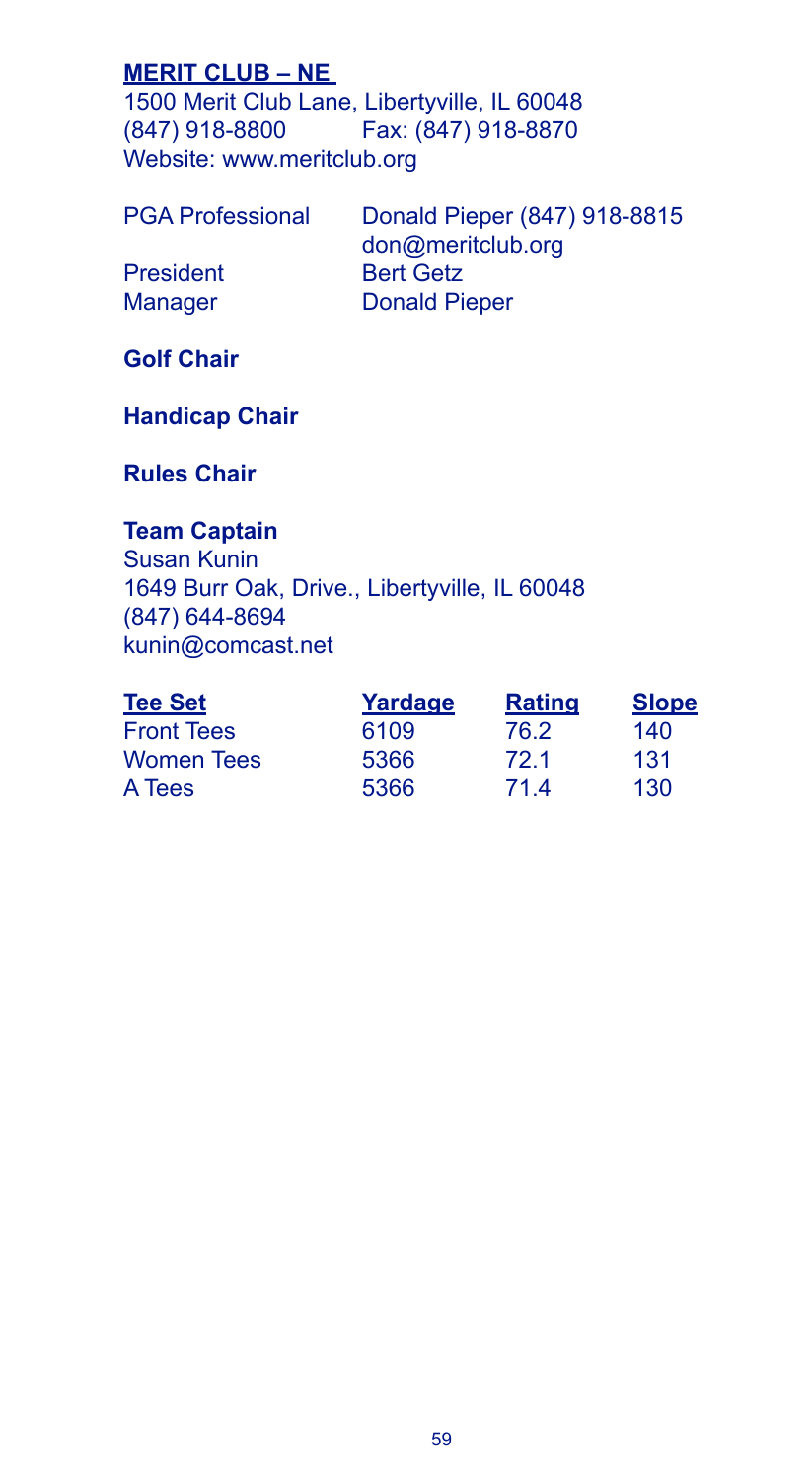## MERIT CLUB – NE

1500 Merit Club Lane, Libertyville, IL 60048
(847) 918-8800 Fax: (847) 918-8870
Website: www.meritclub.org

| | |
|---|---|
| PGA Professional | Donald Pieper (847) 918-8815<br>don@meritclub.org |
| President | Bert Getz |
| Manager | Donald Pieper |

**Golf Chair**

**Handicap Chair**

**Rules Chair**

**Team Captain**
Susan Kunin
1649 Burr Oak, Drive., Libertyville, IL 60048
(847) 644-8694
kunin@comcast.net

| Tee Set | Yardage | Rating | Slope |
|---|---|---|---|
| Front Tees | 6109 | 76.2 | 140 |
| Women Tees | 5366 | 72.1 | 131 |
| A Tees | 5366 | 71.4 | 130 |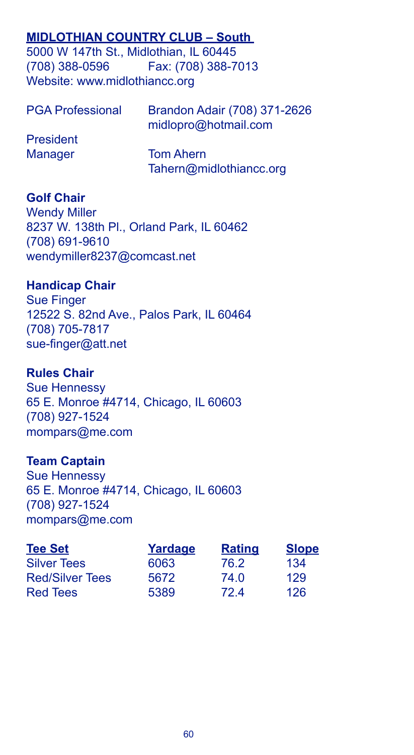## MIDLOTHIAN COUNTRY CLUB – South

5000 W 147th St., Midlothian, IL 60445
(708) 388-0596 Fax: (708) 388-7013
Website: www.midlothiancc.org

PGA Professional: Brandon Adair (708) 371-2626
midlopro@hotmail.com

President

Manager: Tom Ahern
Tahern@midlothiancc.org

**Golf Chair**
Wendy Miller
8237 W. 138th Pl., Orland Park, IL 60462
(708) 691-9610
wendymiller8237@comcast.net

**Handicap Chair**
Sue Finger
12522 S. 82nd Ave., Palos Park, IL 60464
(708) 705-7817
sue-finger@att.net

**Rules Chair**
Sue Hennessy
65 E. Monroe #4714, Chicago, IL 60603
(708) 927-1524
mompars@me.com

**Team Captain**
Sue Hennessy
65 E. Monroe #4714, Chicago, IL 60603
(708) 927-1524
mompars@me.com

| Tee Set | Yardage | Rating | Slope |
|---|---|---|---|
| Silver Tees | 6063 | 76.2 | 134 |
| Red/Silver Tees | 5672 | 74.0 | 129 |
| Red Tees | 5389 | 72.4 | 126 |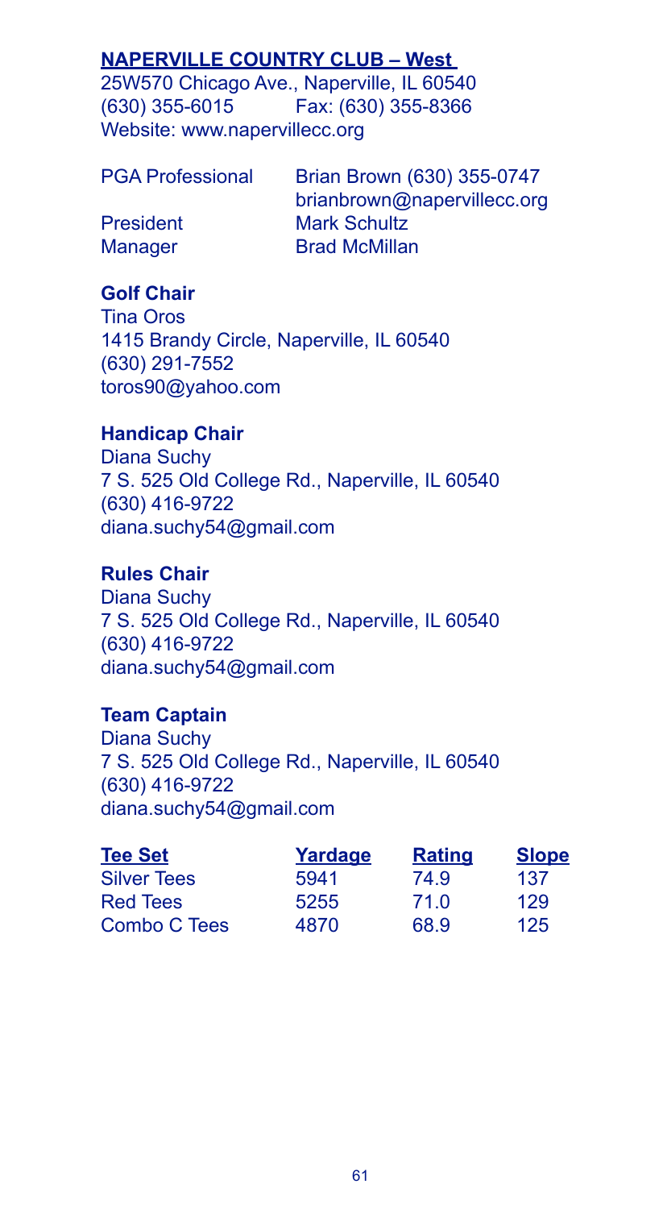## NAPERVILLE COUNTRY CLUB – West

25W570 Chicago Ave., Naperville, IL 60540
(630) 355-6015    Fax: (630) 355-8366
Website: www.napervillecc.org

| | |
|---|---|
| PGA Professional | Brian Brown (630) 355-0747<br>brianbrown@napervillecc.org |
| President | Mark Schultz |
| Manager | Brad McMillan |

**Golf Chair**
Tina Oros
1415 Brandy Circle, Naperville, IL 60540
(630) 291-7552
toros90@yahoo.com

**Handicap Chair**
Diana Suchy
7 S. 525 Old College Rd., Naperville, IL 60540
(630) 416-9722
diana.suchy54@gmail.com

**Rules Chair**
Diana Suchy
7 S. 525 Old College Rd., Naperville, IL 60540
(630) 416-9722
diana.suchy54@gmail.com

**Team Captain**
Diana Suchy
7 S. 525 Old College Rd., Naperville, IL 60540
(630) 416-9722
diana.suchy54@gmail.com

| Tee Set | Yardage | Rating | Slope |
|---|---|---|---|
| Silver Tees | 5941 | 74.9 | 137 |
| Red Tees | 5255 | 71.0 | 129 |
| Combo C Tees | 4870 | 68.9 | 125 |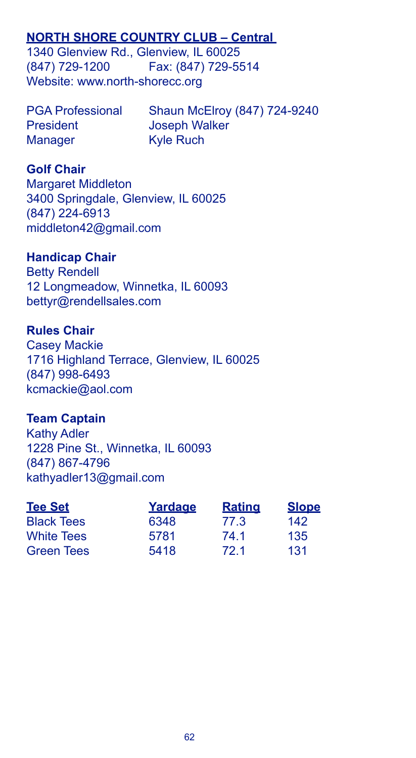## NORTH SHORE COUNTRY CLUB – Central

1340 Glenview Rd., Glenview, IL 60025
(847) 729-1200 Fax: (847) 729-5514
Website: www.north-shorecc.org

PGA Professional Shaun McElroy (847) 724-9240
President Joseph Walker
Manager Kyle Ruch

**Golf Chair**
Margaret Middleton
3400 Springdale, Glenview, IL 60025
(847) 224-6913
middleton42@gmail.com

**Handicap Chair**
Betty Rendell
12 Longmeadow, Winnetka, IL 60093
bettyr@rendellsales.com

**Rules Chair**
Casey Mackie
1716 Highland Terrace, Glenview, IL 60025
(847) 998-6493
kcmackie@aol.com

**Team Captain**
Kathy Adler
1228 Pine St., Winnetka, IL 60093
(847) 867-4796
kathyadler13@gmail.com

| Tee Set | Yardage | Rating | Slope |
|---|---|---|---|
| Black Tees | 6348 | 77.3 | 142 |
| White Tees | 5781 | 74.1 | 135 |
| Green Tees | 5418 | 72.1 | 131 |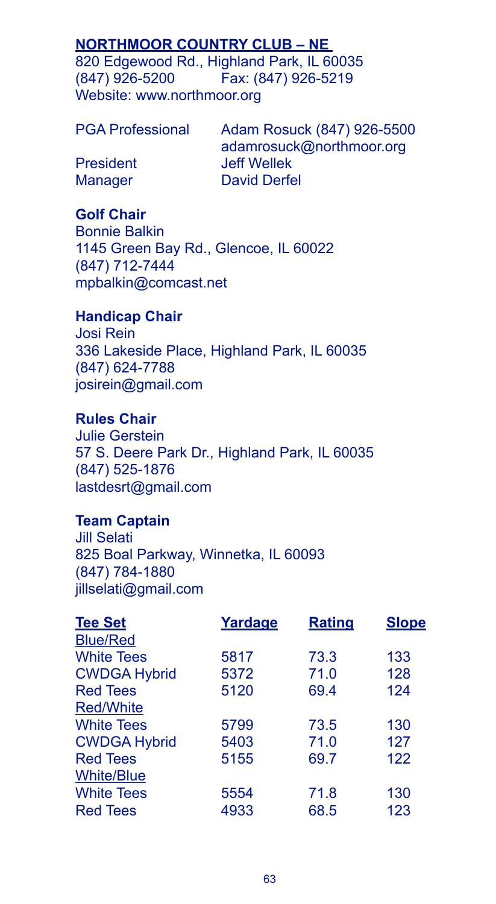## NORTHMOOR COUNTRY CLUB – NE

820 Edgewood Rd., Highland Park, IL 60035
(847) 926-5200 Fax: (847) 926-5219
Website: www.northmoor.org

| | |
|---|---|
| PGA Professional | Adam Rosuck (847) 926-5500<br>adamrosuck@northmoor.org |
| President | Jeff Wellek |
| Manager | David Derfel |

### Golf Chair

Bonnie Balkin
1145 Green Bay Rd., Glencoe, IL 60022
(847) 712-7444
mpbalkin@comcast.net

### Handicap Chair

Josi Rein
336 Lakeside Place, Highland Park, IL 60035
(847) 624-7788
josirein@gmail.com

### Rules Chair

Julie Gerstein
57 S. Deere Park Dr., Highland Park, IL 60035
(847) 525-1876
lastdesrt@gmail.com

### Team Captain

Jill Selati
825 Boal Parkway, Winnetka, IL 60093
(847) 784-1880
jillselati@gmail.com

| Tee Set | Yardage | Rating | Slope |
|---|---|---|---|
| Blue/Red | | | |
| White Tees | 5817 | 73.3 | 133 |
| CWDGA Hybrid | 5372 | 71.0 | 128 |
| Red Tees | 5120 | 69.4 | 124 |
| Red/White | | | |
| White Tees | 5799 | 73.5 | 130 |
| CWDGA Hybrid | 5403 | 71.0 | 127 |
| Red Tees | 5155 | 69.7 | 122 |
| White/Blue | | | |
| White Tees | 5554 | 71.8 | 130 |
| Red Tees | 4933 | 68.5 | 123 |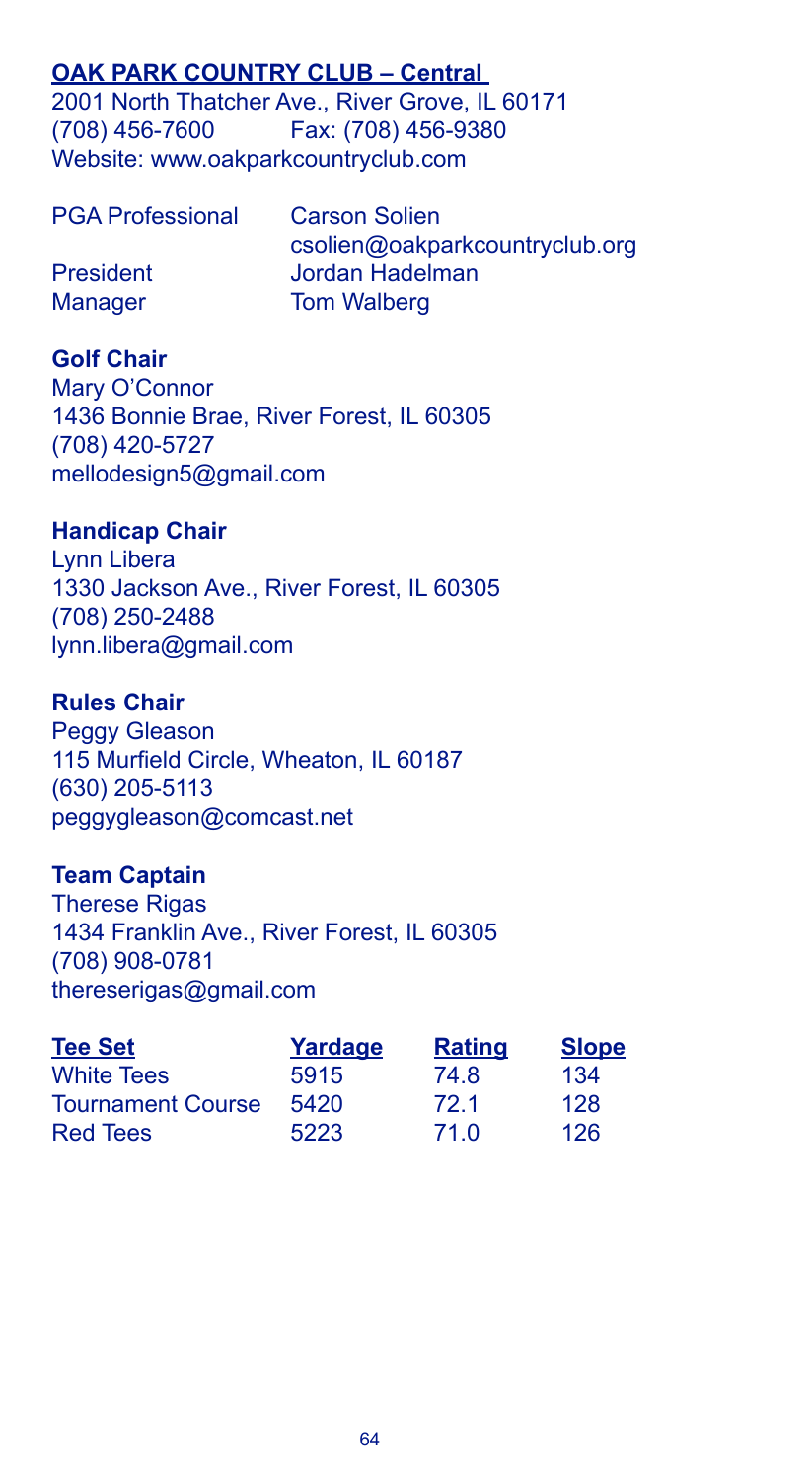## OAK PARK COUNTRY CLUB – Central

2001 North Thatcher Ave., River Grove, IL 60171
(708) 456-7600 Fax: (708) 456-9380
Website: www.oakparkcountryclub.com

| | |
|---|---|
| PGA Professional | Carson Solien<br>csolien@oakparkcountryclub.org |
| President | Jordan Hadelman |
| Manager | Tom Walberg |

### Golf Chair

Mary O'Connor
1436 Bonnie Brae, River Forest, IL 60305
(708) 420-5727
mellodesign5@gmail.com

### Handicap Chair

Lynn Libera
1330 Jackson Ave., River Forest, IL 60305
(708) 250-2488
lynn.libera@gmail.com

### Rules Chair

Peggy Gleason
115 Murfield Circle, Wheaton, IL 60187
(630) 205-5113
peggygleason@comcast.net

### Team Captain

Therese Rigas
1434 Franklin Ave., River Forest, IL 60305
(708) 908-0781
thereserigas@gmail.com

| Tee Set | Yardage | Rating | Slope |
|---|---|---|---|
| White Tees | 5915 | 74.8 | 134 |
| Tournament Course | 5420 | 72.1 | 128 |
| Red Tees | 5223 | 71.0 | 126 |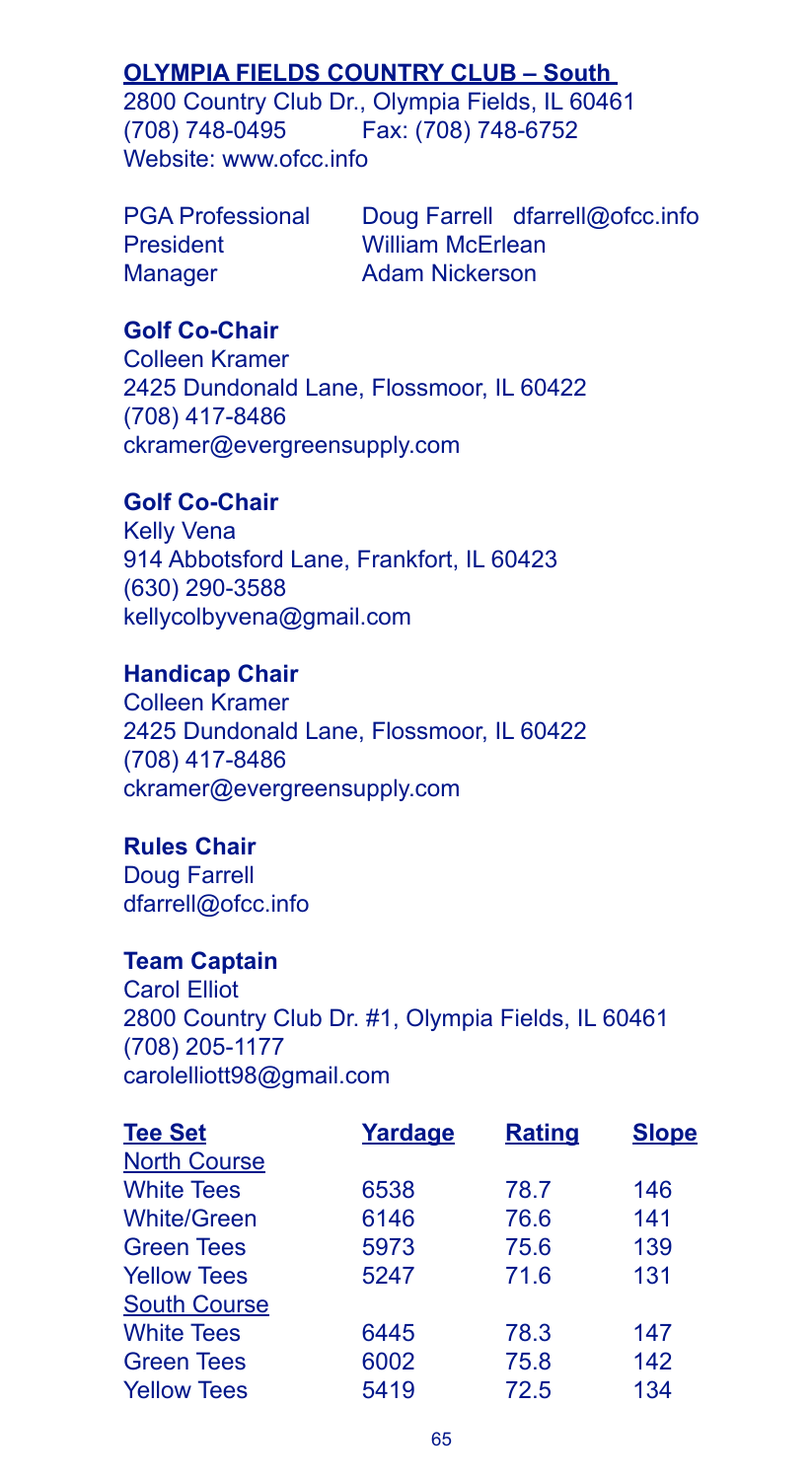## OLYMPIA FIELDS COUNTRY CLUB – South

2800 Country Club Dr., Olympia Fields, IL 60461
(708) 748-0495 Fax: (708) 748-6752
Website: www.ofcc.info

PGA Professional Doug Farrell dfarrell@ofcc.info
President William McErlean
Manager Adam Nickerson

**Golf Co-Chair**
Colleen Kramer
2425 Dundonald Lane, Flossmoor, IL 60422
(708) 417-8486
ckramer@evergreensupply.com

**Golf Co-Chair**
Kelly Vena
914 Abbotsford Lane, Frankfort, IL 60423
(630) 290-3588
kellycolbyvena@gmail.com

**Handicap Chair**
Colleen Kramer
2425 Dundonald Lane, Flossmoor, IL 60422
(708) 417-8486
ckramer@evergreensupply.com

**Rules Chair**
Doug Farrell
dfarrell@ofcc.info

**Team Captain**
Carol Elliot
2800 Country Club Dr. #1, Olympia Fields, IL 60461
(708) 205-1177
carolelliott98@gmail.com

| Tee Set | Yardage | Rating | Slope |
|---|---|---|---|
| North Course | | | |
| White Tees | 6538 | 78.7 | 146 |
| White/Green | 6146 | 76.6 | 141 |
| Green Tees | 5973 | 75.6 | 139 |
| Yellow Tees | 5247 | 71.6 | 131 |
| South Course | | | |
| White Tees | 6445 | 78.3 | 147 |
| Green Tees | 6002 | 75.8 | 142 |
| Yellow Tees | 5419 | 72.5 | 134 |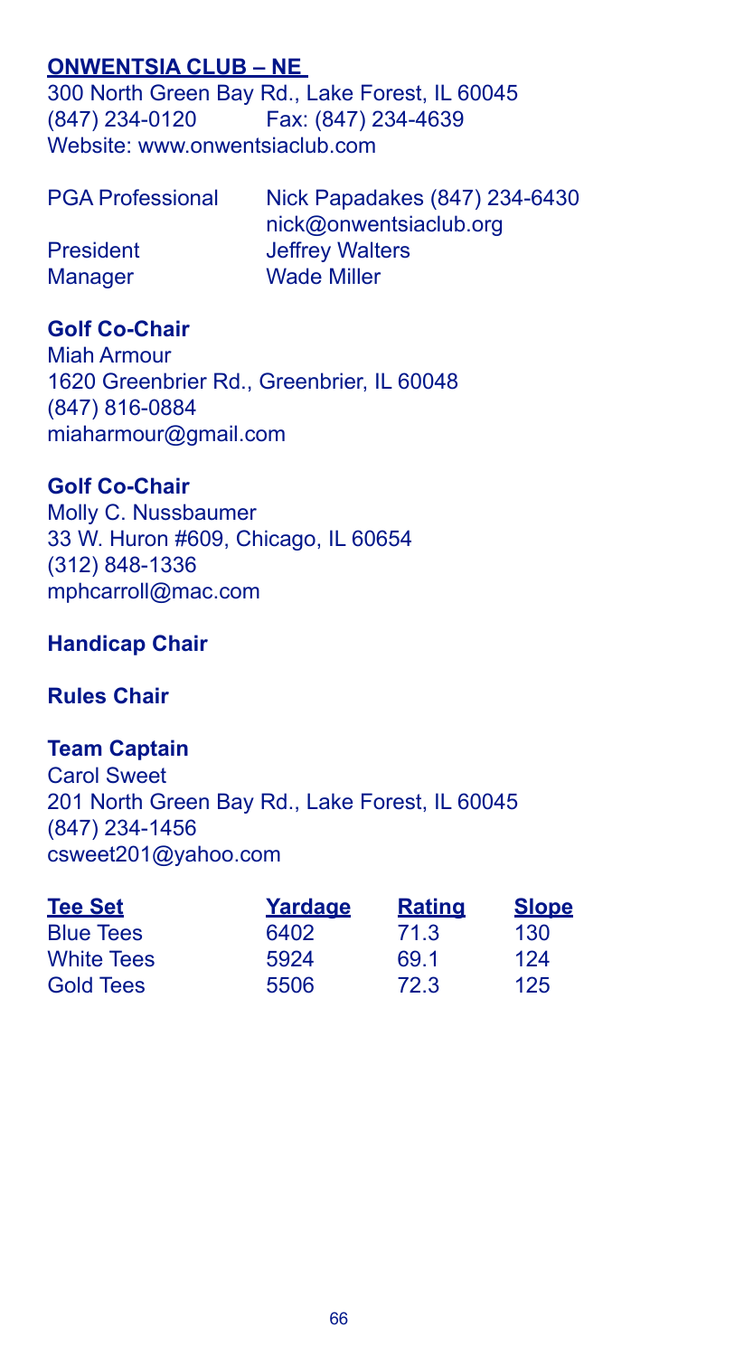## ONWENTSIA CLUB – NE

300 North Green Bay Rd., Lake Forest, IL 60045
(847) 234-0120 Fax: (847) 234-4639
Website: www.onwentsiaclub.com

| | |
|---|---|
| PGA Professional | Nick Papadakes (847) 234-6430<br>nick@onwentsiaclub.org |
| President | Jeffrey Walters |
| Manager | Wade Miller |

**Golf Co-Chair**
Miah Armour
1620 Greenbrier Rd., Greenbrier, IL 60048
(847) 816-0884
miaharmour@gmail.com

**Golf Co-Chair**
Molly C. Nussbaumer
33 W. Huron #609, Chicago, IL 60654
(312) 848-1336
mphcarroll@mac.com

**Handicap Chair**

**Rules Chair**

**Team Captain**
Carol Sweet
201 North Green Bay Rd., Lake Forest, IL 60045
(847) 234-1456
csweet201@yahoo.com

| Tee Set | Yardage | Rating | Slope |
|---|---|---|---|
| Blue Tees | 6402 | 71.3 | 130 |
| White Tees | 5924 | 69.1 | 124 |
| Gold Tees | 5506 | 72.3 | 125 |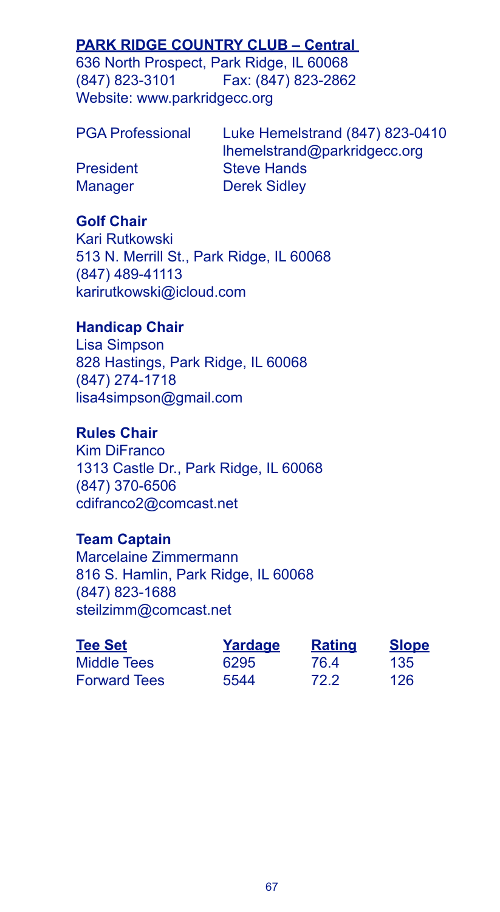## PARK RIDGE COUNTRY CLUB – Central

636 North Prospect, Park Ridge, IL 60068
(847) 823-3101 Fax: (847) 823-2862
Website: www.parkridgecc.org

| | |
|---|---|
| PGA Professional | Luke Hemelstrand (847) 823-0410 lhemelstrand@parkridgecc.org |
| President | Steve Hands |
| Manager | Derek Sidley |

### Golf Chair

Kari Rutkowski
513 N. Merrill St., Park Ridge, IL 60068
(847) 489-41113
karirutkowski@icloud.com

### Handicap Chair

Lisa Simpson
828 Hastings, Park Ridge, IL 60068
(847) 274-1718
lisa4simpson@gmail.com

### Rules Chair

Kim DiFranco
1313 Castle Dr., Park Ridge, IL 60068
(847) 370-6506
cdifranco2@comcast.net

### Team Captain

Marcelaine Zimmermann
816 S. Hamlin, Park Ridge, IL 60068
(847) 823-1688
steilzimm@comcast.net

| Tee Set | Yardage | Rating | Slope |
|---|---|---|---|
| Middle Tees | 6295 | 76.4 | 135 |
| Forward Tees | 5544 | 72.2 | 126 |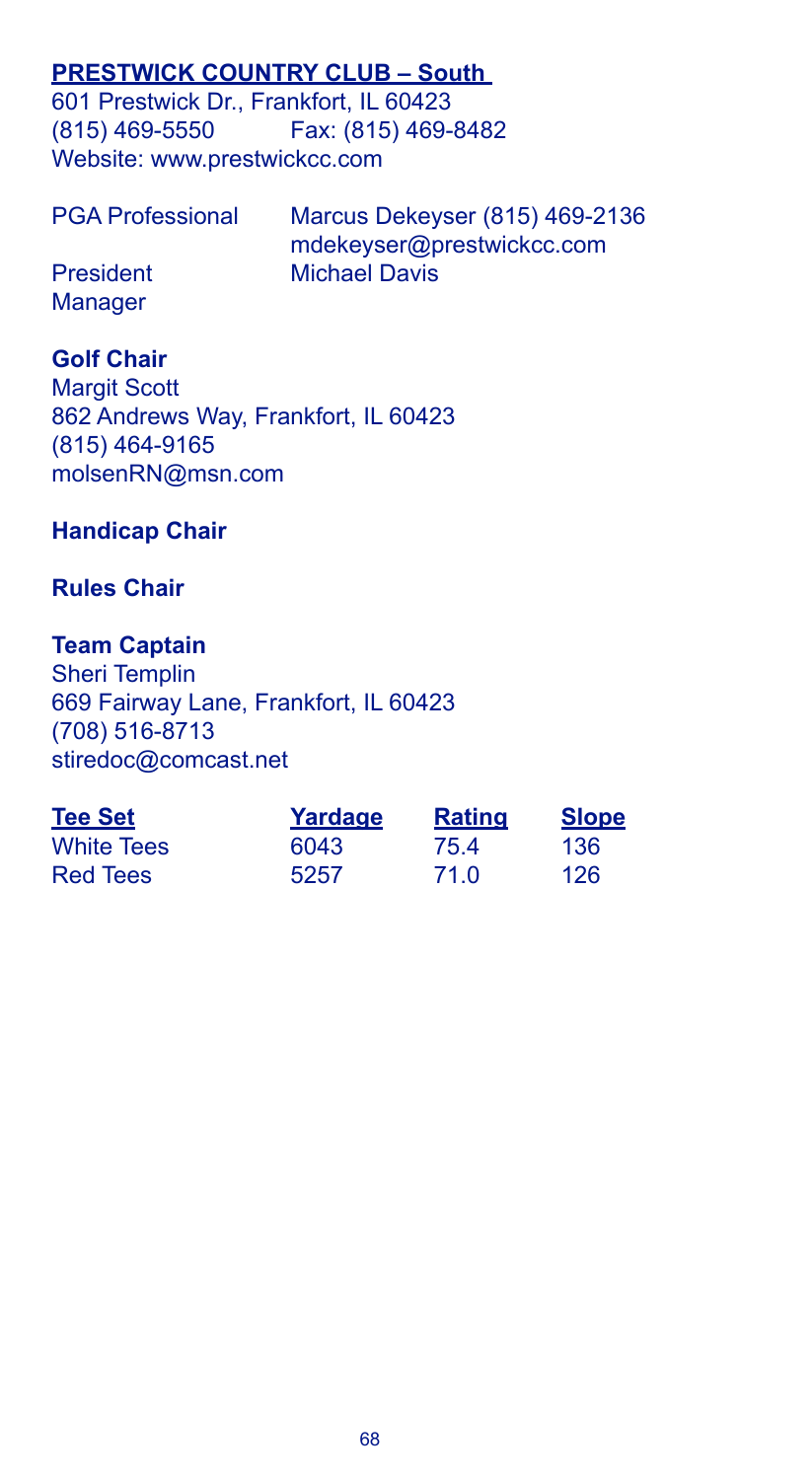## **PRESTWICK COUNTRY CLUB – South**

601 Prestwick Dr., Frankfort, IL 60423
(815) 469-5550 Fax: (815) 469-8482
Website: www.prestwickcc.com

PGA Professional Marcus Dekeyser (815) 469-2136
mdekeyser@prestwickcc.com
President Michael Davis
Manager

**Golf Chair**
Margit Scott
862 Andrews Way, Frankfort, IL 60423
(815) 464-9165
molsenRN@msn.com

**Handicap Chair**

**Rules Chair**

**Team Captain**
Sheri Templin
669 Fairway Lane, Frankfort, IL 60423
(708) 516-8713
stiredoc@comcast.net

| Tee Set | Yardage | Rating | Slope |
|---|---|---|---|
| White Tees | 6043 | 75.4 | 136 |
| Red Tees | 5257 | 71.0 | 126 |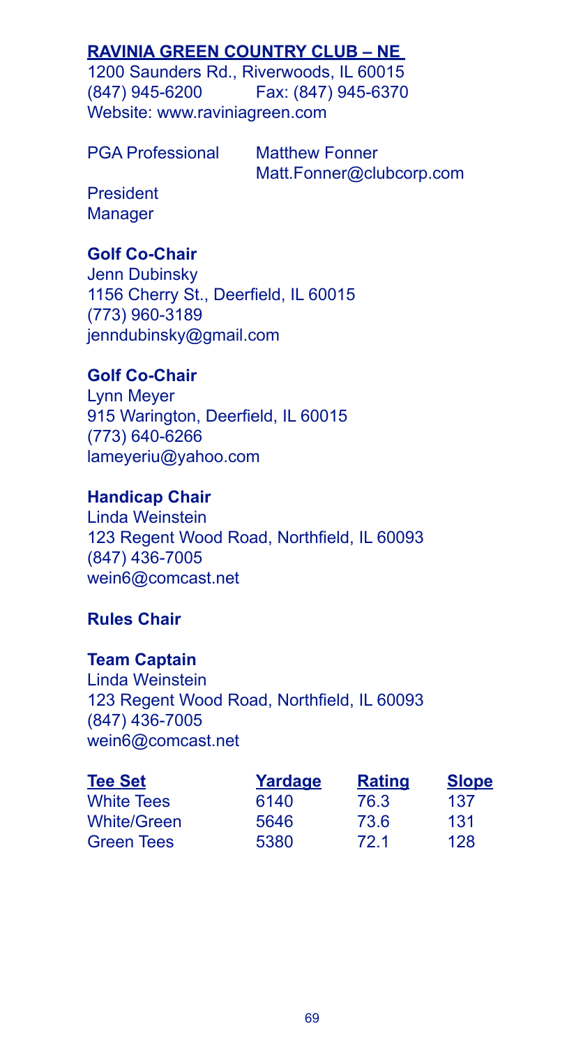## RAVINIA GREEN COUNTRY CLUB – NE

1200 Saunders Rd., Riverwoods, IL 60015
(847) 945-6200 Fax: (847) 945-6370
Website: www.raviniagreen.com

PGA Professional Matthew Fonner
Matt.Fonner@clubcorp.com

President
Manager

**Golf Co-Chair**
Jenn Dubinsky
1156 Cherry St., Deerfield, IL 60015
(773) 960-3189
jenndubinsky@gmail.com

**Golf Co-Chair**
Lynn Meyer
915 Warington, Deerfield, IL 60015
(773) 640-6266
lameyeriu@yahoo.com

**Handicap Chair**
Linda Weinstein
123 Regent Wood Road, Northfield, IL 60093
(847) 436-7005
wein6@comcast.net

**Rules Chair**

**Team Captain**
Linda Weinstein
123 Regent Wood Road, Northfield, IL 60093
(847) 436-7005
wein6@comcast.net

| Tee Set | Yardage | Rating | Slope |
|---|---|---|---|
| White Tees | 6140 | 76.3 | 137 |
| White/Green | 5646 | 73.6 | 131 |
| Green Tees | 5380 | 72.1 | 128 |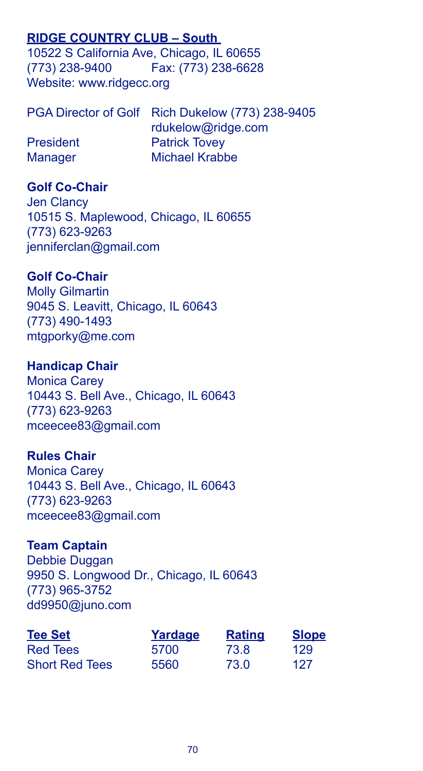## RIDGE COUNTRY CLUB – South

10522 S California Ave, Chicago, IL 60655
(773) 238-9400 Fax: (773) 238-6628
Website: www.ridgecc.org

PGA Director of Golf Rich Dukelow (773) 238-9405
rdukelow@ridge.com
President Patrick Tovey
Manager Michael Krabbe

**Golf Co-Chair**
Jen Clancy
10515 S. Maplewood, Chicago, IL 60655
(773) 623-9263
jenniferclan@gmail.com

**Golf Co-Chair**
Molly Gilmartin
9045 S. Leavitt, Chicago, IL 60643
(773) 490-1493
mtgporky@me.com

**Handicap Chair**
Monica Carey
10443 S. Bell Ave., Chicago, IL 60643
(773) 623-9263
mceecee83@gmail.com

**Rules Chair**
Monica Carey
10443 S. Bell Ave., Chicago, IL 60643
(773) 623-9263
mceecee83@gmail.com

**Team Captain**
Debbie Duggan
9950 S. Longwood Dr., Chicago, IL 60643
(773) 965-3752
dd9950@juno.com

| Tee Set | Yardage | Rating | Slope |
|---|---|---|---|
| Red Tees | 5700 | 73.8 | 129 |
| Short Red Tees | 5560 | 73.0 | 127 |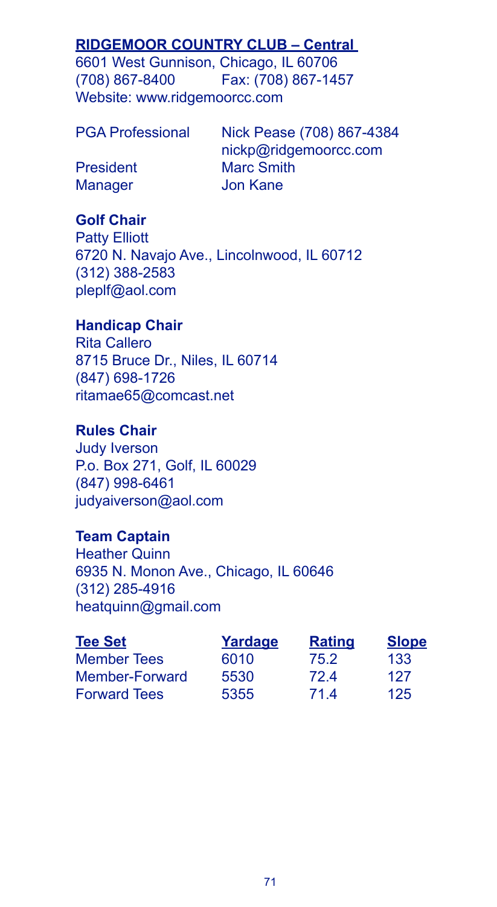## RIDGEMOOR COUNTRY CLUB – Central

6601 West Gunnison, Chicago, IL 60706
(708) 867-8400 Fax: (708) 867-1457
Website: www.ridgemoorcc.com

| | |
|---|---|
| PGA Professional | Nick Pease (708) 867-4384<br>nickp@ridgemoorcc.com |
| President | Marc Smith |
| Manager | Jon Kane |

**Golf Chair**
Patty Elliott
6720 N. Navajo Ave., Lincolnwood, IL 60712
(312) 388-2583
pleplf@aol.com

**Handicap Chair**
Rita Callero
8715 Bruce Dr., Niles, IL 60714
(847) 698-1726
ritamae65@comcast.net

**Rules Chair**
Judy Iverson
P.o. Box 271, Golf, IL 60029
(847) 998-6461
judyaiverson@aol.com

**Team Captain**
Heather Quinn
6935 N. Monon Ave., Chicago, IL 60646
(312) 285-4916
heatquinn@gmail.com

| Tee Set | Yardage | Rating | Slope |
|---|---|---|---|
| Member Tees | 6010 | 75.2 | 133 |
| Member-Forward | 5530 | 72.4 | 127 |
| Forward Tees | 5355 | 71.4 | 125 |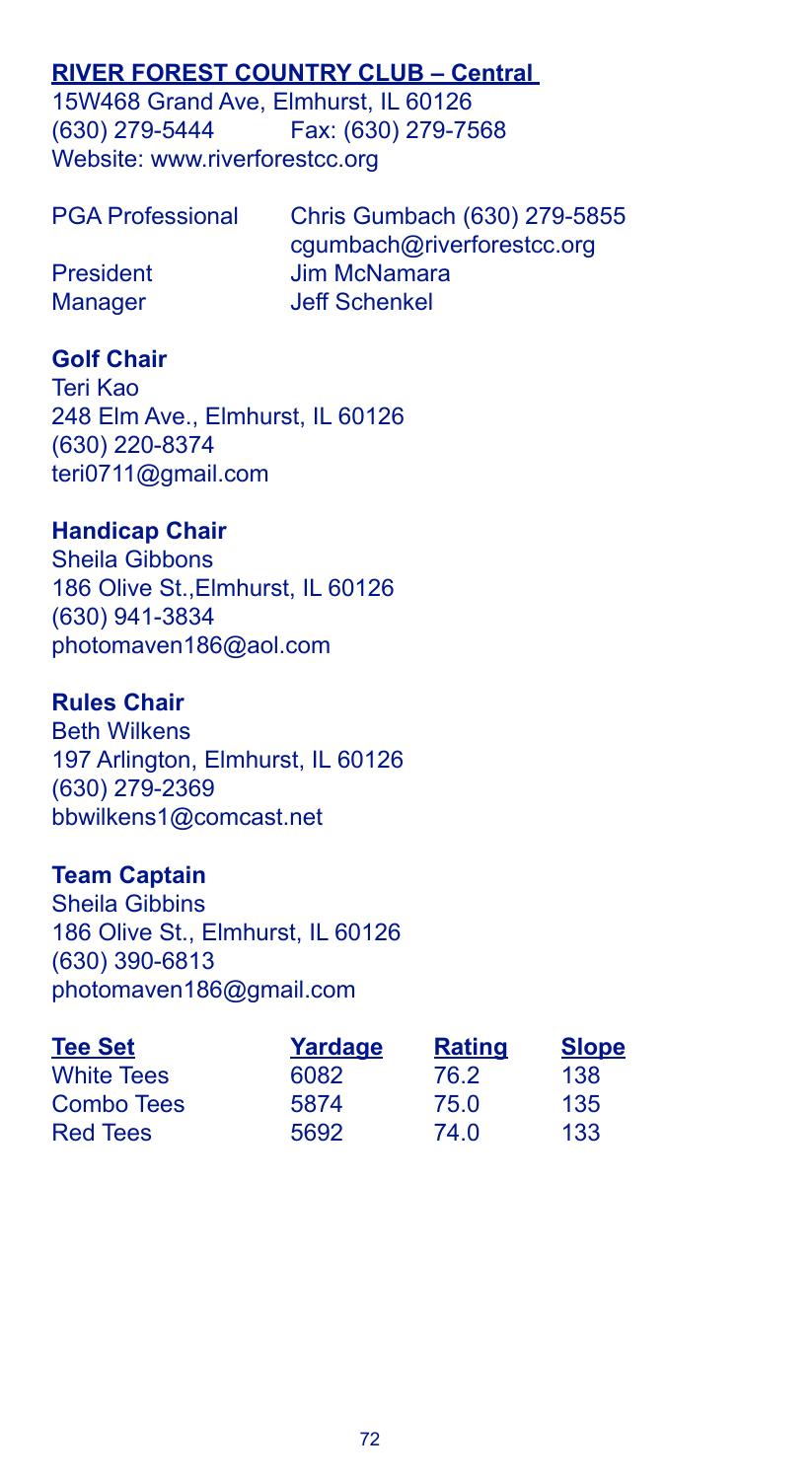## **RIVER FOREST COUNTRY CLUB – Central**

15W468 Grand Ave, Elmhurst, IL 60126
(630) 279-5444 Fax: (630) 279-7568
Website: www.riverforestcc.org

PGA Professional Chris Gumbach (630) 279-5855
cgumbach@riverforestcc.org
President Jim McNamara
Manager Jeff Schenkel

**Golf Chair**
Teri Kao
248 Elm Ave., Elmhurst, IL 60126
(630) 220-8374
teri0711@gmail.com

**Handicap Chair**
Sheila Gibbons
186 Olive St.,Elmhurst, IL 60126
(630) 941-3834
photomaven186@aol.com

**Rules Chair**
Beth Wilkens
197 Arlington, Elmhurst, IL 60126
(630) 279-2369
bbwilkens1@comcast.net

**Team Captain**
Sheila Gibbins
186 Olive St., Elmhurst, IL 60126
(630) 390-6813
photomaven186@gmail.com

| Tee Set | Yardage | Rating | Slope |
|---|---|---|---|
| White Tees | 6082 | 76.2 | 138 |
| Combo Tees | 5874 | 75.0 | 135 |
| Red Tees | 5692 | 74.0 | 133 |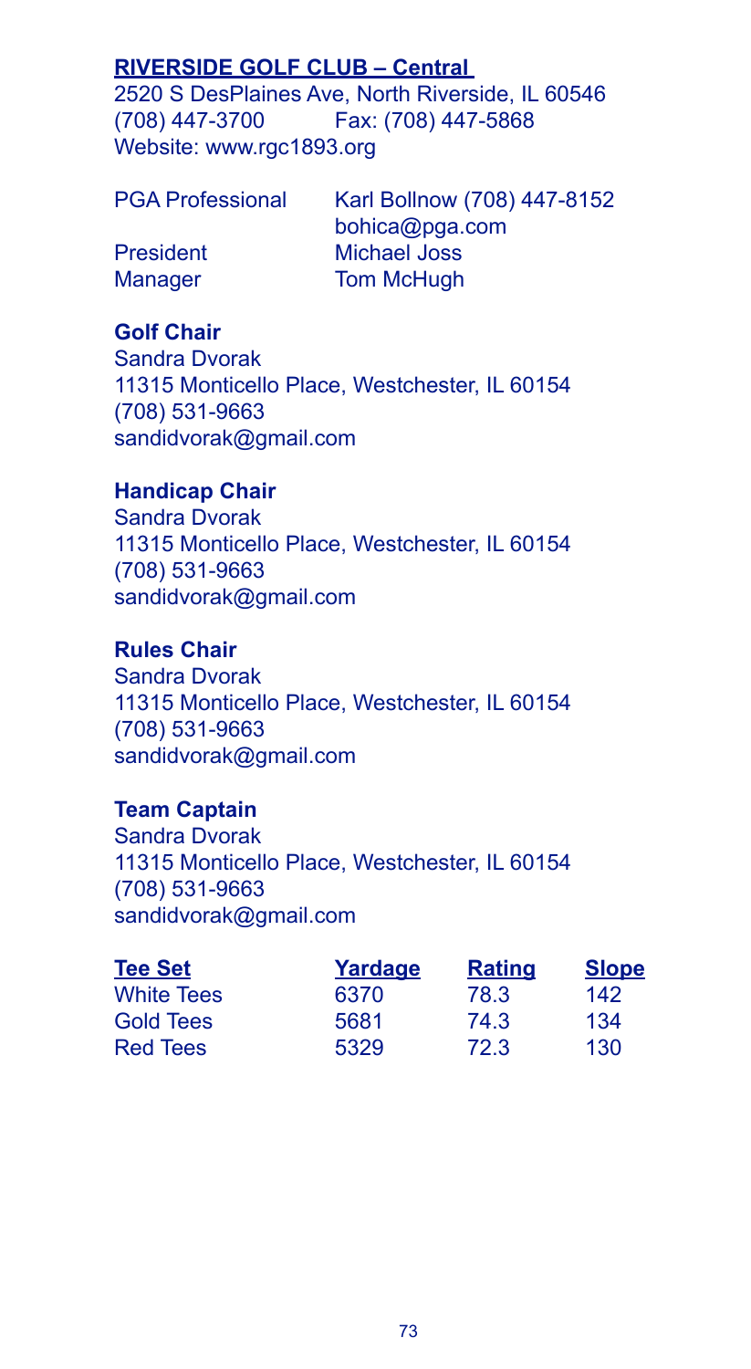## RIVERSIDE GOLF CLUB – Central

2520 S DesPlaines Ave, North Riverside, IL 60546
(708) 447-3700 Fax: (708) 447-5868
Website: www.rgc1893.org

PGA Professional Karl Bollnow (708) 447-8152
bohica@pga.com
President Michael Joss
Manager Tom McHugh

**Golf Chair**
Sandra Dvorak
11315 Monticello Place, Westchester, IL 60154
(708) 531-9663
sandidvorak@gmail.com

**Handicap Chair**
Sandra Dvorak
11315 Monticello Place, Westchester, IL 60154
(708) 531-9663
sandidvorak@gmail.com

**Rules Chair**
Sandra Dvorak
11315 Monticello Place, Westchester, IL 60154
(708) 531-9663
sandidvorak@gmail.com

**Team Captain**
Sandra Dvorak
11315 Monticello Place, Westchester, IL 60154
(708) 531-9663
sandidvorak@gmail.com

| Tee Set | Yardage | Rating | Slope |
|---|---|---|---|
| White Tees | 6370 | 78.3 | 142 |
| Gold Tees | 5681 | 74.3 | 134 |
| Red Tees | 5329 | 72.3 | 130 |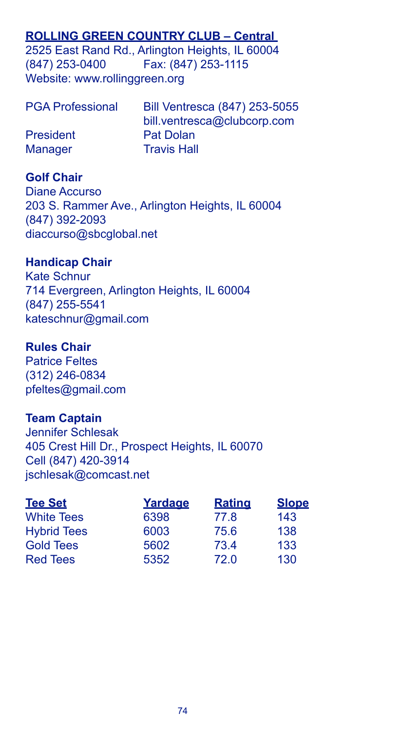## ROLLING GREEN COUNTRY CLUB – Central

2525 East Rand Rd., Arlington Heights, IL 60004
(847) 253-0400 Fax: (847) 253-1115
Website: www.rollinggreen.org

| | |
|---|---|
| PGA Professional | Bill Ventresca (847) 253-5055<br>bill.ventresca@clubcorp.com |
| President | Pat Dolan |
| Manager | Travis Hall |

**Golf Chair**
Diane Accurso
203 S. Rammer Ave., Arlington Heights, IL 60004
(847) 392-2093
diaccurso@sbcglobal.net

**Handicap Chair**
Kate Schnur
714 Evergreen, Arlington Heights, IL 60004
(847) 255-5541
kateschnur@gmail.com

**Rules Chair**
Patrice Feltes
(312) 246-0834
pfeltes@gmail.com

**Team Captain**
Jennifer Schlesak
405 Crest Hill Dr., Prospect Heights, IL 60070
Cell (847) 420-3914
jschlesak@comcast.net

| Tee Set | Yardage | Rating | Slope |
|---|---|---|---|
| White Tees | 6398 | 77.8 | 143 |
| Hybrid Tees | 6003 | 75.6 | 138 |
| Gold Tees | 5602 | 73.4 | 133 |
| Red Tees | 5352 | 72.0 | 130 |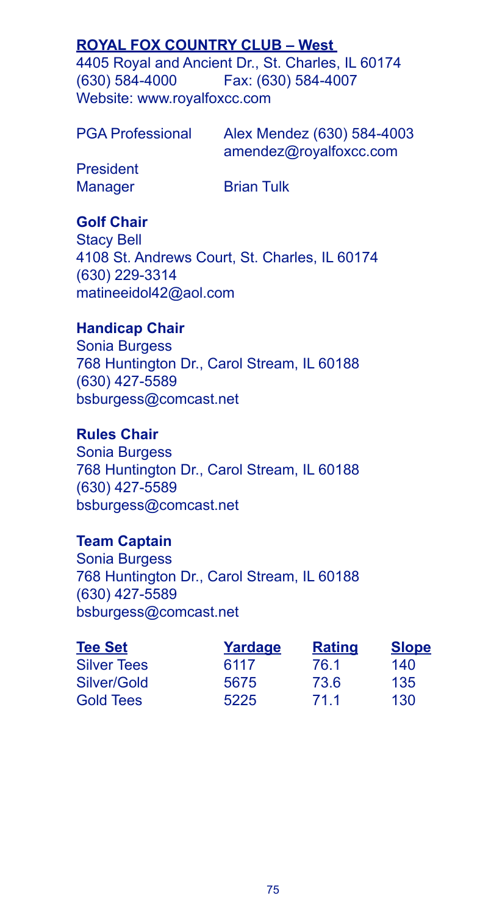## ROYAL FOX COUNTRY CLUB – West

4405 Royal and Ancient Dr., St. Charles, IL 60174
(630) 584-4000 Fax: (630) 584-4007
Website: www.royalfoxcc.com

PGA Professional Alex Mendez (630) 584-4003
amendez@royalfoxcc.com
President
Manager Brian Tulk

**Golf Chair**
Stacy Bell
4108 St. Andrews Court, St. Charles, IL 60174
(630) 229-3314
matineeidol42@aol.com

**Handicap Chair**
Sonia Burgess
768 Huntington Dr., Carol Stream, IL 60188
(630) 427-5589
bsburgess@comcast.net

**Rules Chair**
Sonia Burgess
768 Huntington Dr., Carol Stream, IL 60188
(630) 427-5589
bsburgess@comcast.net

**Team Captain**
Sonia Burgess
768 Huntington Dr., Carol Stream, IL 60188
(630) 427-5589
bsburgess@comcast.net

| Tee Set | Yardage | Rating | Slope |
|---|---|---|---|
| Silver Tees | 6117 | 76.1 | 140 |
| Silver/Gold | 5675 | 73.6 | 135 |
| Gold Tees | 5225 | 71.1 | 130 |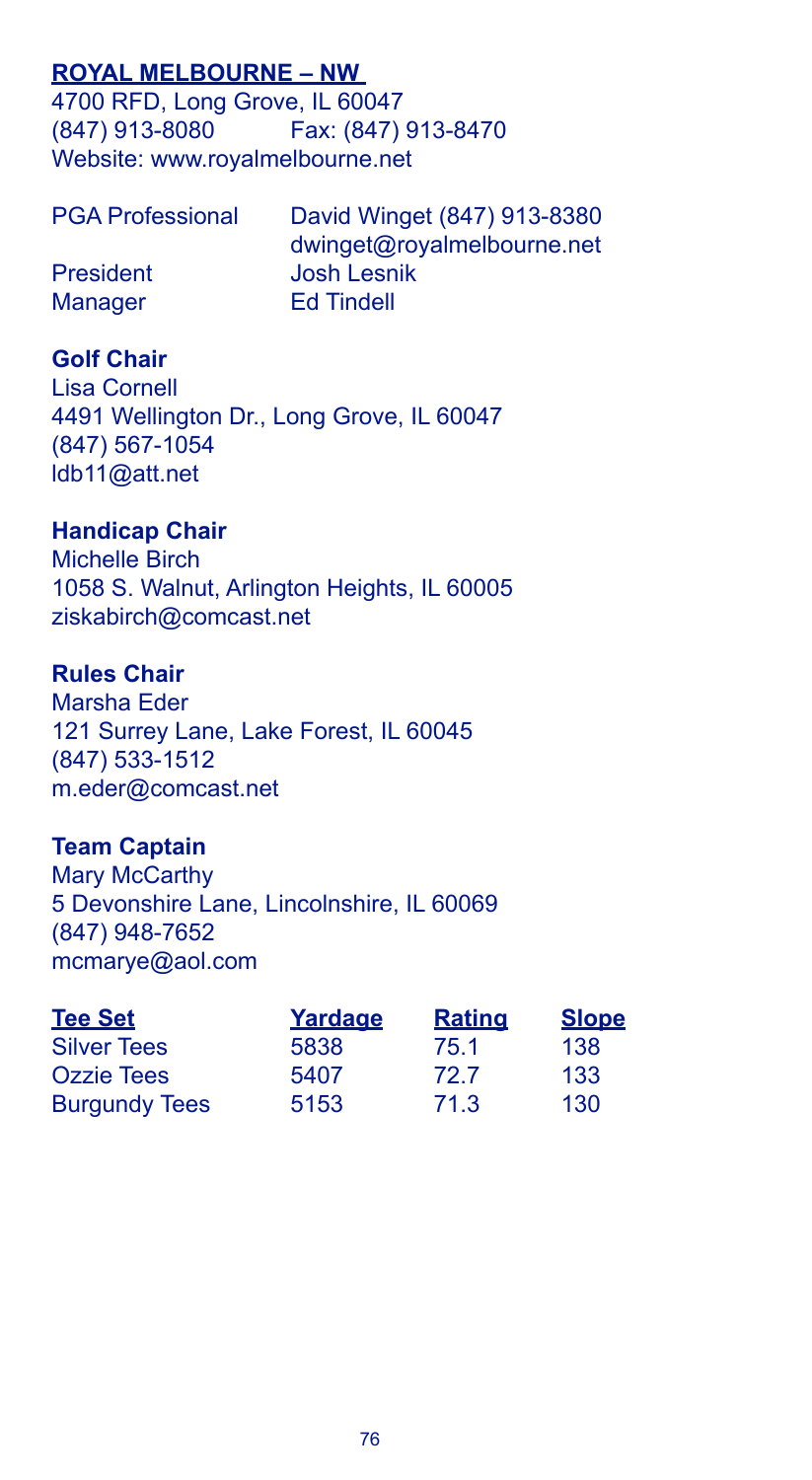## ROYAL MELBOURNE – NW

4700 RFD, Long Grove, IL 60047
(847) 913-8080 Fax: (847) 913-8470
Website: www.royalmelbourne.net

PGA Professional David Winget (847) 913-8380
dwinget@royalmelbourne.net
President Josh Lesnik
Manager Ed Tindell

### Golf Chair

Lisa Cornell
4491 Wellington Dr., Long Grove, IL 60047
(847) 567-1054
ldb11@att.net

### Handicap Chair

Michelle Birch
1058 S. Walnut, Arlington Heights, IL 60005
ziskabirch@comcast.net

### Rules Chair

Marsha Eder
121 Surrey Lane, Lake Forest, IL 60045
(847) 533-1512
m.eder@comcast.net

### Team Captain

Mary McCarthy
5 Devonshire Lane, Lincolnshire, IL 60069
(847) 948-7652
mcmarye@aol.com

| Tee Set | Yardage | Rating | Slope |
| --- | --- | --- | --- |
| Silver Tees | 5838 | 75.1 | 138 |
| Ozzie Tees | 5407 | 72.7 | 133 |
| Burgundy Tees | 5153 | 71.3 | 130 |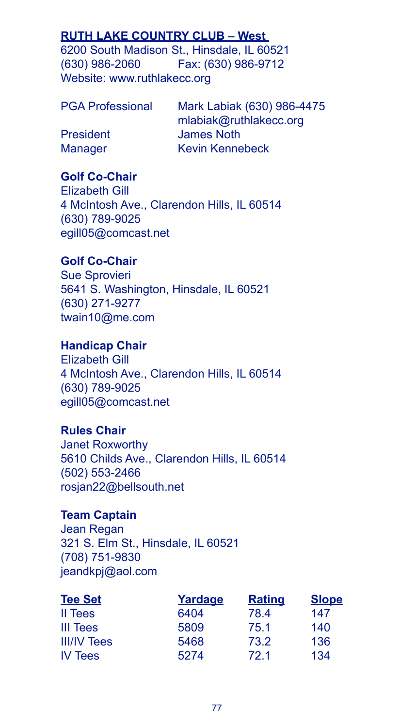## RUTH LAKE COUNTRY CLUB – West

6200 South Madison St., Hinsdale, IL 60521
(630) 986-2060 Fax: (630) 986-9712
Website: www.ruthlakecc.org

| | |
|---|---|
| PGA Professional | Mark Labiak (630) 986-4475<br>mlabiak@ruthlakecc.org |
| President | James Noth |
| Manager | Kevin Kennebeck |

**Golf Co-Chair**
Elizabeth Gill
4 McIntosh Ave., Clarendon Hills, IL 60514
(630) 789-9025
egill05@comcast.net

**Golf Co-Chair**
Sue Sprovieri
5641 S. Washington, Hinsdale, IL 60521
(630) 271-9277
twain10@me.com

**Handicap Chair**
Elizabeth Gill
4 McIntosh Ave., Clarendon Hills, IL 60514
(630) 789-9025
egill05@comcast.net

**Rules Chair**
Janet Roxworthy
5610 Childs Ave., Clarendon Hills, IL 60514
(502) 553-2466
rosjan22@bellsouth.net

**Team Captain**
Jean Regan
321 S. Elm St., Hinsdale, IL 60521
(708) 751-9830
jeandkpj@aol.com

| Tee Set | Yardage | Rating | Slope |
|---|---|---|---|
| II Tees | 6404 | 78.4 | 147 |
| III Tees | 5809 | 75.1 | 140 |
| III/IV Tees | 5468 | 73.2 | 136 |
| IV Tees | 5274 | 72.1 | 134 |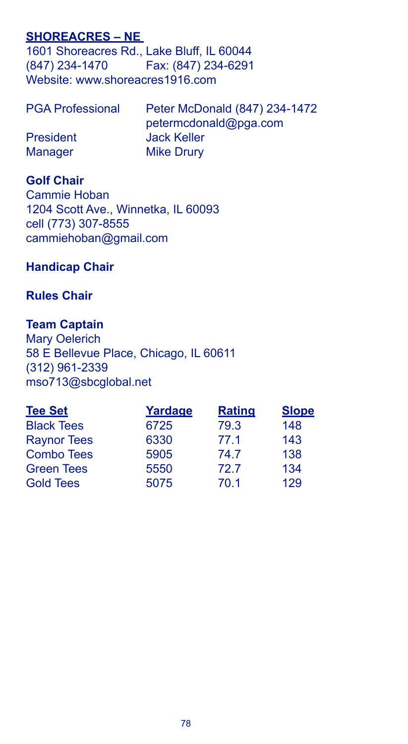## SHOREACRES – NE

1601 Shoreacres Rd., Lake Bluff, IL 60044
(847) 234-1470 Fax: (847) 234-6291
Website: www.shoreacres1916.com

PGA Professional Peter McDonald (847) 234-1472
petermcdonald@pga.com
President Jack Keller
Manager Mike Drury

**Golf Chair**
Cammie Hoban
1204 Scott Ave., Winnetka, IL 60093
cell (773) 307-8555
cammiehoban@gmail.com

**Handicap Chair**

**Rules Chair**

**Team Captain**
Mary Oelerich
58 E Bellevue Place, Chicago, IL 60611
(312) 961-2339
mso713@sbcglobal.net

| Tee Set | Yardage | Rating | Slope |
|---|---|---|---|
| Black Tees | 6725 | 79.3 | 148 |
| Raynor Tees | 6330 | 77.1 | 143 |
| Combo Tees | 5905 | 74.7 | 138 |
| Green Tees | 5550 | 72.7 | 134 |
| Gold Tees | 5075 | 70.1 | 129 |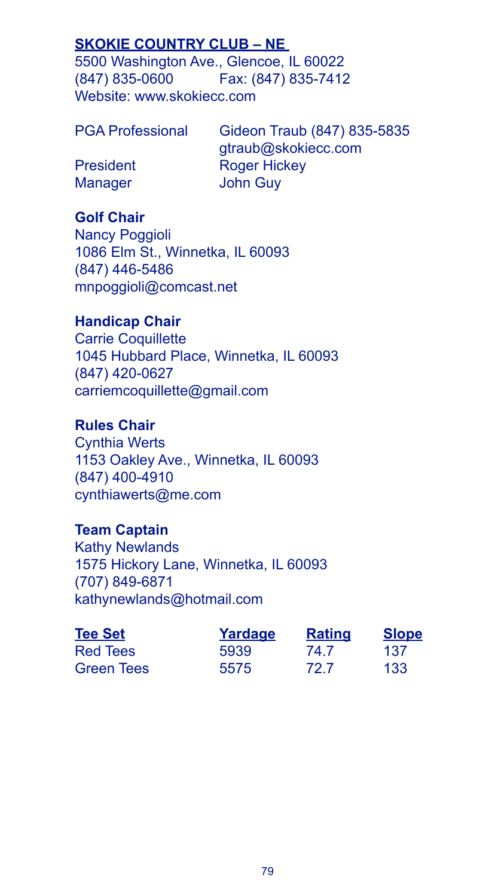## SKOKIE COUNTRY CLUB – NE

5500 Washington Ave., Glencoe, IL 60022
(847) 835-0600 Fax: (847) 835-7412
Website: www.skokiecc.com

| | |
|---|---|
| PGA Professional | Gideon Traub (847) 835-5835<br>gtraub@skokiecc.com |
| President | Roger Hickey |
| Manager | John Guy |

**Golf Chair**
Nancy Poggioli
1086 Elm St., Winnetka, IL 60093
(847) 446-5486
mnpoggioli@comcast.net

**Handicap Chair**
Carrie Coquillette
1045 Hubbard Place, Winnetka, IL 60093
(847) 420-0627
carriemcoquillette@gmail.com

**Rules Chair**
Cynthia Werts
1153 Oakley Ave., Winnetka, IL 60093
(847) 400-4910
cynthiawerts@me.com

**Team Captain**
Kathy Newlands
1575 Hickory Lane, Winnetka, IL 60093
(707) 849-6871
kathynewlands@hotmail.com

| Tee Set | Yardage | Rating | Slope |
|---|---|---|---|
| Red Tees | 5939 | 74.7 | 137 |
| Green Tees | 5575 | 72.7 | 133 |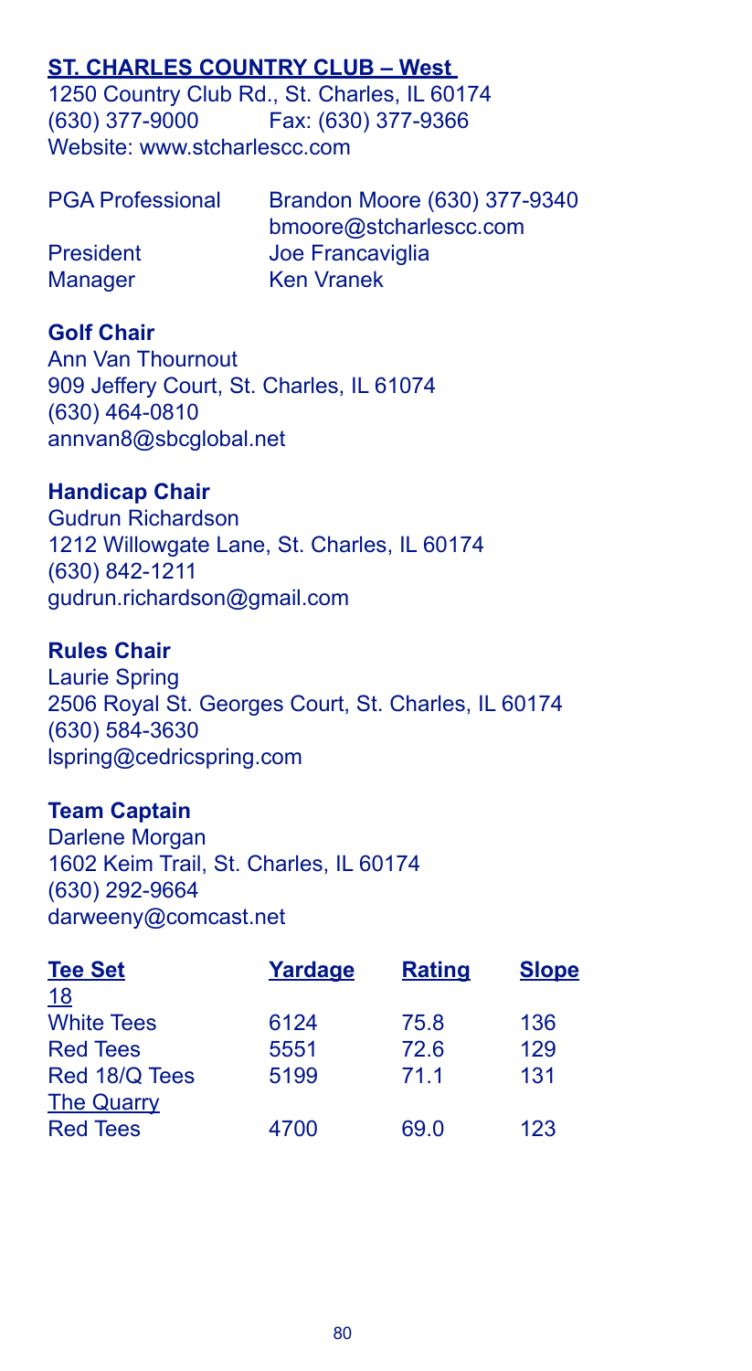## ST. CHARLES COUNTRY CLUB – West

1250 Country Club Rd., St. Charles, IL 60174
(630) 377-9000 Fax: (630) 377-9366
Website: www.stcharlescc.com

| | |
|---|---|
| PGA Professional | Brandon Moore (630) 377-9340<br>bmoore@stcharlescc.com |
| President | Joe Francaviglia |
| Manager | Ken Vranek |

**Golf Chair**
Ann Van Thournout
909 Jeffery Court, St. Charles, IL 61074
(630) 464-0810
annvan8@sbcglobal.net

**Handicap Chair**
Gudrun Richardson
1212 Willowgate Lane, St. Charles, IL 60174
(630) 842-1211
gudrun.richardson@gmail.com

**Rules Chair**
Laurie Spring
2506 Royal St. Georges Court, St. Charles, IL 60174
(630) 584-3630
lspring@cedricspring.com

**Team Captain**
Darlene Morgan
1602 Keim Trail, St. Charles, IL 60174
(630) 292-9664
darweeny@comcast.net

| Tee Set | Yardage | Rating | Slope |
|---|---|---|---|
| 18 | | | |
| White Tees | 6124 | 75.8 | 136 |
| Red Tees | 5551 | 72.6 | 129 |
| Red 18/Q Tees | 5199 | 71.1 | 131 |
| The Quarry | | | |
| Red Tees | 4700 | 69.0 | 123 |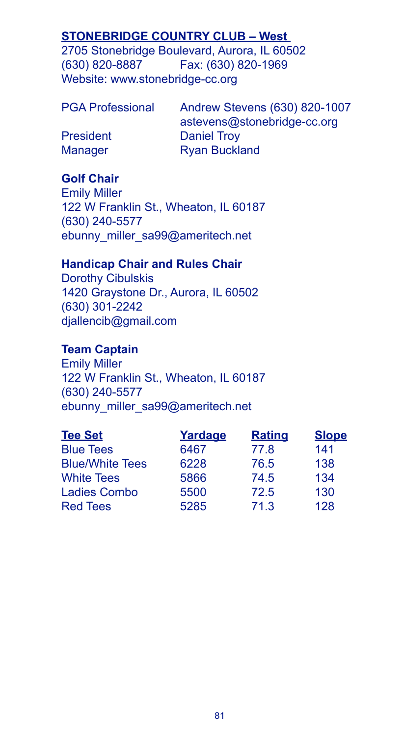## STONEBRIDGE COUNTRY CLUB – West

2705 Stonebridge Boulevard, Aurora, IL 60502
(630) 820-8887 Fax: (630) 820-1969
Website: www.stonebridge-cc.org

| | |
|---|---|
| PGA Professional | Andrew Stevens (630) 820-1007<br>astevens@stonebridge-cc.org |
| President | Daniel Troy |
| Manager | Ryan Buckland |

### Golf Chair

Emily Miller
122 W Franklin St., Wheaton, IL 60187
(630) 240-5577
ebunny_miller_sa99@ameritech.net

### Handicap Chair and Rules Chair

Dorothy Cibulskis
1420 Graystone Dr., Aurora, IL 60502
(630) 301-2242
djallencib@gmail.com

### Team Captain

Emily Miller
122 W Franklin St., Wheaton, IL 60187
(630) 240-5577
ebunny_miller_sa99@ameritech.net

| Tee Set | Yardage | Rating | Slope |
|---|---|---|---|
| Blue Tees | 6467 | 77.8 | 141 |
| Blue/White Tees | 6228 | 76.5 | 138 |
| White Tees | 5866 | 74.5 | 134 |
| Ladies Combo | 5500 | 72.5 | 130 |
| Red Tees | 5285 | 71.3 | 128 |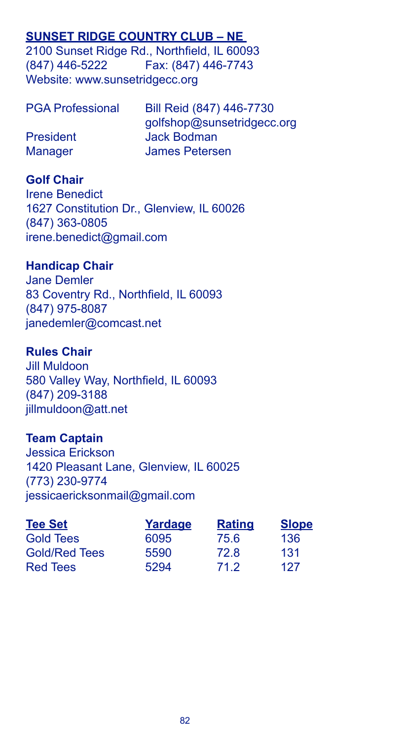## SUNSET RIDGE COUNTRY CLUB – NE

2100 Sunset Ridge Rd., Northfield, IL 60093
(847) 446-5222 Fax: (847) 446-7743
Website: www.sunsetridgecc.org

| | |
|---|---|
| PGA Professional | Bill Reid (847) 446-7730<br>golfshop@sunsetridgecc.org |
| President | Jack Bodman |
| Manager | James Petersen |

**Golf Chair**
Irene Benedict
1627 Constitution Dr., Glenview, IL 60026
(847) 363-0805
irene.benedict@gmail.com

**Handicap Chair**
Jane Demler
83 Coventry Rd., Northfield, IL 60093
(847) 975-8087
janedemler@comcast.net

**Rules Chair**
Jill Muldoon
580 Valley Way, Northfield, IL 60093
(847) 209-3188
jillmuldoon@att.net

**Team Captain**
Jessica Erickson
1420 Pleasant Lane, Glenview, IL 60025
(773) 230-9774
jessicaericksonmail@gmail.com

| Tee Set | Yardage | Rating | Slope |
|---|---|---|---|
| Gold Tees | 6095 | 75.6 | 136 |
| Gold/Red Tees | 5590 | 72.8 | 131 |
| Red Tees | 5294 | 71.2 | 127 |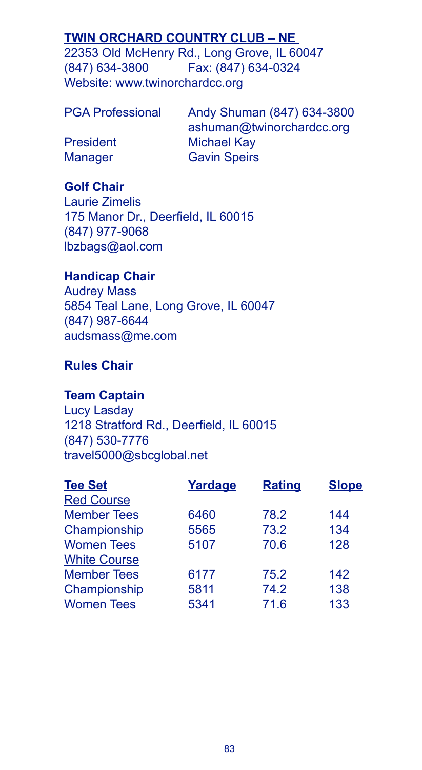## TWIN ORCHARD COUNTRY CLUB – NE

22353 Old McHenry Rd., Long Grove, IL 60047
(847) 634-3800 Fax: (847) 634-0324
Website: www.twinorchardcc.org

| | |
|---|---|
| PGA Professional | Andy Shuman (847) 634-3800<br>ashuman@twinorchardcc.org |
| President | Michael Kay |
| Manager | Gavin Speirs |

### Golf Chair

Laurie Zimelis
175 Manor Dr., Deerfield, IL 60015
(847) 977-9068
lbzbags@aol.com

### Handicap Chair

Audrey Mass
5854 Teal Lane, Long Grove, IL 60047
(847) 987-6644
audsmass@me.com

### Rules Chair

### Team Captain

Lucy Lasday
1218 Stratford Rd., Deerfield, IL 60015
(847) 530-7776
travel5000@sbcglobal.net

| Tee Set | Yardage | Rating | Slope |
|---|---|---|---|
| Red Course | | | |
| Member Tees | 6460 | 78.2 | 144 |
| Championship | 5565 | 73.2 | 134 |
| Women Tees | 5107 | 70.6 | 128 |
| White Course | | | |
| Member Tees | 6177 | 75.2 | 142 |
| Championship | 5811 | 74.2 | 138 |
| Women Tees | 5341 | 71.6 | 133 |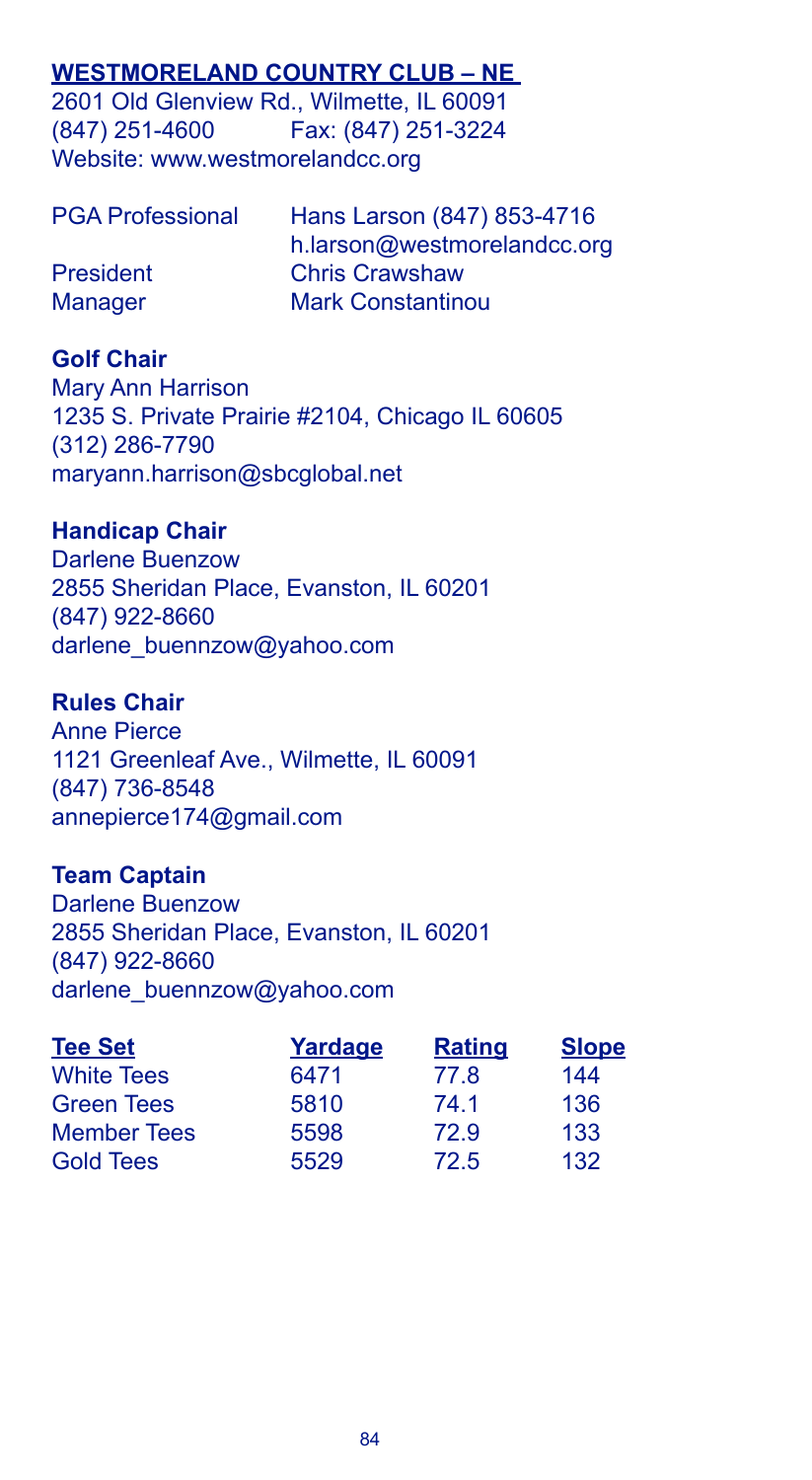## WESTMORELAND COUNTRY CLUB – NE

2601 Old Glenview Rd., Wilmette, IL 60091
(847) 251-4600 Fax: (847) 251-3224
Website: www.westmorelandcc.org

| | |
|---|---|
| PGA Professional | Hans Larson (847) 853-4716<br>h.larson@westmorelandcc.org |
| President | Chris Crawshaw |
| Manager | Mark Constantinou |

**Golf Chair**
Mary Ann Harrison
1235 S. Private Prairie #2104, Chicago IL 60605
(312) 286-7790
maryann.harrison@sbcglobal.net

**Handicap Chair**
Darlene Buenzow
2855 Sheridan Place, Evanston, IL 60201
(847) 922-8660
darlene_buennzow@yahoo.com

**Rules Chair**
Anne Pierce
1121 Greenleaf Ave., Wilmette, IL 60091
(847) 736-8548
annepierce174@gmail.com

**Team Captain**
Darlene Buenzow
2855 Sheridan Place, Evanston, IL 60201
(847) 922-8660
darlene_buennzow@yahoo.com

| Tee Set | Yardage | Rating | Slope |
|---|---|---|---|
| White Tees | 6471 | 77.8 | 144 |
| Green Tees | 5810 | 74.1 | 136 |
| Member Tees | 5598 | 72.9 | 133 |
| Gold Tees | 5529 | 72.5 | 132 |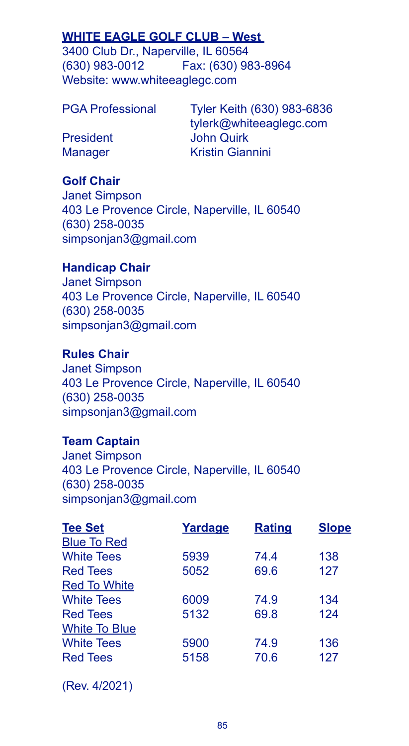## WHITE EAGLE GOLF CLUB – West

3400 Club Dr., Naperville, IL 60564
(630) 983-0012 Fax: (630) 983-8964
Website: www.whiteeaglegc.com

PGA Professional Tyler Keith (630) 983-6836
tylerk@whiteeaglegc.com
President John Quirk
Manager Kristin Giannini

**Golf Chair**
Janet Simpson
403 Le Provence Circle, Naperville, IL 60540
(630) 258-0035
simpsonjan3@gmail.com

**Handicap Chair**
Janet Simpson
403 Le Provence Circle, Naperville, IL 60540
(630) 258-0035
simpsonjan3@gmail.com

**Rules Chair**
Janet Simpson
403 Le Provence Circle, Naperville, IL 60540
(630) 258-0035
simpsonjan3@gmail.com

**Team Captain**
Janet Simpson
403 Le Provence Circle, Naperville, IL 60540
(630) 258-0035
simpsonjan3@gmail.com

| Tee Set | Yardage | Rating | Slope |
|---|---|---|---|
| Blue To Red | | | |
| White Tees | 5939 | 74.4 | 138 |
| Red Tees | 5052 | 69.6 | 127 |
| Red To White | | | |
| White Tees | 6009 | 74.9 | 134 |
| Red Tees | 5132 | 69.8 | 124 |
| White To Blue | | | |
| White Tees | 5900 | 74.9 | 136 |
| Red Tees | 5158 | 70.6 | 127 |

(Rev. 4/2021)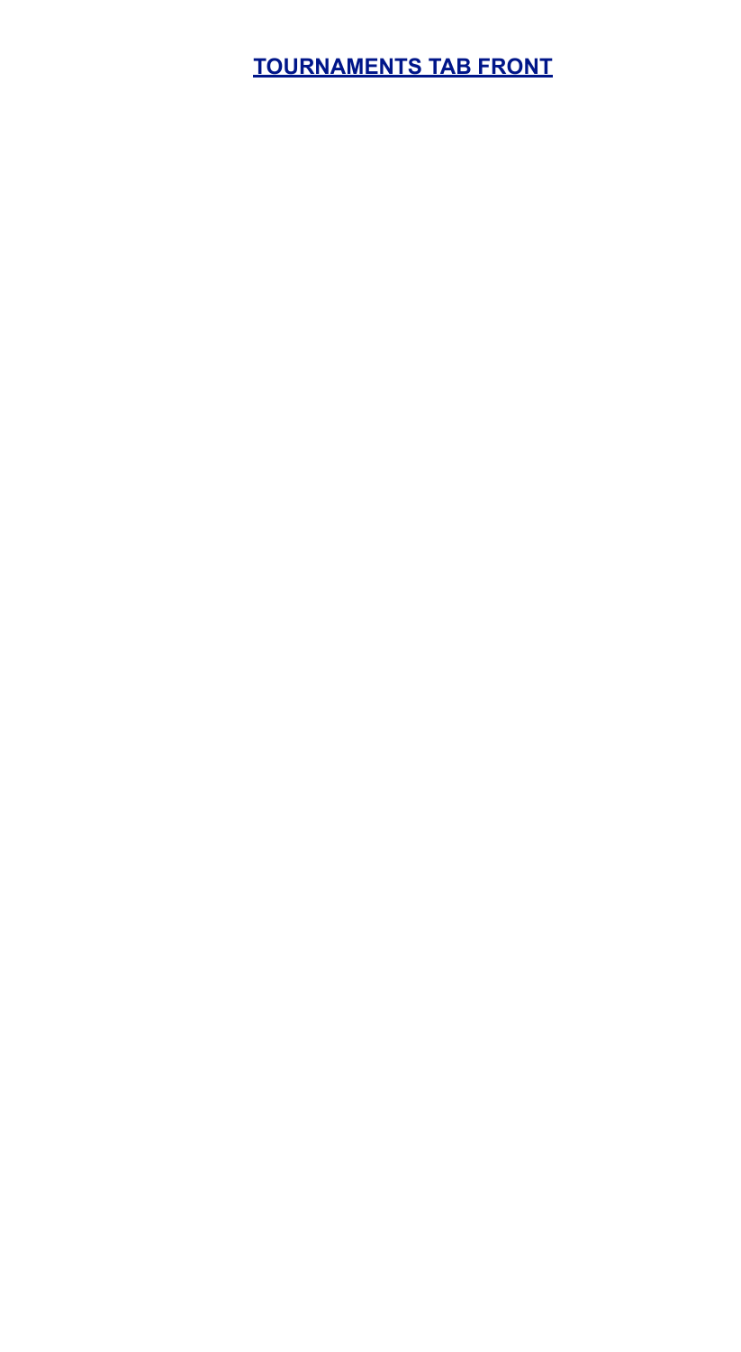## [TOURNAMENTS TAB FRONT]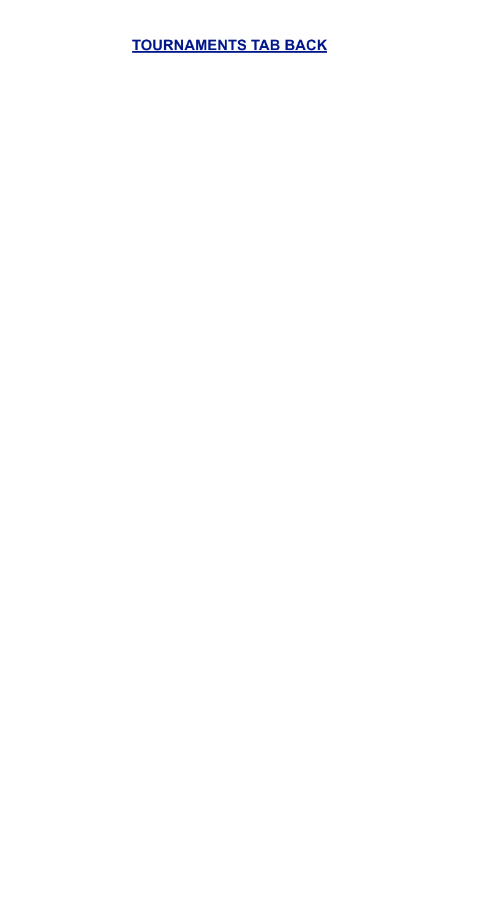**[TOURNAMENTS TAB BACK]()**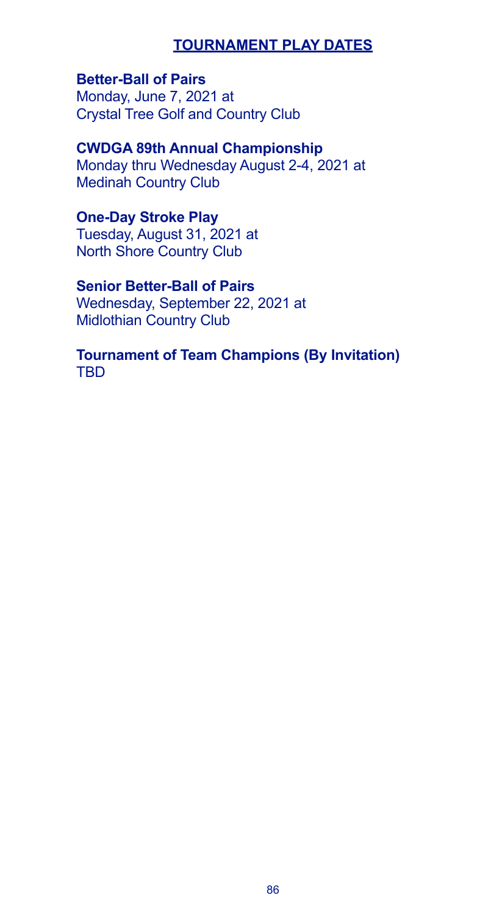## TOURNAMENT PLAY DATES

**Better-Ball of Pairs**
Monday, June 7, 2021 at
Crystal Tree Golf and Country Club

**CWDGA 89th Annual Championship**
Monday thru Wednesday August 2-4, 2021 at
Medinah Country Club

**One-Day Stroke Play**
Tuesday, August 31, 2021 at
North Shore Country Club

**Senior Better-Ball of Pairs**
Wednesday, September 22, 2021 at
Midlothian Country Club

**Tournament of Team Champions (By Invitation)**
TBD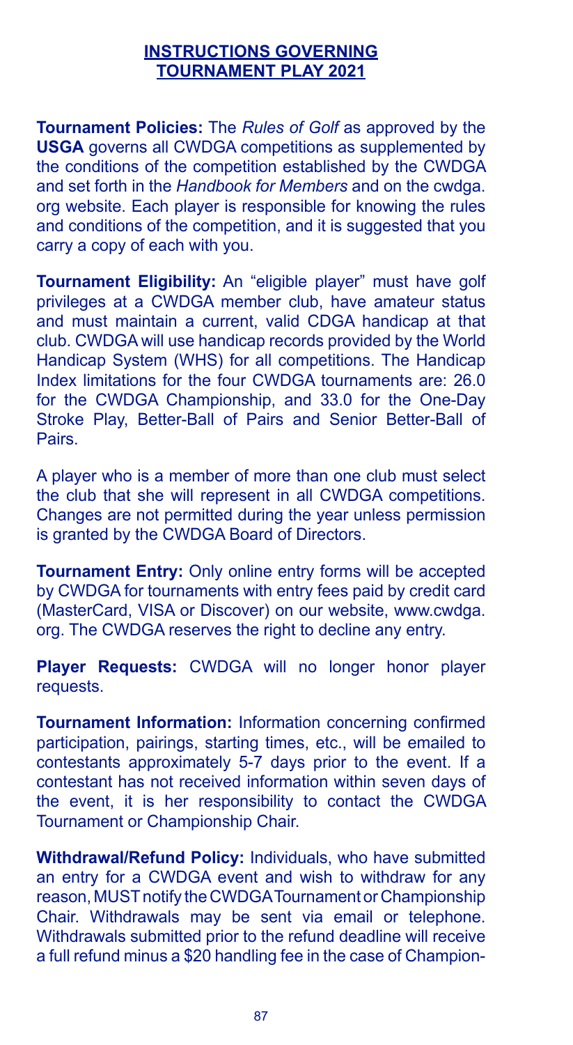## INSTRUCTIONS GOVERNING TOURNAMENT PLAY 2021

**Tournament Policies:** The *Rules of Golf* as approved by the **USGA** governs all CWDGA competitions as supplemented by the conditions of the competition established by the CWDGA and set forth in the *Handbook for Members* and on the cwdga.org website. Each player is responsible for knowing the rules and conditions of the competition, and it is suggested that you carry a copy of each with you.

**Tournament Eligibility:** An "eligible player" must have golf privileges at a CWDGA member club, have amateur status and must maintain a current, valid CDGA handicap at that club. CWDGA will use handicap records provided by the World Handicap System (WHS) for all competitions. The Handicap Index limitations for the four CWDGA tournaments are: 26.0 for the CWDGA Championship, and 33.0 for the One-Day Stroke Play, Better-Ball of Pairs and Senior Better-Ball of Pairs.

A player who is a member of more than one club must select the club that she will represent in all CWDGA competitions. Changes are not permitted during the year unless permission is granted by the CWDGA Board of Directors.

**Tournament Entry:** Only online entry forms will be accepted by CWDGA for tournaments with entry fees paid by credit card (MasterCard, VISA or Discover) on our website, www.cwdga.org. The CWDGA reserves the right to decline any entry.

**Player Requests:** CWDGA will no longer honor player requests.

**Tournament Information:** Information concerning confirmed participation, pairings, starting times, etc., will be emailed to contestants approximately 5-7 days prior to the event. If a contestant has not received information within seven days of the event, it is her responsibility to contact the CWDGA Tournament or Championship Chair.

**Withdrawal/Refund Policy:** Individuals, who have submitted an entry for a CWDGA event and wish to withdraw for any reason, MUST notify the CWDGA Tournament or Championship Chair. Withdrawals may be sent via email or telephone. Withdrawals submitted prior to the refund deadline will receive a full refund minus a $20 handling fee in the case of Champion-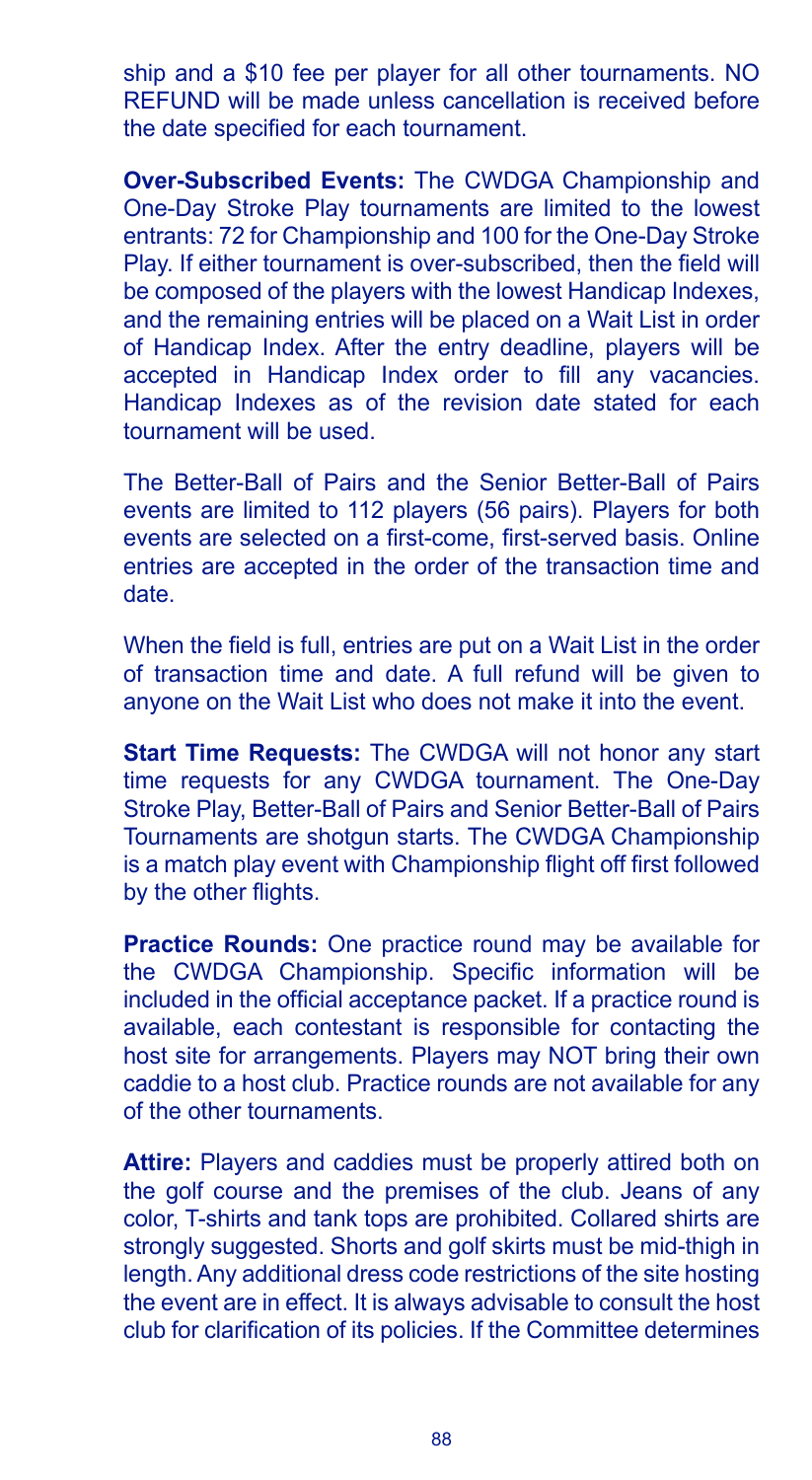ship and a $10 fee per player for all other tournaments. NO REFUND will be made unless cancellation is received before the date specified for each tournament.

**Over-Subscribed Events:** The CWDGA Championship and One-Day Stroke Play tournaments are limited to the lowest entrants: 72 for Championship and 100 for the One-Day Stroke Play. If either tournament is over-subscribed, then the field will be composed of the players with the lowest Handicap Indexes, and the remaining entries will be placed on a Wait List in order of Handicap Index. After the entry deadline, players will be accepted in Handicap Index order to fill any vacancies. Handicap Indexes as of the revision date stated for each tournament will be used.

The Better-Ball of Pairs and the Senior Better-Ball of Pairs events are limited to 112 players (56 pairs). Players for both events are selected on a first-come, first-served basis. Online entries are accepted in the order of the transaction time and date.

When the field is full, entries are put on a Wait List in the order of transaction time and date. A full refund will be given to anyone on the Wait List who does not make it into the event.

**Start Time Requests:** The CWDGA will not honor any start time requests for any CWDGA tournament. The One-Day Stroke Play, Better-Ball of Pairs and Senior Better-Ball of Pairs Tournaments are shotgun starts. The CWDGA Championship is a match play event with Championship flight off first followed by the other flights.

**Practice Rounds:** One practice round may be available for the CWDGA Championship. Specific information will be included in the official acceptance packet. If a practice round is available, each contestant is responsible for contacting the host site for arrangements. Players may NOT bring their own caddie to a host club. Practice rounds are not available for any of the other tournaments.

**Attire:** Players and caddies must be properly attired both on the golf course and the premises of the club. Jeans of any color, T-shirts and tank tops are prohibited. Collared shirts are strongly suggested. Shorts and golf skirts must be mid-thigh in length. Any additional dress code restrictions of the site hosting the event are in effect. It is always advisable to consult the host club for clarification of its policies. If the Committee determines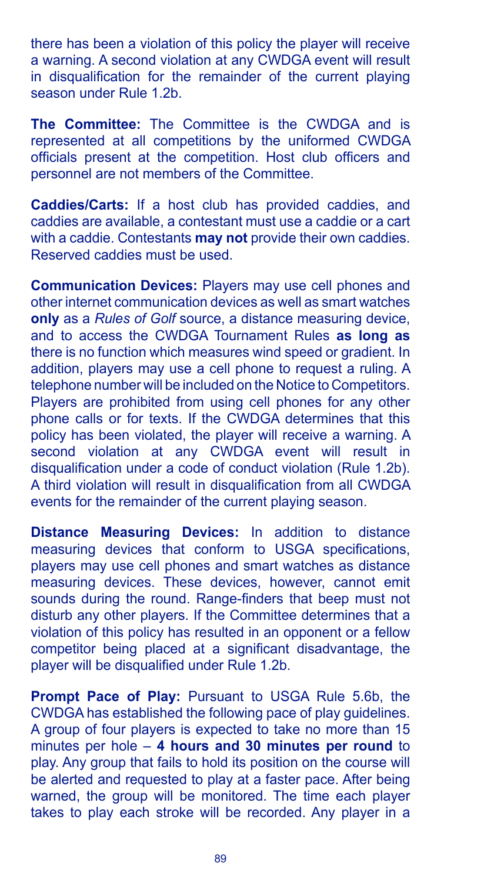there has been a violation of this policy the player will receive a warning. A second violation at any CWDGA event will result in disqualification for the remainder of the current playing season under Rule 1.2b.

**The Committee:** The Committee is the CWDGA and is represented at all competitions by the uniformed CWDGA officials present at the competition. Host club officers and personnel are not members of the Committee.

**Caddies/Carts:** If a host club has provided caddies, and caddies are available, a contestant must use a caddie or a cart with a caddie. Contestants **may not** provide their own caddies. Reserved caddies must be used.

**Communication Devices:** Players may use cell phones and other internet communication devices as well as smart watches **only** as a *Rules of Golf* source, a distance measuring device, and to access the CWDGA Tournament Rules **as long as** there is no function which measures wind speed or gradient. In addition, players may use a cell phone to request a ruling. A telephone number will be included on the Notice to Competitors. Players are prohibited from using cell phones for any other phone calls or for texts. If the CWDGA determines that this policy has been violated, the player will receive a warning. A second violation at any CWDGA event will result in disqualification under a code of conduct violation (Rule 1.2b). A third violation will result in disqualification from all CWDGA events for the remainder of the current playing season.

**Distance Measuring Devices:** In addition to distance measuring devices that conform to USGA specifications, players may use cell phones and smart watches as distance measuring devices. These devices, however, cannot emit sounds during the round. Range-finders that beep must not disturb any other players. If the Committee determines that a violation of this policy has resulted in an opponent or a fellow competitor being placed at a significant disadvantage, the player will be disqualified under Rule 1.2b.

**Prompt Pace of Play:** Pursuant to USGA Rule 5.6b, the CWDGA has established the following pace of play guidelines. A group of four players is expected to take no more than 15 minutes per hole – **4 hours and 30 minutes per round** to play. Any group that fails to hold its position on the course will be alerted and requested to play at a faster pace. After being warned, the group will be monitored. The time each player takes to play each stroke will be recorded. Any player in a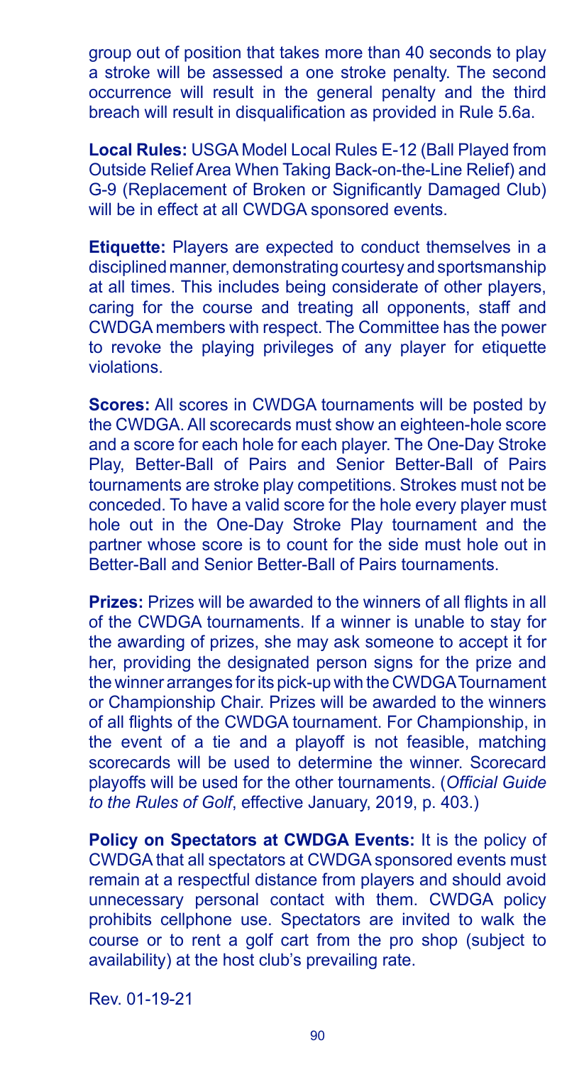group out of position that takes more than 40 seconds to play a stroke will be assessed a one stroke penalty. The second occurrence will result in the general penalty and the third breach will result in disqualification as provided in Rule 5.6a.

**Local Rules:** USGA Model Local Rules E-12 (Ball Played from Outside Relief Area When Taking Back-on-the-Line Relief) and G-9 (Replacement of Broken or Significantly Damaged Club) will be in effect at all CWDGA sponsored events.

**Etiquette:** Players are expected to conduct themselves in a disciplined manner, demonstrating courtesy and sportsmanship at all times. This includes being considerate of other players, caring for the course and treating all opponents, staff and CWDGA members with respect. The Committee has the power to revoke the playing privileges of any player for etiquette violations.

**Scores:** All scores in CWDGA tournaments will be posted by the CWDGA. All scorecards must show an eighteen-hole score and a score for each hole for each player. The One-Day Stroke Play, Better-Ball of Pairs and Senior Better-Ball of Pairs tournaments are stroke play competitions. Strokes must not be conceded. To have a valid score for the hole every player must hole out in the One-Day Stroke Play tournament and the partner whose score is to count for the side must hole out in Better-Ball and Senior Better-Ball of Pairs tournaments.

**Prizes:** Prizes will be awarded to the winners of all flights in all of the CWDGA tournaments. If a winner is unable to stay for the awarding of prizes, she may ask someone to accept it for her, providing the designated person signs for the prize and the winner arranges for its pick-up with the CWDGA Tournament or Championship Chair. Prizes will be awarded to the winners of all flights of the CWDGA tournament. For Championship, in the event of a tie and a playoff is not feasible, matching scorecards will be used to determine the winner. Scorecard playoffs will be used for the other tournaments. (*Official Guide to the Rules of Golf*, effective January, 2019, p. 403.)

**Policy on Spectators at CWDGA Events:** It is the policy of CWDGA that all spectators at CWDGA sponsored events must remain at a respectful distance from players and should avoid unnecessary personal contact with them. CWDGA policy prohibits cellphone use. Spectators are invited to walk the course or to rent a golf cart from the pro shop (subject to availability) at the host club's prevailing rate.

Rev. 01-19-21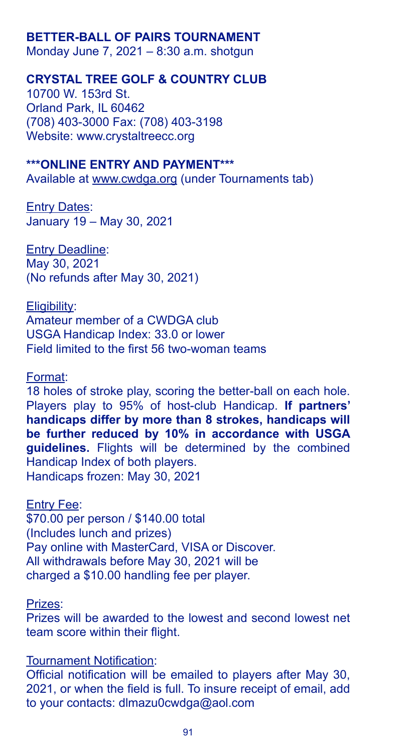## BETTER-BALL OF PAIRS TOURNAMENT

Monday June 7, 2021 – 8:30 a.m. shotgun

### CRYSTAL TREE GOLF & COUNTRY CLUB

10700 W. 153rd St.
Orland Park, IL 60462
(708) 403-3000 Fax: (708) 403-3198
Website: www.crystaltreecc.org

**\*\*\*ONLINE ENTRY AND PAYMENT\*\*\***

Available at www.cwdga.org (under Tournaments tab)

Entry Dates:
January 19 – May 30, 2021

Entry Deadline:
May 30, 2021
(No refunds after May 30, 2021)

Eligibility:
Amateur member of a CWDGA club
USGA Handicap Index: 33.0 or lower
Field limited to the first 56 two-woman teams

Format:
18 holes of stroke play, scoring the better-ball on each hole. Players play to 95% of host-club Handicap. **If partners' handicaps differ by more than 8 strokes, handicaps will be further reduced by 10% in accordance with USGA guidelines.** Flights will be determined by the combined Handicap Index of both players.
Handicaps frozen: May 30, 2021

Entry Fee:
\$70.00 per person / \$140.00 total
(Includes lunch and prizes)
Pay online with MasterCard, VISA or Discover.
All withdrawals before May 30, 2021 will be charged a \$10.00 handling fee per player.

Prizes:
Prizes will be awarded to the lowest and second lowest net team score within their flight.

Tournament Notification:
Official notification will be emailed to players after May 30, 2021, or when the field is full. To insure receipt of email, add to your contacts: dlmazu0cwdga@aol.com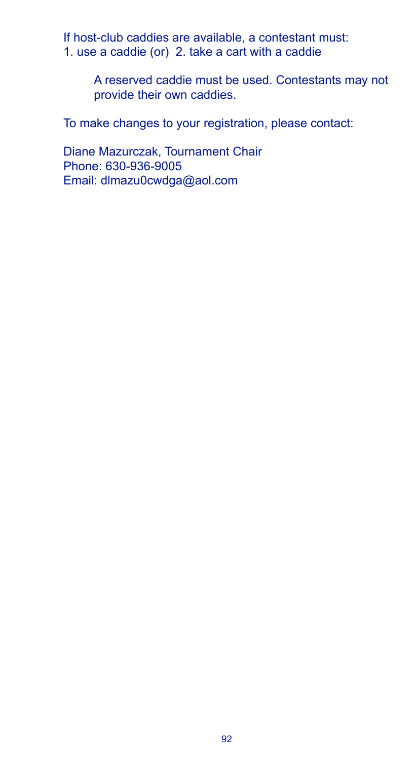If host-club caddies are available, a contestant must:
1. use a caddie (or) 2. take a cart with a caddie

> A reserved caddie must be used. Contestants may not provide their own caddies.

To make changes to your registration, please contact:

Diane Mazurczak, Tournament Chair
Phone: 630-936-9005
Email: dlmazu0cwdga@aol.com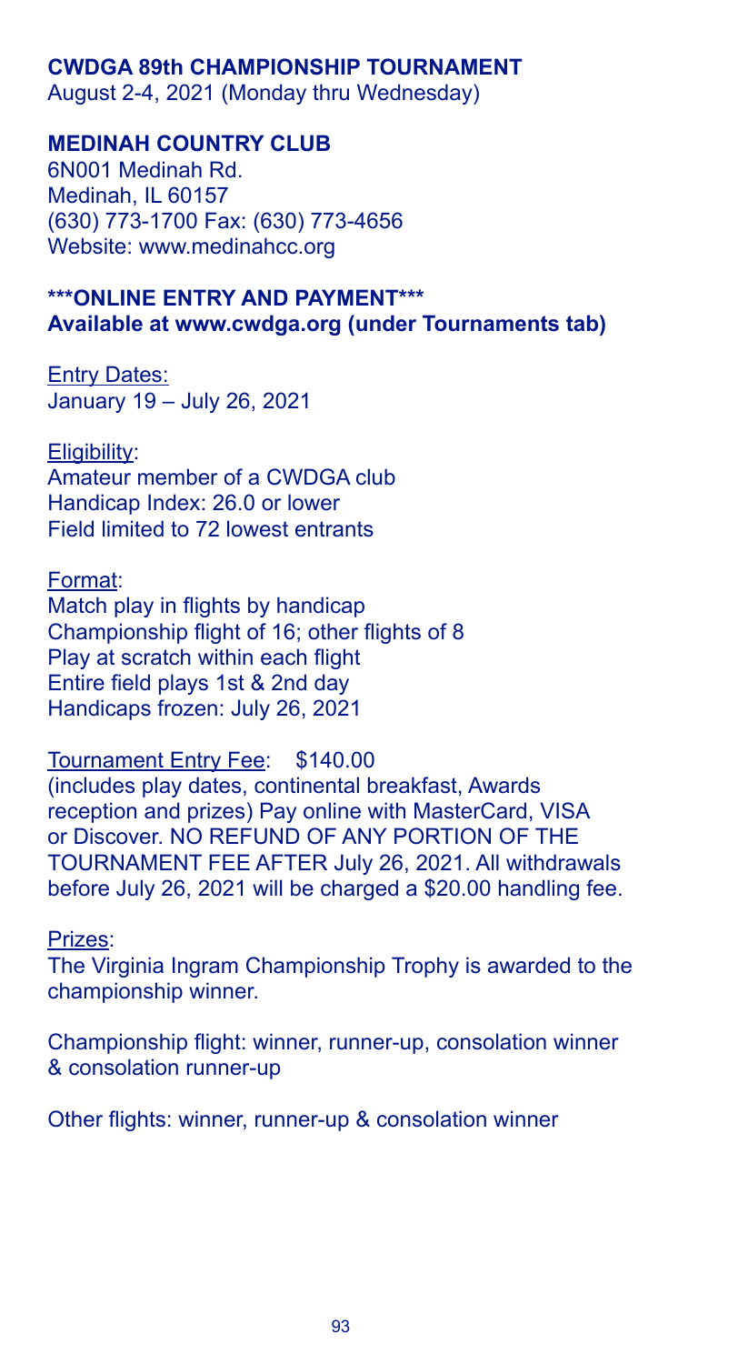## CWDGA 89th CHAMPIONSHIP TOURNAMENT

August 2-4, 2021 (Monday thru Wednesday)

### MEDINAH COUNTRY CLUB

6N001 Medinah Rd.
Medinah, IL 60157
(630) 773-1700 Fax: (630) 773-4656
Website: www.medinahcc.org

**\*\*\*ONLINE ENTRY AND PAYMENT\*\*\***
**Available at www.cwdga.org (under Tournaments tab)**

Entry Dates:
January 19 – July 26, 2021

Eligibility:
Amateur member of a CWDGA club
Handicap Index: 26.0 or lower
Field limited to 72 lowest entrants

Format:
Match play in flights by handicap
Championship flight of 16; other flights of 8
Play at scratch within each flight
Entire field plays 1st & 2nd day
Handicaps frozen: July 26, 2021

Tournament Entry Fee: $140.00
(includes play dates, continental breakfast, Awards reception and prizes) Pay online with MasterCard, VISA or Discover. NO REFUND OF ANY PORTION OF THE TOURNAMENT FEE AFTER July 26, 2021. All withdrawals before July 26, 2021 will be charged a $20.00 handling fee.

Prizes:
The Virginia Ingram Championship Trophy is awarded to the championship winner.

Championship flight: winner, runner-up, consolation winner & consolation runner-up

Other flights: winner, runner-up & consolation winner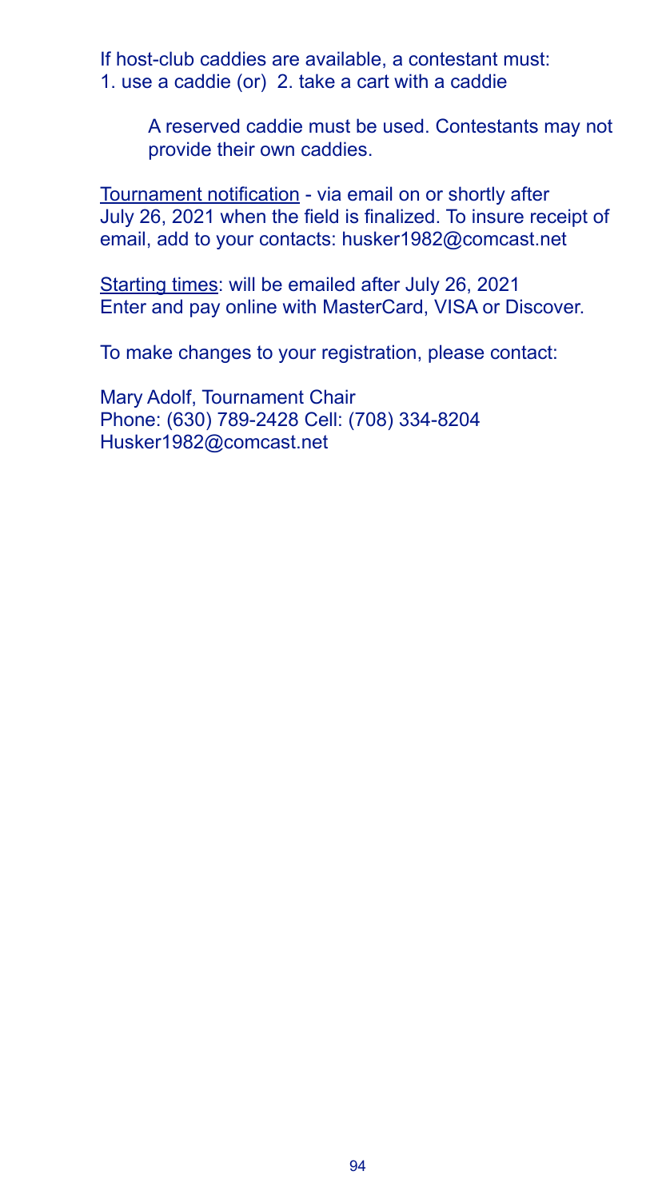If host-club caddies are available, a contestant must:
1. use a caddie (or) 2. take a cart with a caddie

A reserved caddie must be used. Contestants may not provide their own caddies.

Tournament notification - via email on or shortly after July 26, 2021 when the field is finalized. To insure receipt of email, add to your contacts: husker1982@comcast.net

Starting times: will be emailed after July 26, 2021
Enter and pay online with MasterCard, VISA or Discover.

To make changes to your registration, please contact:

Mary Adolf, Tournament Chair
Phone: (630) 789-2428 Cell: (708) 334-8204
Husker1982@comcast.net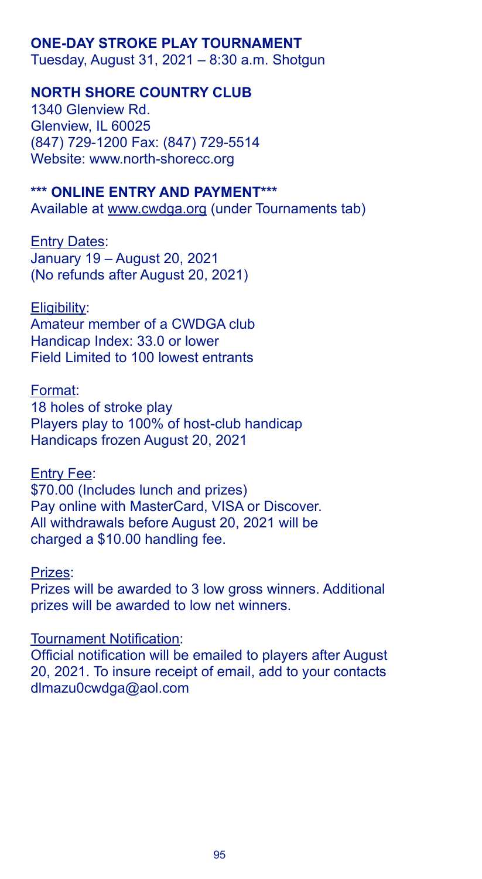## ONE-DAY STROKE PLAY TOURNAMENT

Tuesday, August 31, 2021 – 8:30 a.m. Shotgun

## NORTH SHORE COUNTRY CLUB

1340 Glenview Rd.
Glenview, IL 60025
(847) 729-1200 Fax: (847) 729-5514
Website: www.north-shorecc.org

**\*\*\* ONLINE ENTRY AND PAYMENT\*\*\***

Available at www.cwdga.org (under Tournaments tab)

Entry Dates:
January 19 – August 20, 2021
(No refunds after August 20, 2021)

Eligibility:
Amateur member of a CWDGA club
Handicap Index: 33.0 or lower
Field Limited to 100 lowest entrants

Format:
18 holes of stroke play
Players play to 100% of host-club handicap
Handicaps frozen August 20, 2021

Entry Fee:
$70.00 (Includes lunch and prizes)
Pay online with MasterCard, VISA or Discover.
All withdrawals before August 20, 2021 will be charged a $10.00 handling fee.

Prizes:
Prizes will be awarded to 3 low gross winners. Additional prizes will be awarded to low net winners.

Tournament Notification:
Official notification will be emailed to players after August 20, 2021. To insure receipt of email, add to your contacts dlmazu0cwdga@aol.com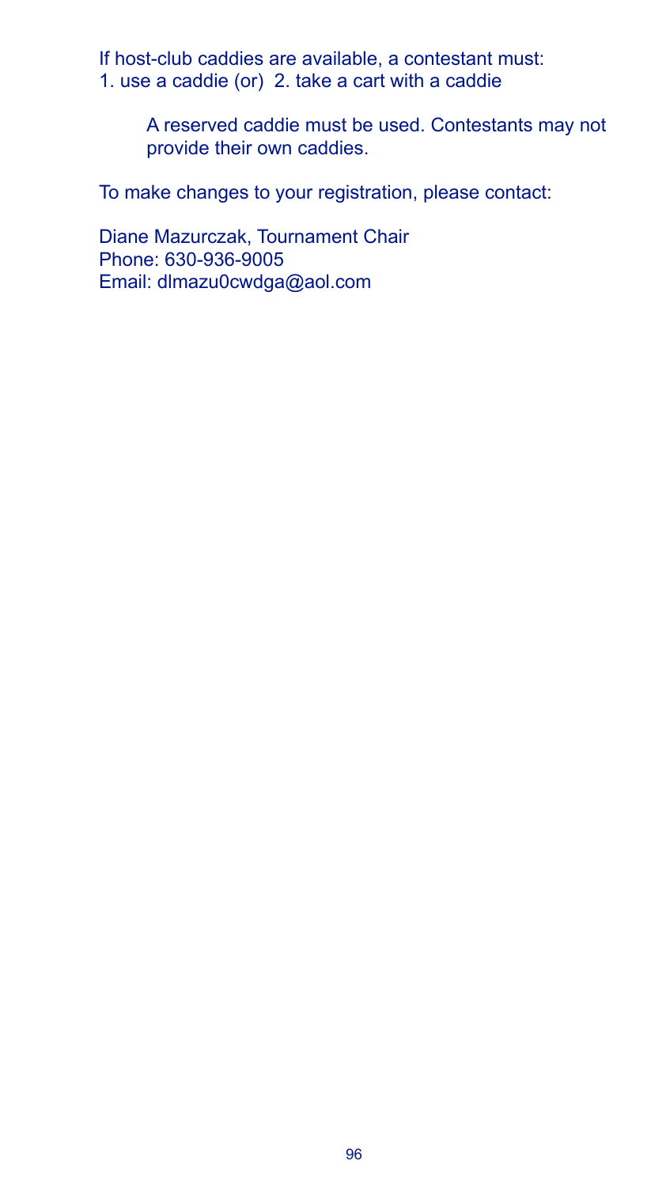If host-club caddies are available, a contestant must:
1. use a caddie (or)  2. take a cart with a caddie

> A reserved caddie must be used. Contestants may not provide their own caddies.

To make changes to your registration, please contact:

Diane Mazurczak, Tournament Chair
Phone: 630-936-9005
Email: dlmazu0cwdga@aol.com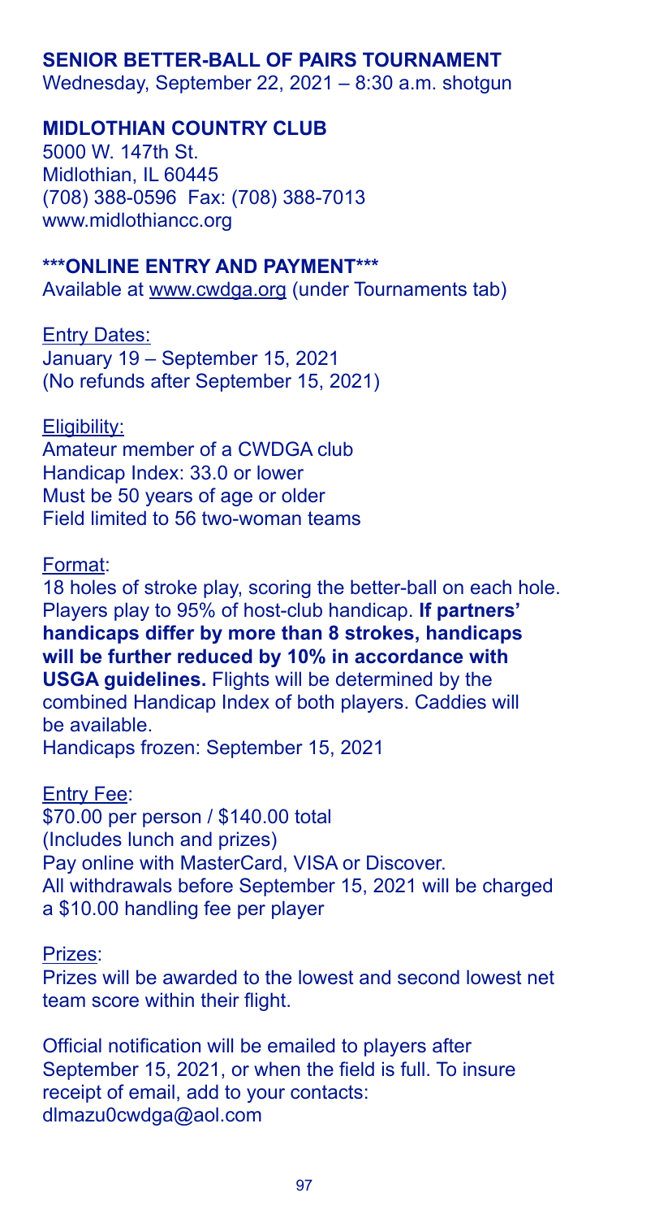## SENIOR BETTER-BALL OF PAIRS TOURNAMENT

Wednesday, September 22, 2021 – 8:30 a.m. shotgun

### MIDLOTHIAN COUNTRY CLUB

5000 W. 147th St.
Midlothian, IL 60445
(708) 388-0596 Fax: (708) 388-7013
www.midlothiancc.org

**\*\*\*ONLINE ENTRY AND PAYMENT\*\*\***

Available at www.cwdga.org (under Tournaments tab)

Entry Dates:
January 19 – September 15, 2021
(No refunds after September 15, 2021)

Eligibility:
Amateur member of a CWDGA club
Handicap Index: 33.0 or lower
Must be 50 years of age or older
Field limited to 56 two-woman teams

Format:
18 holes of stroke play, scoring the better-ball on each hole. Players play to 95% of host-club handicap. **If partners' handicaps differ by more than 8 strokes, handicaps will be further reduced by 10% in accordance with USGA guidelines.** Flights will be determined by the combined Handicap Index of both players. Caddies will be available.
Handicaps frozen: September 15, 2021

Entry Fee:
$70.00 per person / $140.00 total
(Includes lunch and prizes)
Pay online with MasterCard, VISA or Discover.
All withdrawals before September 15, 2021 will be charged a $10.00 handling fee per player

Prizes:
Prizes will be awarded to the lowest and second lowest net team score within their flight.

Official notification will be emailed to players after September 15, 2021, or when the field is full. To insure receipt of email, add to your contacts:
dlmazu0cwdga@aol.com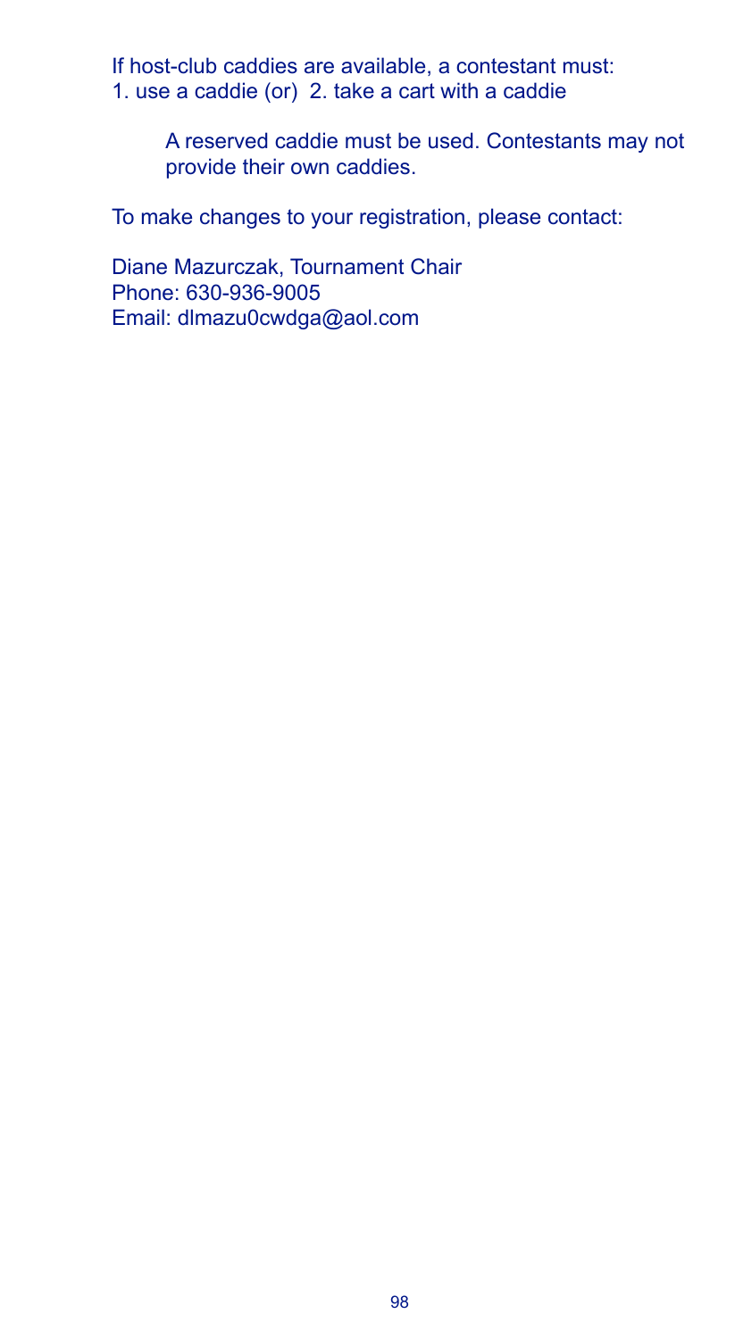If host-club caddies are available, a contestant must:
1. use a caddie (or)  2. take a cart with a caddie

> A reserved caddie must be used. Contestants may not provide their own caddies.

To make changes to your registration, please contact:

Diane Mazurczak, Tournament Chair
Phone: 630-936-9005
Email: dlmazu0cwdga@aol.com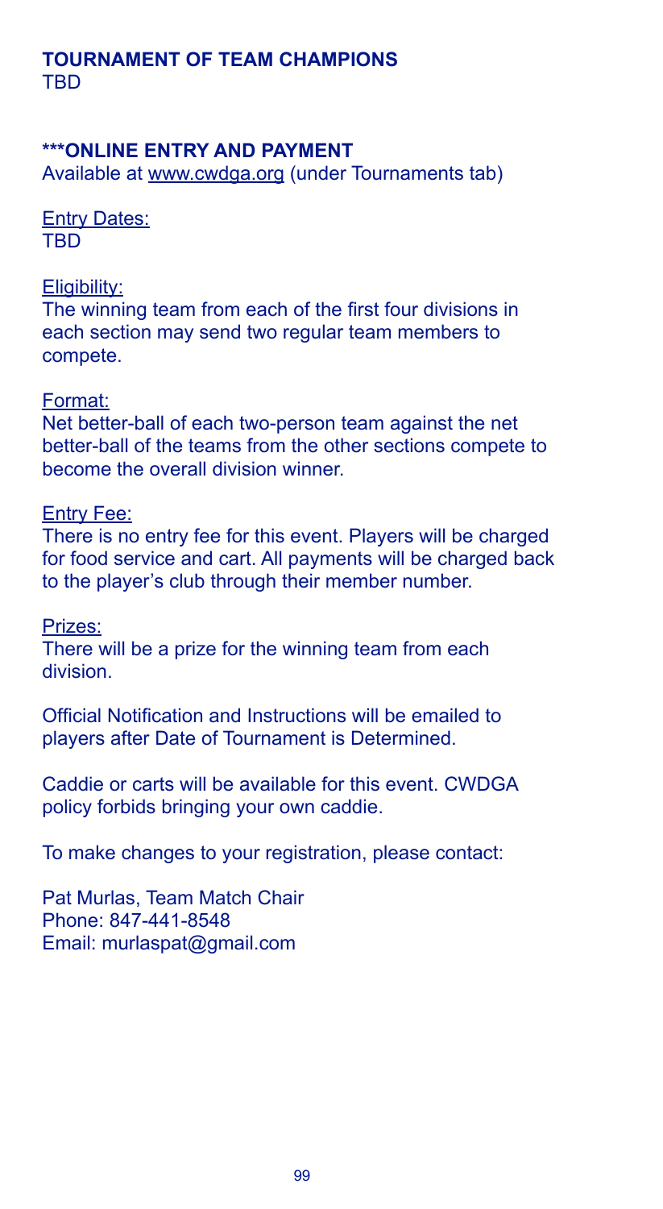## TOURNAMENT OF TEAM CHAMPIONS
TBD

### ***ONLINE ENTRY AND PAYMENT
Available at www.cwdga.org (under Tournaments tab)

Entry Dates:
TBD

Eligibility:
The winning team from each of the first four divisions in each section may send two regular team members to compete.

Format:
Net better-ball of each two-person team against the net better-ball of the teams from the other sections compete to become the overall division winner.

Entry Fee:
There is no entry fee for this event. Players will be charged for food service and cart. All payments will be charged back to the player's club through their member number.

Prizes:
There will be a prize for the winning team from each division.

Official Notification and Instructions will be emailed to players after Date of Tournament is Determined.

Caddie or carts will be available for this event. CWDGA policy forbids bringing your own caddie.

To make changes to your registration, please contact:

Pat Murlas, Team Match Chair
Phone: 847-441-8548
Email: murlaspat@gmail.com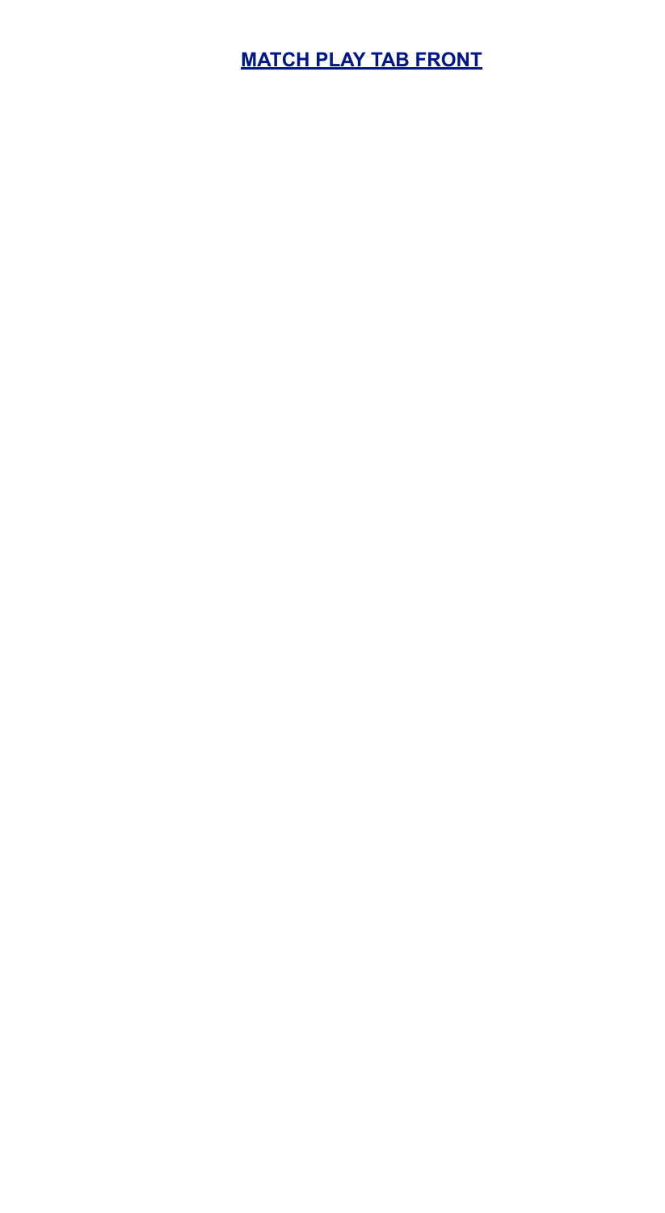**[MATCH PLAY TAB FRONT]()**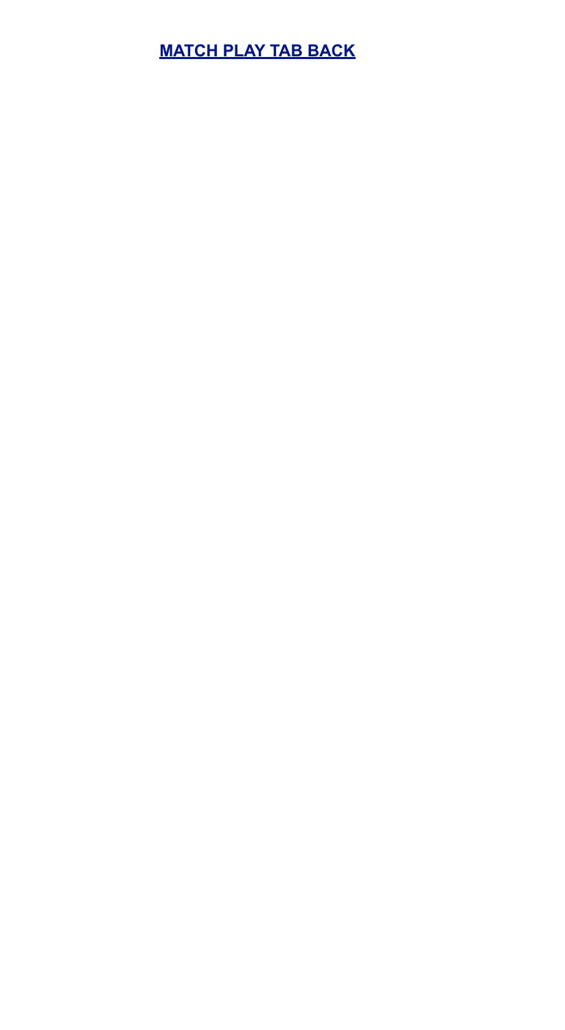**MATCH PLAY TAB BACK**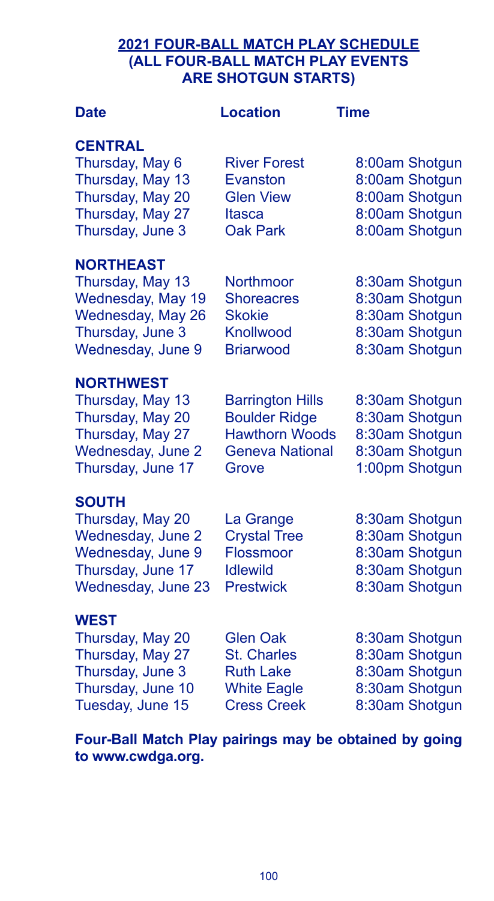## 2021 FOUR-BALL MATCH PLAY SCHEDULE
## (ALL FOUR-BALL MATCH PLAY EVENTS ARE SHOTGUN STARTS)

| Date | Location | Time |
|---|---|---|
| **CENTRAL** | | |
| Thursday, May 6 | River Forest | 8:00am Shotgun |
| Thursday, May 13 | Evanston | 8:00am Shotgun |
| Thursday, May 20 | Glen View | 8:00am Shotgun |
| Thursday, May 27 | Itasca | 8:00am Shotgun |
| Thursday, June 3 | Oak Park | 8:00am Shotgun |
| **NORTHEAST** | | |
| Thursday, May 13 | Northmoor | 8:30am Shotgun |
| Wednesday, May 19 | Shoreacres | 8:30am Shotgun |
| Wednesday, May 26 | Skokie | 8:30am Shotgun |
| Thursday, June 3 | Knollwood | 8:30am Shotgun |
| Wednesday, June 9 | Briarwood | 8:30am Shotgun |
| **NORTHWEST** | | |
| Thursday, May 13 | Barrington Hills | 8:30am Shotgun |
| Thursday, May 20 | Boulder Ridge | 8:30am Shotgun |
| Thursday, May 27 | Hawthorn Woods | 8:30am Shotgun |
| Wednesday, June 2 | Geneva National | 8:30am Shotgun |
| Thursday, June 17 | Grove | 1:00pm Shotgun |
| **SOUTH** | | |
| Thursday, May 20 | La Grange | 8:30am Shotgun |
| Wednesday, June 2 | Crystal Tree | 8:30am Shotgun |
| Wednesday, June 9 | Flossmoor | 8:30am Shotgun |
| Thursday, June 17 | Idlewild | 8:30am Shotgun |
| Wednesday, June 23 | Prestwick | 8:30am Shotgun |
| **WEST** | | |
| Thursday, May 20 | Glen Oak | 8:30am Shotgun |
| Thursday, May 27 | St. Charles | 8:30am Shotgun |
| Thursday, June 3 | Ruth Lake | 8:30am Shotgun |
| Thursday, June 10 | White Eagle | 8:30am Shotgun |
| Tuesday, June 15 | Cress Creek | 8:30am Shotgun |

**Four-Ball Match Play pairings may be obtained by going to www.cwdga.org.**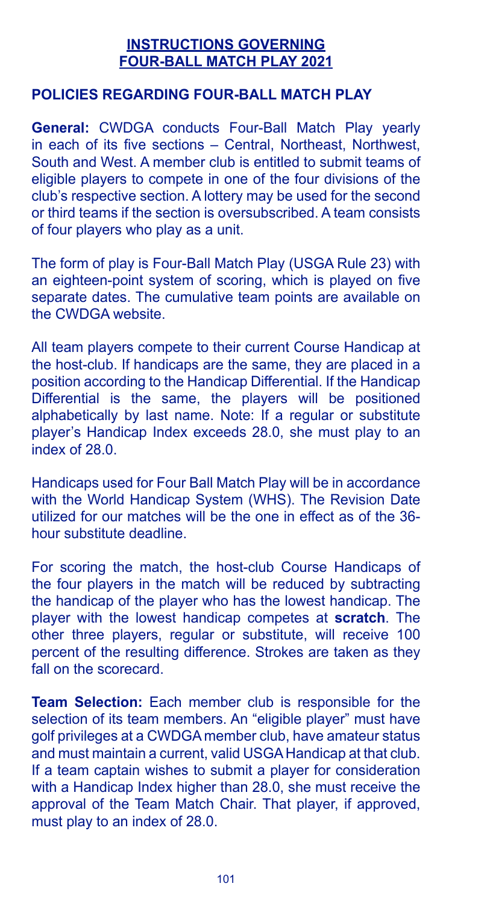# INSTRUCTIONS GOVERNING FOUR-BALL MATCH PLAY 2021

## POLICIES REGARDING FOUR-BALL MATCH PLAY

**General:** CWDGA conducts Four-Ball Match Play yearly in each of its five sections – Central, Northeast, Northwest, South and West. A member club is entitled to submit teams of eligible players to compete in one of the four divisions of the club's respective section. A lottery may be used for the second or third teams if the section is oversubscribed. A team consists of four players who play as a unit.

The form of play is Four-Ball Match Play (USGA Rule 23) with an eighteen-point system of scoring, which is played on five separate dates. The cumulative team points are available on the CWDGA website.

All team players compete to their current Course Handicap at the host-club. If handicaps are the same, they are placed in a position according to the Handicap Differential. If the Handicap Differential is the same, the players will be positioned alphabetically by last name. Note: If a regular or substitute player's Handicap Index exceeds 28.0, she must play to an index of 28.0.

Handicaps used for Four Ball Match Play will be in accordance with the World Handicap System (WHS). The Revision Date utilized for our matches will be the one in effect as of the 36-hour substitute deadline.

For scoring the match, the host-club Course Handicaps of the four players in the match will be reduced by subtracting the handicap of the player who has the lowest handicap. The player with the lowest handicap competes at **scratch**. The other three players, regular or substitute, will receive 100 percent of the resulting difference. Strokes are taken as they fall on the scorecard.

**Team Selection:** Each member club is responsible for the selection of its team members. An "eligible player" must have golf privileges at a CWDGA member club, have amateur status and must maintain a current, valid USGA Handicap at that club. If a team captain wishes to submit a player for consideration with a Handicap Index higher than 28.0, she must receive the approval of the Team Match Chair. That player, if approved, must play to an index of 28.0.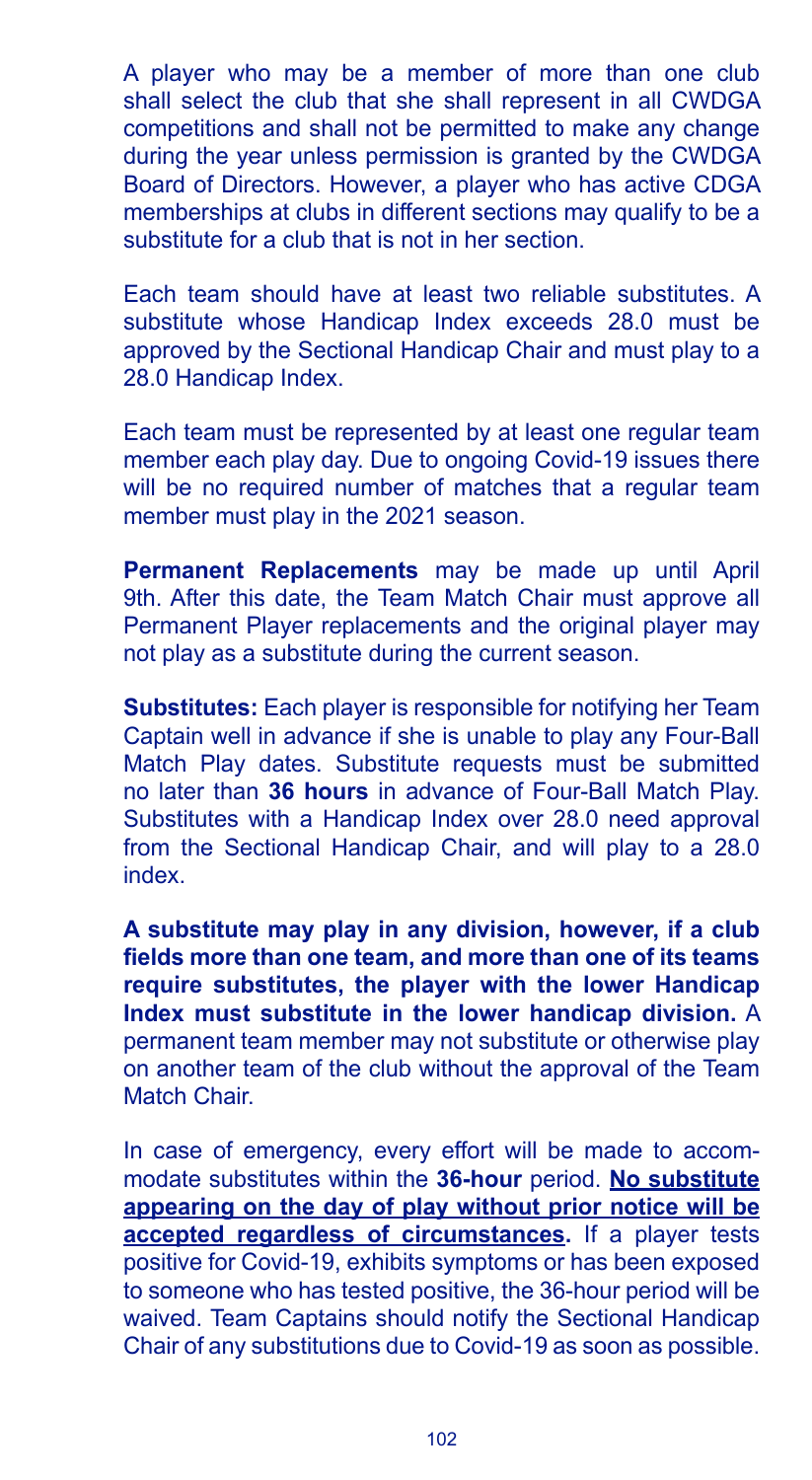A player who may be a member of more than one club shall select the club that she shall represent in all CWDGA competitions and shall not be permitted to make any change during the year unless permission is granted by the CWDGA Board of Directors. However, a player who has active CDGA memberships at clubs in different sections may qualify to be a substitute for a club that is not in her section.

Each team should have at least two reliable substitutes. A substitute whose Handicap Index exceeds 28.0 must be approved by the Sectional Handicap Chair and must play to a 28.0 Handicap Index.

Each team must be represented by at least one regular team member each play day. Due to ongoing Covid-19 issues there will be no required number of matches that a regular team member must play in the 2021 season.

**Permanent Replacements** may be made up until April 9th. After this date, the Team Match Chair must approve all Permanent Player replacements and the original player may not play as a substitute during the current season.

**Substitutes:** Each player is responsible for notifying her Team Captain well in advance if she is unable to play any Four-Ball Match Play dates. Substitute requests must be submitted no later than **36 hours** in advance of Four-Ball Match Play. Substitutes with a Handicap Index over 28.0 need approval from the Sectional Handicap Chair, and will play to a 28.0 index.

**A substitute may play in any division, however, if a club fields more than one team, and more than one of its teams require substitutes, the player with the lower Handicap Index must substitute in the lower handicap division.** A permanent team member may not substitute or otherwise play on another team of the club without the approval of the Team Match Chair.

In case of emergency, every effort will be made to accommodate substitutes within the **36-hour** period. **<u>No substitute appearing on the day of play without prior notice will be accepted regardless of circumstances</u>.** If a player tests positive for Covid-19, exhibits symptoms or has been exposed to someone who has tested positive, the 36-hour period will be waived. Team Captains should notify the Sectional Handicap Chair of any substitutions due to Covid-19 as soon as possible.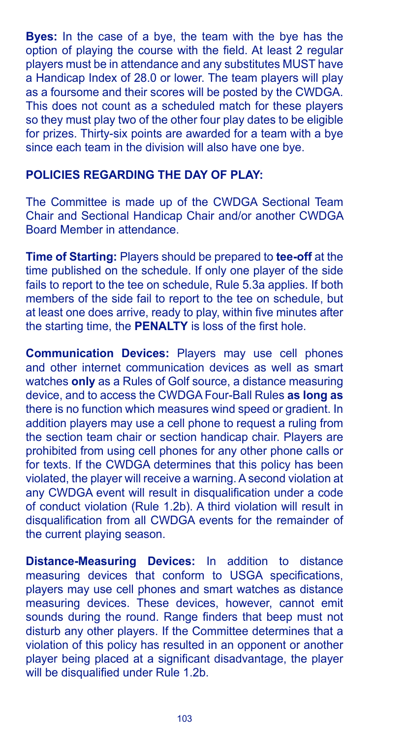**Byes:** In the case of a bye, the team with the bye has the option of playing the course with the field. At least 2 regular players must be in attendance and any substitutes MUST have a Handicap Index of 28.0 or lower. The team players will play as a foursome and their scores will be posted by the CWDGA. This does not count as a scheduled match for these players so they must play two of the other four play dates to be eligible for prizes. Thirty-six points are awarded for a team with a bye since each team in the division will also have one bye.

## POLICIES REGARDING THE DAY OF PLAY:

The Committee is made up of the CWDGA Sectional Team Chair and Sectional Handicap Chair and/or another CWDGA Board Member in attendance.

**Time of Starting:** Players should be prepared to **tee-off** at the time published on the schedule. If only one player of the side fails to report to the tee on schedule, Rule 5.3a applies. If both members of the side fail to report to the tee on schedule, but at least one does arrive, ready to play, within five minutes after the starting time, the **PENALTY** is loss of the first hole.

**Communication Devices:** Players may use cell phones and other internet communication devices as well as smart watches **only** as a Rules of Golf source, a distance measuring device, and to access the CWDGA Four-Ball Rules **as long as** there is no function which measures wind speed or gradient. In addition players may use a cell phone to request a ruling from the section team chair or section handicap chair. Players are prohibited from using cell phones for any other phone calls or for texts. If the CWDGA determines that this policy has been violated, the player will receive a warning. A second violation at any CWDGA event will result in disqualification under a code of conduct violation (Rule 1.2b). A third violation will result in disqualification from all CWDGA events for the remainder of the current playing season.

**Distance-Measuring Devices:** In addition to distance measuring devices that conform to USGA specifications, players may use cell phones and smart watches as distance measuring devices. These devices, however, cannot emit sounds during the round. Range finders that beep must not disturb any other players. If the Committee determines that a violation of this policy has resulted in an opponent or another player being placed at a significant disadvantage, the player will be disqualified under Rule 1.2b.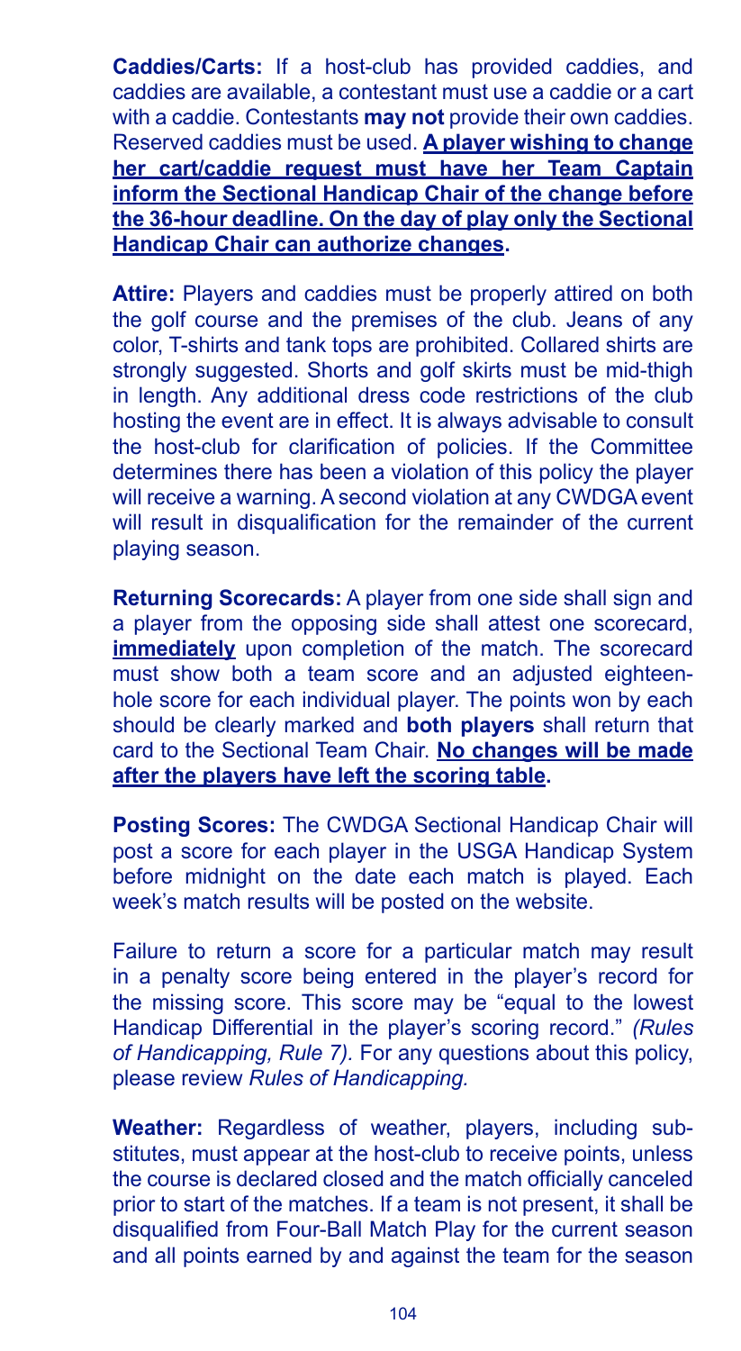**Caddies/Carts:** If a host-club has provided caddies, and caddies are available, a contestant must use a caddie or a cart with a caddie. Contestants **may not** provide their own caddies. Reserved caddies must be used. **A player wishing to change her cart/caddie request must have her Team Captain inform the Sectional Handicap Chair of the change before the 36-hour deadline. On the day of play only the Sectional Handicap Chair can authorize changes.**

**Attire:** Players and caddies must be properly attired on both the golf course and the premises of the club. Jeans of any color, T-shirts and tank tops are prohibited. Collared shirts are strongly suggested. Shorts and golf skirts must be mid-thigh in length. Any additional dress code restrictions of the club hosting the event are in effect. It is always advisable to consult the host-club for clarification of policies. If the Committee determines there has been a violation of this policy the player will receive a warning. A second violation at any CWDGA event will result in disqualification for the remainder of the current playing season.

**Returning Scorecards:** A player from one side shall sign and a player from the opposing side shall attest one scorecard, **immediately** upon completion of the match. The scorecard must show both a team score and an adjusted eighteen-hole score for each individual player. The points won by each should be clearly marked and **both players** shall return that card to the Sectional Team Chair. **No changes will be made after the players have left the scoring table.**

**Posting Scores:** The CWDGA Sectional Handicap Chair will post a score for each player in the USGA Handicap System before midnight on the date each match is played. Each week's match results will be posted on the website.

Failure to return a score for a particular match may result in a penalty score being entered in the player's record for the missing score. This score may be "equal to the lowest Handicap Differential in the player's scoring record." *(Rules of Handicapping, Rule 7).* For any questions about this policy, please review *Rules of Handicapping.*

**Weather:** Regardless of weather, players, including substitutes, must appear at the host-club to receive points, unless the course is declared closed and the match officially canceled prior to start of the matches. If a team is not present, it shall be disqualified from Four-Ball Match Play for the current season and all points earned by and against the team for the season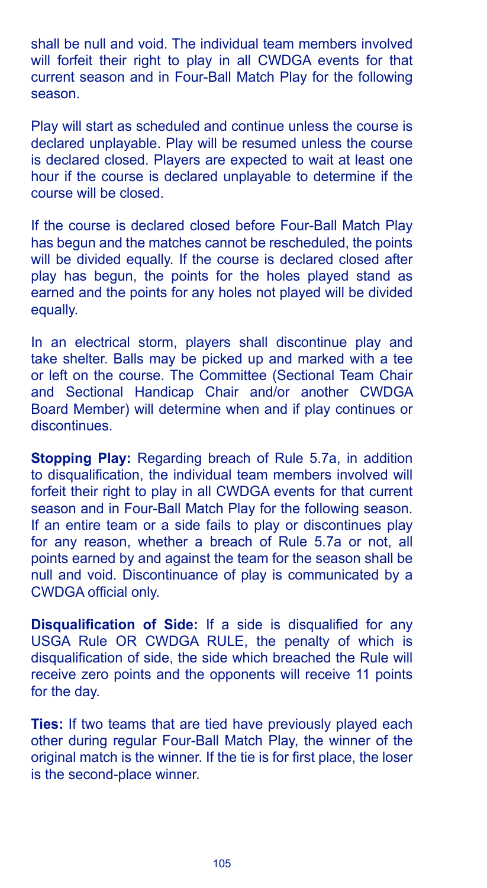shall be null and void. The individual team members involved will forfeit their right to play in all CWDGA events for that current season and in Four-Ball Match Play for the following season.

Play will start as scheduled and continue unless the course is declared unplayable. Play will be resumed unless the course is declared closed. Players are expected to wait at least one hour if the course is declared unplayable to determine if the course will be closed.

If the course is declared closed before Four-Ball Match Play has begun and the matches cannot be rescheduled, the points will be divided equally. If the course is declared closed after play has begun, the points for the holes played stand as earned and the points for any holes not played will be divided equally.

In an electrical storm, players shall discontinue play and take shelter. Balls may be picked up and marked with a tee or left on the course. The Committee (Sectional Team Chair and Sectional Handicap Chair and/or another CWDGA Board Member) will determine when and if play continues or discontinues.

**Stopping Play:** Regarding breach of Rule 5.7a, in addition to disqualification, the individual team members involved will forfeit their right to play in all CWDGA events for that current season and in Four-Ball Match Play for the following season. If an entire team or a side fails to play or discontinues play for any reason, whether a breach of Rule 5.7a or not, all points earned by and against the team for the season shall be null and void. Discontinuance of play is communicated by a CWDGA official only.

**Disqualification of Side:** If a side is disqualified for any USGA Rule OR CWDGA RULE, the penalty of which is disqualification of side, the side which breached the Rule will receive zero points and the opponents will receive 11 points for the day.

**Ties:** If two teams that are tied have previously played each other during regular Four-Ball Match Play, the winner of the original match is the winner. If the tie is for first place, the loser is the second-place winner.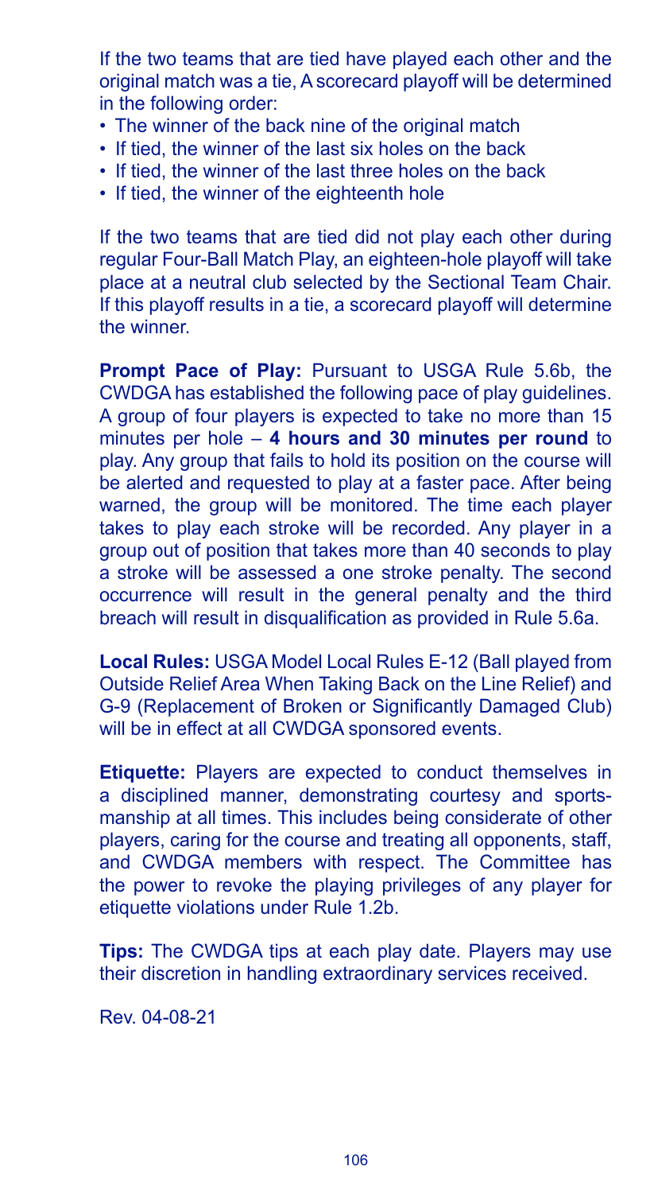If the two teams that are tied have played each other and the original match was a tie, A scorecard playoff will be determined in the following order:

- The winner of the back nine of the original match
- If tied, the winner of the last six holes on the back
- If tied, the winner of the last three holes on the back
- If tied, the winner of the eighteenth hole

If the two teams that are tied did not play each other during regular Four-Ball Match Play, an eighteen-hole playoff will take place at a neutral club selected by the Sectional Team Chair. If this playoff results in a tie, a scorecard playoff will determine the winner.

**Prompt Pace of Play:** Pursuant to USGA Rule 5.6b, the CWDGA has established the following pace of play guidelines. A group of four players is expected to take no more than 15 minutes per hole – **4 hours and 30 minutes per round** to play. Any group that fails to hold its position on the course will be alerted and requested to play at a faster pace. After being warned, the group will be monitored. The time each player takes to play each stroke will be recorded. Any player in a group out of position that takes more than 40 seconds to play a stroke will be assessed a one stroke penalty. The second occurrence will result in the general penalty and the third breach will result in disqualification as provided in Rule 5.6a.

**Local Rules:** USGA Model Local Rules E-12 (Ball played from Outside Relief Area When Taking Back on the Line Relief) and G-9 (Replacement of Broken or Significantly Damaged Club) will be in effect at all CWDGA sponsored events.

**Etiquette:** Players are expected to conduct themselves in a disciplined manner, demonstrating courtesy and sportsmanship at all times. This includes being considerate of other players, caring for the course and treating all opponents, staff, and CWDGA members with respect. The Committee has the power to revoke the playing privileges of any player for etiquette violations under Rule 1.2b.

**Tips:** The CWDGA tips at each play date. Players may use their discretion in handling extraordinary services received.

Rev. 04-08-21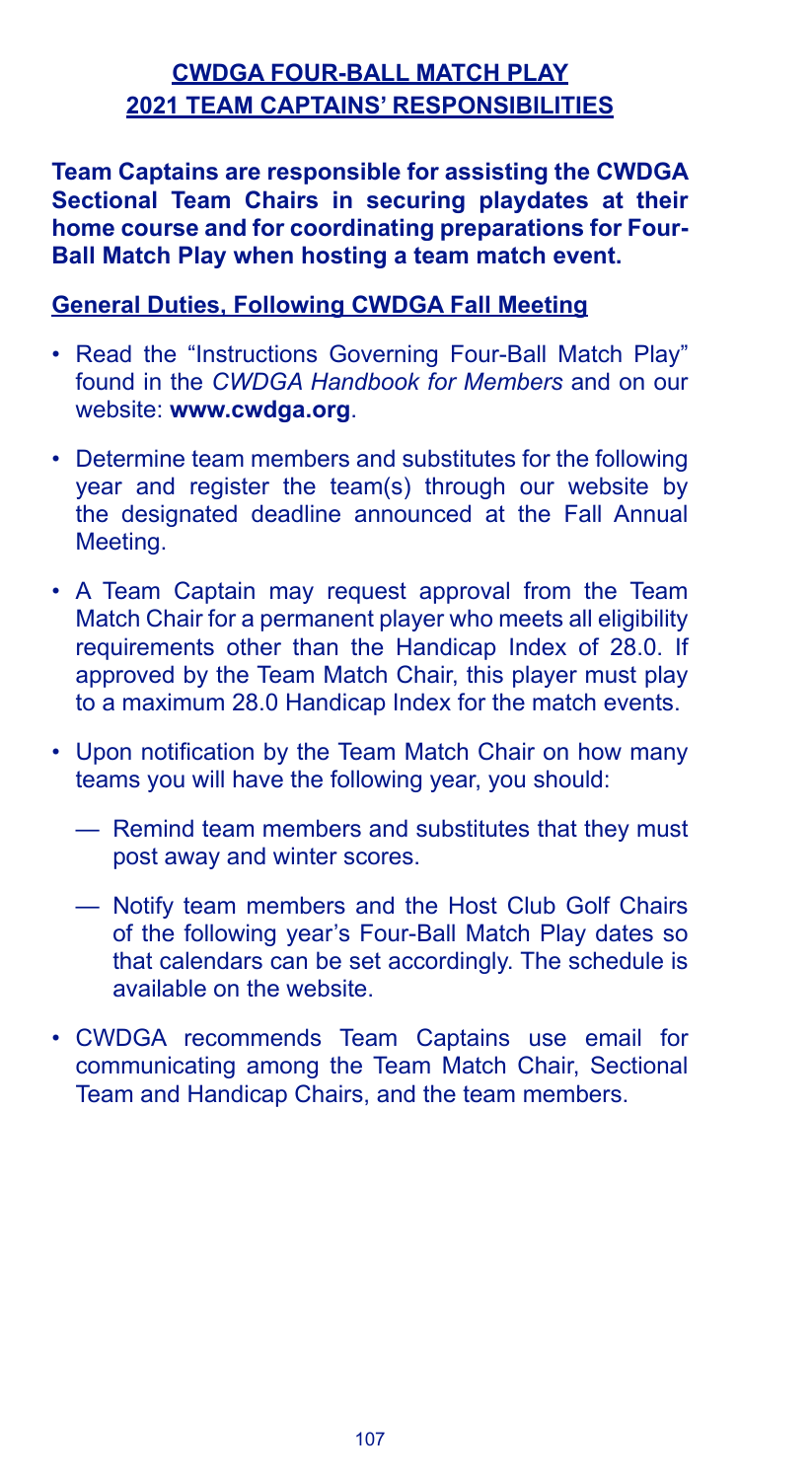## CWDGA FOUR-BALL MATCH PLAY
## 2021 TEAM CAPTAINS' RESPONSIBILITIES

**Team Captains are responsible for assisting the CWDGA Sectional Team Chairs in securing playdates at their home course and for coordinating preparations for Four-Ball Match Play when hosting a team match event.**

### General Duties, Following CWDGA Fall Meeting

- Read the "Instructions Governing Four-Ball Match Play" found in the *CWDGA Handbook for Members* and on our website: **www.cwdga.org**.
- Determine team members and substitutes for the following year and register the team(s) through our website by the designated deadline announced at the Fall Annual Meeting.
- A Team Captain may request approval from the Team Match Chair for a permanent player who meets all eligibility requirements other than the Handicap Index of 28.0. If approved by the Team Match Chair, this player must play to a maximum 28.0 Handicap Index for the match events.
- Upon notification by the Team Match Chair on how many teams you will have the following year, you should:
  - Remind team members and substitutes that they must post away and winter scores.
  - Notify team members and the Host Club Golf Chairs of the following year's Four-Ball Match Play dates so that calendars can be set accordingly. The schedule is available on the website.
- CWDGA recommends Team Captains use email for communicating among the Team Match Chair, Sectional Team and Handicap Chairs, and the team members.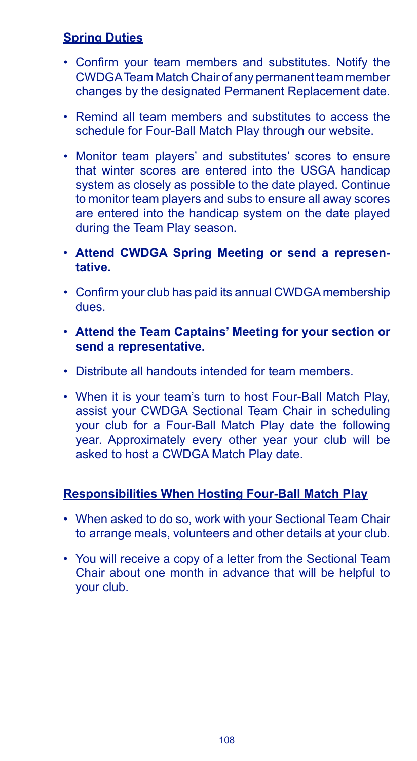## Spring Duties

- Confirm your team members and substitutes. Notify the CWDGA Team Match Chair of any permanent team member changes by the designated Permanent Replacement date.
- Remind all team members and substitutes to access the schedule for Four-Ball Match Play through our website.
- Monitor team players' and substitutes' scores to ensure that winter scores are entered into the USGA handicap system as closely as possible to the date played. Continue to monitor team players and subs to ensure all away scores are entered into the handicap system on the date played during the Team Play season.
- **Attend CWDGA Spring Meeting or send a representative.**
- Confirm your club has paid its annual CWDGA membership dues.
- **Attend the Team Captains' Meeting for your section or send a representative.**
- Distribute all handouts intended for team members.
- When it is your team's turn to host Four-Ball Match Play, assist your CWDGA Sectional Team Chair in scheduling your club for a Four-Ball Match Play date the following year. Approximately every other year your club will be asked to host a CWDGA Match Play date.

## Responsibilities When Hosting Four-Ball Match Play

- When asked to do so, work with your Sectional Team Chair to arrange meals, volunteers and other details at your club.
- You will receive a copy of a letter from the Sectional Team Chair about one month in advance that will be helpful to your club.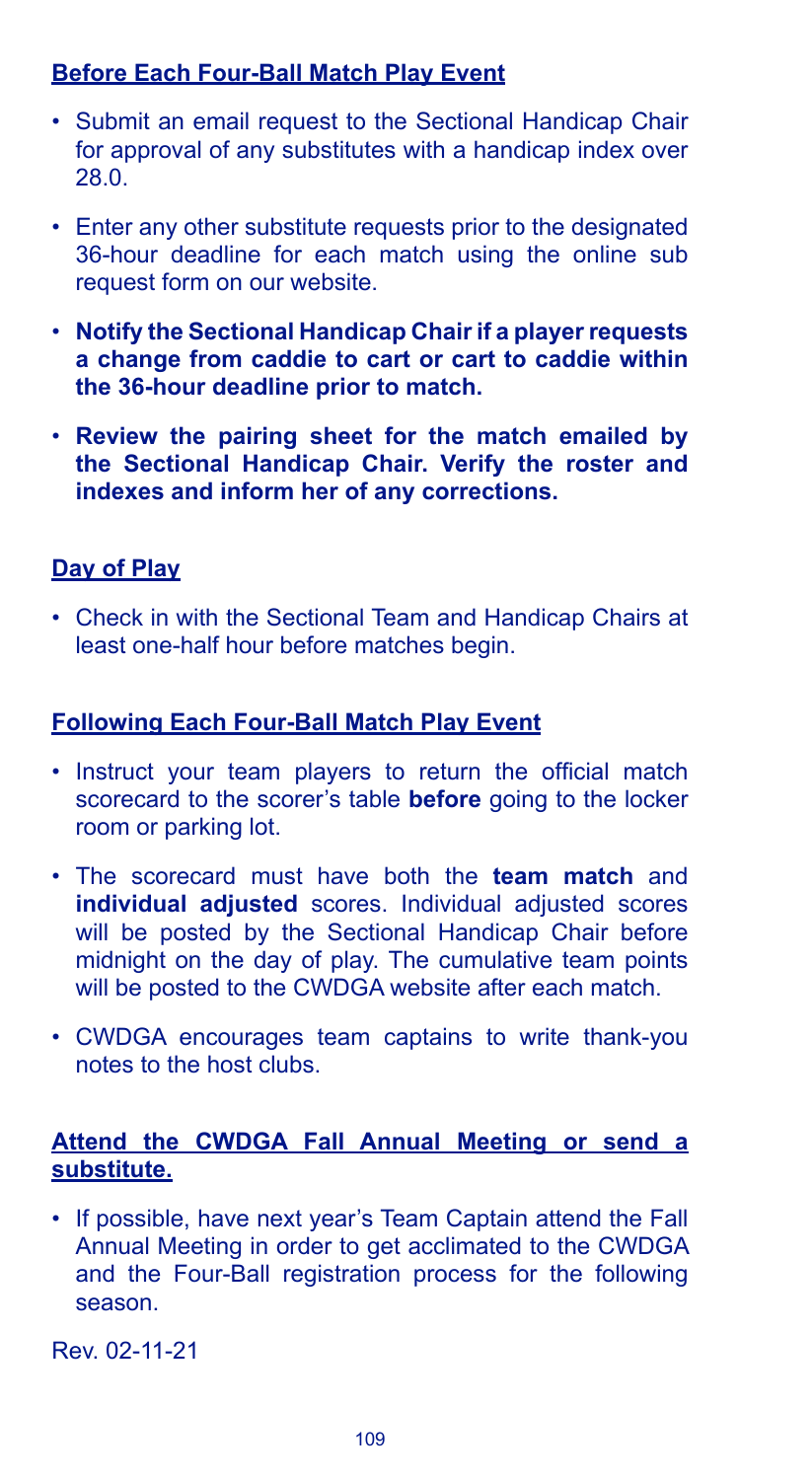**Before Each Four-Ball Match Play Event**

- Submit an email request to the Sectional Handicap Chair for approval of any substitutes with a handicap index over 28.0.
- Enter any other substitute requests prior to the designated 36-hour deadline for each match using the online sub request form on our website.
- **Notify the Sectional Handicap Chair if a player requests a change from caddie to cart or cart to caddie within the 36-hour deadline prior to match.**
- **Review the pairing sheet for the match emailed by the Sectional Handicap Chair. Verify the roster and indexes and inform her of any corrections.**

**Day of Play**

- Check in with the Sectional Team and Handicap Chairs at least one-half hour before matches begin.

**Following Each Four-Ball Match Play Event**

- Instruct your team players to return the official match scorecard to the scorer's table **before** going to the locker room or parking lot.
- The scorecard must have both the **team match** and **individual adjusted** scores. Individual adjusted scores will be posted by the Sectional Handicap Chair before midnight on the day of play. The cumulative team points will be posted to the CWDGA website after each match.
- CWDGA encourages team captains to write thank-you notes to the host clubs.

**Attend the CWDGA Fall Annual Meeting or send a substitute.**

- If possible, have next year's Team Captain attend the Fall Annual Meeting in order to get acclimated to the CWDGA and the Four-Ball registration process for the following season.

Rev. 02-11-21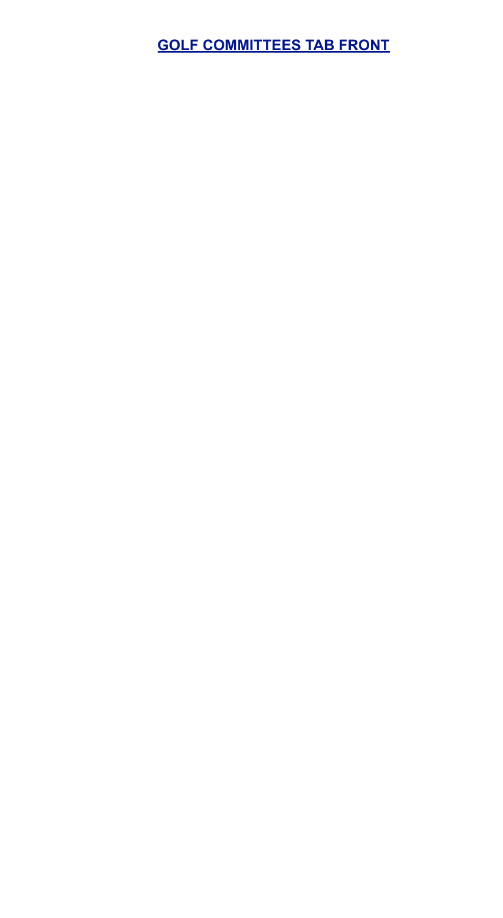# GOLF COMMITTEES TAB FRONT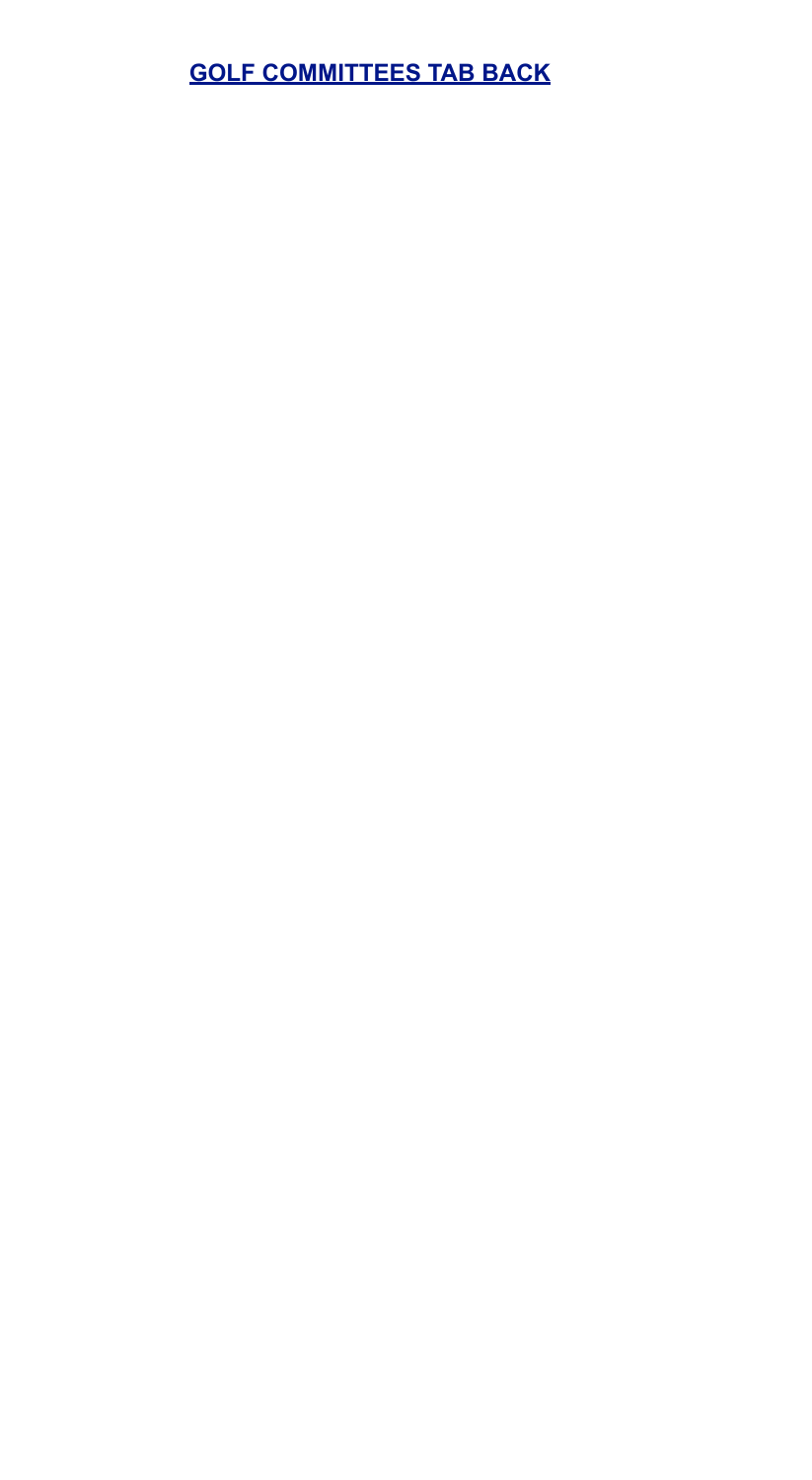**[GOLF COMMITTEES TAB BACK]**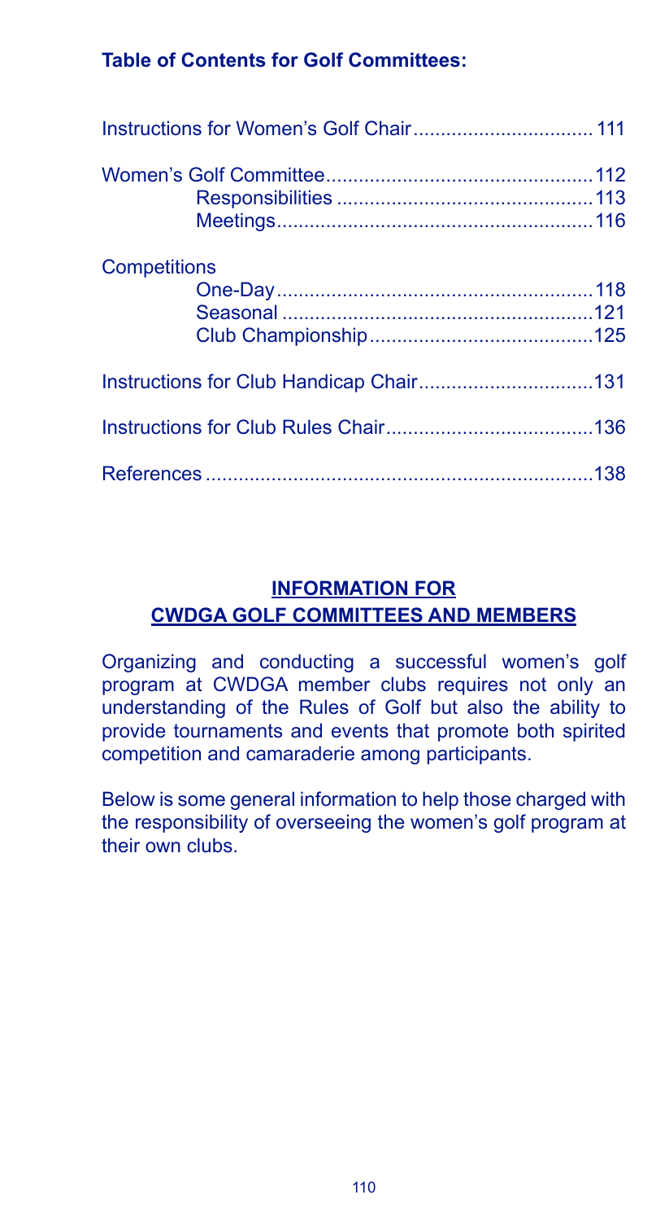**Table of Contents for Golf Committees:**

| | |
|---|---|
| Instructions for Women's Golf Chair | 111 |
| Women's Golf Committee | 112 |
| Responsibilities | 113 |
| Meetings | 116 |
| Competitions | |
| One-Day | 118 |
| Seasonal | 121 |
| Club Championship | 125 |
| Instructions for Club Handicap Chair | 131 |
| Instructions for Club Rules Chair | 136 |
| References | 138 |

## INFORMATION FOR CWDGA GOLF COMMITTEES AND MEMBERS

Organizing and conducting a successful women's golf program at CWDGA member clubs requires not only an understanding of the Rules of Golf but also the ability to provide tournaments and events that promote both spirited competition and camaraderie among participants.

Below is some general information to help those charged with the responsibility of overseeing the women's golf program at their own clubs.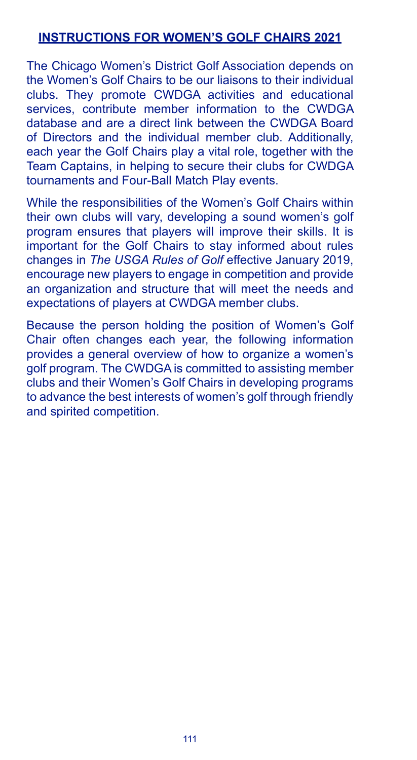## INSTRUCTIONS FOR WOMEN'S GOLF CHAIRS 2021

The Chicago Women's District Golf Association depends on the Women's Golf Chairs to be our liaisons to their individual clubs. They promote CWDGA activities and educational services, contribute member information to the CWDGA database and are a direct link between the CWDGA Board of Directors and the individual member club. Additionally, each year the Golf Chairs play a vital role, together with the Team Captains, in helping to secure their clubs for CWDGA tournaments and Four-Ball Match Play events.

While the responsibilities of the Women's Golf Chairs within their own clubs will vary, developing a sound women's golf program ensures that players will improve their skills. It is important for the Golf Chairs to stay informed about rules changes in *The USGA Rules of Golf* effective January 2019, encourage new players to engage in competition and provide an organization and structure that will meet the needs and expectations of players at CWDGA member clubs.

Because the person holding the position of Women's Golf Chair often changes each year, the following information provides a general overview of how to organize a women's golf program. The CWDGA is committed to assisting member clubs and their Women's Golf Chairs in developing programs to advance the best interests of women's golf through friendly and spirited competition.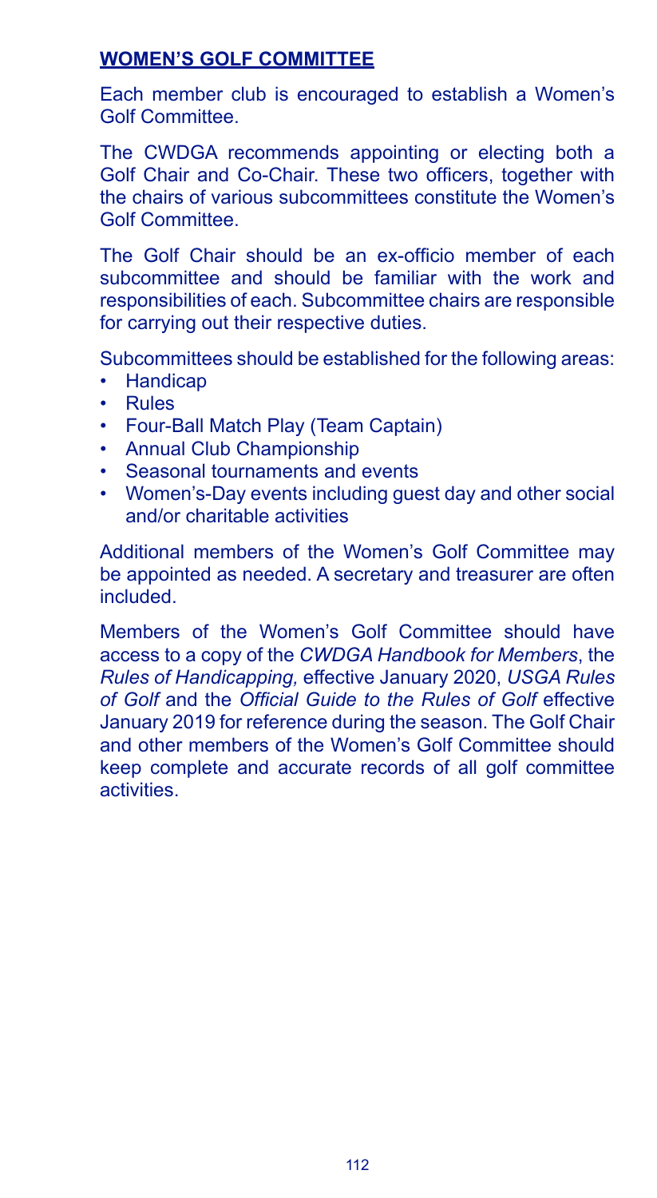## **WOMEN'S GOLF COMMITTEE**

Each member club is encouraged to establish a Women's Golf Committee.

The CWDGA recommends appointing or electing both a Golf Chair and Co-Chair. These two officers, together with the chairs of various subcommittees constitute the Women's Golf Committee.

The Golf Chair should be an ex-officio member of each subcommittee and should be familiar with the work and responsibilities of each. Subcommittee chairs are responsible for carrying out their respective duties.

Subcommittees should be established for the following areas:

- Handicap
- Rules
- Four-Ball Match Play (Team Captain)
- Annual Club Championship
- Seasonal tournaments and events
- Women's-Day events including guest day and other social and/or charitable activities

Additional members of the Women's Golf Committee may be appointed as needed. A secretary and treasurer are often included.

Members of the Women's Golf Committee should have access to a copy of the *CWDGA Handbook for Members*, the *Rules of Handicapping,* effective January 2020, *USGA Rules of Golf* and the *Official Guide to the Rules of Golf* effective January 2019 for reference during the season. The Golf Chair and other members of the Women's Golf Committee should keep complete and accurate records of all golf committee activities.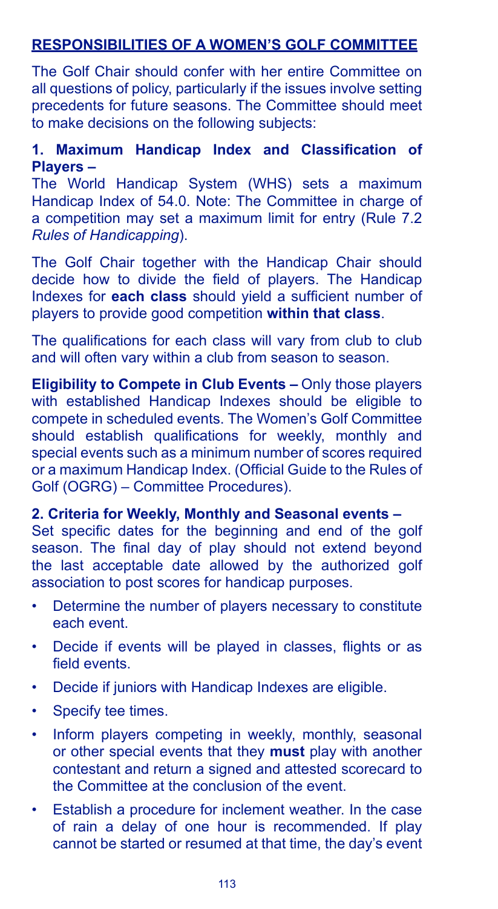## RESPONSIBILITIES OF A WOMEN'S GOLF COMMITTEE

The Golf Chair should confer with her entire Committee on all questions of policy, particularly if the issues involve setting precedents for future seasons. The Committee should meet to make decisions on the following subjects:

### 1. Maximum Handicap Index and Classification of Players –

The World Handicap System (WHS) sets a maximum Handicap Index of 54.0. Note: The Committee in charge of a competition may set a maximum limit for entry (Rule 7.2 *Rules of Handicapping*).

The Golf Chair together with the Handicap Chair should decide how to divide the field of players. The Handicap Indexes for **each class** should yield a sufficient number of players to provide good competition **within that class**.

The qualifications for each class will vary from club to club and will often vary within a club from season to season.

**Eligibility to Compete in Club Events –** Only those players with established Handicap Indexes should be eligible to compete in scheduled events. The Women's Golf Committee should establish qualifications for weekly, monthly and special events such as a minimum number of scores required or a maximum Handicap Index. (Official Guide to the Rules of Golf (OGRG) – Committee Procedures).

### 2. Criteria for Weekly, Monthly and Seasonal events –

Set specific dates for the beginning and end of the golf season. The final day of play should not extend beyond the last acceptable date allowed by the authorized golf association to post scores for handicap purposes.

- Determine the number of players necessary to constitute each event.
- Decide if events will be played in classes, flights or as field events.
- Decide if juniors with Handicap Indexes are eligible.
- Specify tee times.
- Inform players competing in weekly, monthly, seasonal or other special events that they **must** play with another contestant and return a signed and attested scorecard to the Committee at the conclusion of the event.
- Establish a procedure for inclement weather. In the case of rain a delay of one hour is recommended. If play cannot be started or resumed at that time, the day's event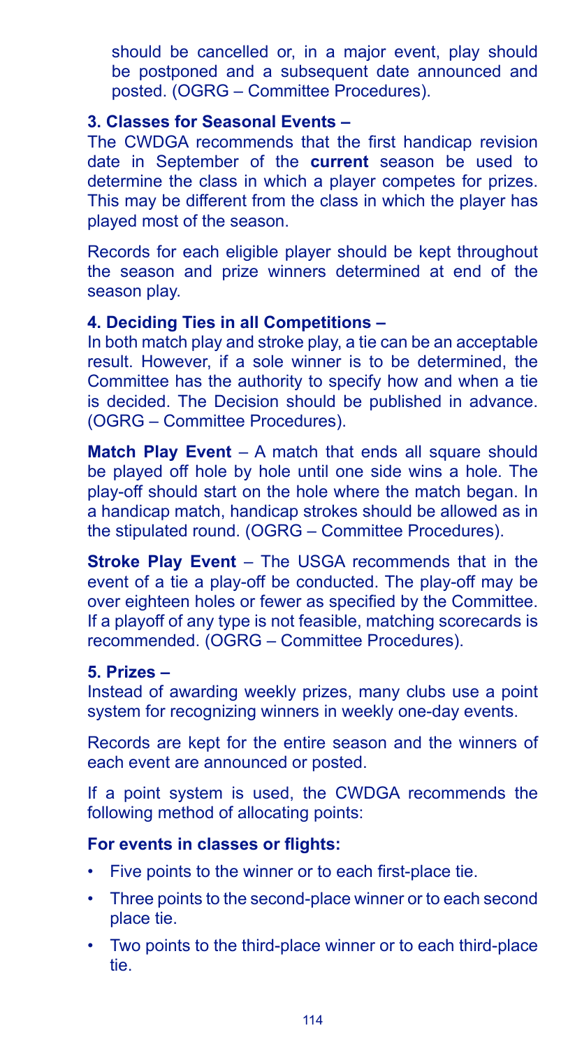should be cancelled or, in a major event, play should be postponed and a subsequent date announced and posted. (OGRG – Committee Procedures).

### 3. Classes for Seasonal Events –

The CWDGA recommends that the first handicap revision date in September of the **current** season be used to determine the class in which a player competes for prizes. This may be different from the class in which the player has played most of the season.

Records for each eligible player should be kept throughout the season and prize winners determined at end of the season play.

### 4. Deciding Ties in all Competitions –

In both match play and stroke play, a tie can be an acceptable result. However, if a sole winner is to be determined, the Committee has the authority to specify how and when a tie is decided. The Decision should be published in advance. (OGRG – Committee Procedures).

**Match Play Event** – A match that ends all square should be played off hole by hole until one side wins a hole. The play-off should start on the hole where the match began. In a handicap match, handicap strokes should be allowed as in the stipulated round. (OGRG – Committee Procedures).

**Stroke Play Event** – The USGA recommends that in the event of a tie a play-off be conducted. The play-off may be over eighteen holes or fewer as specified by the Committee. If a playoff of any type is not feasible, matching scorecards is recommended. (OGRG – Committee Procedures).

### 5. Prizes –

Instead of awarding weekly prizes, many clubs use a point system for recognizing winners in weekly one-day events.

Records are kept for the entire season and the winners of each event are announced or posted.

If a point system is used, the CWDGA recommends the following method of allocating points:

**For events in classes or flights:**

- Five points to the winner or to each first-place tie.
- Three points to the second-place winner or to each second place tie.
- Two points to the third-place winner or to each third-place tie.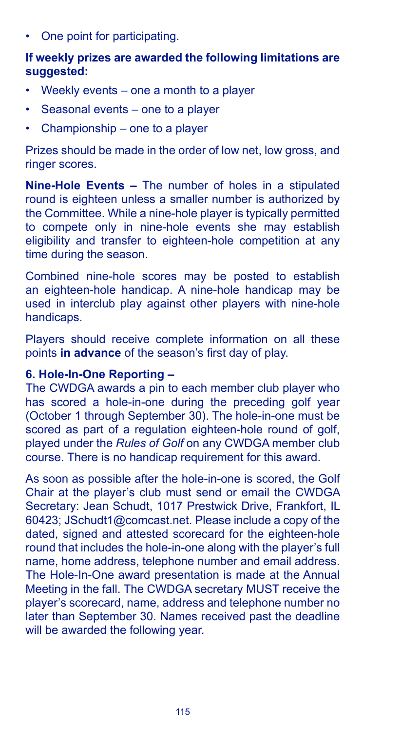- One point for participating.

**If weekly prizes are awarded the following limitations are suggested:**

- Weekly events – one a month to a player
- Seasonal events – one to a player
- Championship – one to a player

Prizes should be made in the order of low net, low gross, and ringer scores.

**Nine-Hole Events –** The number of holes in a stipulated round is eighteen unless a smaller number is authorized by the Committee. While a nine-hole player is typically permitted to compete only in nine-hole events she may establish eligibility and transfer to eighteen-hole competition at any time during the season.

Combined nine-hole scores may be posted to establish an eighteen-hole handicap. A nine-hole handicap may be used in interclub play against other players with nine-hole handicaps.

Players should receive complete information on all these points **in advance** of the season's first day of play.

**6. Hole-In-One Reporting –**

The CWDGA awards a pin to each member club player who has scored a hole-in-one during the preceding golf year (October 1 through September 30). The hole-in-one must be scored as part of a regulation eighteen-hole round of golf, played under the *Rules of Golf* on any CWDGA member club course. There is no handicap requirement for this award.

As soon as possible after the hole-in-one is scored, the Golf Chair at the player's club must send or email the CWDGA Secretary: Jean Schudt, 1017 Prestwick Drive, Frankfort, IL 60423; JSchudt1@comcast.net. Please include a copy of the dated, signed and attested scorecard for the eighteen-hole round that includes the hole-in-one along with the player's full name, home address, telephone number and email address. The Hole-In-One award presentation is made at the Annual Meeting in the fall. The CWDGA secretary MUST receive the player's scorecard, name, address and telephone number no later than September 30. Names received past the deadline will be awarded the following year.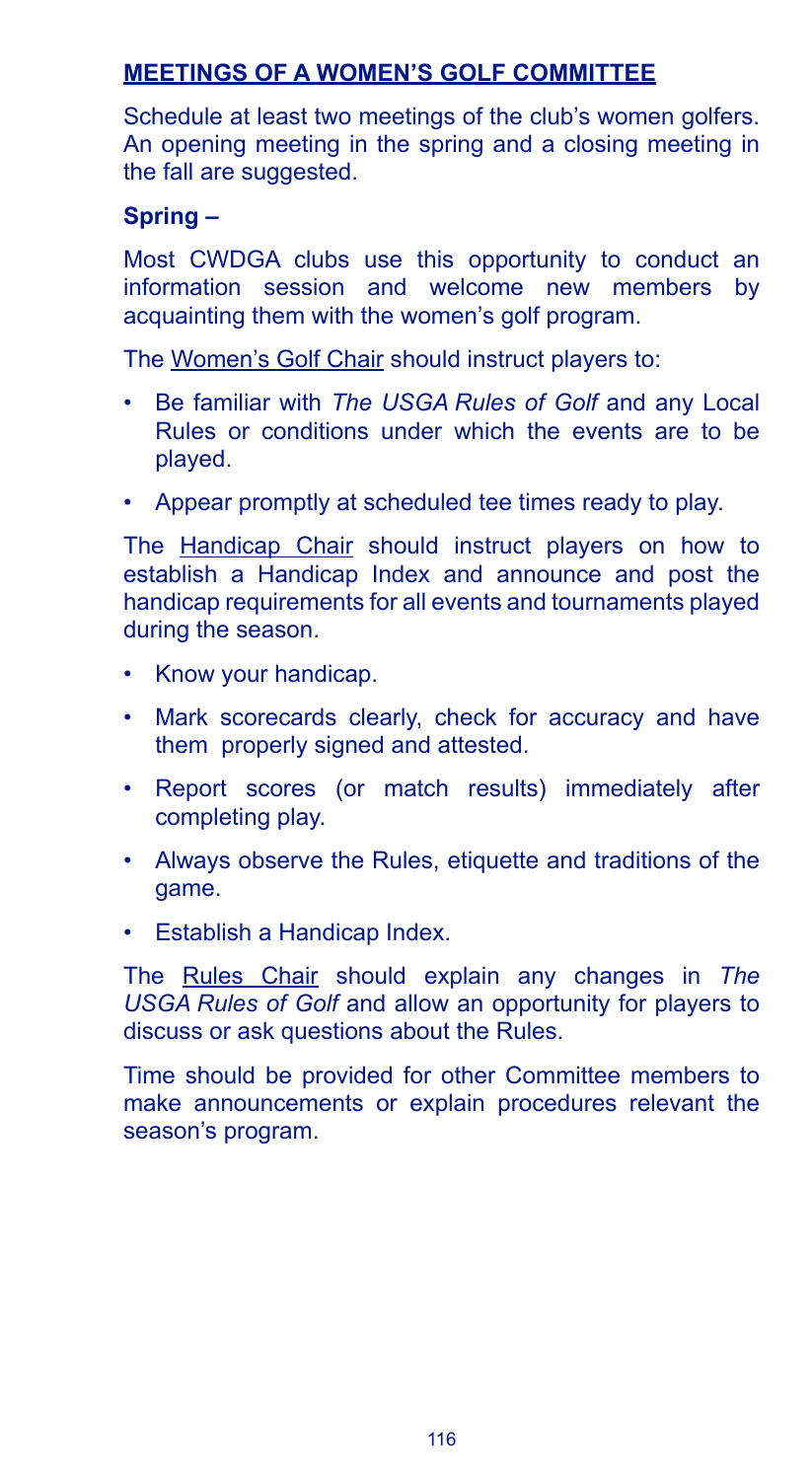## MEETINGS OF A WOMEN'S GOLF COMMITTEE

Schedule at least two meetings of the club's women golfers. An opening meeting in the spring and a closing meeting in the fall are suggested.

### Spring –

Most CWDGA clubs use this opportunity to conduct an information session and welcome new members by acquainting them with the women's golf program.

The Women's Golf Chair should instruct players to:

- Be familiar with *The USGA Rules of Golf* and any Local Rules or conditions under which the events are to be played.
- Appear promptly at scheduled tee times ready to play.

The Handicap Chair should instruct players on how to establish a Handicap Index and announce and post the handicap requirements for all events and tournaments played during the season.

- Know your handicap.
- Mark scorecards clearly, check for accuracy and have them properly signed and attested.
- Report scores (or match results) immediately after completing play.
- Always observe the Rules, etiquette and traditions of the game.
- Establish a Handicap Index.

The Rules Chair should explain any changes in *The USGA Rules of Golf* and allow an opportunity for players to discuss or ask questions about the Rules.

Time should be provided for other Committee members to make announcements or explain procedures relevant the season's program.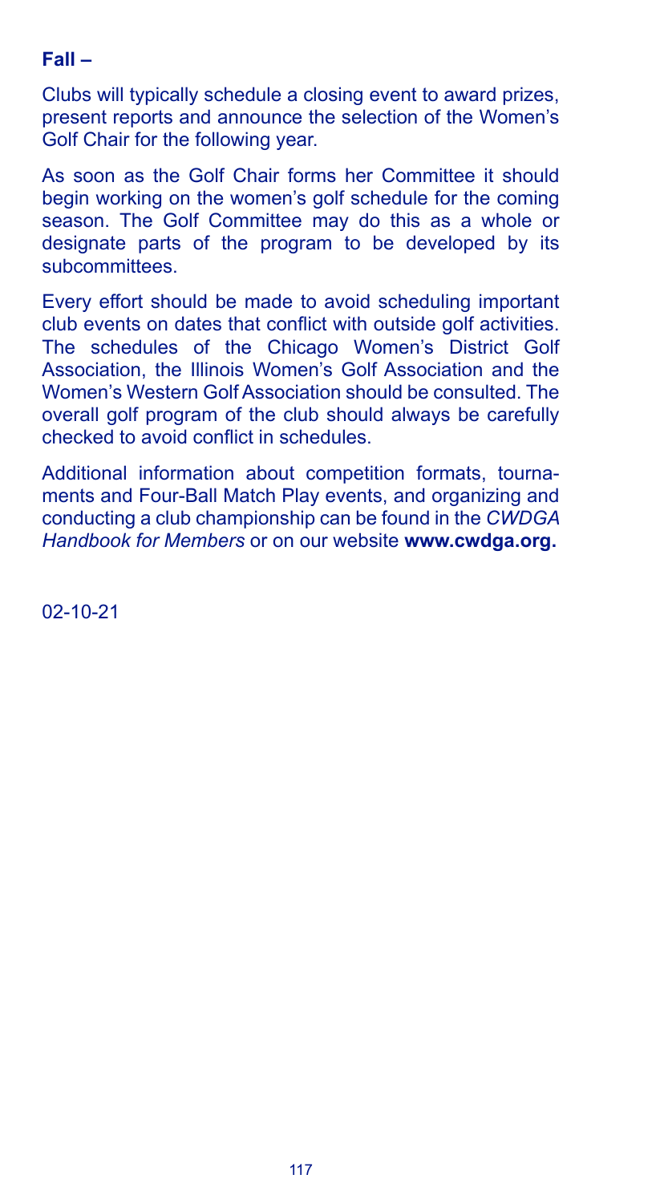**Fall –**

Clubs will typically schedule a closing event to award prizes, present reports and announce the selection of the Women's Golf Chair for the following year.

As soon as the Golf Chair forms her Committee it should begin working on the women's golf schedule for the coming season. The Golf Committee may do this as a whole or designate parts of the program to be developed by its subcommittees.

Every effort should be made to avoid scheduling important club events on dates that conflict with outside golf activities. The schedules of the Chicago Women's District Golf Association, the Illinois Women's Golf Association and the Women's Western Golf Association should be consulted. The overall golf program of the club should always be carefully checked to avoid conflict in schedules.

Additional information about competition formats, tournaments and Four-Ball Match Play events, and organizing and conducting a club championship can be found in the *CWDGA Handbook for Members* or on our website **www.cwdga.org.**

02-10-21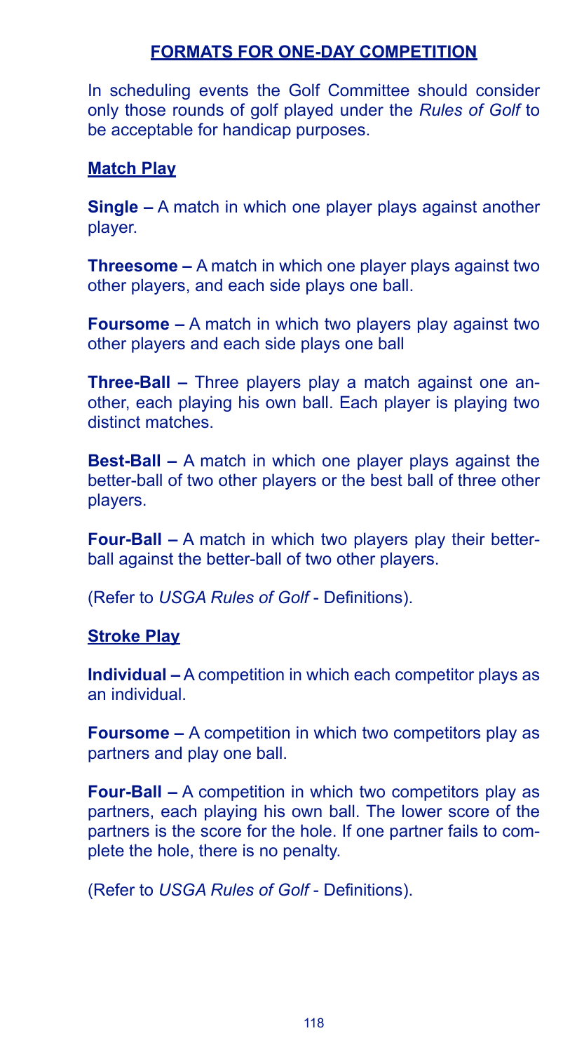## FORMATS FOR ONE-DAY COMPETITION

In scheduling events the Golf Committee should consider only those rounds of golf played under the *Rules of Golf* to be acceptable for handicap purposes.

### Match Play

**Single –** A match in which one player plays against another player.

**Threesome –** A match in which one player plays against two other players, and each side plays one ball.

**Foursome –** A match in which two players play against two other players and each side plays one ball

**Three-Ball –** Three players play a match against one another, each playing his own ball. Each player is playing two distinct matches.

**Best-Ball –** A match in which one player plays against the better-ball of two other players or the best ball of three other players.

**Four-Ball –** A match in which two players play their better-ball against the better-ball of two other players.

(Refer to *USGA Rules of Golf* - Definitions).

### Stroke Play

**Individual –** A competition in which each competitor plays as an individual.

**Foursome –** A competition in which two competitors play as partners and play one ball.

**Four-Ball –** A competition in which two competitors play as partners, each playing his own ball. The lower score of the partners is the score for the hole. If one partner fails to complete the hole, there is no penalty.

(Refer to *USGA Rules of Golf* - Definitions).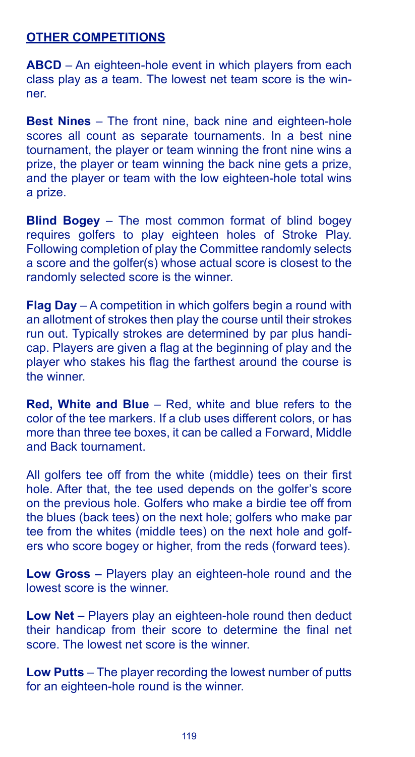## OTHER COMPETITIONS

**ABCD** – An eighteen-hole event in which players from each class play as a team. The lowest net team score is the winner.

**Best Nines** – The front nine, back nine and eighteen-hole scores all count as separate tournaments. In a best nine tournament, the player or team winning the front nine wins a prize, the player or team winning the back nine gets a prize, and the player or team with the low eighteen-hole total wins a prize.

**Blind Bogey** – The most common format of blind bogey requires golfers to play eighteen holes of Stroke Play. Following completion of play the Committee randomly selects a score and the golfer(s) whose actual score is closest to the randomly selected score is the winner.

**Flag Day** – A competition in which golfers begin a round with an allotment of strokes then play the course until their strokes run out. Typically strokes are determined by par plus handicap. Players are given a flag at the beginning of play and the player who stakes his flag the farthest around the course is the winner.

**Red, White and Blue** – Red, white and blue refers to the color of the tee markers. If a club uses different colors, or has more than three tee boxes, it can be called a Forward, Middle and Back tournament.

All golfers tee off from the white (middle) tees on their first hole. After that, the tee used depends on the golfer's score on the previous hole. Golfers who make a birdie tee off from the blues (back tees) on the next hole; golfers who make par tee from the whites (middle tees) on the next hole and golfers who score bogey or higher, from the reds (forward tees).

**Low Gross –** Players play an eighteen-hole round and the lowest score is the winner.

**Low Net –** Players play an eighteen-hole round then deduct their handicap from their score to determine the final net score. The lowest net score is the winner.

**Low Putts** – The player recording the lowest number of putts for an eighteen-hole round is the winner.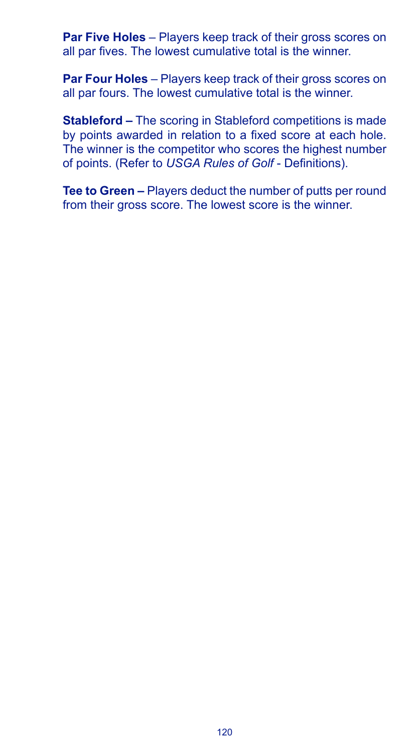**Par Five Holes** – Players keep track of their gross scores on all par fives. The lowest cumulative total is the winner.

**Par Four Holes** – Players keep track of their gross scores on all par fours. The lowest cumulative total is the winner.

**Stableford –** The scoring in Stableford competitions is made by points awarded in relation to a fixed score at each hole. The winner is the competitor who scores the highest number of points. (Refer to *USGA Rules of Golf* - Definitions).

**Tee to Green –** Players deduct the number of putts per round from their gross score. The lowest score is the winner.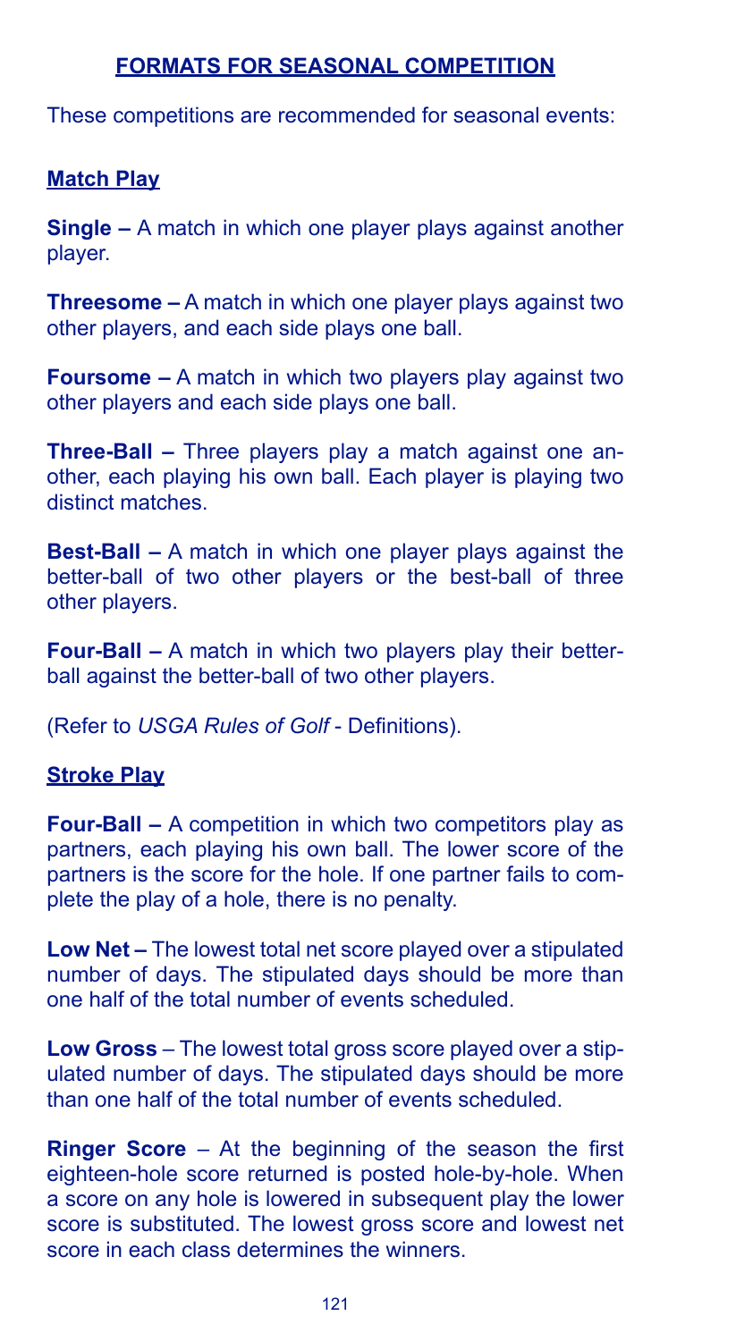## FORMATS FOR SEASONAL COMPETITION

These competitions are recommended for seasonal events:

### Match Play

**Single –** A match in which one player plays against another player.

**Threesome –** A match in which one player plays against two other players, and each side plays one ball.

**Foursome –** A match in which two players play against two other players and each side plays one ball.

**Three-Ball –** Three players play a match against one another, each playing his own ball. Each player is playing two distinct matches.

**Best-Ball –** A match in which one player plays against the better-ball of two other players or the best-ball of three other players.

**Four-Ball –** A match in which two players play their better-ball against the better-ball of two other players.

(Refer to *USGA Rules of Golf* - Definitions).

### Stroke Play

**Four-Ball –** A competition in which two competitors play as partners, each playing his own ball. The lower score of the partners is the score for the hole. If one partner fails to complete the play of a hole, there is no penalty.

**Low Net –** The lowest total net score played over a stipulated number of days. The stipulated days should be more than one half of the total number of events scheduled.

**Low Gross** – The lowest total gross score played over a stipulated number of days. The stipulated days should be more than one half of the total number of events scheduled.

**Ringer Score** – At the beginning of the season the first eighteen-hole score returned is posted hole-by-hole. When a score on any hole is lowered in subsequent play the lower score is substituted. The lowest gross score and lowest net score in each class determines the winners.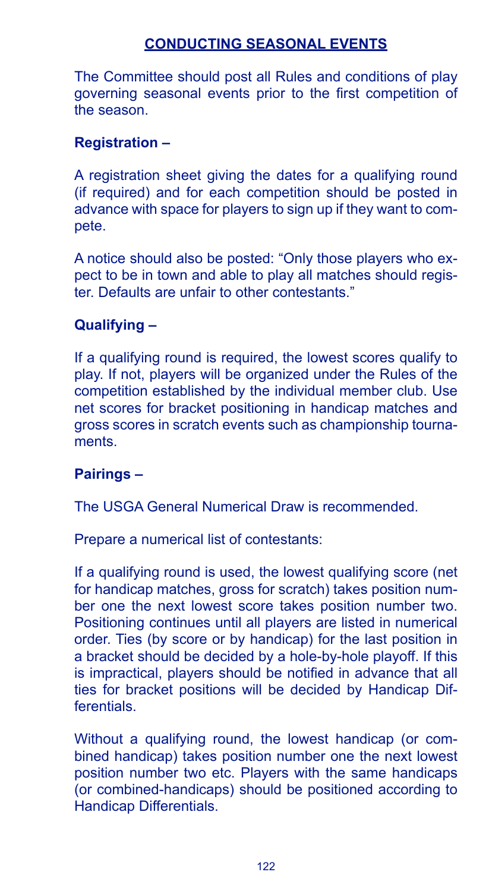## CONDUCTING SEASONAL EVENTS

The Committee should post all Rules and conditions of play governing seasonal events prior to the first competition of the season.

**Registration –**

A registration sheet giving the dates for a qualifying round (if required) and for each competition should be posted in advance with space for players to sign up if they want to compete.

A notice should also be posted: "Only those players who expect to be in town and able to play all matches should register. Defaults are unfair to other contestants."

**Qualifying –**

If a qualifying round is required, the lowest scores qualify to play. If not, players will be organized under the Rules of the competition established by the individual member club. Use net scores for bracket positioning in handicap matches and gross scores in scratch events such as championship tournaments.

**Pairings –**

The USGA General Numerical Draw is recommended.

Prepare a numerical list of contestants:

If a qualifying round is used, the lowest qualifying score (net for handicap matches, gross for scratch) takes position number one the next lowest score takes position number two. Positioning continues until all players are listed in numerical order. Ties (by score or by handicap) for the last position in a bracket should be decided by a hole-by-hole playoff. If this is impractical, players should be notified in advance that all ties for bracket positions will be decided by Handicap Differentials.

Without a qualifying round, the lowest handicap (or combined handicap) takes position number one the next lowest position number two etc. Players with the same handicaps (or combined-handicaps) should be positioned according to Handicap Differentials.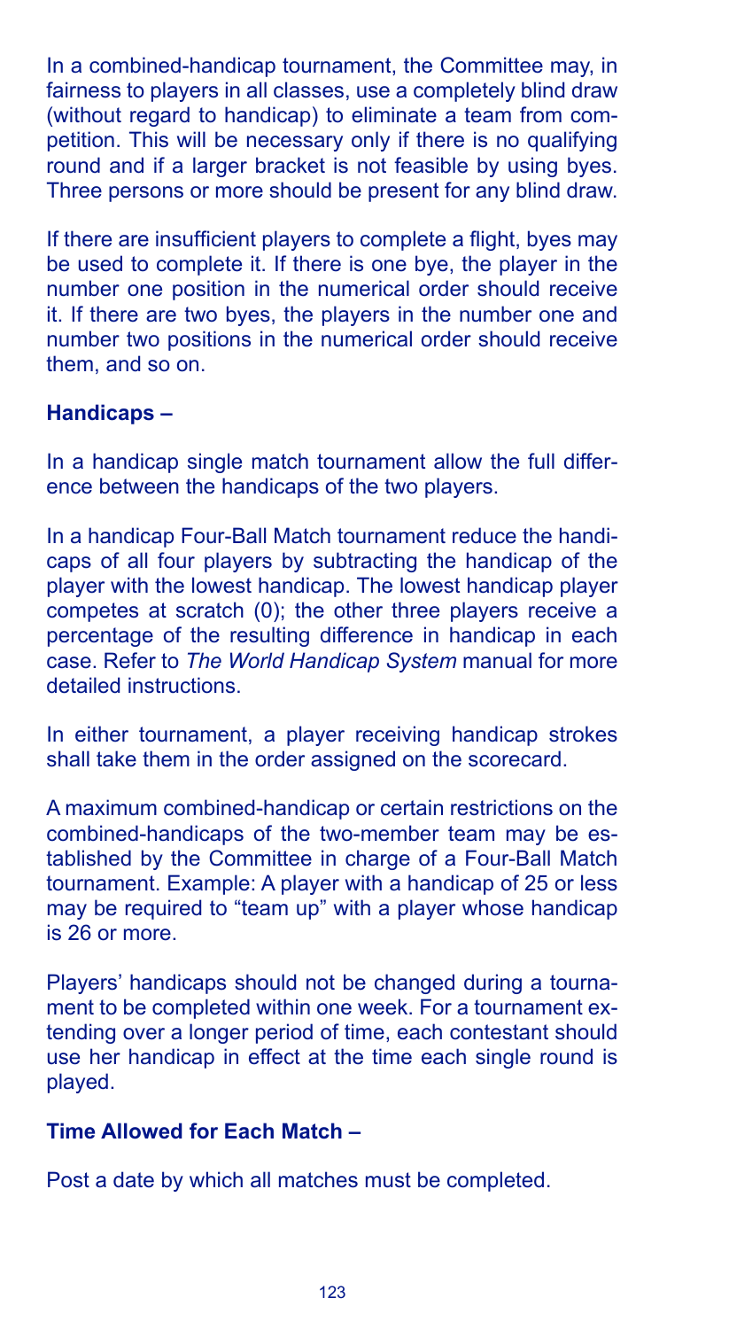In a combined-handicap tournament, the Committee may, in fairness to players in all classes, use a completely blind draw (without regard to handicap) to eliminate a team from competition. This will be necessary only if there is no qualifying round and if a larger bracket is not feasible by using byes. Three persons or more should be present for any blind draw.

If there are insufficient players to complete a flight, byes may be used to complete it. If there is one bye, the player in the number one position in the numerical order should receive it. If there are two byes, the players in the number one and number two positions in the numerical order should receive them, and so on.

**Handicaps –**

In a handicap single match tournament allow the full difference between the handicaps of the two players.

In a handicap Four-Ball Match tournament reduce the handicaps of all four players by subtracting the handicap of the player with the lowest handicap. The lowest handicap player competes at scratch (0); the other three players receive a percentage of the resulting difference in handicap in each case. Refer to *The World Handicap System* manual for more detailed instructions.

In either tournament, a player receiving handicap strokes shall take them in the order assigned on the scorecard.

A maximum combined-handicap or certain restrictions on the combined-handicaps of the two-member team may be established by the Committee in charge of a Four-Ball Match tournament. Example: A player with a handicap of 25 or less may be required to "team up" with a player whose handicap is 26 or more.

Players' handicaps should not be changed during a tournament to be completed within one week. For a tournament extending over a longer period of time, each contestant should use her handicap in effect at the time each single round is played.

**Time Allowed for Each Match –**

Post a date by which all matches must be completed.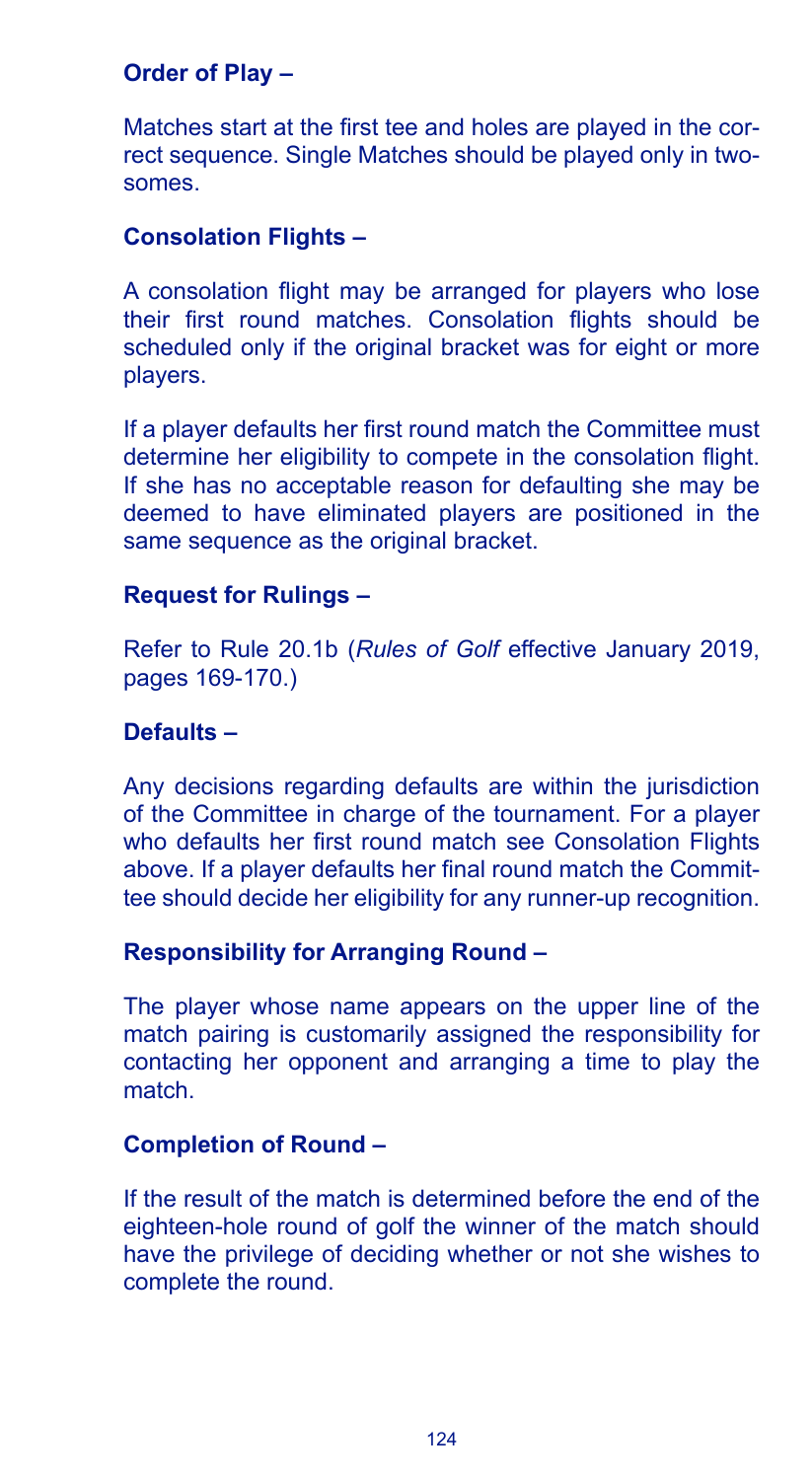**Order of Play –**

Matches start at the first tee and holes are played in the correct sequence. Single Matches should be played only in twosomes.

**Consolation Flights –**

A consolation flight may be arranged for players who lose their first round matches. Consolation flights should be scheduled only if the original bracket was for eight or more players.

If a player defaults her first round match the Committee must determine her eligibility to compete in the consolation flight. If she has no acceptable reason for defaulting she may be deemed to have eliminated players are positioned in the same sequence as the original bracket.

**Request for Rulings –**

Refer to Rule 20.1b (*Rules of Golf* effective January 2019, pages 169-170.)

**Defaults –**

Any decisions regarding defaults are within the jurisdiction of the Committee in charge of the tournament. For a player who defaults her first round match see Consolation Flights above. If a player defaults her final round match the Committee should decide her eligibility for any runner-up recognition.

**Responsibility for Arranging Round –**

The player whose name appears on the upper line of the match pairing is customarily assigned the responsibility for contacting her opponent and arranging a time to play the match.

**Completion of Round –**

If the result of the match is determined before the end of the eighteen-hole round of golf the winner of the match should have the privilege of deciding whether or not she wishes to complete the round.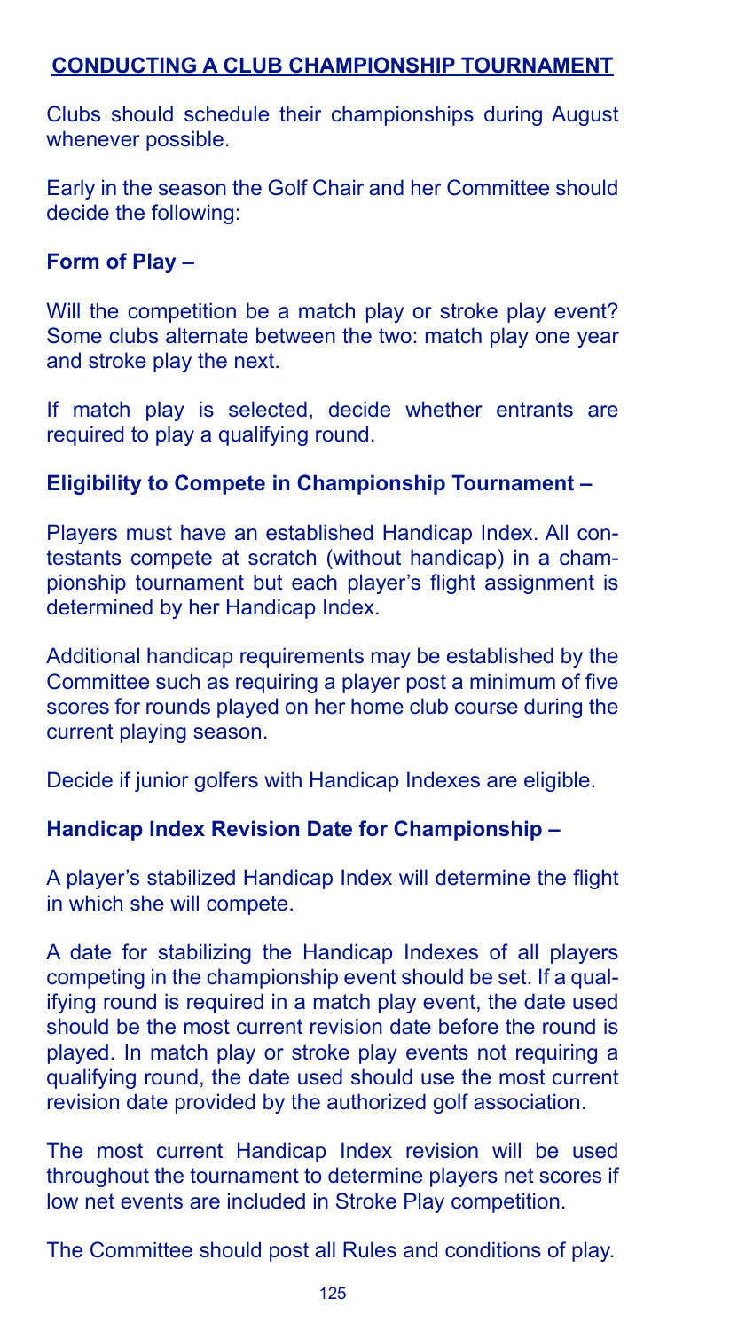## CONDUCTING A CLUB CHAMPIONSHIP TOURNAMENT

Clubs should schedule their championships during August whenever possible.

Early in the season the Golf Chair and her Committee should decide the following:

### Form of Play –

Will the competition be a match play or stroke play event? Some clubs alternate between the two: match play one year and stroke play the next.

If match play is selected, decide whether entrants are required to play a qualifying round.

### Eligibility to Compete in Championship Tournament –

Players must have an established Handicap Index. All contestants compete at scratch (without handicap) in a championship tournament but each player's flight assignment is determined by her Handicap Index.

Additional handicap requirements may be established by the Committee such as requiring a player post a minimum of five scores for rounds played on her home club course during the current playing season.

Decide if junior golfers with Handicap Indexes are eligible.

### Handicap Index Revision Date for Championship –

A player's stabilized Handicap Index will determine the flight in which she will compete.

A date for stabilizing the Handicap Indexes of all players competing in the championship event should be set. If a qualifying round is required in a match play event, the date used should be the most current revision date before the round is played. In match play or stroke play events not requiring a qualifying round, the date used should use the most current revision date provided by the authorized golf association.

The most current Handicap Index revision will be used throughout the tournament to determine players net scores if low net events are included in Stroke Play competition.

The Committee should post all Rules and conditions of play.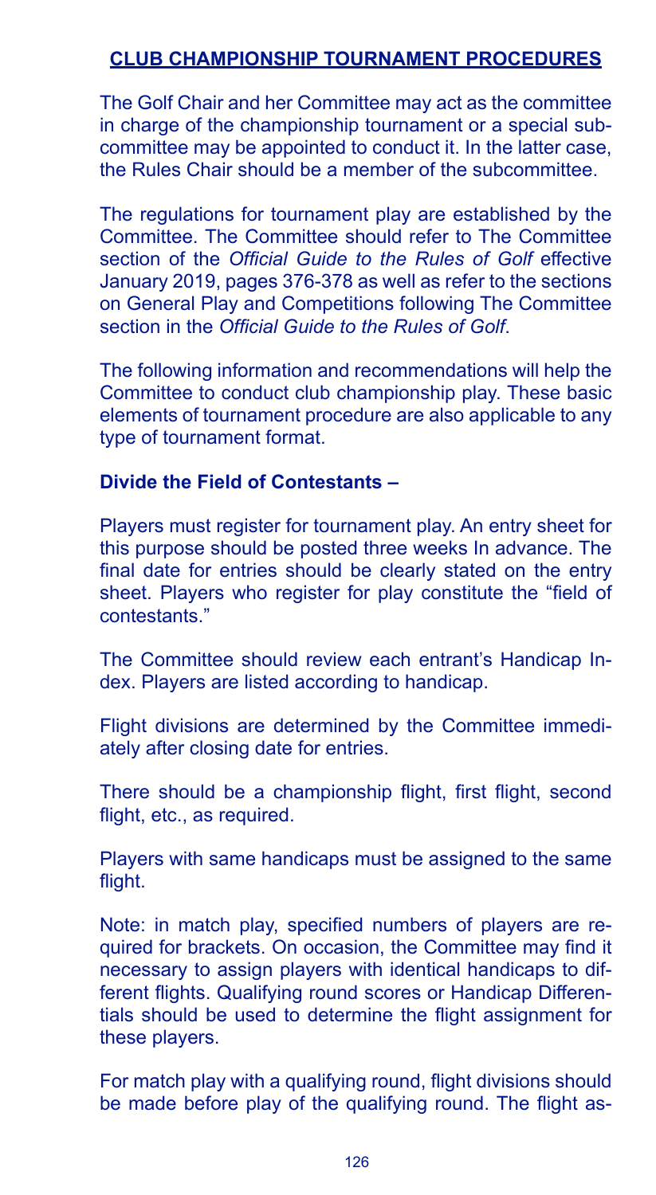## CLUB CHAMPIONSHIP TOURNAMENT PROCEDURES

The Golf Chair and her Committee may act as the committee in charge of the championship tournament or a special subcommittee may be appointed to conduct it. In the latter case, the Rules Chair should be a member of the subcommittee.

The regulations for tournament play are established by the Committee. The Committee should refer to The Committee section of the *Official Guide to the Rules of Golf* effective January 2019, pages 376-378 as well as refer to the sections on General Play and Competitions following The Committee section in the *Official Guide to the Rules of Golf*.

The following information and recommendations will help the Committee to conduct club championship play. These basic elements of tournament procedure are also applicable to any type of tournament format.

**Divide the Field of Contestants –**

Players must register for tournament play. An entry sheet for this purpose should be posted three weeks In advance. The final date for entries should be clearly stated on the entry sheet. Players who register for play constitute the "field of contestants."

The Committee should review each entrant's Handicap Index. Players are listed according to handicap.

Flight divisions are determined by the Committee immediately after closing date for entries.

There should be a championship flight, first flight, second flight, etc., as required.

Players with same handicaps must be assigned to the same flight.

Note: in match play, specified numbers of players are required for brackets. On occasion, the Committee may find it necessary to assign players with identical handicaps to different flights. Qualifying round scores or Handicap Differentials should be used to determine the flight assignment for these players.

For match play with a qualifying round, flight divisions should be made before play of the qualifying round. The flight as-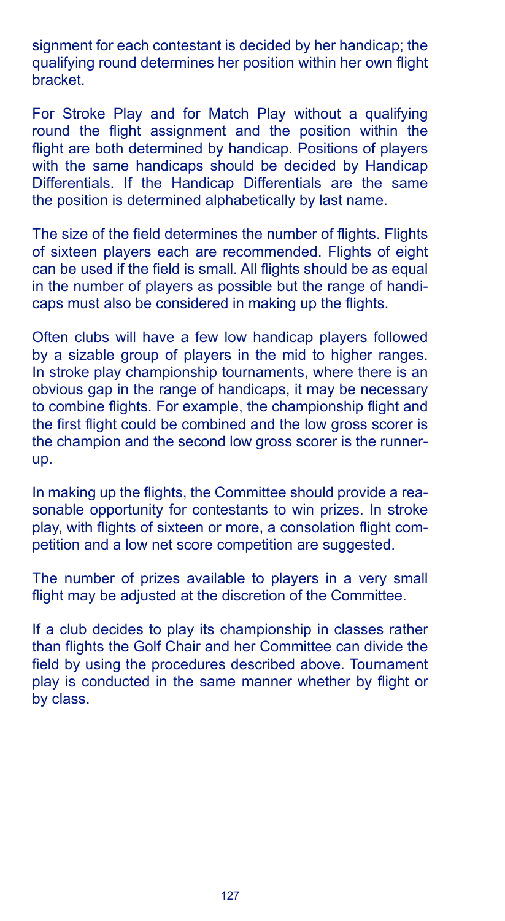signment for each contestant is decided by her handicap; the qualifying round determines her position within her own flight bracket.

For Stroke Play and for Match Play without a qualifying round the flight assignment and the position within the flight are both determined by handicap. Positions of players with the same handicaps should be decided by Handicap Differentials. If the Handicap Differentials are the same the position is determined alphabetically by last name.

The size of the field determines the number of flights. Flights of sixteen players each are recommended. Flights of eight can be used if the field is small. All flights should be as equal in the number of players as possible but the range of handicaps must also be considered in making up the flights.

Often clubs will have a few low handicap players followed by a sizable group of players in the mid to higher ranges. In stroke play championship tournaments, where there is an obvious gap in the range of handicaps, it may be necessary to combine flights. For example, the championship flight and the first flight could be combined and the low gross scorer is the champion and the second low gross scorer is the runner-up.

In making up the flights, the Committee should provide a reasonable opportunity for contestants to win prizes. In stroke play, with flights of sixteen or more, a consolation flight competition and a low net score competition are suggested.

The number of prizes available to players in a very small flight may be adjusted at the discretion of the Committee.

If a club decides to play its championship in classes rather than flights the Golf Chair and her Committee can divide the field by using the procedures described above. Tournament play is conducted in the same manner whether by flight or by class.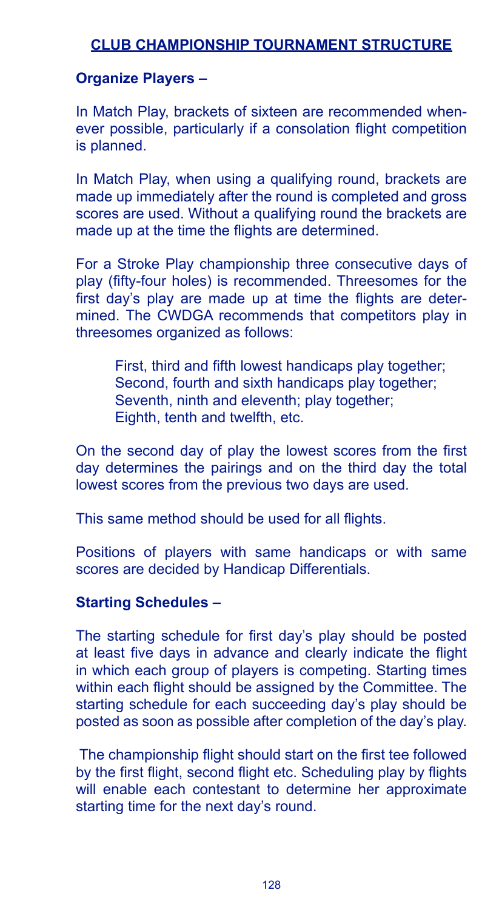## CLUB CHAMPIONSHIP TOURNAMENT STRUCTURE

**Organize Players –**

In Match Play, brackets of sixteen are recommended whenever possible, particularly if a consolation flight competition is planned.

In Match Play, when using a qualifying round, brackets are made up immediately after the round is completed and gross scores are used. Without a qualifying round the brackets are made up at the time the flights are determined.

For a Stroke Play championship three consecutive days of play (fifty-four holes) is recommended. Threesomes for the first day's play are made up at time the flights are determined. The CWDGA recommends that competitors play in threesomes organized as follows:

> First, third and fifth lowest handicaps play together;
> Second, fourth and sixth handicaps play together;
> Seventh, ninth and eleventh; play together;
> Eighth, tenth and twelfth, etc.

On the second day of play the lowest scores from the first day determines the pairings and on the third day the total lowest scores from the previous two days are used.

This same method should be used for all flights.

Positions of players with same handicaps or with same scores are decided by Handicap Differentials.

**Starting Schedules –**

The starting schedule for first day's play should be posted at least five days in advance and clearly indicate the flight in which each group of players is competing. Starting times within each flight should be assigned by the Committee. The starting schedule for each succeeding day's play should be posted as soon as possible after completion of the day's play.

The championship flight should start on the first tee followed by the first flight, second flight etc. Scheduling play by flights will enable each contestant to determine her approximate starting time for the next day's round.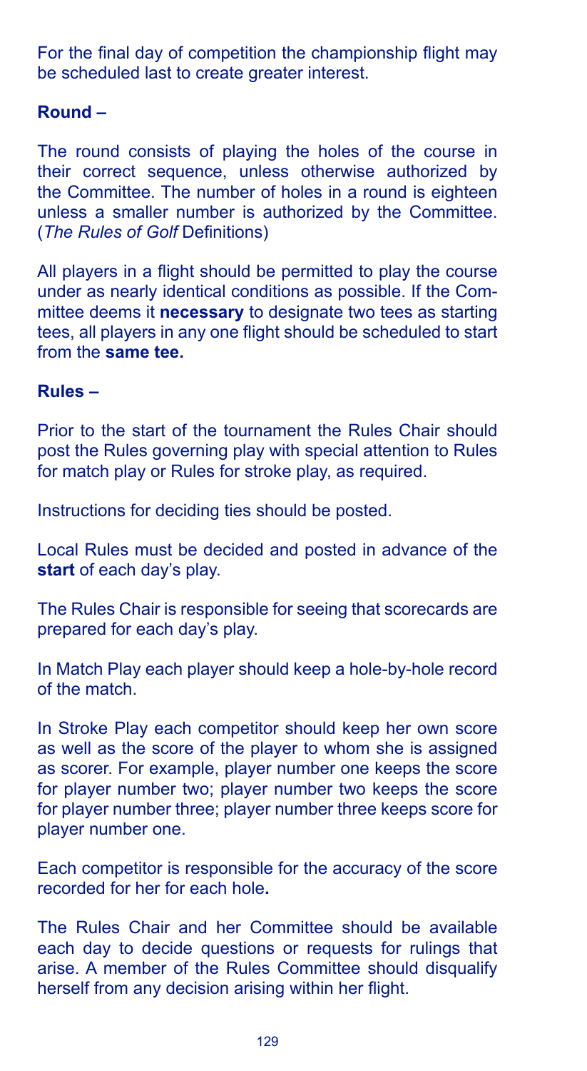For the final day of competition the championship flight may be scheduled last to create greater interest.

**Round –**

The round consists of playing the holes of the course in their correct sequence, unless otherwise authorized by the Committee. The number of holes in a round is eighteen unless a smaller number is authorized by the Committee. (*The Rules of Golf* Definitions)

All players in a flight should be permitted to play the course under as nearly identical conditions as possible. If the Committee deems it **necessary** to designate two tees as starting tees, all players in any one flight should be scheduled to start from the **same tee.**

**Rules –**

Prior to the start of the tournament the Rules Chair should post the Rules governing play with special attention to Rules for match play or Rules for stroke play, as required.

Instructions for deciding ties should be posted.

Local Rules must be decided and posted in advance of the **start** of each day's play.

The Rules Chair is responsible for seeing that scorecards are prepared for each day's play.

In Match Play each player should keep a hole-by-hole record of the match.

In Stroke Play each competitor should keep her own score as well as the score of the player to whom she is assigned as scorer. For example, player number one keeps the score for player number two; player number two keeps the score for player number three; player number three keeps score for player number one.

Each competitor is responsible for the accuracy of the score recorded for her for each hole**.**

The Rules Chair and her Committee should be available each day to decide questions or requests for rulings that arise. A member of the Rules Committee should disqualify herself from any decision arising within her flight.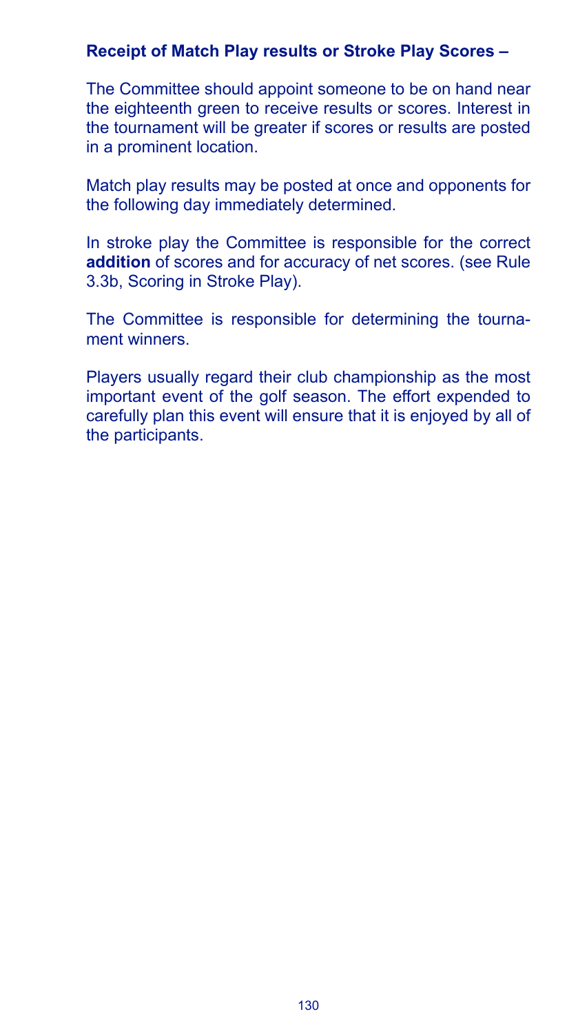**Receipt of Match Play results or Stroke Play Scores –**

The Committee should appoint someone to be on hand near the eighteenth green to receive results or scores. Interest in the tournament will be greater if scores or results are posted in a prominent location.

Match play results may be posted at once and opponents for the following day immediately determined.

In stroke play the Committee is responsible for the correct **addition** of scores and for accuracy of net scores. (see Rule 3.3b, Scoring in Stroke Play).

The Committee is responsible for determining the tournament winners.

Players usually regard their club championship as the most important event of the golf season. The effort expended to carefully plan this event will ensure that it is enjoyed by all of the participants.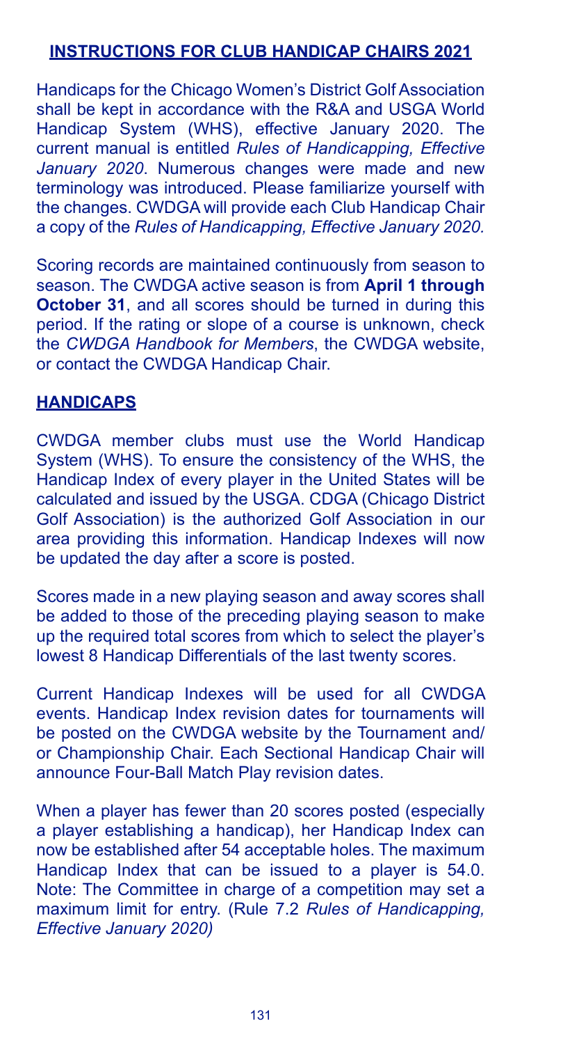## INSTRUCTIONS FOR CLUB HANDICAP CHAIRS 2021

Handicaps for the Chicago Women's District Golf Association shall be kept in accordance with the R&A and USGA World Handicap System (WHS), effective January 2020. The current manual is entitled *Rules of Handicapping, Effective January 2020*. Numerous changes were made and new terminology was introduced. Please familiarize yourself with the changes. CWDGA will provide each Club Handicap Chair a copy of the *Rules of Handicapping, Effective January 2020.*

Scoring records are maintained continuously from season to season. The CWDGA active season is from **April 1 through October 31**, and all scores should be turned in during this period. If the rating or slope of a course is unknown, check the *CWDGA Handbook for Members*, the CWDGA website, or contact the CWDGA Handicap Chair.

## HANDICAPS

CWDGA member clubs must use the World Handicap System (WHS). To ensure the consistency of the WHS, the Handicap Index of every player in the United States will be calculated and issued by the USGA. CDGA (Chicago District Golf Association) is the authorized Golf Association in our area providing this information. Handicap Indexes will now be updated the day after a score is posted.

Scores made in a new playing season and away scores shall be added to those of the preceding playing season to make up the required total scores from which to select the player's lowest 8 Handicap Differentials of the last twenty scores.

Current Handicap Indexes will be used for all CWDGA events. Handicap Index revision dates for tournaments will be posted on the CWDGA website by the Tournament and/or Championship Chair. Each Sectional Handicap Chair will announce Four-Ball Match Play revision dates.

When a player has fewer than 20 scores posted (especially a player establishing a handicap), her Handicap Index can now be established after 54 acceptable holes. The maximum Handicap Index that can be issued to a player is 54.0. Note: The Committee in charge of a competition may set a maximum limit for entry. (Rule 7.2 *Rules of Handicapping, Effective January 2020)*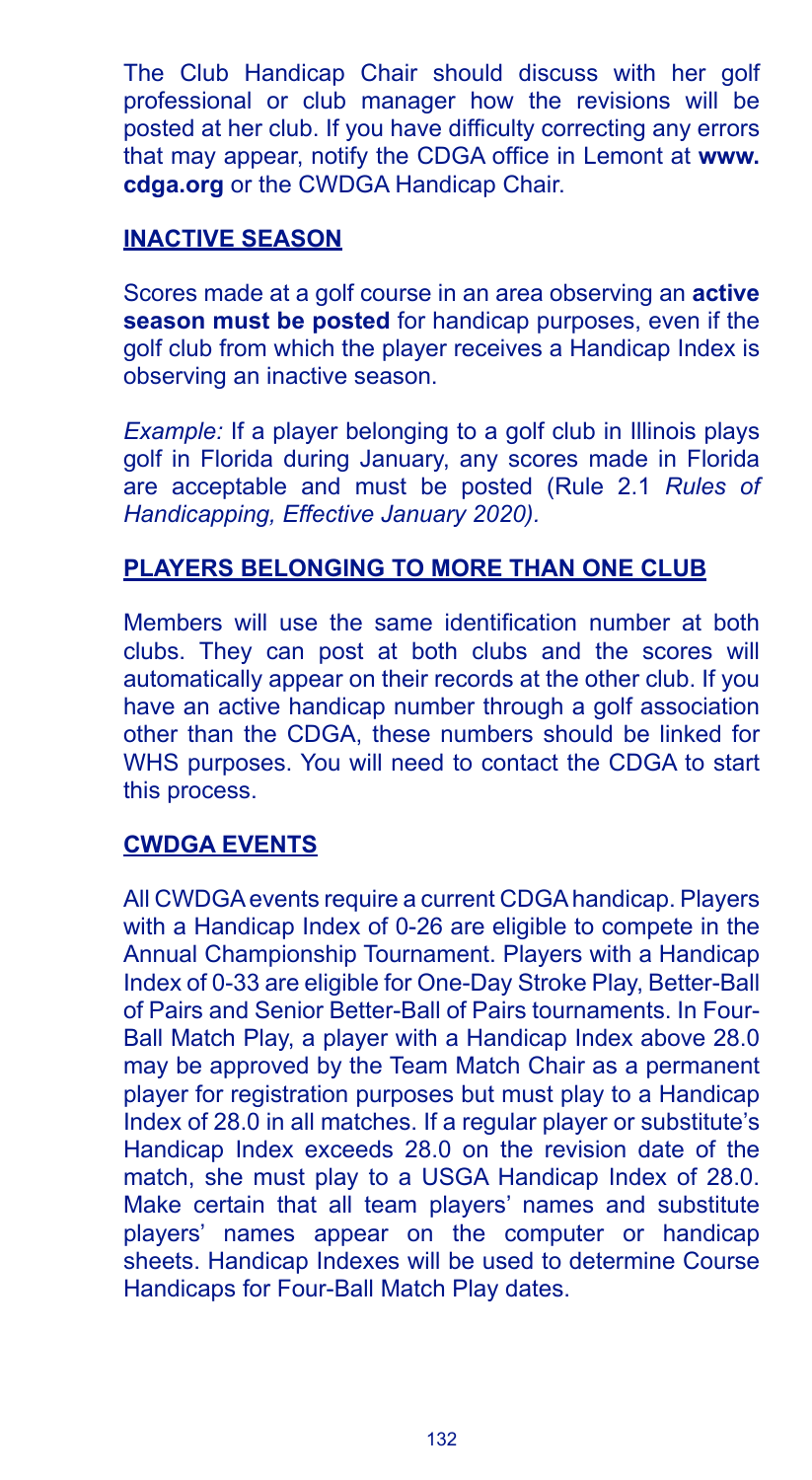The Club Handicap Chair should discuss with her golf professional or club manager how the revisions will be posted at her club. If you have difficulty correcting any errors that may appear, notify the CDGA office in Lemont at **www.cdga.org** or the CWDGA Handicap Chair.

## INACTIVE SEASON

Scores made at a golf course in an area observing an **active season must be posted** for handicap purposes, even if the golf club from which the player receives a Handicap Index is observing an inactive season.

*Example:* If a player belonging to a golf club in Illinois plays golf in Florida during January, any scores made in Florida are acceptable and must be posted (Rule 2.1 *Rules of Handicapping, Effective January 2020).*

## PLAYERS BELONGING TO MORE THAN ONE CLUB

Members will use the same identification number at both clubs. They can post at both clubs and the scores will automatically appear on their records at the other club. If you have an active handicap number through a golf association other than the CDGA, these numbers should be linked for WHS purposes. You will need to contact the CDGA to start this process.

## CWDGA EVENTS

All CWDGA events require a current CDGA handicap. Players with a Handicap Index of 0-26 are eligible to compete in the Annual Championship Tournament. Players with a Handicap Index of 0-33 are eligible for One-Day Stroke Play, Better-Ball of Pairs and Senior Better-Ball of Pairs tournaments. In Four-Ball Match Play, a player with a Handicap Index above 28.0 may be approved by the Team Match Chair as a permanent player for registration purposes but must play to a Handicap Index of 28.0 in all matches. If a regular player or substitute's Handicap Index exceeds 28.0 on the revision date of the match, she must play to a USGA Handicap Index of 28.0. Make certain that all team players' names and substitute players' names appear on the computer or handicap sheets. Handicap Indexes will be used to determine Course Handicaps for Four-Ball Match Play dates.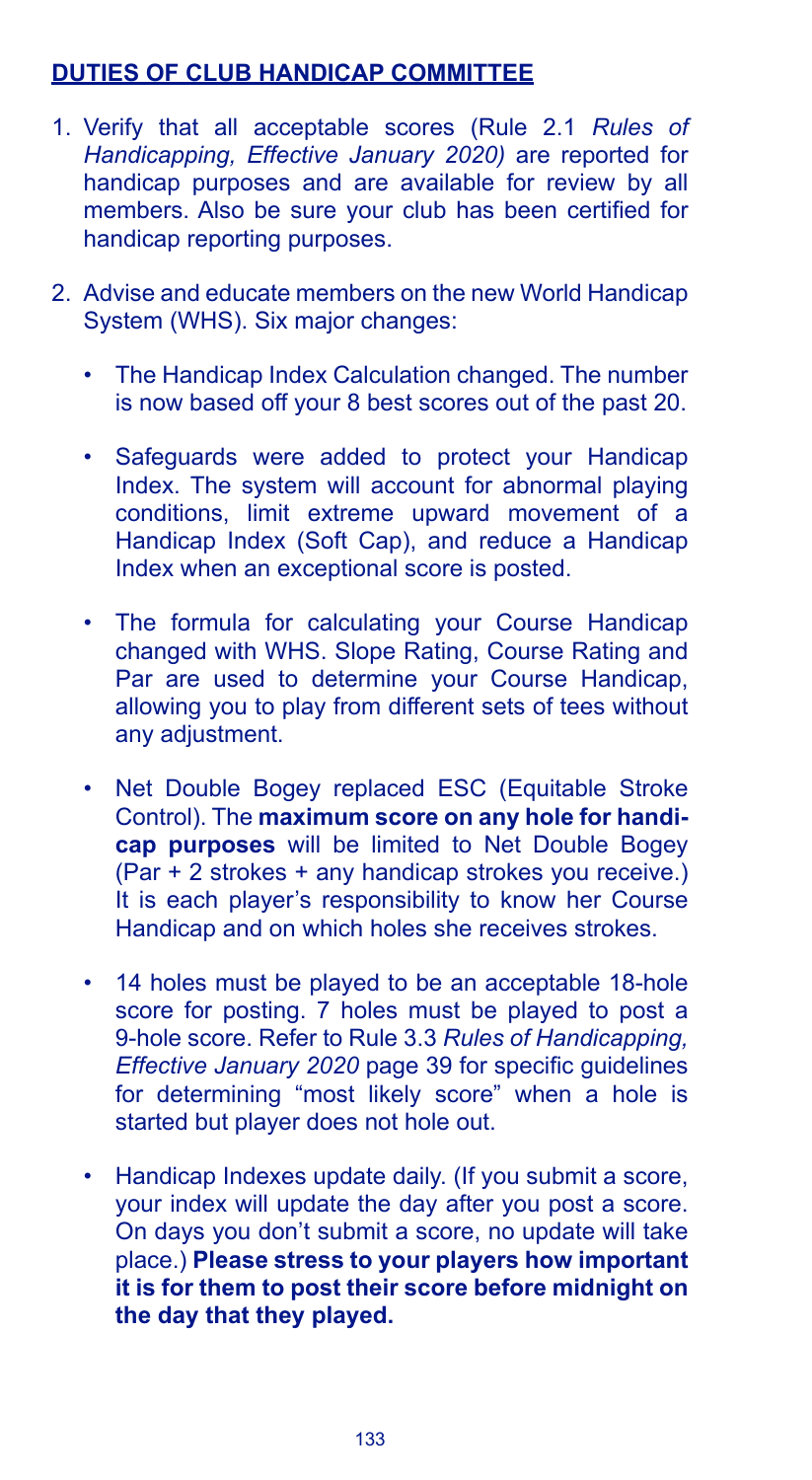## DUTIES OF CLUB HANDICAP COMMITTEE

1. Verify that all acceptable scores (Rule 2.1 *Rules of Handicapping, Effective January 2020)* are reported for handicap purposes and are available for review by all members. Also be sure your club has been certified for handicap reporting purposes.

2. Advise and educate members on the new World Handicap System (WHS). Six major changes:

   - The Handicap Index Calculation changed. The number is now based off your 8 best scores out of the past 20.

   - Safeguards were added to protect your Handicap Index. The system will account for abnormal playing conditions, limit extreme upward movement of a Handicap Index (Soft Cap), and reduce a Handicap Index when an exceptional score is posted.

   - The formula for calculating your Course Handicap changed with WHS. Slope Rating, Course Rating and Par are used to determine your Course Handicap, allowing you to play from different sets of tees without any adjustment.

   - Net Double Bogey replaced ESC (Equitable Stroke Control). The **maximum score on any hole for handicap purposes** will be limited to Net Double Bogey (Par + 2 strokes + any handicap strokes you receive.) It is each player's responsibility to know her Course Handicap and on which holes she receives strokes.

   - 14 holes must be played to be an acceptable 18-hole score for posting. 7 holes must be played to post a 9-hole score. Refer to Rule 3.3 *Rules of Handicapping, Effective January 2020* page 39 for specific guidelines for determining "most likely score" when a hole is started but player does not hole out.

   - Handicap Indexes update daily. (If you submit a score, your index will update the day after you post a score. On days you don't submit a score, no update will take place.) **Please stress to your players how important it is for them to post their score before midnight on the day that they played.**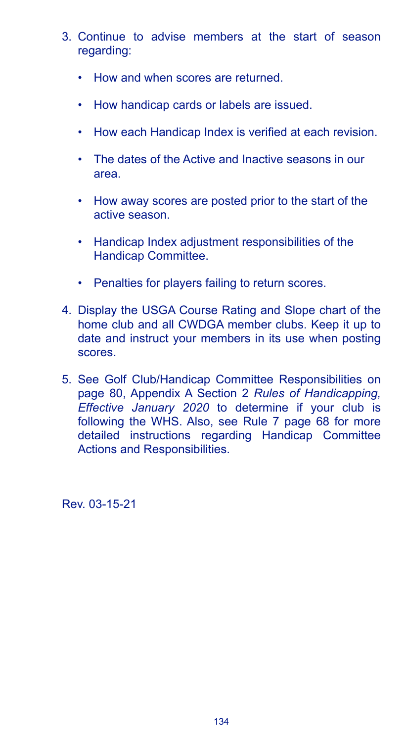3. Continue to advise members at the start of season regarding:

   - How and when scores are returned.
   - How handicap cards or labels are issued.
   - How each Handicap Index is verified at each revision.
   - The dates of the Active and Inactive seasons in our area.
   - How away scores are posted prior to the start of the active season.
   - Handicap Index adjustment responsibilities of the Handicap Committee.
   - Penalties for players failing to return scores.

4. Display the USGA Course Rating and Slope chart of the home club and all CWDGA member clubs. Keep it up to date and instruct your members in its use when posting scores.

5. See Golf Club/Handicap Committee Responsibilities on page 80, Appendix A Section 2 *Rules of Handicapping, Effective January 2020* to determine if your club is following the WHS. Also, see Rule 7 page 68 for more detailed instructions regarding Handicap Committee Actions and Responsibilities.

Rev. 03-15-21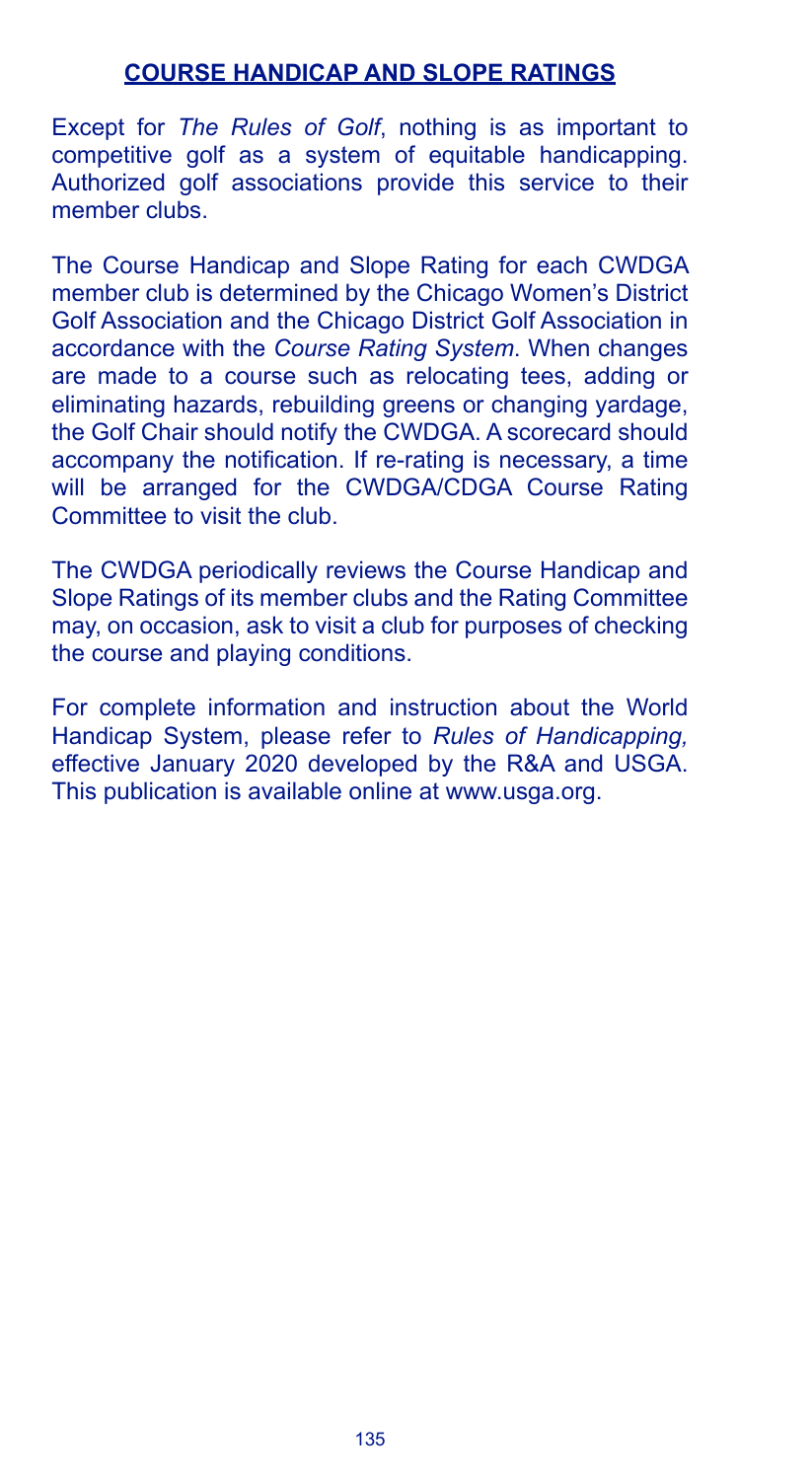## COURSE HANDICAP AND SLOPE RATINGS

Except for *The Rules of Golf*, nothing is as important to competitive golf as a system of equitable handicapping. Authorized golf associations provide this service to their member clubs.

The Course Handicap and Slope Rating for each CWDGA member club is determined by the Chicago Women's District Golf Association and the Chicago District Golf Association in accordance with the *Course Rating System*. When changes are made to a course such as relocating tees, adding or eliminating hazards, rebuilding greens or changing yardage, the Golf Chair should notify the CWDGA. A scorecard should accompany the notification. If re-rating is necessary, a time will be arranged for the CWDGA/CDGA Course Rating Committee to visit the club.

The CWDGA periodically reviews the Course Handicap and Slope Ratings of its member clubs and the Rating Committee may, on occasion, ask to visit a club for purposes of checking the course and playing conditions.

For complete information and instruction about the World Handicap System, please refer to *Rules of Handicapping,* effective January 2020 developed by the R&A and USGA. This publication is available online at www.usga.org.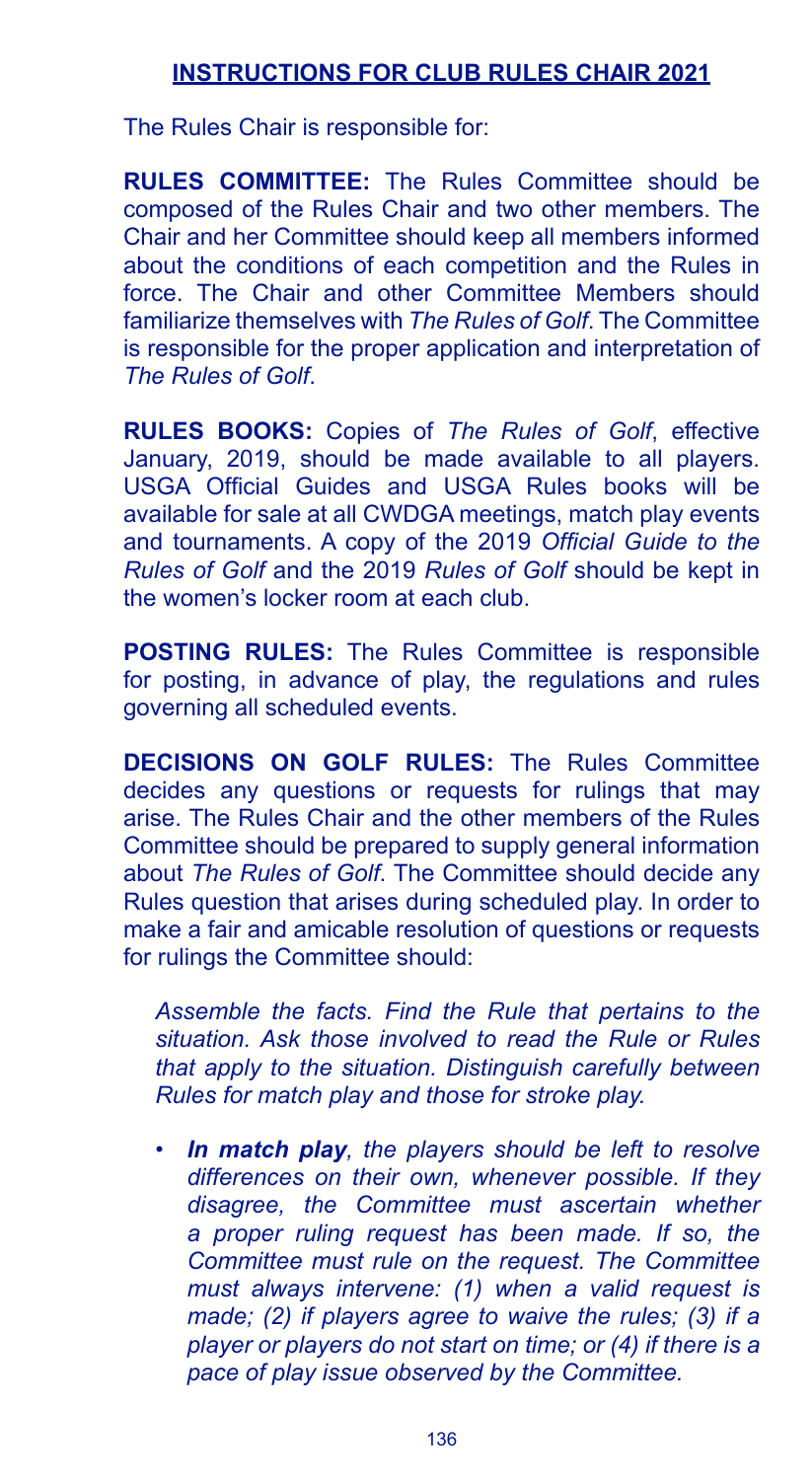## INSTRUCTIONS FOR CLUB RULES CHAIR 2021

The Rules Chair is responsible for:

**RULES COMMITTEE:** The Rules Committee should be composed of the Rules Chair and two other members. The Chair and her Committee should keep all members informed about the conditions of each competition and the Rules in force. The Chair and other Committee Members should familiarize themselves with *The Rules of Golf*. The Committee is responsible for the proper application and interpretation of *The Rules of Golf*.

**RULES BOOKS:** Copies of *The Rules of Golf*, effective January, 2019, should be made available to all players. USGA Official Guides and USGA Rules books will be available for sale at all CWDGA meetings, match play events and tournaments. A copy of the 2019 *Official Guide to the Rules of Golf* and the 2019 *Rules of Golf* should be kept in the women's locker room at each club.

**POSTING RULES:** The Rules Committee is responsible for posting, in advance of play, the regulations and rules governing all scheduled events.

**DECISIONS ON GOLF RULES:** The Rules Committee decides any questions or requests for rulings that may arise. The Rules Chair and the other members of the Rules Committee should be prepared to supply general information about *The Rules of Golf*. The Committee should decide any Rules question that arises during scheduled play. In order to make a fair and amicable resolution of questions or requests for rulings the Committee should:

*Assemble the facts. Find the Rule that pertains to the situation. Ask those involved to read the Rule or Rules that apply to the situation. Distinguish carefully between Rules for match play and those for stroke play.*

- ***In match play**, the players should be left to resolve differences on their own, whenever possible. If they disagree, the Committee must ascertain whether a proper ruling request has been made. If so, the Committee must rule on the request. The Committee must always intervene: (1) when a valid request is made; (2) if players agree to waive the rules; (3) if a player or players do not start on time; or (4) if there is a pace of play issue observed by the Committee.*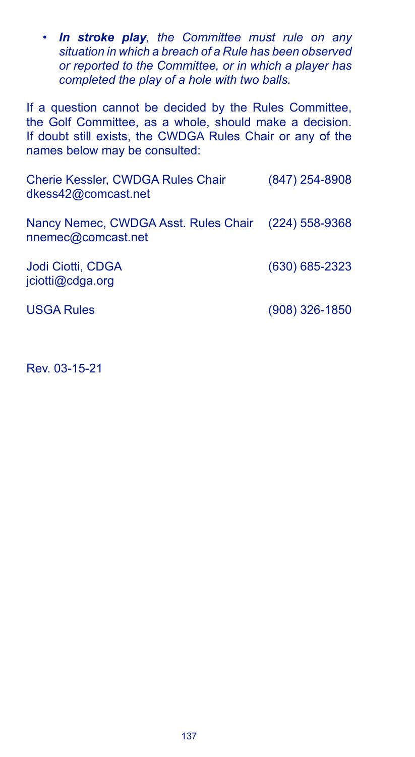- ***In stroke play**, the Committee must rule on any situation in which a breach of a Rule has been observed or reported to the Committee, or in which a player has completed the play of a hole with two balls.*

If a question cannot be decided by the Rules Committee, the Golf Committee, as a whole, should make a decision. If doubt still exists, the CWDGA Rules Chair or any of the names below may be consulted:

| | |
|---|---|
| Cherie Kessler, CWDGA Rules Chair<br>dkess42@comcast.net | (847) 254-8908 |
| Nancy Nemec, CWDGA Asst. Rules Chair<br>nnemec@comcast.net | (224) 558-9368 |
| Jodi Ciotti, CDGA<br>jciotti@cdga.org | (630) 685-2323 |
| USGA Rules | (908) 326-1850 |

Rev. 03-15-21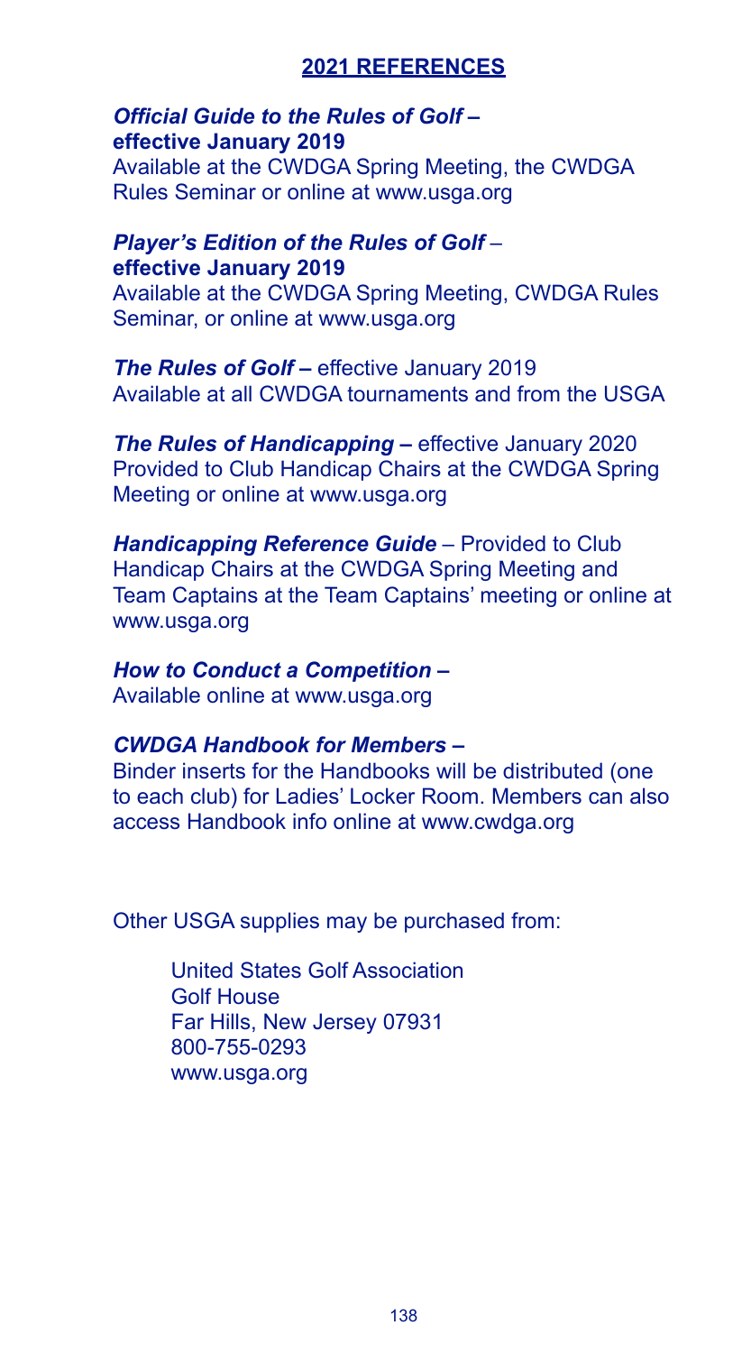## 2021 REFERENCES

***Official Guide to the Rules of Golf* – effective January 2019**
Available at the CWDGA Spring Meeting, the CWDGA Rules Seminar or online at www.usga.org

***Player's Edition of the Rules of Golf* – effective January 2019**
Available at the CWDGA Spring Meeting, CWDGA Rules Seminar, or online at www.usga.org

***The Rules of Golf* –** effective January 2019
Available at all CWDGA tournaments and from the USGA

***The Rules of Handicapping* –** effective January 2020
Provided to Club Handicap Chairs at the CWDGA Spring Meeting or online at www.usga.org

***Handicapping Reference Guide*** – Provided to Club Handicap Chairs at the CWDGA Spring Meeting and Team Captains at the Team Captains' meeting or online at www.usga.org

***How to Conduct a Competition* –**
Available online at www.usga.org

***CWDGA Handbook for Members* –**
Binder inserts for the Handbooks will be distributed (one to each club) for Ladies' Locker Room. Members can also access Handbook info online at www.cwdga.org

Other USGA supplies may be purchased from:

United States Golf Association
Golf House
Far Hills, New Jersey 07931
800-755-0293
www.usga.org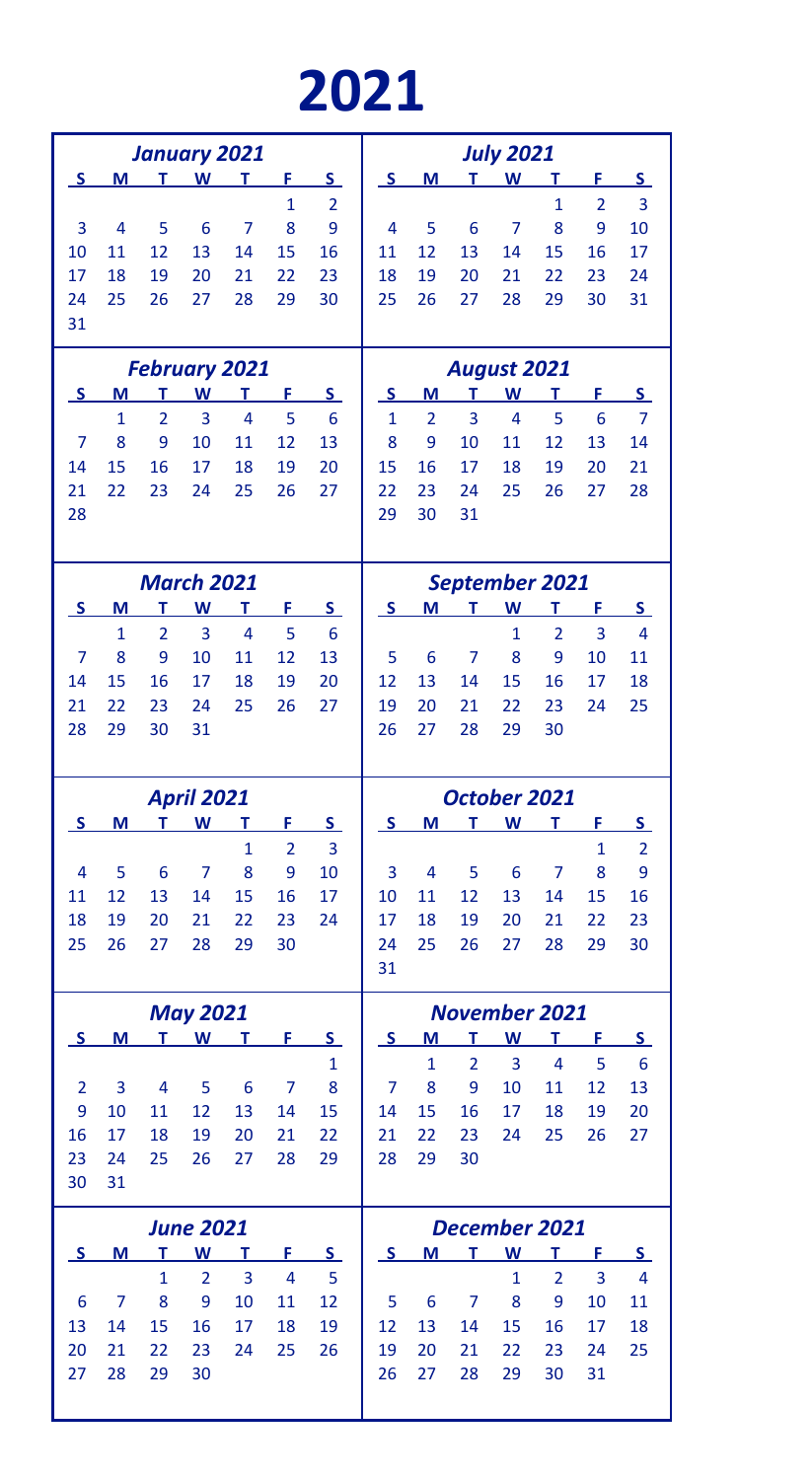# 2021

### January 2021

| S | M | T | W | T | F | S |
|---|---|---|---|---|---|---|
| | | | | | 1 | 2 |
| 3 | 4 | 5 | 6 | 7 | 8 | 9 |
| 10 | 11 | 12 | 13 | 14 | 15 | 16 |
| 17 | 18 | 19 | 20 | 21 | 22 | 23 |
| 24 | 25 | 26 | 27 | 28 | 29 | 30 |
| 31 | | | | | | |

### February 2021

| S | M | T | W | T | F | S |
|---|---|---|---|---|---|---|
| | 1 | 2 | 3 | 4 | 5 | 6 |
| 7 | 8 | 9 | 10 | 11 | 12 | 13 |
| 14 | 15 | 16 | 17 | 18 | 19 | 20 |
| 21 | 22 | 23 | 24 | 25 | 26 | 27 |
| 28 | | | | | | |

### March 2021

| S | M | T | W | T | F | S |
|---|---|---|---|---|---|---|
| | 1 | 2 | 3 | 4 | 5 | 6 |
| 7 | 8 | 9 | 10 | 11 | 12 | 13 |
| 14 | 15 | 16 | 17 | 18 | 19 | 20 |
| 21 | 22 | 23 | 24 | 25 | 26 | 27 |
| 28 | 29 | 30 | 31 | | | |

### April 2021

| S | M | T | W | T | F | S |
|---|---|---|---|---|---|---|
| | | | | 1 | 2 | 3 |
| 4 | 5 | 6 | 7 | 8 | 9 | 10 |
| 11 | 12 | 13 | 14 | 15 | 16 | 17 |
| 18 | 19 | 20 | 21 | 22 | 23 | 24 |
| 25 | 26 | 27 | 28 | 29 | 30 | |

### May 2021

| S | M | T | W | T | F | S |
|---|---|---|---|---|---|---|
| | | | | | | 1 |
| 2 | 3 | 4 | 5 | 6 | 7 | 8 |
| 9 | 10 | 11 | 12 | 13 | 14 | 15 |
| 16 | 17 | 18 | 19 | 20 | 21 | 22 |
| 23 | 24 | 25 | 26 | 27 | 28 | 29 |
| 30 | 31 | | | | | |

### June 2021

| S | M | T | W | T | F | S |
|---|---|---|---|---|---|---|
| | | 1 | 2 | 3 | 4 | 5 |
| 6 | 7 | 8 | 9 | 10 | 11 | 12 |
| 13 | 14 | 15 | 16 | 17 | 18 | 19 |
| 20 | 21 | 22 | 23 | 24 | 25 | 26 |
| 27 | 28 | 29 | 30 | | | |

### July 2021

| S | M | T | W | T | F | S |
|---|---|---|---|---|---|---|
| | | | | 1 | 2 | 3 |
| 4 | 5 | 6 | 7 | 8 | 9 | 10 |
| 11 | 12 | 13 | 14 | 15 | 16 | 17 |
| 18 | 19 | 20 | 21 | 22 | 23 | 24 |
| 25 | 26 | 27 | 28 | 29 | 30 | 31 |

### August 2021

| S | M | T | W | T | F | S |
|---|---|---|---|---|---|---|
| 1 | 2 | 3 | 4 | 5 | 6 | 7 |
| 8 | 9 | 10 | 11 | 12 | 13 | 14 |
| 15 | 16 | 17 | 18 | 19 | 20 | 21 |
| 22 | 23 | 24 | 25 | 26 | 27 | 28 |
| 29 | 30 | 31 | | | | |

### September 2021

| S | M | T | W | T | F | S |
|---|---|---|---|---|---|---|
| | | | 1 | 2 | 3 | 4 |
| 5 | 6 | 7 | 8 | 9 | 10 | 11 |
| 12 | 13 | 14 | 15 | 16 | 17 | 18 |
| 19 | 20 | 21 | 22 | 23 | 24 | 25 |
| 26 | 27 | 28 | 29 | 30 | | |

### October 2021

| S | M | T | W | T | F | S |
|---|---|---|---|---|---|---|
| | | | | | 1 | 2 |
| 3 | 4 | 5 | 6 | 7 | 8 | 9 |
| 10 | 11 | 12 | 13 | 14 | 15 | 16 |
| 17 | 18 | 19 | 20 | 21 | 22 | 23 |
| 24 | 25 | 26 | 27 | 28 | 29 | 30 |
| 31 | | | | | | |

### November 2021

| S | M | T | W | T | F | S |
|---|---|---|---|---|---|---|
| | 1 | 2 | 3 | 4 | 5 | 6 |
| 7 | 8 | 9 | 10 | 11 | 12 | 13 |
| 14 | 15 | 16 | 17 | 18 | 19 | 20 |
| 21 | 22 | 23 | 24 | 25 | 26 | 27 |
| 28 | 29 | 30 | | | | |

### December 2021

| S | M | T | W | T | F | S |
|---|---|---|---|---|---|---|
| | | | 1 | 2 | 3 | 4 |
| 5 | 6 | 7 | 8 | 9 | 10 | 11 |
| 12 | 13 | 14 | 15 | 16 | 17 | 18 |
| 19 | 20 | 21 | 22 | 23 | 24 | 25 |
| 26 | 27 | 28 | 29 | 30 | 31 | |